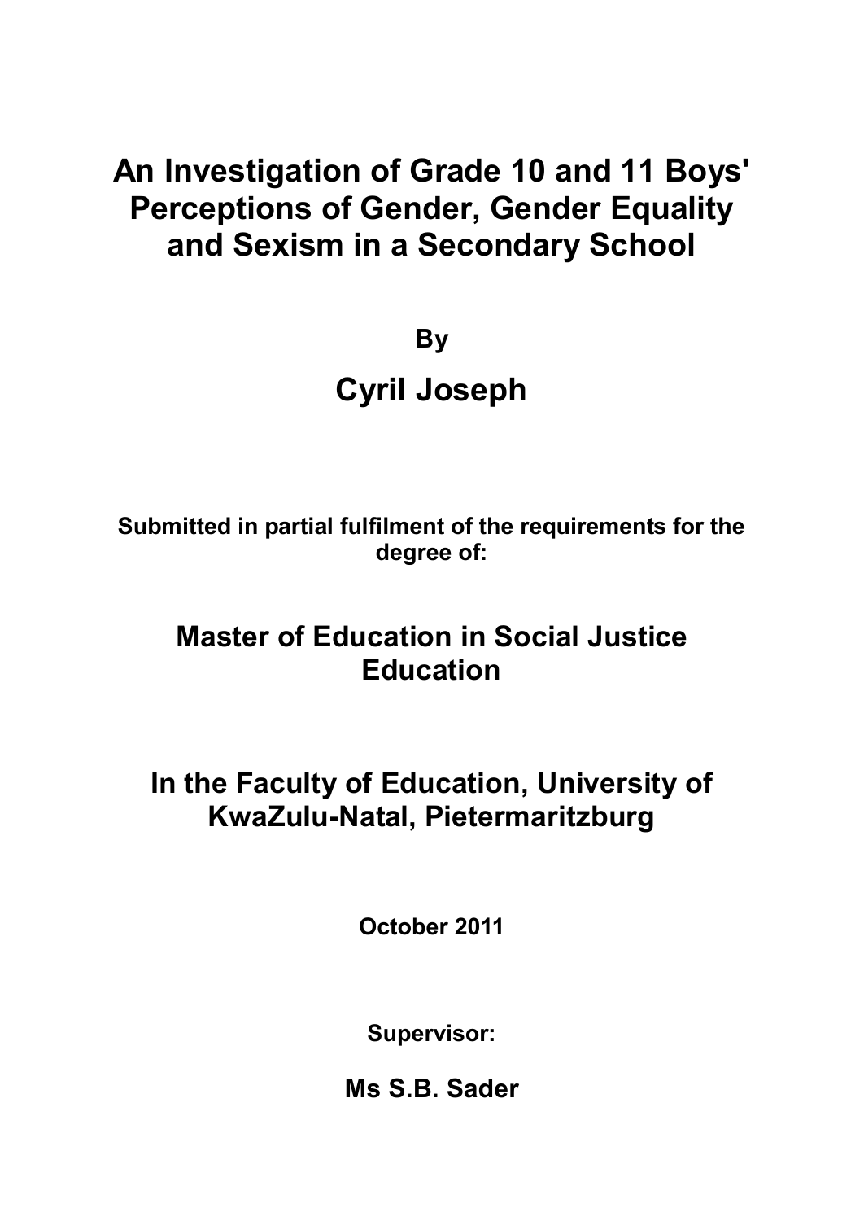# An Investigation of Grade 10 and 11 Boys' Perceptions of Gender, Gender Equality and Sexism in a Secondary School

**By**

## Cyril Joseph

**Submitted in partial fulfilment of the requirements for the degree of:**

## Master of Education in Social Justice Education

## In the Faculty of Education, University of KwaZulu-Natal, Pietermaritzburg

**October 2011**

**Supervisor:**

**Ms S.B. Sader**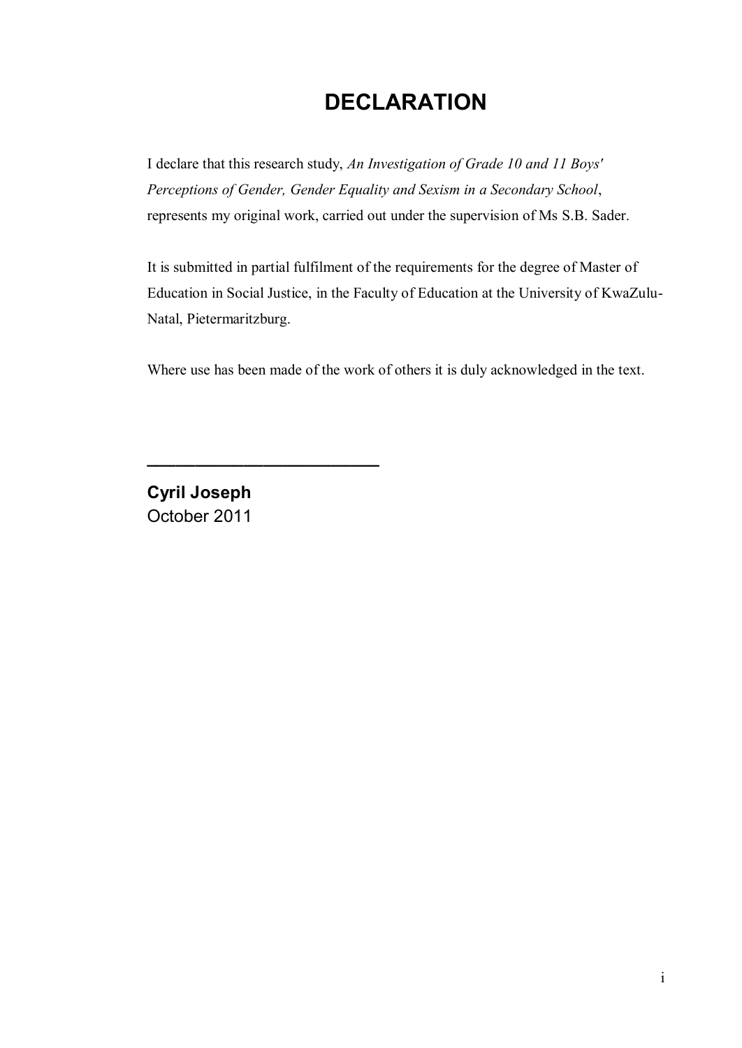# DECLARATION

I declare that this research study, *An Investigation of Grade 10 and 11 Boys' Perceptions of Gender, Gender Equality and Sexism in a Secondary School*, represents my original work, carried out under the supervision of Ms S.B. Sader.

It is submitted in partial fulfilment of the requirements for the degree of Master of Education in Social Justice, in the Faculty of Education at the University of KwaZulu-Natal, Pietermaritzburg.

Where use has been made of the work of others it is duly acknowledged in the text.

\_\_\_\_\_\_\_\_\_\_\_\_\_\_\_\_\_\_\_\_\_\_\_\_\_\_

**Cyril Joseph**
October 2011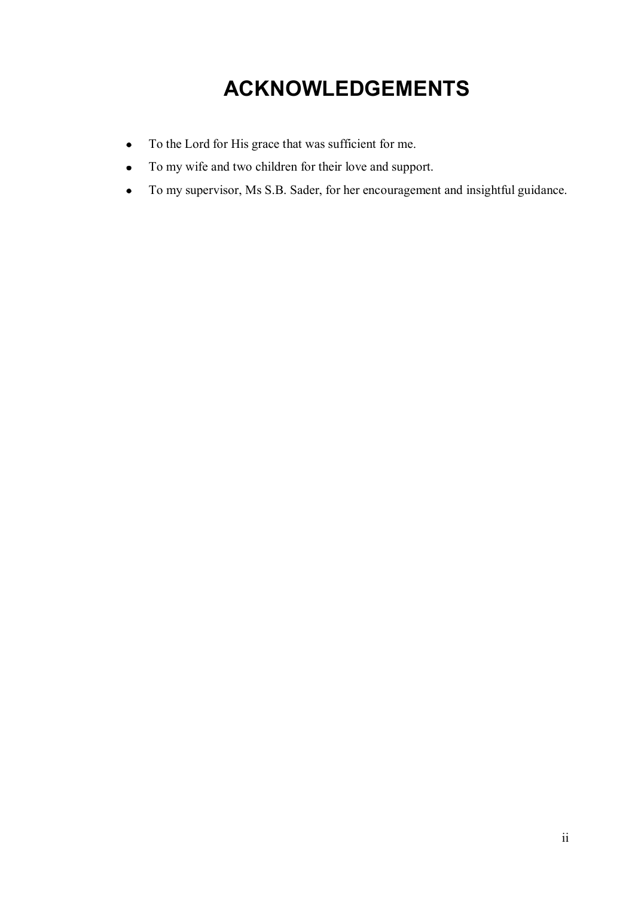# ACKNOWLEDGEMENTS

- To the Lord for His grace that was sufficient for me.
- To my wife and two children for their love and support.
- To my supervisor, Ms S.B. Sader, for her encouragement and insightful guidance.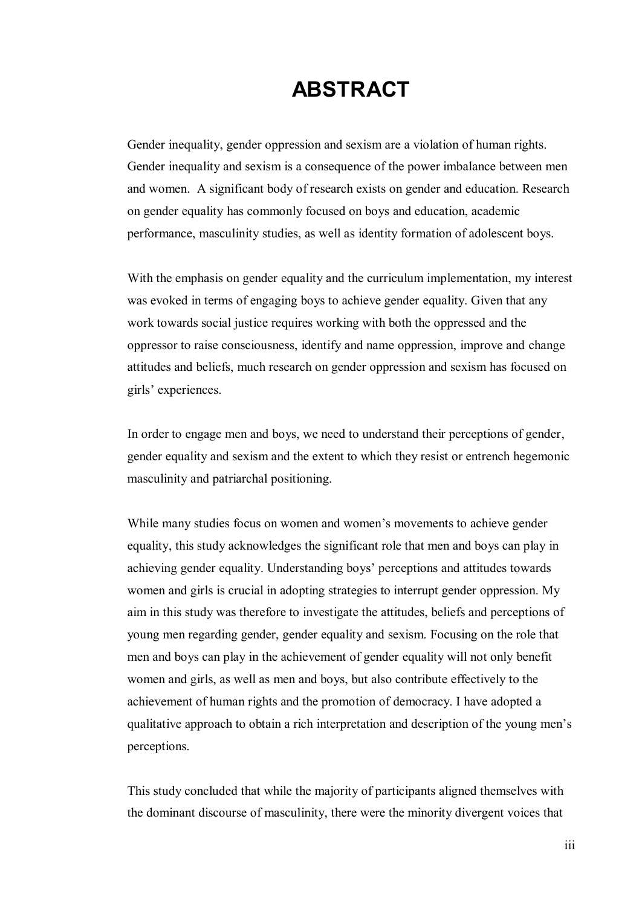# ABSTRACT

Gender inequality, gender oppression and sexism are a violation of human rights. Gender inequality and sexism is a consequence of the power imbalance between men and women. A significant body of research exists on gender and education. Research on gender equality has commonly focused on boys and education, academic performance, masculinity studies, as well as identity formation of adolescent boys.

With the emphasis on gender equality and the curriculum implementation, my interest was evoked in terms of engaging boys to achieve gender equality. Given that any work towards social justice requires working with both the oppressed and the oppressor to raise consciousness, identify and name oppression, improve and change attitudes and beliefs, much research on gender oppression and sexism has focused on girls' experiences.

In order to engage men and boys, we need to understand their perceptions of gender, gender equality and sexism and the extent to which they resist or entrench hegemonic masculinity and patriarchal positioning.

While many studies focus on women and women's movements to achieve gender equality, this study acknowledges the significant role that men and boys can play in achieving gender equality. Understanding boys' perceptions and attitudes towards women and girls is crucial in adopting strategies to interrupt gender oppression. My aim in this study was therefore to investigate the attitudes, beliefs and perceptions of young men regarding gender, gender equality and sexism. Focusing on the role that men and boys can play in the achievement of gender equality will not only benefit women and girls, as well as men and boys, but also contribute effectively to the achievement of human rights and the promotion of democracy. I have adopted a qualitative approach to obtain a rich interpretation and description of the young men's perceptions.

This study concluded that while the majority of participants aligned themselves with the dominant discourse of masculinity, there were the minority divergent voices that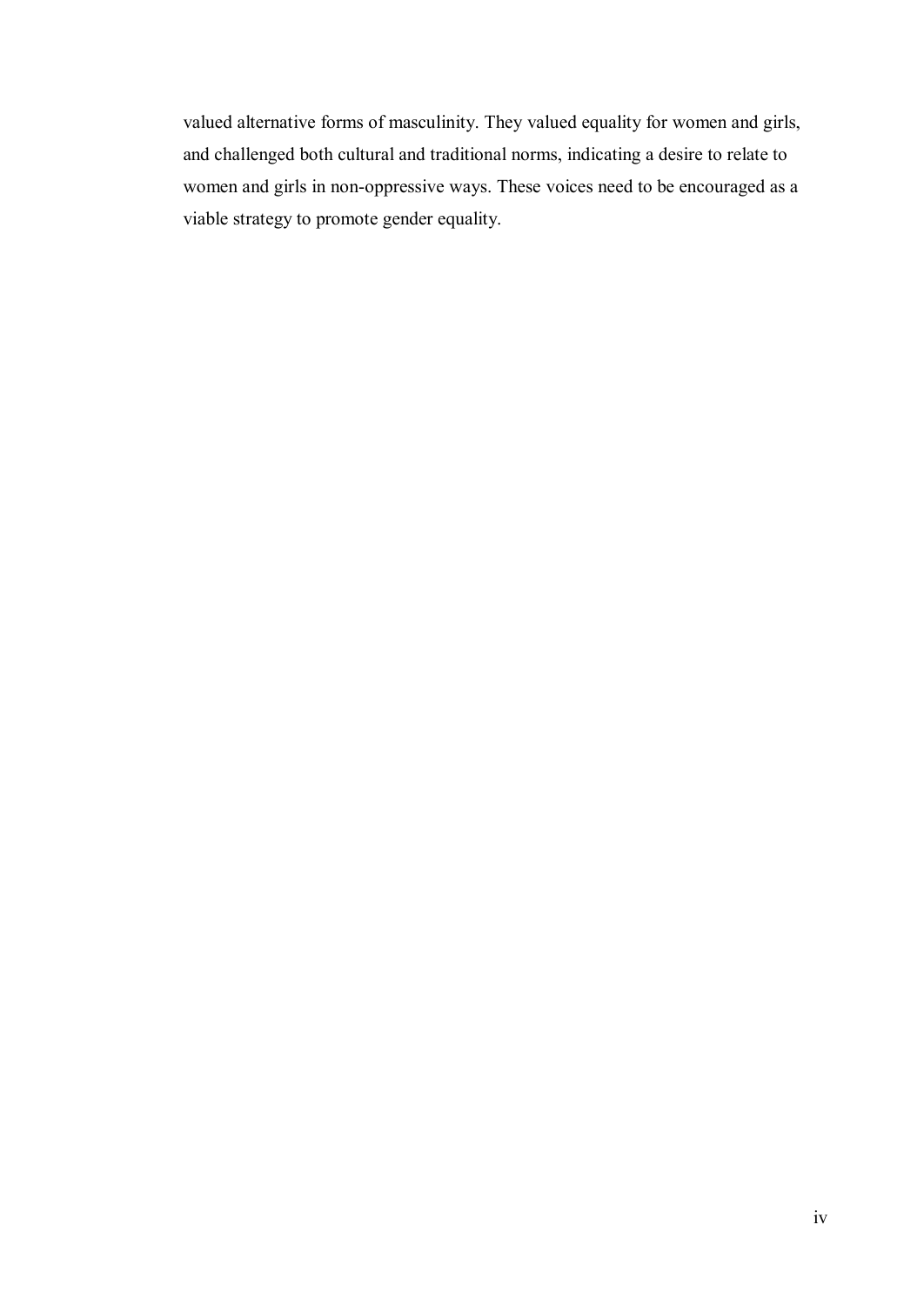valued alternative forms of masculinity. They valued equality for women and girls, and challenged both cultural and traditional norms, indicating a desire to relate to women and girls in non-oppressive ways. These voices need to be encouraged as a viable strategy to promote gender equality.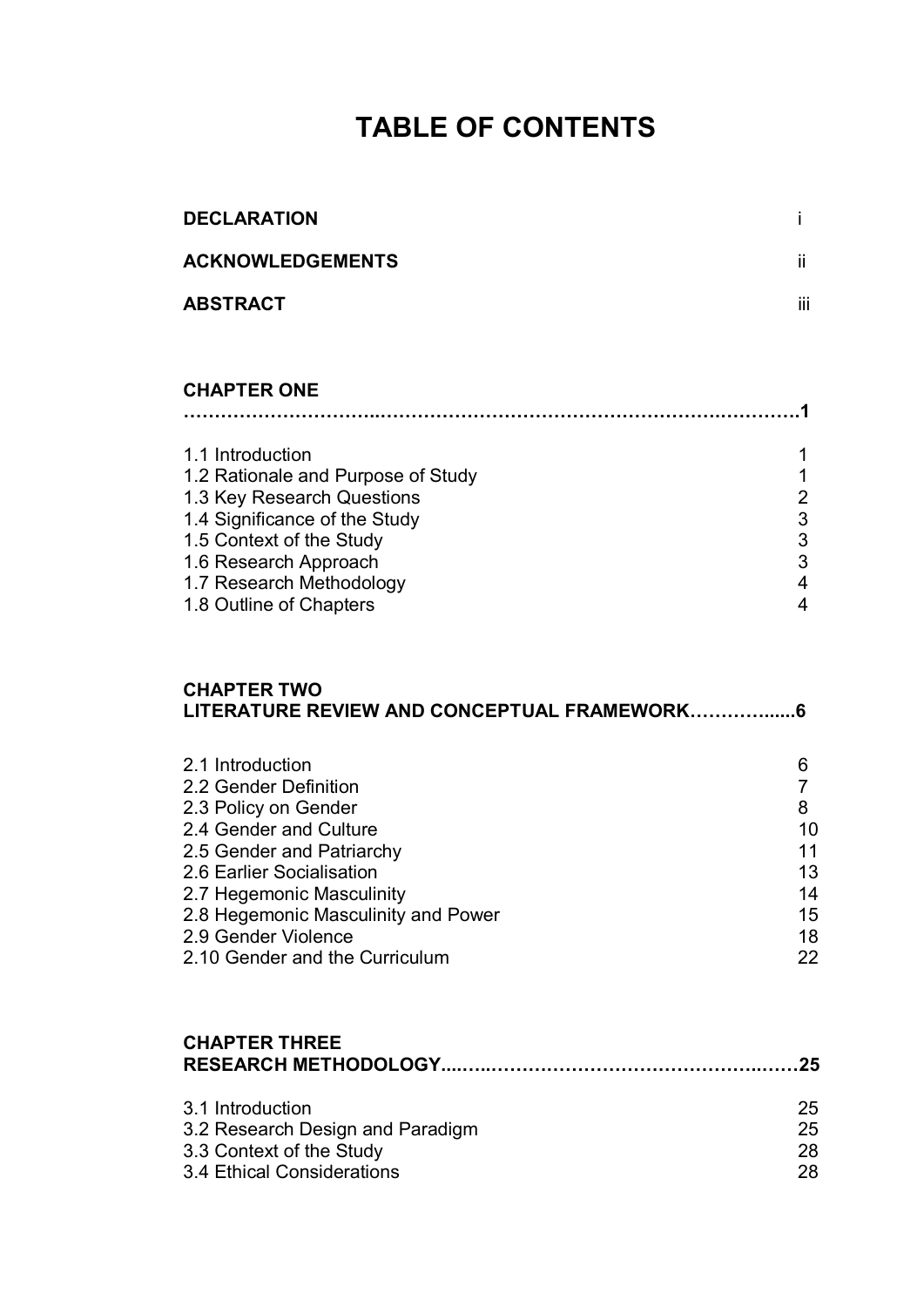# TABLE OF CONTENTS

| | |
|---|---|
| **DECLARATION** | i |
| **ACKNOWLEDGEMENTS** | ii |
| **ABSTRACT** | iii |

**CHAPTER ONE**
**…………………………..………………………………………………….…………1**

| | |
|---|---|
| 1.1 Introduction | 1 |
| 1.2 Rationale and Purpose of Study | 1 |
| 1.3 Key Research Questions | 2 |
| 1.4 Significance of the Study | 3 |
| 1.5 Context of the Study | 3 |
| 1.6 Research Approach | 3 |
| 1.7 Research Methodology | 4 |
| 1.8 Outline of Chapters | 4 |

**CHAPTER TWO**
**LITERATURE REVIEW AND CONCEPTUAL FRAMEWORK…………......6**

| | |
|---|---|
| 2.1 Introduction | 6 |
| 2.2 Gender Definition | 7 |
| 2.3 Policy on Gender | 8 |
| 2.4 Gender and Culture | 10 |
| 2.5 Gender and Patriarchy | 11 |
| 2.6 Earlier Socialisation | 13 |
| 2.7 Hegemonic Masculinity | 14 |
| 2.8 Hegemonic Masculinity and Power | 15 |
| 2.9 Gender Violence | 18 |
| 2.10 Gender and the Curriculum | 22 |

**CHAPTER THREE**
**RESEARCH METHODOLOGY....…..……………………………………..……25**

| | |
|---|---|
| 3.1 Introduction | 25 |
| 3.2 Research Design and Paradigm | 25 |
| 3.3 Context of the Study | 28 |
| 3.4 Ethical Considerations | 28 |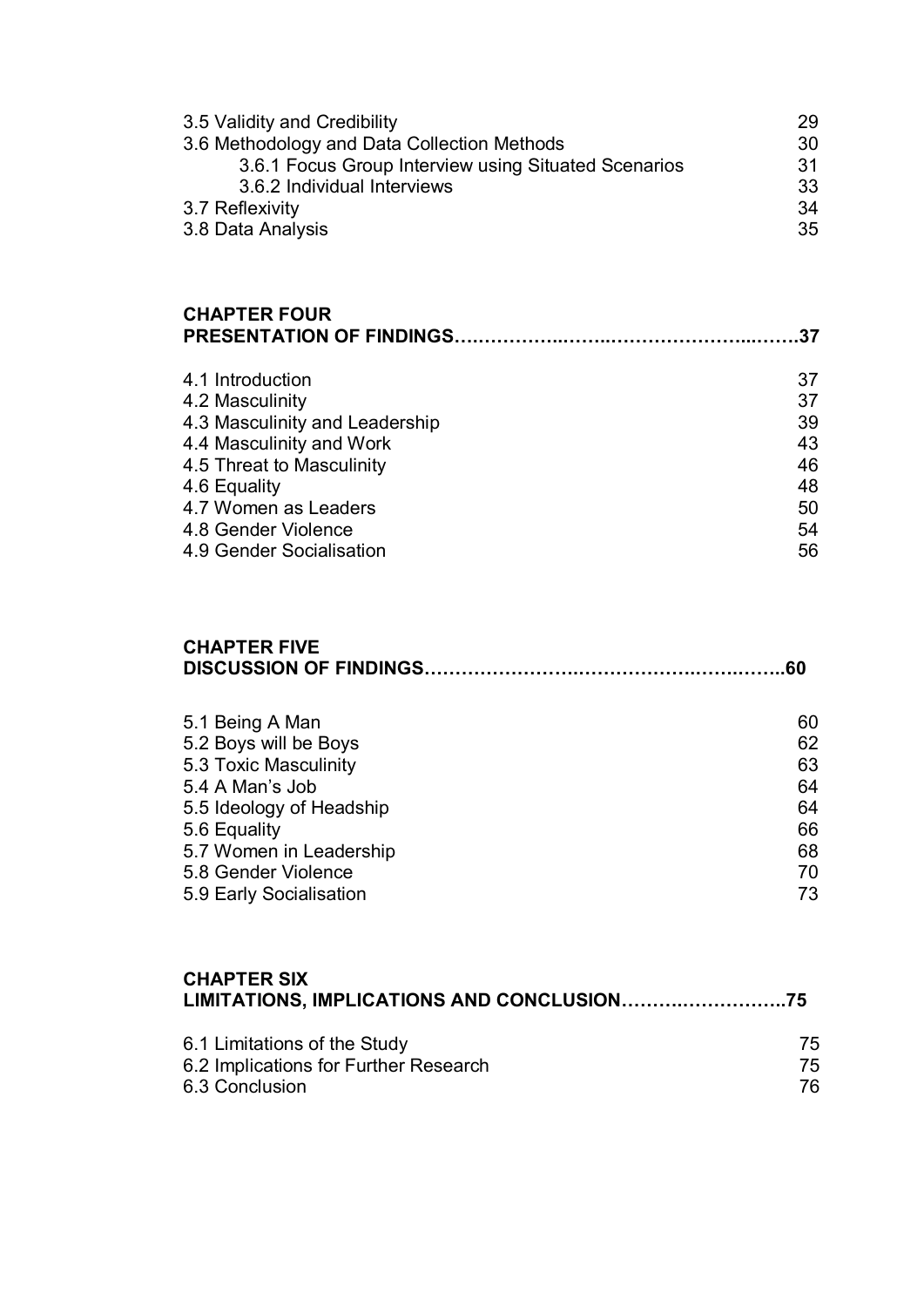3.5 Validity and Credibility 29
3.6 Methodology and Data Collection Methods 30
    3.6.1 Focus Group Interview using Situated Scenarios 31
    3.6.2 Individual Interviews 33
3.7 Reflexivity 34
3.8 Data Analysis 35

**CHAPTER FOUR**
**PRESENTATION OF FINDINGS…….………..……..……………………...…….37**

4.1 Introduction 37
4.2 Masculinity 37
4.3 Masculinity and Leadership 39
4.4 Masculinity and Work 43
4.5 Threat to Masculinity 46
4.6 Equality 48
4.7 Women as Leaders 50
4.8 Gender Violence 54
4.9 Gender Socialisation 56

**CHAPTER FIVE**
**DISCUSSION OF FINDINGS…………………….…………….…….……..60**

5.1 Being A Man 60
5.2 Boys will be Boys 62
5.3 Toxic Masculinity 63
5.4 A Man's Job 64
5.5 Ideology of Headship 64
5.6 Equality 66
5.7 Women in Leadership 68
5.8 Gender Violence 70
5.9 Early Socialisation 73

**CHAPTER SIX**
**LIMITATIONS, IMPLICATIONS AND CONCLUSION……….……………..75**

6.1 Limitations of the Study 75
6.2 Implications for Further Research 75
6.3 Conclusion 76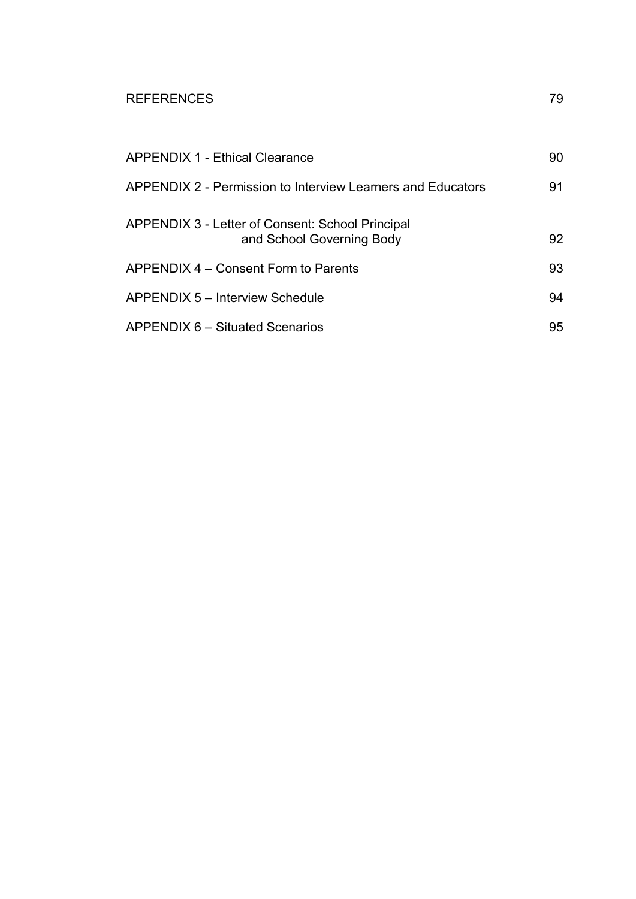| | |
|---|---|
| REFERENCES | 79 |
| APPENDIX 1 - Ethical Clearance | 90 |
| APPENDIX 2 - Permission to Interview Learners and Educators | 91 |
| APPENDIX 3 - Letter of Consent: School Principal and School Governing Body | 92 |
| APPENDIX 4 – Consent Form to Parents | 93 |
| APPENDIX 5 – Interview Schedule | 94 |
| APPENDIX 6 – Situated Scenarios | 95 |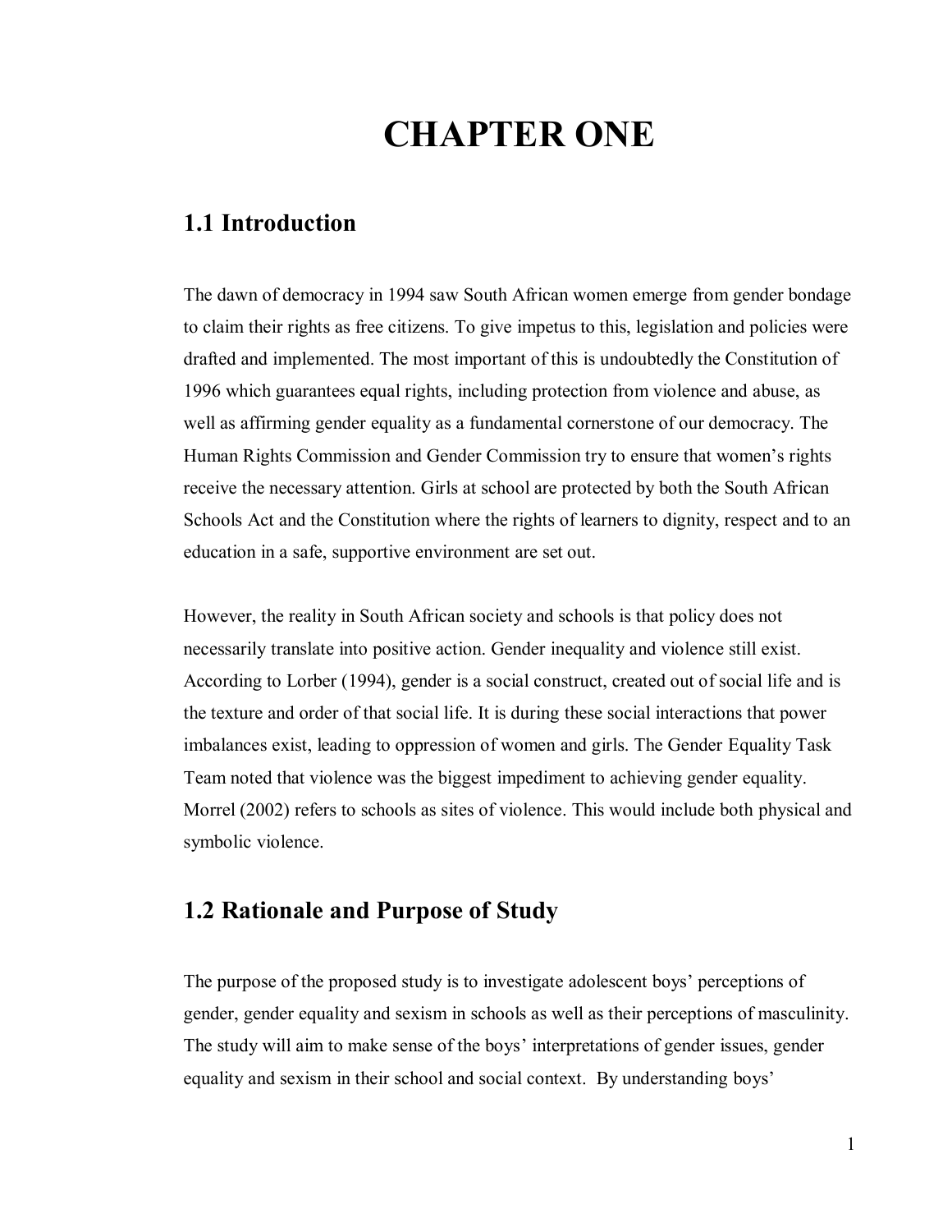# CHAPTER ONE

## 1.1 Introduction

The dawn of democracy in 1994 saw South African women emerge from gender bondage to claim their rights as free citizens. To give impetus to this, legislation and policies were drafted and implemented. The most important of this is undoubtedly the Constitution of 1996 which guarantees equal rights, including protection from violence and abuse, as well as affirming gender equality as a fundamental cornerstone of our democracy. The Human Rights Commission and Gender Commission try to ensure that women's rights receive the necessary attention. Girls at school are protected by both the South African Schools Act and the Constitution where the rights of learners to dignity, respect and to an education in a safe, supportive environment are set out.

However, the reality in South African society and schools is that policy does not necessarily translate into positive action. Gender inequality and violence still exist. According to Lorber (1994), gender is a social construct, created out of social life and is the texture and order of that social life. It is during these social interactions that power imbalances exist, leading to oppression of women and girls. The Gender Equality Task Team noted that violence was the biggest impediment to achieving gender equality. Morrel (2002) refers to schools as sites of violence. This would include both physical and symbolic violence.

## 1.2 Rationale and Purpose of Study

The purpose of the proposed study is to investigate adolescent boys' perceptions of gender, gender equality and sexism in schools as well as their perceptions of masculinity. The study will aim to make sense of the boys' interpretations of gender issues, gender equality and sexism in their school and social context. By understanding boys'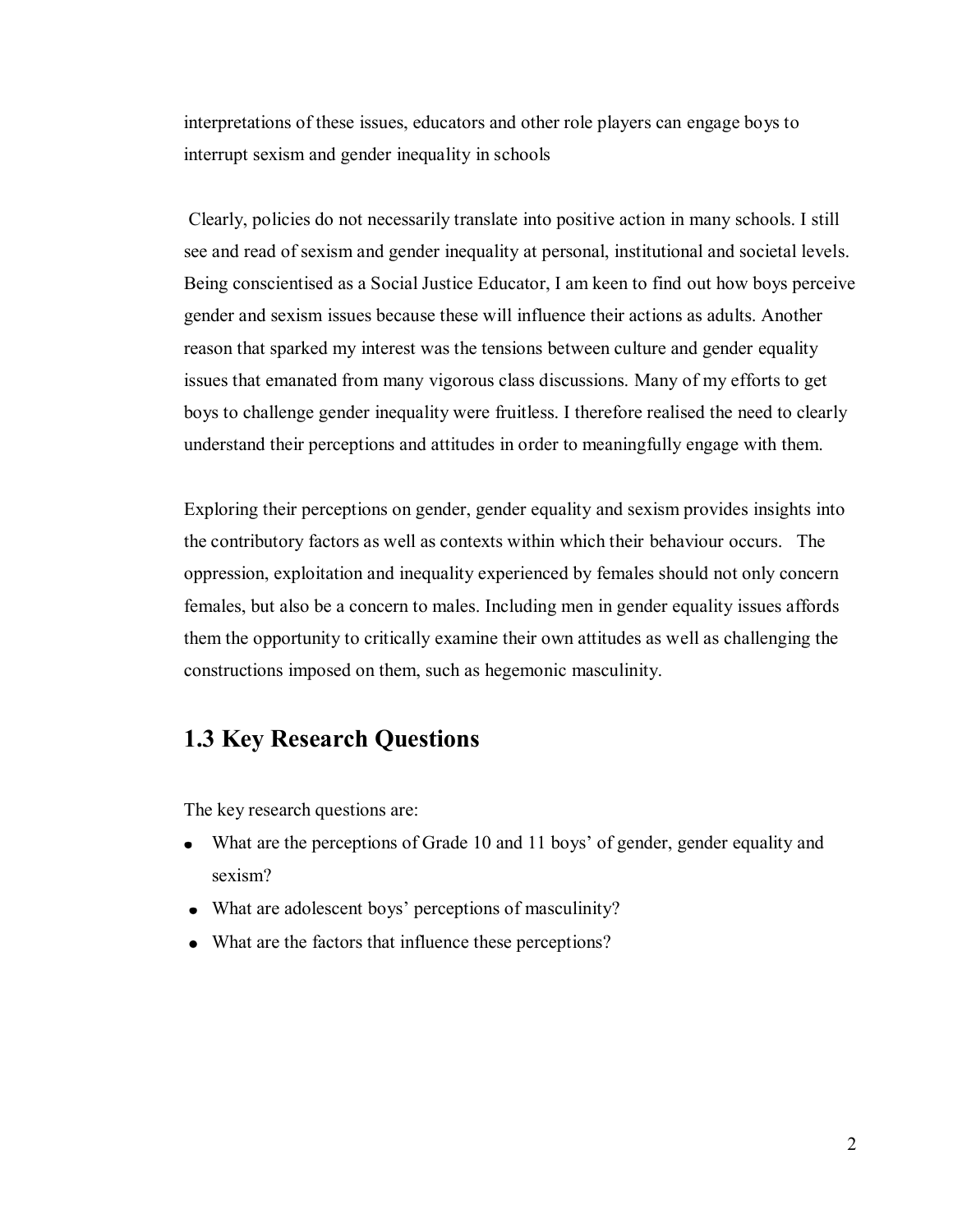interpretations of these issues, educators and other role players can engage boys to interrupt sexism and gender inequality in schools

Clearly, policies do not necessarily translate into positive action in many schools. I still see and read of sexism and gender inequality at personal, institutional and societal levels. Being conscientised as a Social Justice Educator, I am keen to find out how boys perceive gender and sexism issues because these will influence their actions as adults. Another reason that sparked my interest was the tensions between culture and gender equality issues that emanated from many vigorous class discussions. Many of my efforts to get boys to challenge gender inequality were fruitless. I therefore realised the need to clearly understand their perceptions and attitudes in order to meaningfully engage with them.

Exploring their perceptions on gender, gender equality and sexism provides insights into the contributory factors as well as contexts within which their behaviour occurs. The oppression, exploitation and inequality experienced by females should not only concern females, but also be a concern to males. Including men in gender equality issues affords them the opportunity to critically examine their own attitudes as well as challenging the constructions imposed on them, such as hegemonic masculinity.

## 1.3 Key Research Questions

The key research questions are:

- What are the perceptions of Grade 10 and 11 boys' of gender, gender equality and sexism?
- What are adolescent boys' perceptions of masculinity?
- What are the factors that influence these perceptions?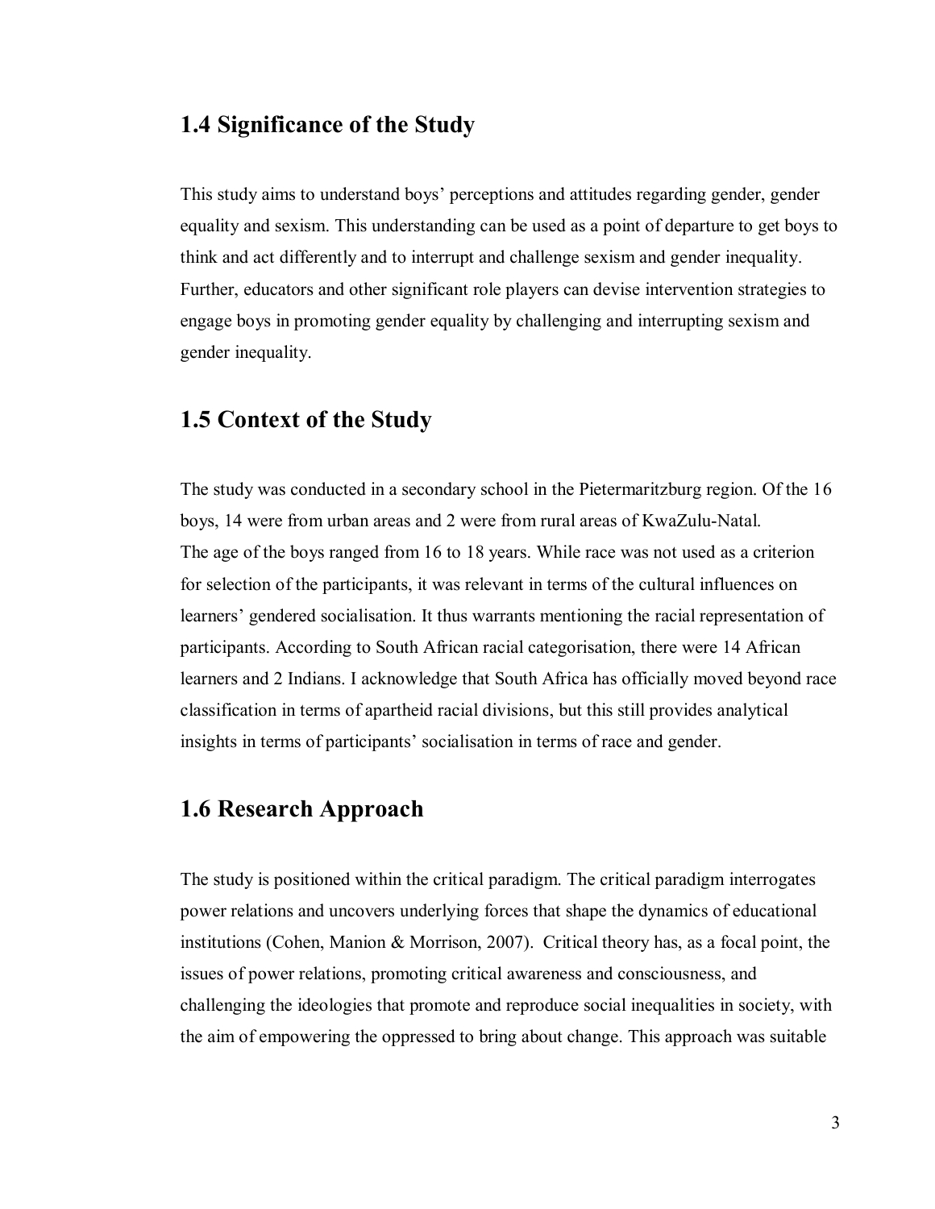## 1.4 Significance of the Study

This study aims to understand boys' perceptions and attitudes regarding gender, gender equality and sexism. This understanding can be used as a point of departure to get boys to think and act differently and to interrupt and challenge sexism and gender inequality. Further, educators and other significant role players can devise intervention strategies to engage boys in promoting gender equality by challenging and interrupting sexism and gender inequality.

## 1.5 Context of the Study

The study was conducted in a secondary school in the Pietermaritzburg region. Of the 16 boys, 14 were from urban areas and 2 were from rural areas of KwaZulu-Natal. The age of the boys ranged from 16 to 18 years. While race was not used as a criterion for selection of the participants, it was relevant in terms of the cultural influences on learners' gendered socialisation. It thus warrants mentioning the racial representation of participants. According to South African racial categorisation, there were 14 African learners and 2 Indians. I acknowledge that South Africa has officially moved beyond race classification in terms of apartheid racial divisions, but this still provides analytical insights in terms of participants' socialisation in terms of race and gender.

## 1.6 Research Approach

The study is positioned within the critical paradigm. The critical paradigm interrogates power relations and uncovers underlying forces that shape the dynamics of educational institutions (Cohen, Manion & Morrison, 2007). Critical theory has, as a focal point, the issues of power relations, promoting critical awareness and consciousness, and challenging the ideologies that promote and reproduce social inequalities in society, with the aim of empowering the oppressed to bring about change. This approach was suitable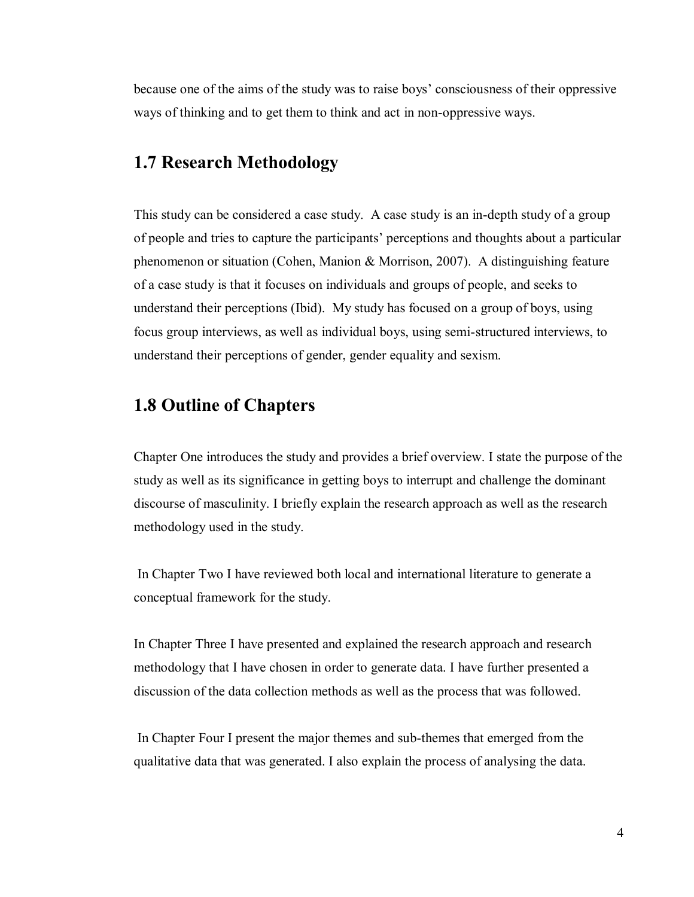because one of the aims of the study was to raise boys' consciousness of their oppressive ways of thinking and to get them to think and act in non-oppressive ways.

## 1.7 Research Methodology

This study can be considered a case study. A case study is an in-depth study of a group of people and tries to capture the participants' perceptions and thoughts about a particular phenomenon or situation (Cohen, Manion & Morrison, 2007). A distinguishing feature of a case study is that it focuses on individuals and groups of people, and seeks to understand their perceptions (Ibid). My study has focused on a group of boys, using focus group interviews, as well as individual boys, using semi-structured interviews, to understand their perceptions of gender, gender equality and sexism.

## 1.8 Outline of Chapters

Chapter One introduces the study and provides a brief overview. I state the purpose of the study as well as its significance in getting boys to interrupt and challenge the dominant discourse of masculinity. I briefly explain the research approach as well as the research methodology used in the study.

In Chapter Two I have reviewed both local and international literature to generate a conceptual framework for the study.

In Chapter Three I have presented and explained the research approach and research methodology that I have chosen in order to generate data. I have further presented a discussion of the data collection methods as well as the process that was followed.

In Chapter Four I present the major themes and sub-themes that emerged from the qualitative data that was generated. I also explain the process of analysing the data.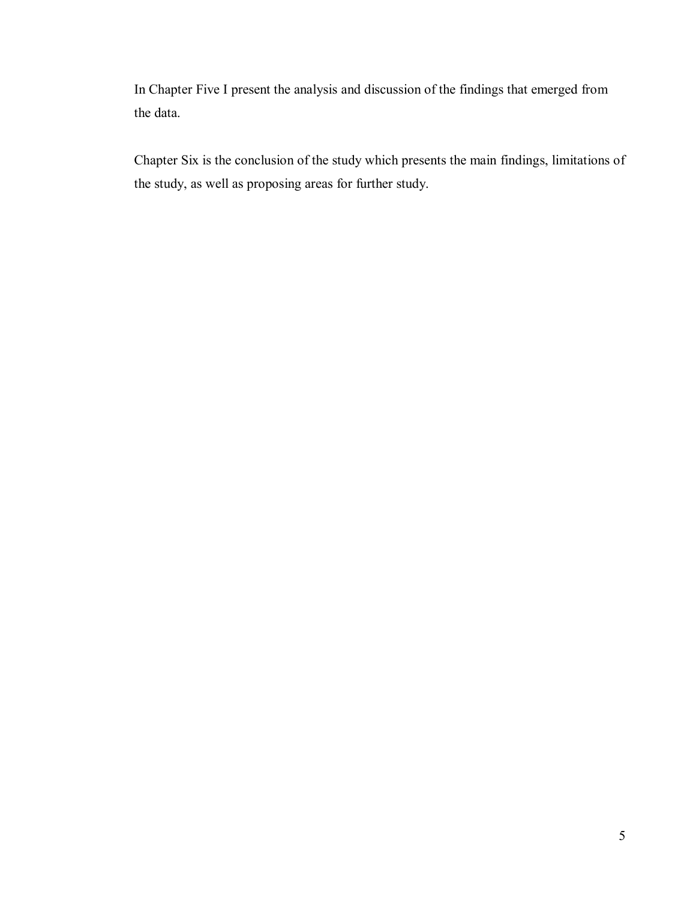In Chapter Five I present the analysis and discussion of the findings that emerged from the data.

Chapter Six is the conclusion of the study which presents the main findings, limitations of the study, as well as proposing areas for further study.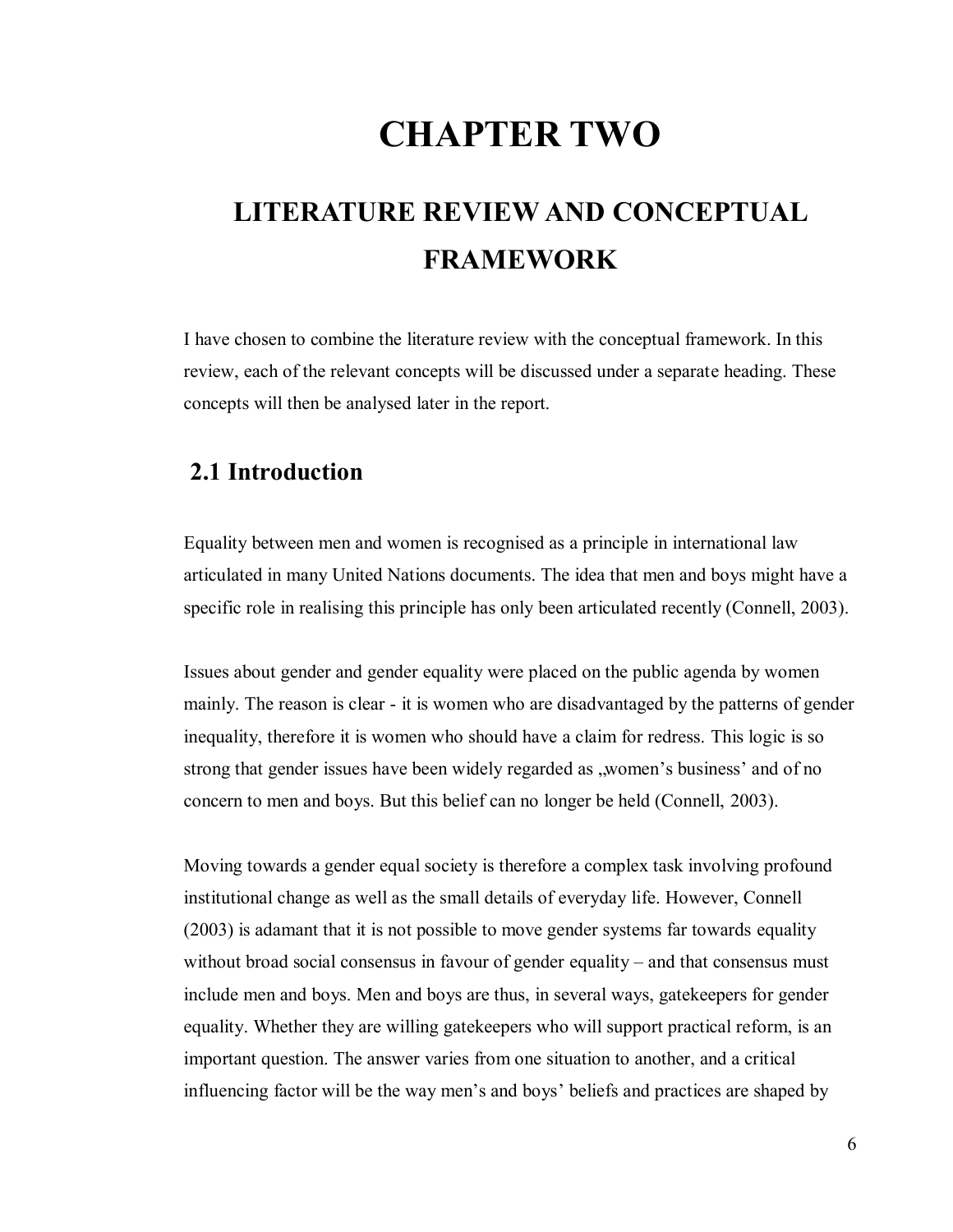# CHAPTER TWO

## LITERATURE REVIEW AND CONCEPTUAL FRAMEWORK

I have chosen to combine the literature review with the conceptual framework. In this review, each of the relevant concepts will be discussed under a separate heading. These concepts will then be analysed later in the report.

### 2.1 Introduction

Equality between men and women is recognised as a principle in international law articulated in many United Nations documents. The idea that men and boys might have a specific role in realising this principle has only been articulated recently (Connell, 2003).

Issues about gender and gender equality were placed on the public agenda by women mainly. The reason is clear - it is women who are disadvantaged by the patterns of gender inequality, therefore it is women who should have a claim for redress. This logic is so strong that gender issues have been widely regarded as „women's business' and of no concern to men and boys. But this belief can no longer be held (Connell, 2003).

Moving towards a gender equal society is therefore a complex task involving profound institutional change as well as the small details of everyday life. However, Connell (2003) is adamant that it is not possible to move gender systems far towards equality without broad social consensus in favour of gender equality – and that consensus must include men and boys. Men and boys are thus, in several ways, gatekeepers for gender equality. Whether they are willing gatekeepers who will support practical reform, is an important question. The answer varies from one situation to another, and a critical influencing factor will be the way men's and boys' beliefs and practices are shaped by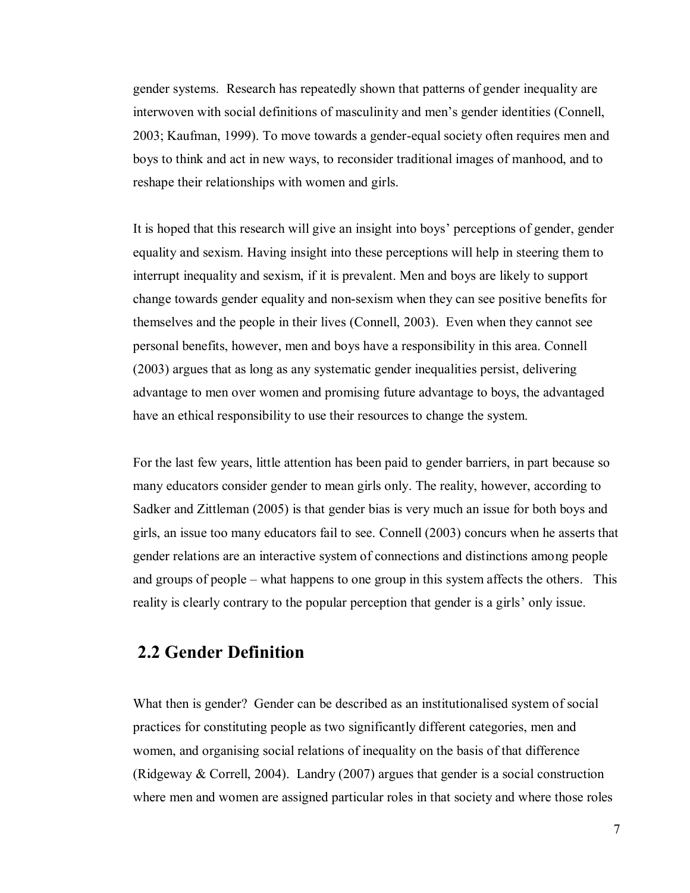gender systems. Research has repeatedly shown that patterns of gender inequality are interwoven with social definitions of masculinity and men's gender identities (Connell, 2003; Kaufman, 1999). To move towards a gender-equal society often requires men and boys to think and act in new ways, to reconsider traditional images of manhood, and to reshape their relationships with women and girls.

It is hoped that this research will give an insight into boys' perceptions of gender, gender equality and sexism. Having insight into these perceptions will help in steering them to interrupt inequality and sexism, if it is prevalent. Men and boys are likely to support change towards gender equality and non-sexism when they can see positive benefits for themselves and the people in their lives (Connell, 2003). Even when they cannot see personal benefits, however, men and boys have a responsibility in this area. Connell (2003) argues that as long as any systematic gender inequalities persist, delivering advantage to men over women and promising future advantage to boys, the advantaged have an ethical responsibility to use their resources to change the system.

For the last few years, little attention has been paid to gender barriers, in part because so many educators consider gender to mean girls only. The reality, however, according to Sadker and Zittleman (2005) is that gender bias is very much an issue for both boys and girls, an issue too many educators fail to see. Connell (2003) concurs when he asserts that gender relations are an interactive system of connections and distinctions among people and groups of people – what happens to one group in this system affects the others. This reality is clearly contrary to the popular perception that gender is a girls' only issue.

## 2.2 Gender Definition

What then is gender? Gender can be described as an institutionalised system of social practices for constituting people as two significantly different categories, men and women, and organising social relations of inequality on the basis of that difference (Ridgeway & Correll, 2004). Landry (2007) argues that gender is a social construction where men and women are assigned particular roles in that society and where those roles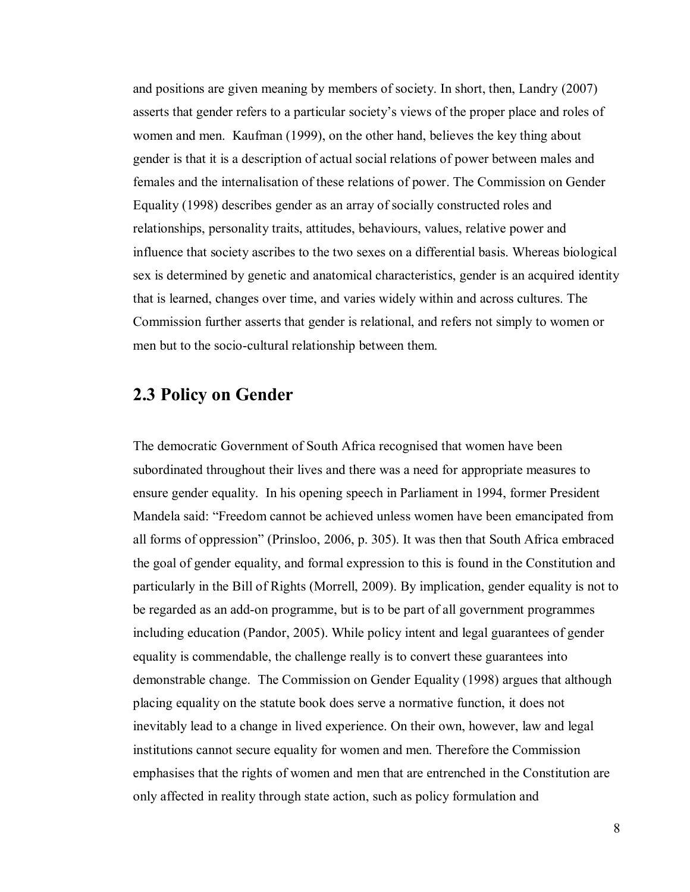and positions are given meaning by members of society. In short, then, Landry (2007) asserts that gender refers to a particular society's views of the proper place and roles of women and men. Kaufman (1999), on the other hand, believes the key thing about gender is that it is a description of actual social relations of power between males and females and the internalisation of these relations of power. The Commission on Gender Equality (1998) describes gender as an array of socially constructed roles and relationships, personality traits, attitudes, behaviours, values, relative power and influence that society ascribes to the two sexes on a differential basis. Whereas biological sex is determined by genetic and anatomical characteristics, gender is an acquired identity that is learned, changes over time, and varies widely within and across cultures. The Commission further asserts that gender is relational, and refers not simply to women or men but to the socio-cultural relationship between them.

## 2.3 Policy on Gender

The democratic Government of South Africa recognised that women have been subordinated throughout their lives and there was a need for appropriate measures to ensure gender equality. In his opening speech in Parliament in 1994, former President Mandela said: "Freedom cannot be achieved unless women have been emancipated from all forms of oppression" (Prinsloo, 2006, p. 305). It was then that South Africa embraced the goal of gender equality, and formal expression to this is found in the Constitution and particularly in the Bill of Rights (Morrell, 2009). By implication, gender equality is not to be regarded as an add-on programme, but is to be part of all government programmes including education (Pandor, 2005). While policy intent and legal guarantees of gender equality is commendable, the challenge really is to convert these guarantees into demonstrable change. The Commission on Gender Equality (1998) argues that although placing equality on the statute book does serve a normative function, it does not inevitably lead to a change in lived experience. On their own, however, law and legal institutions cannot secure equality for women and men. Therefore the Commission emphasises that the rights of women and men that are entrenched in the Constitution are only affected in reality through state action, such as policy formulation and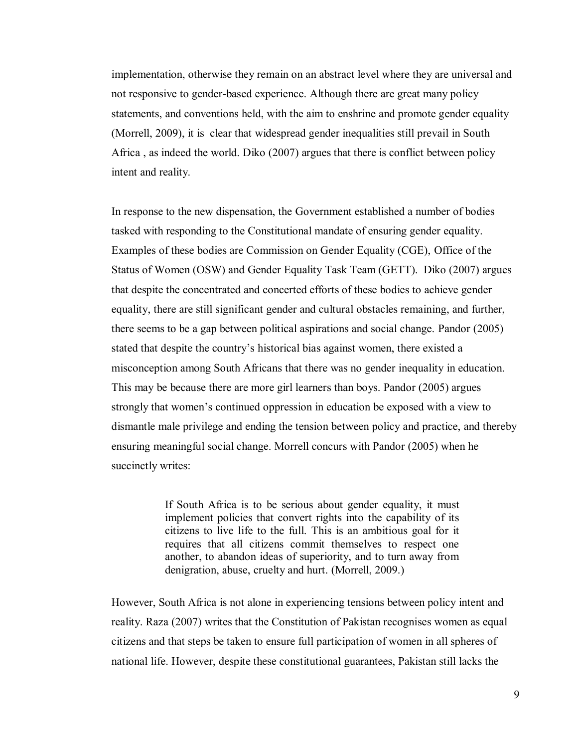implementation, otherwise they remain on an abstract level where they are universal and not responsive to gender-based experience. Although there are great many policy statements, and conventions held, with the aim to enshrine and promote gender equality (Morrell, 2009), it is clear that widespread gender inequalities still prevail in South Africa , as indeed the world. Diko (2007) argues that there is conflict between policy intent and reality.

In response to the new dispensation, the Government established a number of bodies tasked with responding to the Constitutional mandate of ensuring gender equality. Examples of these bodies are Commission on Gender Equality (CGE), Office of the Status of Women (OSW) and Gender Equality Task Team (GETT). Diko (2007) argues that despite the concentrated and concerted efforts of these bodies to achieve gender equality, there are still significant gender and cultural obstacles remaining, and further, there seems to be a gap between political aspirations and social change. Pandor (2005) stated that despite the country's historical bias against women, there existed a misconception among South Africans that there was no gender inequality in education. This may be because there are more girl learners than boys. Pandor (2005) argues strongly that women's continued oppression in education be exposed with a view to dismantle male privilege and ending the tension between policy and practice, and thereby ensuring meaningful social change. Morrell concurs with Pandor (2005) when he succinctly writes:

> If South Africa is to be serious about gender equality, it must implement policies that convert rights into the capability of its citizens to live life to the full. This is an ambitious goal for it requires that all citizens commit themselves to respect one another, to abandon ideas of superiority, and to turn away from denigration, abuse, cruelty and hurt. (Morrell, 2009.)

However, South Africa is not alone in experiencing tensions between policy intent and reality. Raza (2007) writes that the Constitution of Pakistan recognises women as equal citizens and that steps be taken to ensure full participation of women in all spheres of national life. However, despite these constitutional guarantees, Pakistan still lacks the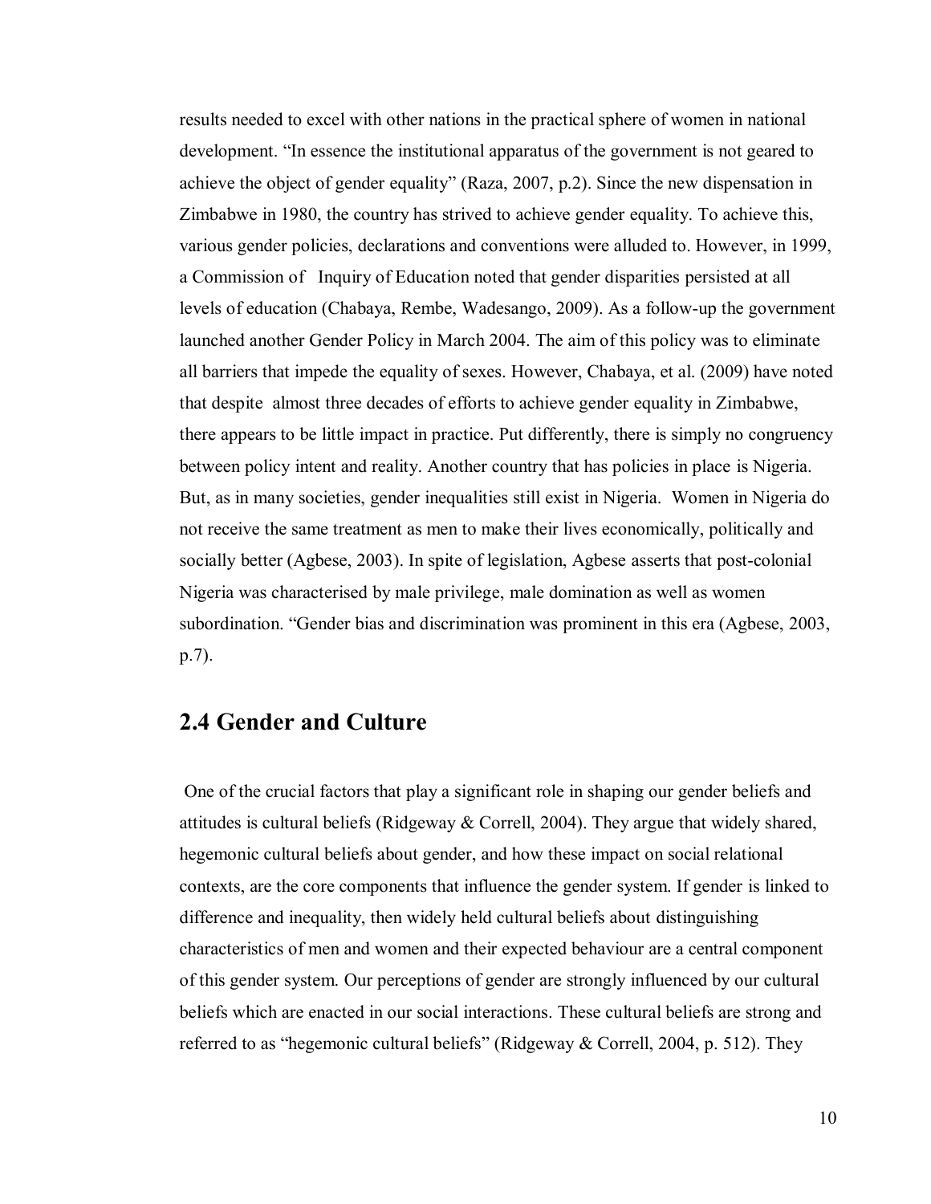results needed to excel with other nations in the practical sphere of women in national development. "In essence the institutional apparatus of the government is not geared to achieve the object of gender equality" (Raza, 2007, p.2). Since the new dispensation in Zimbabwe in 1980, the country has strived to achieve gender equality. To achieve this, various gender policies, declarations and conventions were alluded to. However, in 1999, a Commission of Inquiry of Education noted that gender disparities persisted at all levels of education (Chabaya, Rembe, Wadesango, 2009). As a follow-up the government launched another Gender Policy in March 2004. The aim of this policy was to eliminate all barriers that impede the equality of sexes. However, Chabaya, et al. (2009) have noted that despite almost three decades of efforts to achieve gender equality in Zimbabwe, there appears to be little impact in practice. Put differently, there is simply no congruency between policy intent and reality. Another country that has policies in place is Nigeria. But, as in many societies, gender inequalities still exist in Nigeria. Women in Nigeria do not receive the same treatment as men to make their lives economically, politically and socially better (Agbese, 2003). In spite of legislation, Agbese asserts that post-colonial Nigeria was characterised by male privilege, male domination as well as women subordination. "Gender bias and discrimination was prominent in this era (Agbese, 2003, p.7).

## 2.4 Gender and Culture

One of the crucial factors that play a significant role in shaping our gender beliefs and attitudes is cultural beliefs (Ridgeway & Correll, 2004). They argue that widely shared, hegemonic cultural beliefs about gender, and how these impact on social relational contexts, are the core components that influence the gender system. If gender is linked to difference and inequality, then widely held cultural beliefs about distinguishing characteristics of men and women and their expected behaviour are a central component of this gender system. Our perceptions of gender are strongly influenced by our cultural beliefs which are enacted in our social interactions. These cultural beliefs are strong and referred to as "hegemonic cultural beliefs" (Ridgeway & Correll, 2004, p. 512). They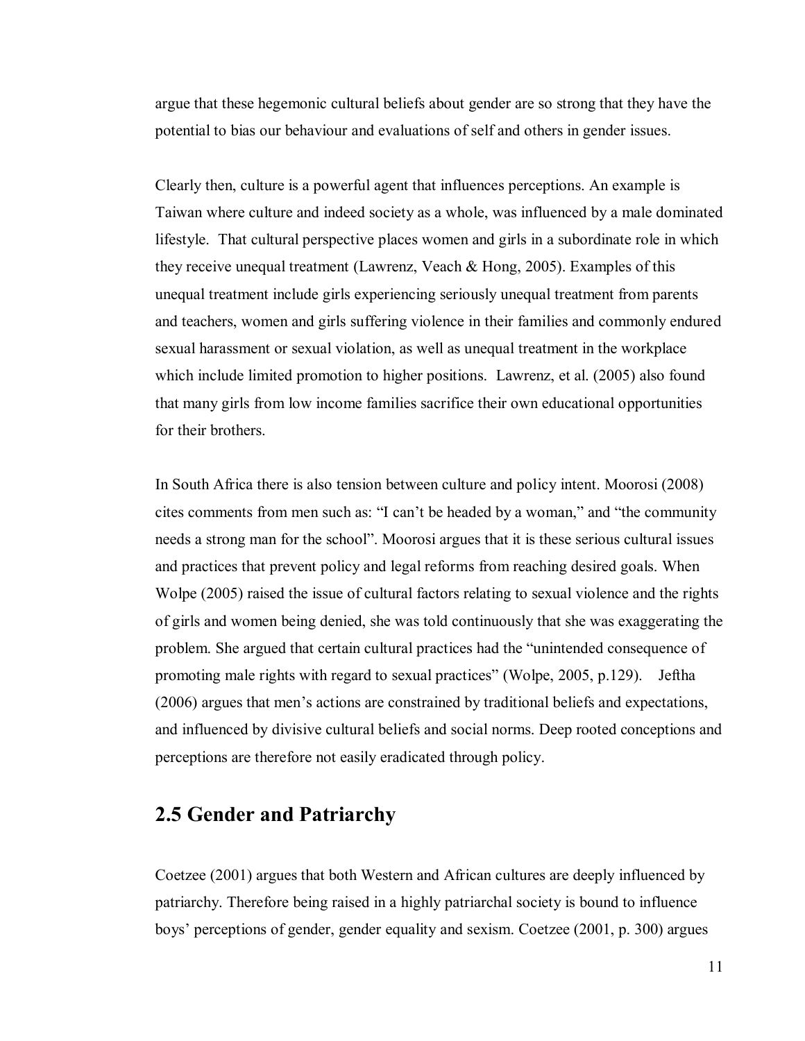argue that these hegemonic cultural beliefs about gender are so strong that they have the potential to bias our behaviour and evaluations of self and others in gender issues.

Clearly then, culture is a powerful agent that influences perceptions. An example is Taiwan where culture and indeed society as a whole, was influenced by a male dominated lifestyle. That cultural perspective places women and girls in a subordinate role in which they receive unequal treatment (Lawrenz, Veach & Hong, 2005). Examples of this unequal treatment include girls experiencing seriously unequal treatment from parents and teachers, women and girls suffering violence in their families and commonly endured sexual harassment or sexual violation, as well as unequal treatment in the workplace which include limited promotion to higher positions. Lawrenz, et al. (2005) also found that many girls from low income families sacrifice their own educational opportunities for their brothers.

In South Africa there is also tension between culture and policy intent. Moorosi (2008) cites comments from men such as: "I can't be headed by a woman," and "the community needs a strong man for the school". Moorosi argues that it is these serious cultural issues and practices that prevent policy and legal reforms from reaching desired goals. When Wolpe (2005) raised the issue of cultural factors relating to sexual violence and the rights of girls and women being denied, she was told continuously that she was exaggerating the problem. She argued that certain cultural practices had the "unintended consequence of promoting male rights with regard to sexual practices" (Wolpe, 2005, p.129). Jeftha (2006) argues that men's actions are constrained by traditional beliefs and expectations, and influenced by divisive cultural beliefs and social norms. Deep rooted conceptions and perceptions are therefore not easily eradicated through policy.

## 2.5 Gender and Patriarchy

Coetzee (2001) argues that both Western and African cultures are deeply influenced by patriarchy. Therefore being raised in a highly patriarchal society is bound to influence boys' perceptions of gender, gender equality and sexism. Coetzee (2001, p. 300) argues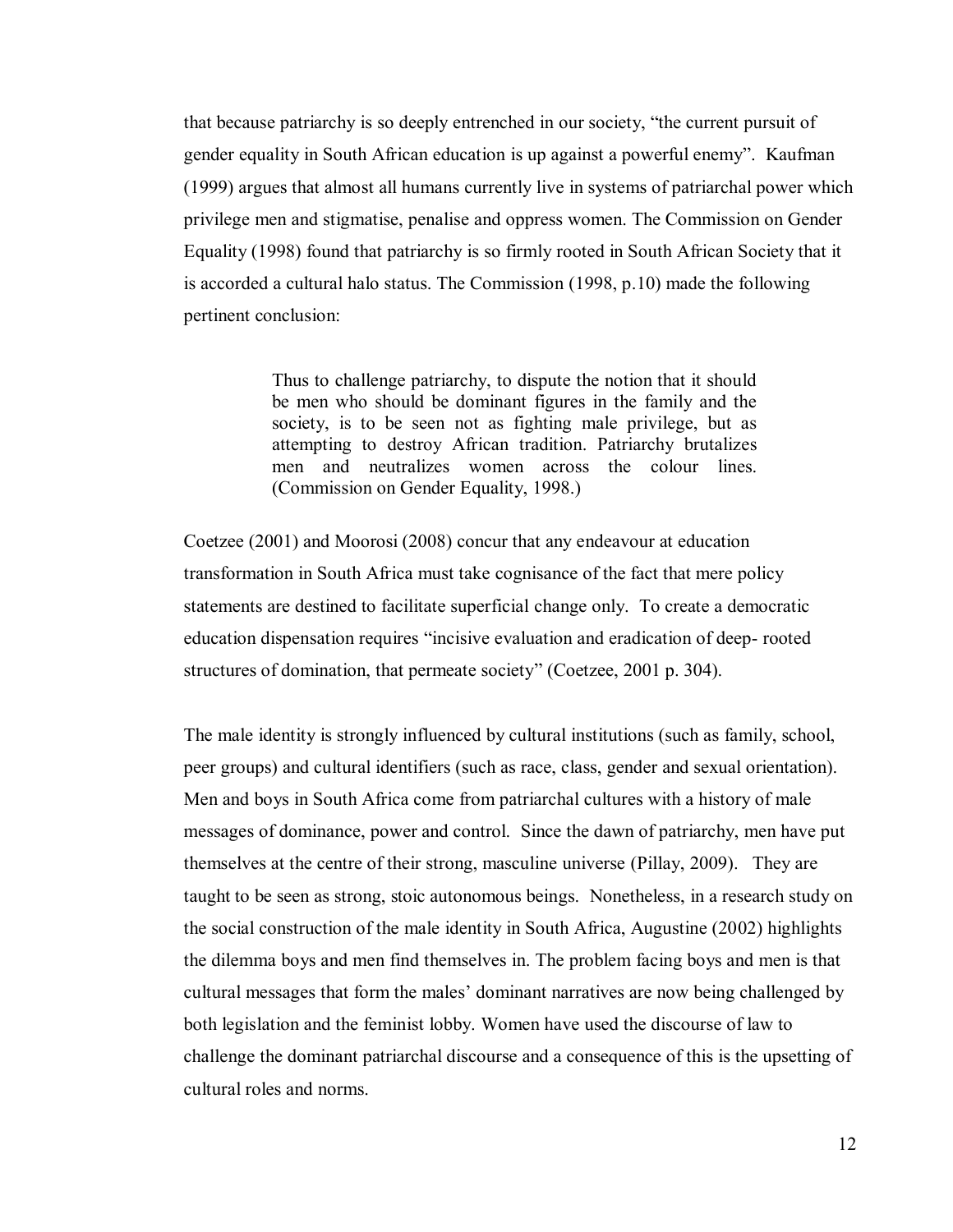that because patriarchy is so deeply entrenched in our society, "the current pursuit of gender equality in South African education is up against a powerful enemy". Kaufman (1999) argues that almost all humans currently live in systems of patriarchal power which privilege men and stigmatise, penalise and oppress women. The Commission on Gender Equality (1998) found that patriarchy is so firmly rooted in South African Society that it is accorded a cultural halo status. The Commission (1998, p.10) made the following pertinent conclusion:

> Thus to challenge patriarchy, to dispute the notion that it should be men who should be dominant figures in the family and the society, is to be seen not as fighting male privilege, but as attempting to destroy African tradition. Patriarchy brutalizes men and neutralizes women across the colour lines. (Commission on Gender Equality, 1998.)

Coetzee (2001) and Moorosi (2008) concur that any endeavour at education transformation in South Africa must take cognisance of the fact that mere policy statements are destined to facilitate superficial change only. To create a democratic education dispensation requires "incisive evaluation and eradication of deep- rooted structures of domination, that permeate society" (Coetzee, 2001 p. 304).

The male identity is strongly influenced by cultural institutions (such as family, school, peer groups) and cultural identifiers (such as race, class, gender and sexual orientation). Men and boys in South Africa come from patriarchal cultures with a history of male messages of dominance, power and control. Since the dawn of patriarchy, men have put themselves at the centre of their strong, masculine universe (Pillay, 2009). They are taught to be seen as strong, stoic autonomous beings. Nonetheless, in a research study on the social construction of the male identity in South Africa, Augustine (2002) highlights the dilemma boys and men find themselves in. The problem facing boys and men is that cultural messages that form the males' dominant narratives are now being challenged by both legislation and the feminist lobby. Women have used the discourse of law to challenge the dominant patriarchal discourse and a consequence of this is the upsetting of cultural roles and norms.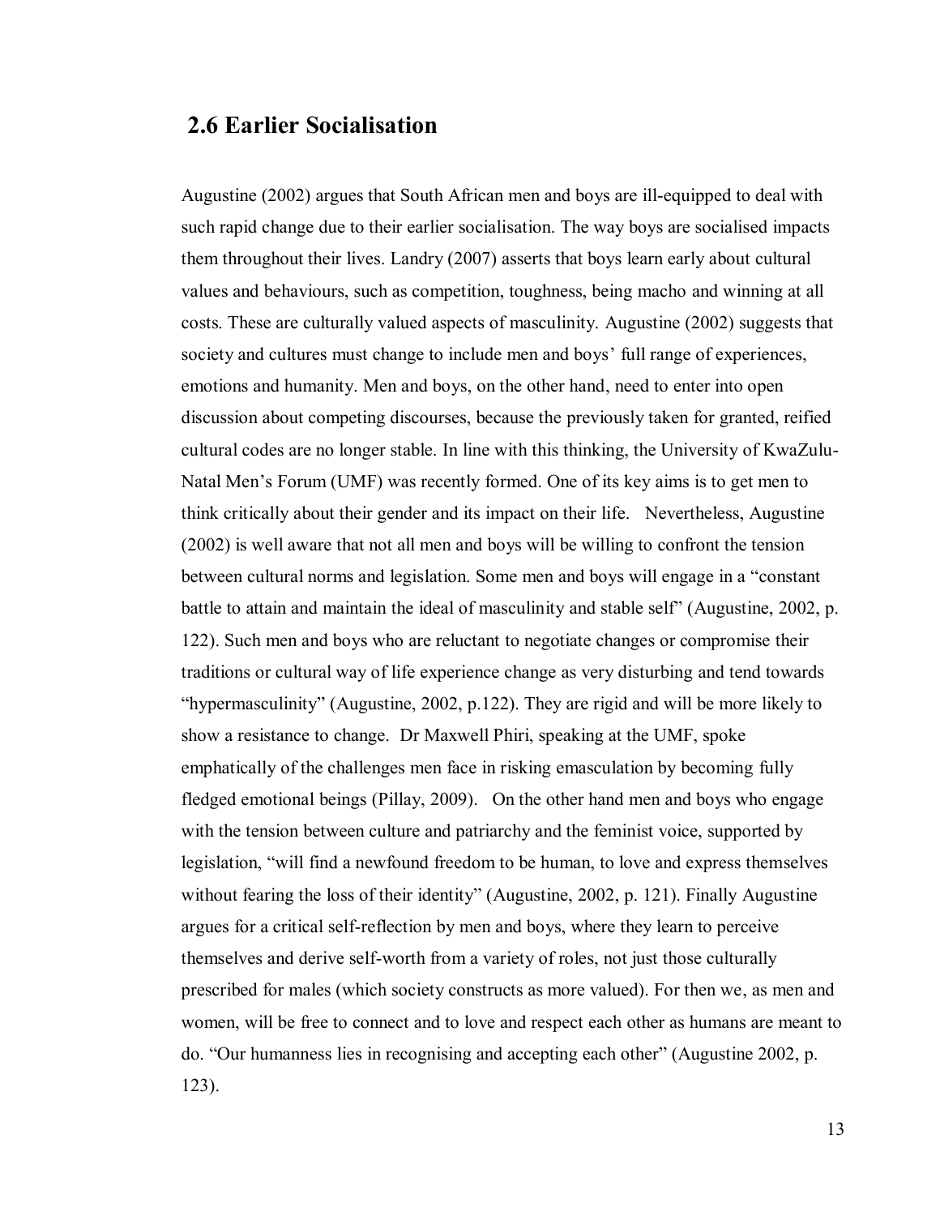## 2.6 Earlier Socialisation

Augustine (2002) argues that South African men and boys are ill-equipped to deal with such rapid change due to their earlier socialisation. The way boys are socialised impacts them throughout their lives. Landry (2007) asserts that boys learn early about cultural values and behaviours, such as competition, toughness, being macho and winning at all costs. These are culturally valued aspects of masculinity. Augustine (2002) suggests that society and cultures must change to include men and boys' full range of experiences, emotions and humanity. Men and boys, on the other hand, need to enter into open discussion about competing discourses, because the previously taken for granted, reified cultural codes are no longer stable. In line with this thinking, the University of KwaZulu-Natal Men's Forum (UMF) was recently formed. One of its key aims is to get men to think critically about their gender and its impact on their life. Nevertheless, Augustine (2002) is well aware that not all men and boys will be willing to confront the tension between cultural norms and legislation. Some men and boys will engage in a "constant battle to attain and maintain the ideal of masculinity and stable self" (Augustine, 2002, p. 122). Such men and boys who are reluctant to negotiate changes or compromise their traditions or cultural way of life experience change as very disturbing and tend towards "hypermasculinity" (Augustine, 2002, p.122). They are rigid and will be more likely to show a resistance to change. Dr Maxwell Phiri, speaking at the UMF, spoke emphatically of the challenges men face in risking emasculation by becoming fully fledged emotional beings (Pillay, 2009). On the other hand men and boys who engage with the tension between culture and patriarchy and the feminist voice, supported by legislation, "will find a newfound freedom to be human, to love and express themselves without fearing the loss of their identity" (Augustine, 2002, p. 121). Finally Augustine argues for a critical self-reflection by men and boys, where they learn to perceive themselves and derive self-worth from a variety of roles, not just those culturally prescribed for males (which society constructs as more valued). For then we, as men and women, will be free to connect and to love and respect each other as humans are meant to do. "Our humanness lies in recognising and accepting each other" (Augustine 2002, p. 123).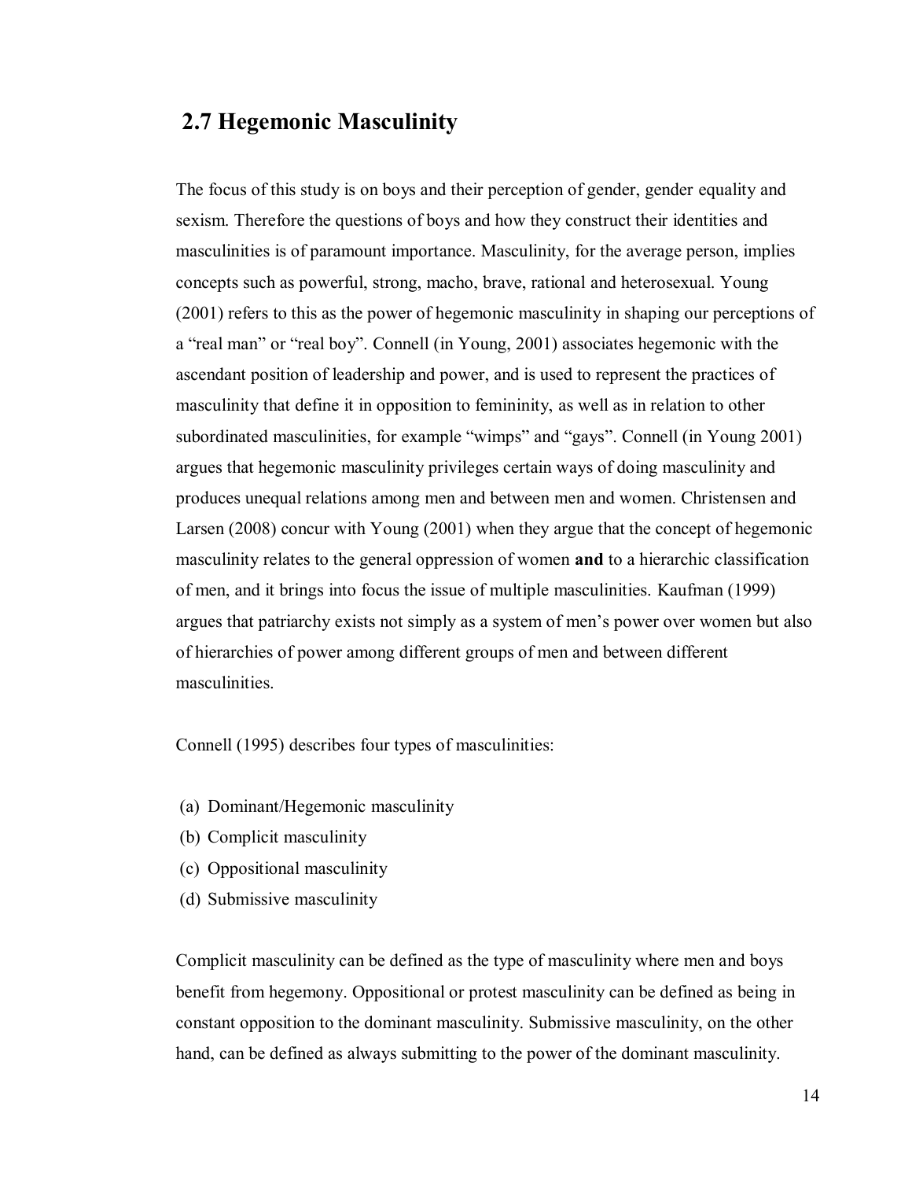## 2.7 Hegemonic Masculinity

The focus of this study is on boys and their perception of gender, gender equality and sexism. Therefore the questions of boys and how they construct their identities and masculinities is of paramount importance. Masculinity, for the average person, implies concepts such as powerful, strong, macho, brave, rational and heterosexual. Young (2001) refers to this as the power of hegemonic masculinity in shaping our perceptions of a "real man" or "real boy". Connell (in Young, 2001) associates hegemonic with the ascendant position of leadership and power, and is used to represent the practices of masculinity that define it in opposition to femininity, as well as in relation to other subordinated masculinities, for example "wimps" and "gays". Connell (in Young 2001) argues that hegemonic masculinity privileges certain ways of doing masculinity and produces unequal relations among men and between men and women. Christensen and Larsen (2008) concur with Young (2001) when they argue that the concept of hegemonic masculinity relates to the general oppression of women **and** to a hierarchic classification of men, and it brings into focus the issue of multiple masculinities. Kaufman (1999) argues that patriarchy exists not simply as a system of men's power over women but also of hierarchies of power among different groups of men and between different masculinities.

Connell (1995) describes four types of masculinities:

(a) Dominant/Hegemonic masculinity
(b) Complicit masculinity
(c) Oppositional masculinity
(d) Submissive masculinity

Complicit masculinity can be defined as the type of masculinity where men and boys benefit from hegemony. Oppositional or protest masculinity can be defined as being in constant opposition to the dominant masculinity. Submissive masculinity, on the other hand, can be defined as always submitting to the power of the dominant masculinity.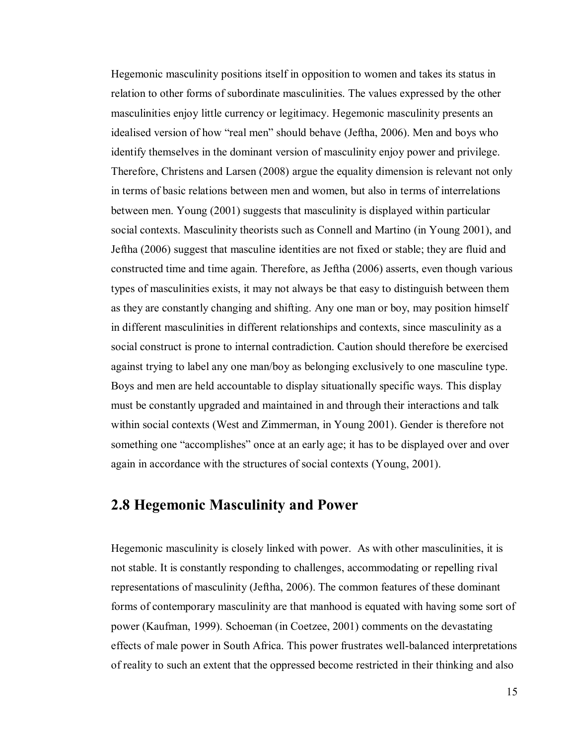Hegemonic masculinity positions itself in opposition to women and takes its status in relation to other forms of subordinate masculinities. The values expressed by the other masculinities enjoy little currency or legitimacy. Hegemonic masculinity presents an idealised version of how "real men" should behave (Jeftha, 2006). Men and boys who identify themselves in the dominant version of masculinity enjoy power and privilege. Therefore, Christens and Larsen (2008) argue the equality dimension is relevant not only in terms of basic relations between men and women, but also in terms of interrelations between men. Young (2001) suggests that masculinity is displayed within particular social contexts. Masculinity theorists such as Connell and Martino (in Young 2001), and Jeftha (2006) suggest that masculine identities are not fixed or stable; they are fluid and constructed time and time again. Therefore, as Jeftha (2006) asserts, even though various types of masculinities exists, it may not always be that easy to distinguish between them as they are constantly changing and shifting. Any one man or boy, may position himself in different masculinities in different relationships and contexts, since masculinity as a social construct is prone to internal contradiction. Caution should therefore be exercised against trying to label any one man/boy as belonging exclusively to one masculine type. Boys and men are held accountable to display situationally specific ways. This display must be constantly upgraded and maintained in and through their interactions and talk within social contexts (West and Zimmerman, in Young 2001). Gender is therefore not something one "accomplishes" once at an early age; it has to be displayed over and over again in accordance with the structures of social contexts (Young, 2001).

## 2.8 Hegemonic Masculinity and Power

Hegemonic masculinity is closely linked with power. As with other masculinities, it is not stable. It is constantly responding to challenges, accommodating or repelling rival representations of masculinity (Jeftha, 2006). The common features of these dominant forms of contemporary masculinity are that manhood is equated with having some sort of power (Kaufman, 1999). Schoeman (in Coetzee, 2001) comments on the devastating effects of male power in South Africa. This power frustrates well-balanced interpretations of reality to such an extent that the oppressed become restricted in their thinking and also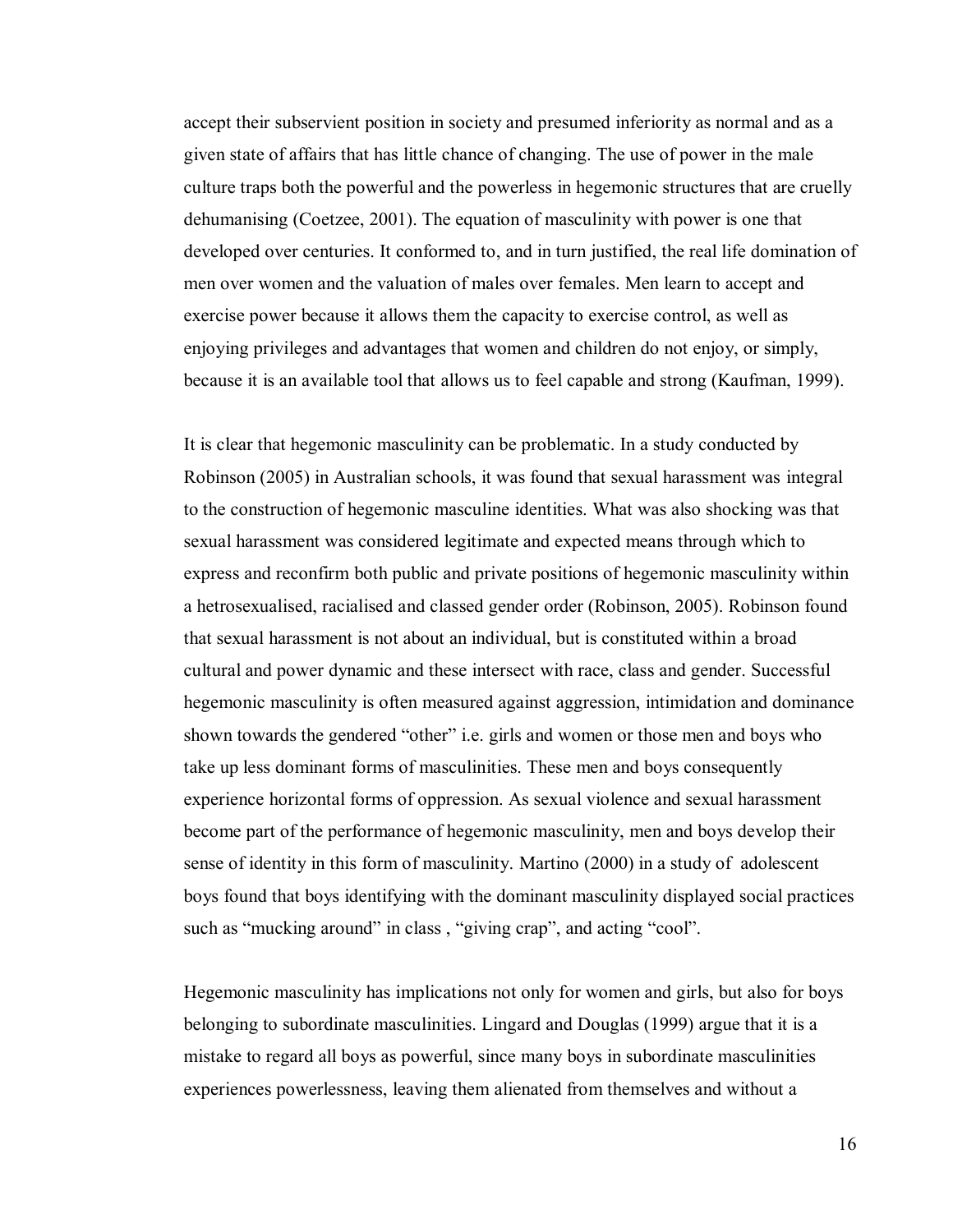accept their subservient position in society and presumed inferiority as normal and as a given state of affairs that has little chance of changing. The use of power in the male culture traps both the powerful and the powerless in hegemonic structures that are cruelly dehumanising (Coetzee, 2001). The equation of masculinity with power is one that developed over centuries. It conformed to, and in turn justified, the real life domination of men over women and the valuation of males over females. Men learn to accept and exercise power because it allows them the capacity to exercise control, as well as enjoying privileges and advantages that women and children do not enjoy, or simply, because it is an available tool that allows us to feel capable and strong (Kaufman, 1999).

It is clear that hegemonic masculinity can be problematic. In a study conducted by Robinson (2005) in Australian schools, it was found that sexual harassment was integral to the construction of hegemonic masculine identities. What was also shocking was that sexual harassment was considered legitimate and expected means through which to express and reconfirm both public and private positions of hegemonic masculinity within a hetrosexualised, racialised and classed gender order (Robinson, 2005). Robinson found that sexual harassment is not about an individual, but is constituted within a broad cultural and power dynamic and these intersect with race, class and gender. Successful hegemonic masculinity is often measured against aggression, intimidation and dominance shown towards the gendered "other" i.e. girls and women or those men and boys who take up less dominant forms of masculinities. These men and boys consequently experience horizontal forms of oppression. As sexual violence and sexual harassment become part of the performance of hegemonic masculinity, men and boys develop their sense of identity in this form of masculinity. Martino (2000) in a study of adolescent boys found that boys identifying with the dominant masculinity displayed social practices such as "mucking around" in class , "giving crap", and acting "cool".

Hegemonic masculinity has implications not only for women and girls, but also for boys belonging to subordinate masculinities. Lingard and Douglas (1999) argue that it is a mistake to regard all boys as powerful, since many boys in subordinate masculinities experiences powerlessness, leaving them alienated from themselves and without a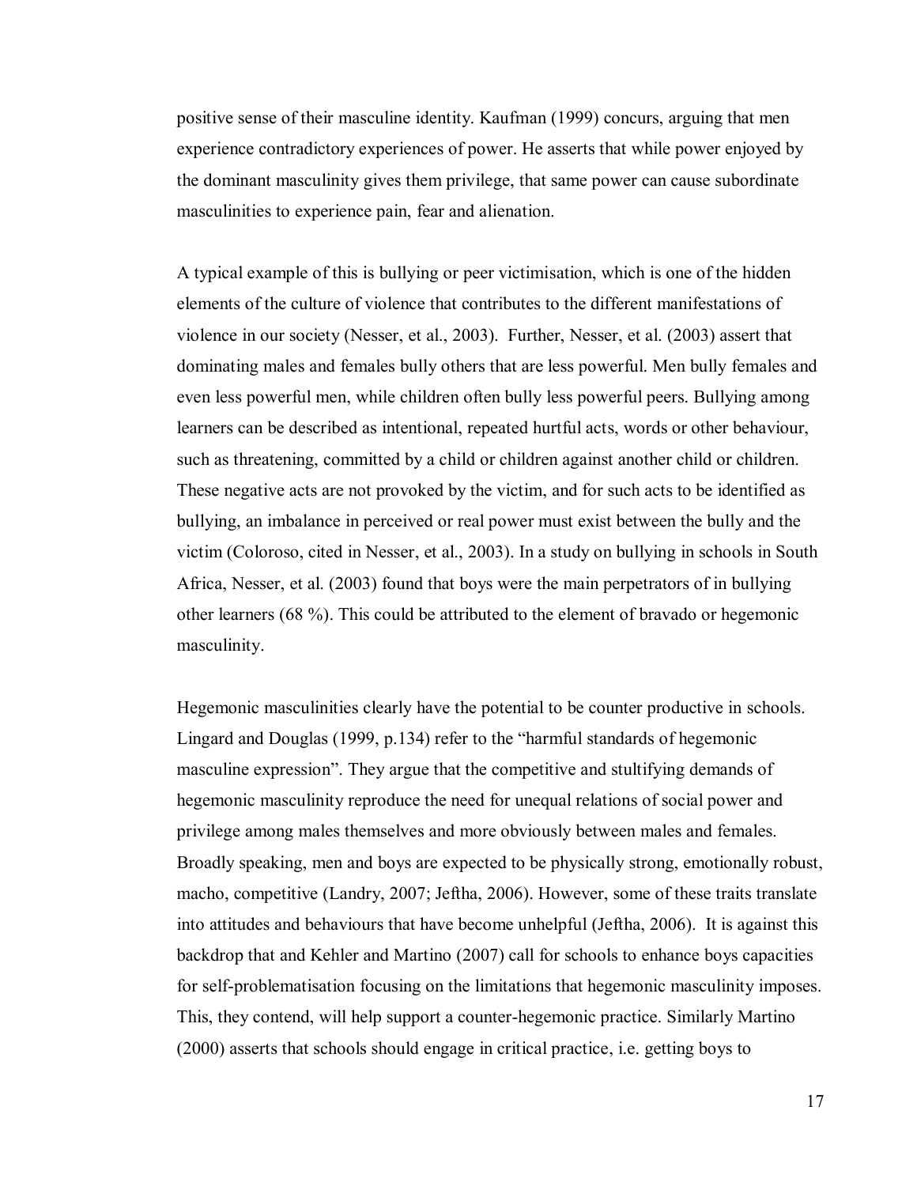positive sense of their masculine identity. Kaufman (1999) concurs, arguing that men experience contradictory experiences of power. He asserts that while power enjoyed by the dominant masculinity gives them privilege, that same power can cause subordinate masculinities to experience pain, fear and alienation.

A typical example of this is bullying or peer victimisation, which is one of the hidden elements of the culture of violence that contributes to the different manifestations of violence in our society (Nesser, et al., 2003). Further, Nesser, et al. (2003) assert that dominating males and females bully others that are less powerful. Men bully females and even less powerful men, while children often bully less powerful peers. Bullying among learners can be described as intentional, repeated hurtful acts, words or other behaviour, such as threatening, committed by a child or children against another child or children. These negative acts are not provoked by the victim, and for such acts to be identified as bullying, an imbalance in perceived or real power must exist between the bully and the victim (Coloroso, cited in Nesser, et al., 2003). In a study on bullying in schools in South Africa, Nesser, et al. (2003) found that boys were the main perpetrators of in bullying other learners (68 %). This could be attributed to the element of bravado or hegemonic masculinity.

Hegemonic masculinities clearly have the potential to be counter productive in schools. Lingard and Douglas (1999, p.134) refer to the "harmful standards of hegemonic masculine expression". They argue that the competitive and stultifying demands of hegemonic masculinity reproduce the need for unequal relations of social power and privilege among males themselves and more obviously between males and females. Broadly speaking, men and boys are expected to be physically strong, emotionally robust, macho, competitive (Landry, 2007; Jeftha, 2006). However, some of these traits translate into attitudes and behaviours that have become unhelpful (Jeftha, 2006). It is against this backdrop that and Kehler and Martino (2007) call for schools to enhance boys capacities for self-problematisation focusing on the limitations that hegemonic masculinity imposes. This, they contend, will help support a counter-hegemonic practice. Similarly Martino (2000) asserts that schools should engage in critical practice, i.e. getting boys to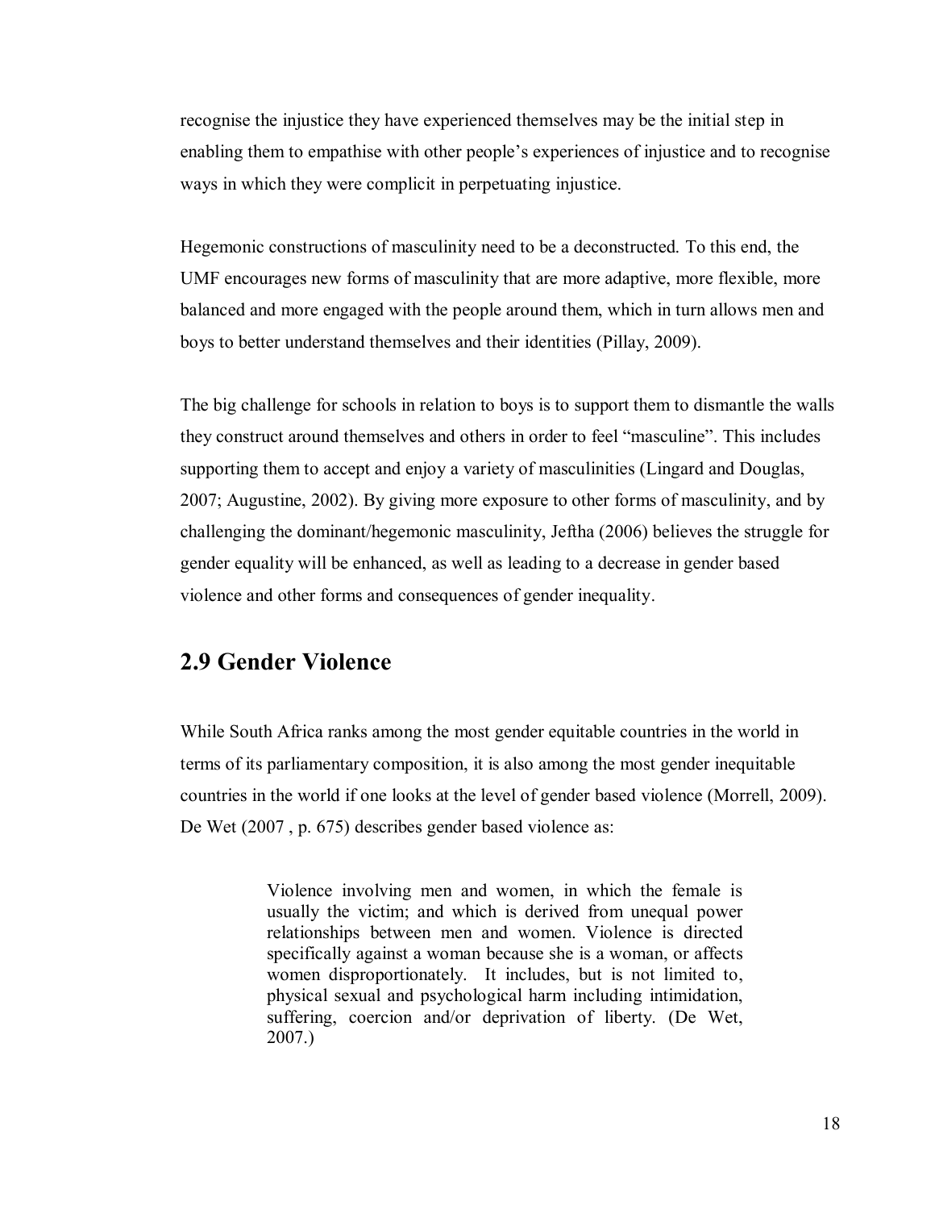recognise the injustice they have experienced themselves may be the initial step in enabling them to empathise with other people's experiences of injustice and to recognise ways in which they were complicit in perpetuating injustice.

Hegemonic constructions of masculinity need to be a deconstructed. To this end, the UMF encourages new forms of masculinity that are more adaptive, more flexible, more balanced and more engaged with the people around them, which in turn allows men and boys to better understand themselves and their identities (Pillay, 2009).

The big challenge for schools in relation to boys is to support them to dismantle the walls they construct around themselves and others in order to feel "masculine". This includes supporting them to accept and enjoy a variety of masculinities (Lingard and Douglas, 2007; Augustine, 2002). By giving more exposure to other forms of masculinity, and by challenging the dominant/hegemonic masculinity, Jeftha (2006) believes the struggle for gender equality will be enhanced, as well as leading to a decrease in gender based violence and other forms and consequences of gender inequality.

## 2.9 Gender Violence

While South Africa ranks among the most gender equitable countries in the world in terms of its parliamentary composition, it is also among the most gender inequitable countries in the world if one looks at the level of gender based violence (Morrell, 2009). De Wet (2007 , p. 675) describes gender based violence as:

> Violence involving men and women, in which the female is usually the victim; and which is derived from unequal power relationships between men and women. Violence is directed specifically against a woman because she is a woman, or affects women disproportionately. It includes, but is not limited to, physical sexual and psychological harm including intimidation, suffering, coercion and/or deprivation of liberty. (De Wet, 2007.)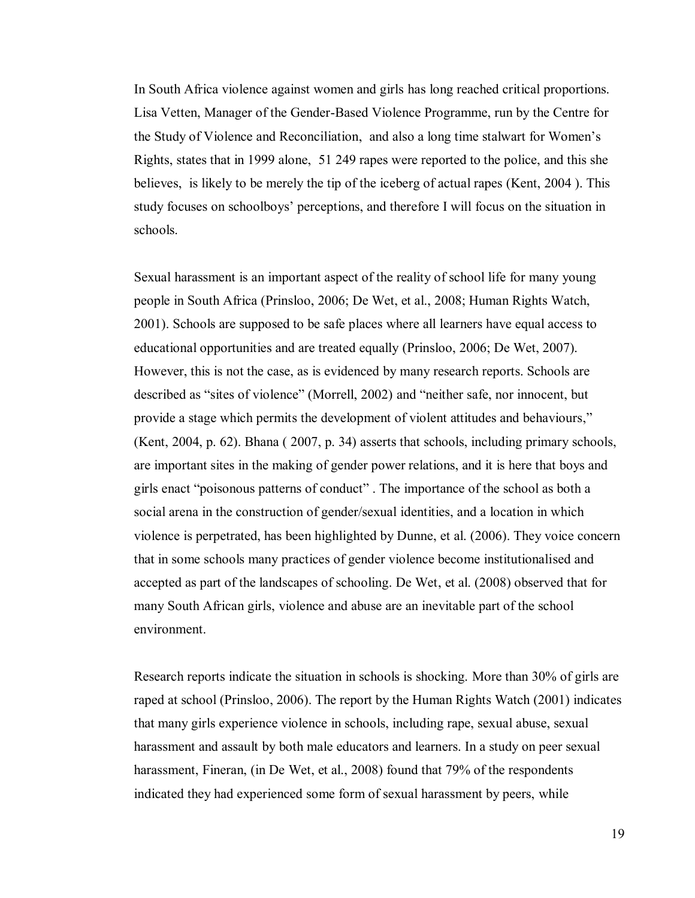In South Africa violence against women and girls has long reached critical proportions. Lisa Vetten, Manager of the Gender-Based Violence Programme, run by the Centre for the Study of Violence and Reconciliation, and also a long time stalwart for Women's Rights, states that in 1999 alone, 51 249 rapes were reported to the police, and this she believes, is likely to be merely the tip of the iceberg of actual rapes (Kent, 2004 ). This study focuses on schoolboys' perceptions, and therefore I will focus on the situation in schools.

Sexual harassment is an important aspect of the reality of school life for many young people in South Africa (Prinsloo, 2006; De Wet, et al., 2008; Human Rights Watch, 2001). Schools are supposed to be safe places where all learners have equal access to educational opportunities and are treated equally (Prinsloo, 2006; De Wet, 2007). However, this is not the case, as is evidenced by many research reports. Schools are described as "sites of violence" (Morrell, 2002) and "neither safe, nor innocent, but provide a stage which permits the development of violent attitudes and behaviours," (Kent, 2004, p. 62). Bhana ( 2007, p. 34) asserts that schools, including primary schools, are important sites in the making of gender power relations, and it is here that boys and girls enact "poisonous patterns of conduct" . The importance of the school as both a social arena in the construction of gender/sexual identities, and a location in which violence is perpetrated, has been highlighted by Dunne, et al. (2006). They voice concern that in some schools many practices of gender violence become institutionalised and accepted as part of the landscapes of schooling. De Wet, et al. (2008) observed that for many South African girls, violence and abuse are an inevitable part of the school environment.

Research reports indicate the situation in schools is shocking. More than 30% of girls are raped at school (Prinsloo, 2006). The report by the Human Rights Watch (2001) indicates that many girls experience violence in schools, including rape, sexual abuse, sexual harassment and assault by both male educators and learners. In a study on peer sexual harassment, Fineran, (in De Wet, et al., 2008) found that 79% of the respondents indicated they had experienced some form of sexual harassment by peers, while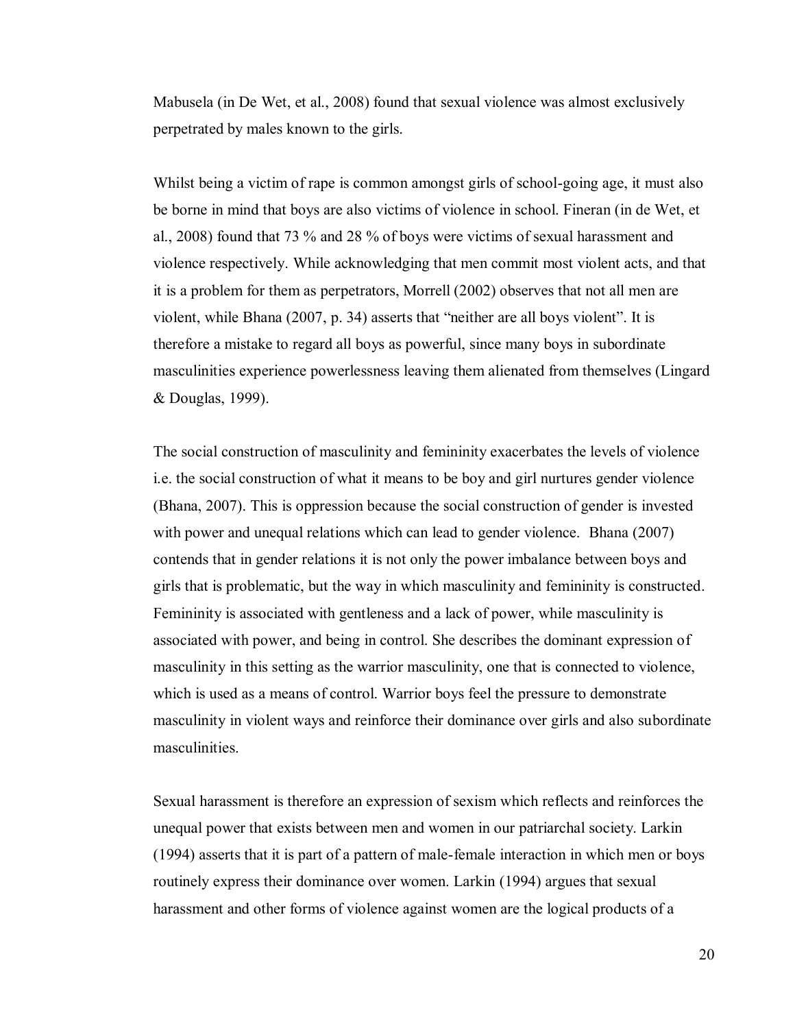Mabusela (in De Wet, et al., 2008) found that sexual violence was almost exclusively perpetrated by males known to the girls.

Whilst being a victim of rape is common amongst girls of school-going age, it must also be borne in mind that boys are also victims of violence in school. Fineran (in de Wet, et al., 2008) found that 73 % and 28 % of boys were victims of sexual harassment and violence respectively. While acknowledging that men commit most violent acts, and that it is a problem for them as perpetrators, Morrell (2002) observes that not all men are violent, while Bhana (2007, p. 34) asserts that "neither are all boys violent". It is therefore a mistake to regard all boys as powerful, since many boys in subordinate masculinities experience powerlessness leaving them alienated from themselves (Lingard & Douglas, 1999).

The social construction of masculinity and femininity exacerbates the levels of violence i.e. the social construction of what it means to be boy and girl nurtures gender violence (Bhana, 2007). This is oppression because the social construction of gender is invested with power and unequal relations which can lead to gender violence. Bhana (2007) contends that in gender relations it is not only the power imbalance between boys and girls that is problematic, but the way in which masculinity and femininity is constructed. Femininity is associated with gentleness and a lack of power, while masculinity is associated with power, and being in control. She describes the dominant expression of masculinity in this setting as the warrior masculinity, one that is connected to violence, which is used as a means of control. Warrior boys feel the pressure to demonstrate masculinity in violent ways and reinforce their dominance over girls and also subordinate masculinities.

Sexual harassment is therefore an expression of sexism which reflects and reinforces the unequal power that exists between men and women in our patriarchal society. Larkin (1994) asserts that it is part of a pattern of male-female interaction in which men or boys routinely express their dominance over women. Larkin (1994) argues that sexual harassment and other forms of violence against women are the logical products of a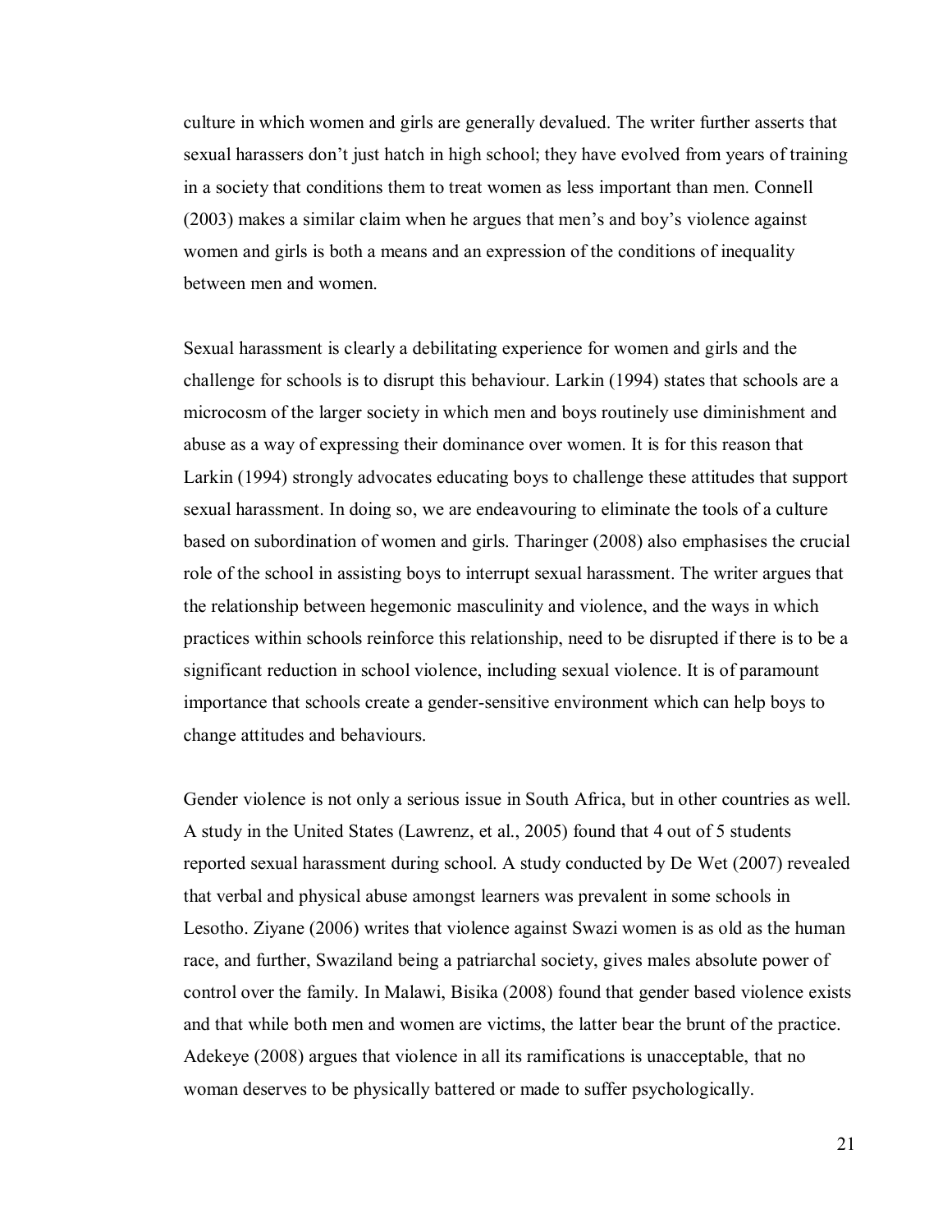culture in which women and girls are generally devalued. The writer further asserts that sexual harassers don't just hatch in high school; they have evolved from years of training in a society that conditions them to treat women as less important than men. Connell (2003) makes a similar claim when he argues that men's and boy's violence against women and girls is both a means and an expression of the conditions of inequality between men and women.

Sexual harassment is clearly a debilitating experience for women and girls and the challenge for schools is to disrupt this behaviour. Larkin (1994) states that schools are a microcosm of the larger society in which men and boys routinely use diminishment and abuse as a way of expressing their dominance over women. It is for this reason that Larkin (1994) strongly advocates educating boys to challenge these attitudes that support sexual harassment. In doing so, we are endeavouring to eliminate the tools of a culture based on subordination of women and girls. Tharinger (2008) also emphasises the crucial role of the school in assisting boys to interrupt sexual harassment. The writer argues that the relationship between hegemonic masculinity and violence, and the ways in which practices within schools reinforce this relationship, need to be disrupted if there is to be a significant reduction in school violence, including sexual violence. It is of paramount importance that schools create a gender-sensitive environment which can help boys to change attitudes and behaviours.

Gender violence is not only a serious issue in South Africa, but in other countries as well. A study in the United States (Lawrenz, et al., 2005) found that 4 out of 5 students reported sexual harassment during school. A study conducted by De Wet (2007) revealed that verbal and physical abuse amongst learners was prevalent in some schools in Lesotho. Ziyane (2006) writes that violence against Swazi women is as old as the human race, and further, Swaziland being a patriarchal society, gives males absolute power of control over the family. In Malawi, Bisika (2008) found that gender based violence exists and that while both men and women are victims, the latter bear the brunt of the practice. Adekeye (2008) argues that violence in all its ramifications is unacceptable, that no woman deserves to be physically battered or made to suffer psychologically.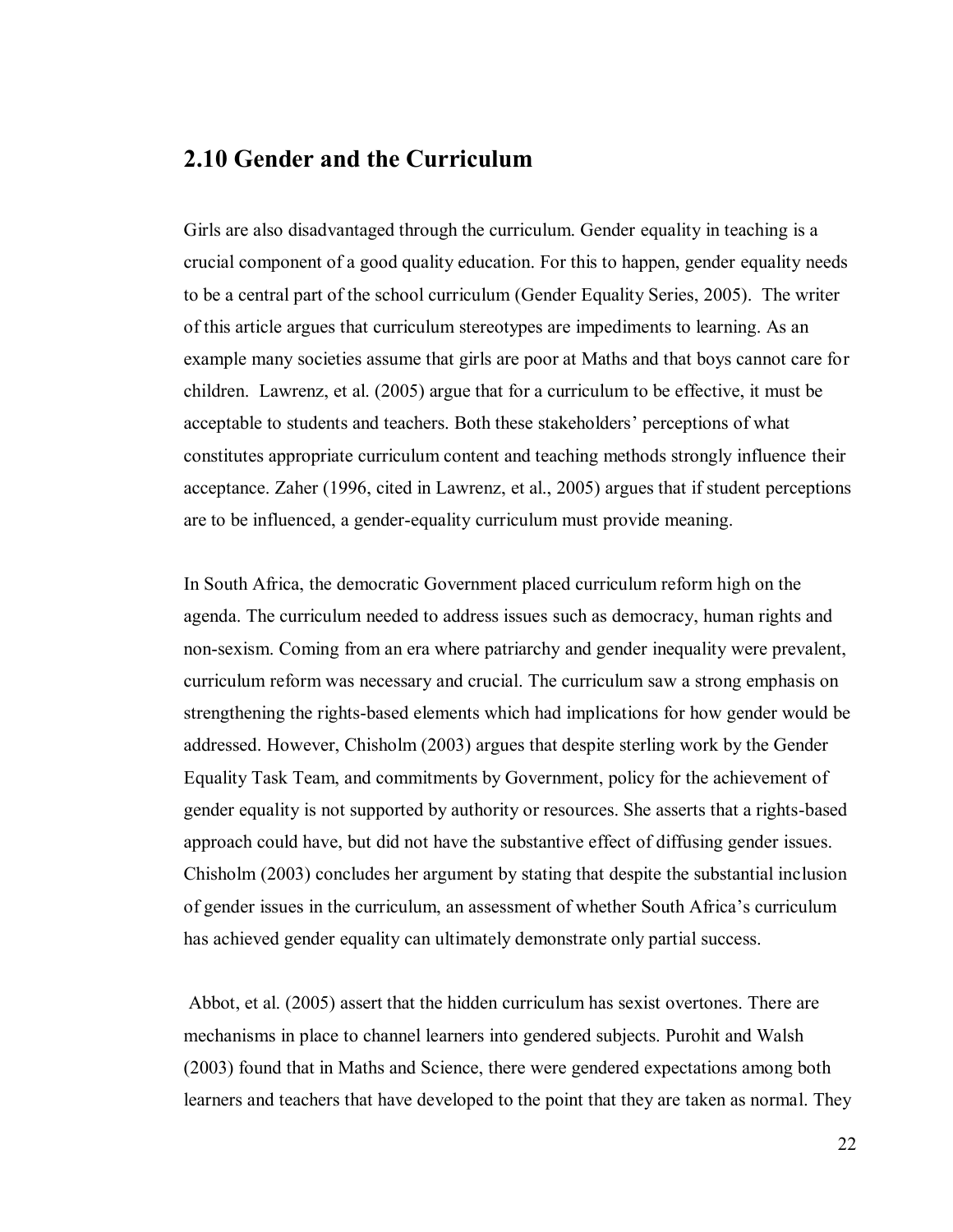## 2.10 Gender and the Curriculum

Girls are also disadvantaged through the curriculum. Gender equality in teaching is a crucial component of a good quality education. For this to happen, gender equality needs to be a central part of the school curriculum (Gender Equality Series, 2005). The writer of this article argues that curriculum stereotypes are impediments to learning. As an example many societies assume that girls are poor at Maths and that boys cannot care for children. Lawrenz, et al. (2005) argue that for a curriculum to be effective, it must be acceptable to students and teachers. Both these stakeholders' perceptions of what constitutes appropriate curriculum content and teaching methods strongly influence their acceptance. Zaher (1996, cited in Lawrenz, et al., 2005) argues that if student perceptions are to be influenced, a gender-equality curriculum must provide meaning.

In South Africa, the democratic Government placed curriculum reform high on the agenda. The curriculum needed to address issues such as democracy, human rights and non-sexism. Coming from an era where patriarchy and gender inequality were prevalent, curriculum reform was necessary and crucial. The curriculum saw a strong emphasis on strengthening the rights-based elements which had implications for how gender would be addressed. However, Chisholm (2003) argues that despite sterling work by the Gender Equality Task Team, and commitments by Government, policy for the achievement of gender equality is not supported by authority or resources. She asserts that a rights-based approach could have, but did not have the substantive effect of diffusing gender issues. Chisholm (2003) concludes her argument by stating that despite the substantial inclusion of gender issues in the curriculum, an assessment of whether South Africa's curriculum has achieved gender equality can ultimately demonstrate only partial success.

Abbot, et al. (2005) assert that the hidden curriculum has sexist overtones. There are mechanisms in place to channel learners into gendered subjects. Purohit and Walsh (2003) found that in Maths and Science, there were gendered expectations among both learners and teachers that have developed to the point that they are taken as normal. They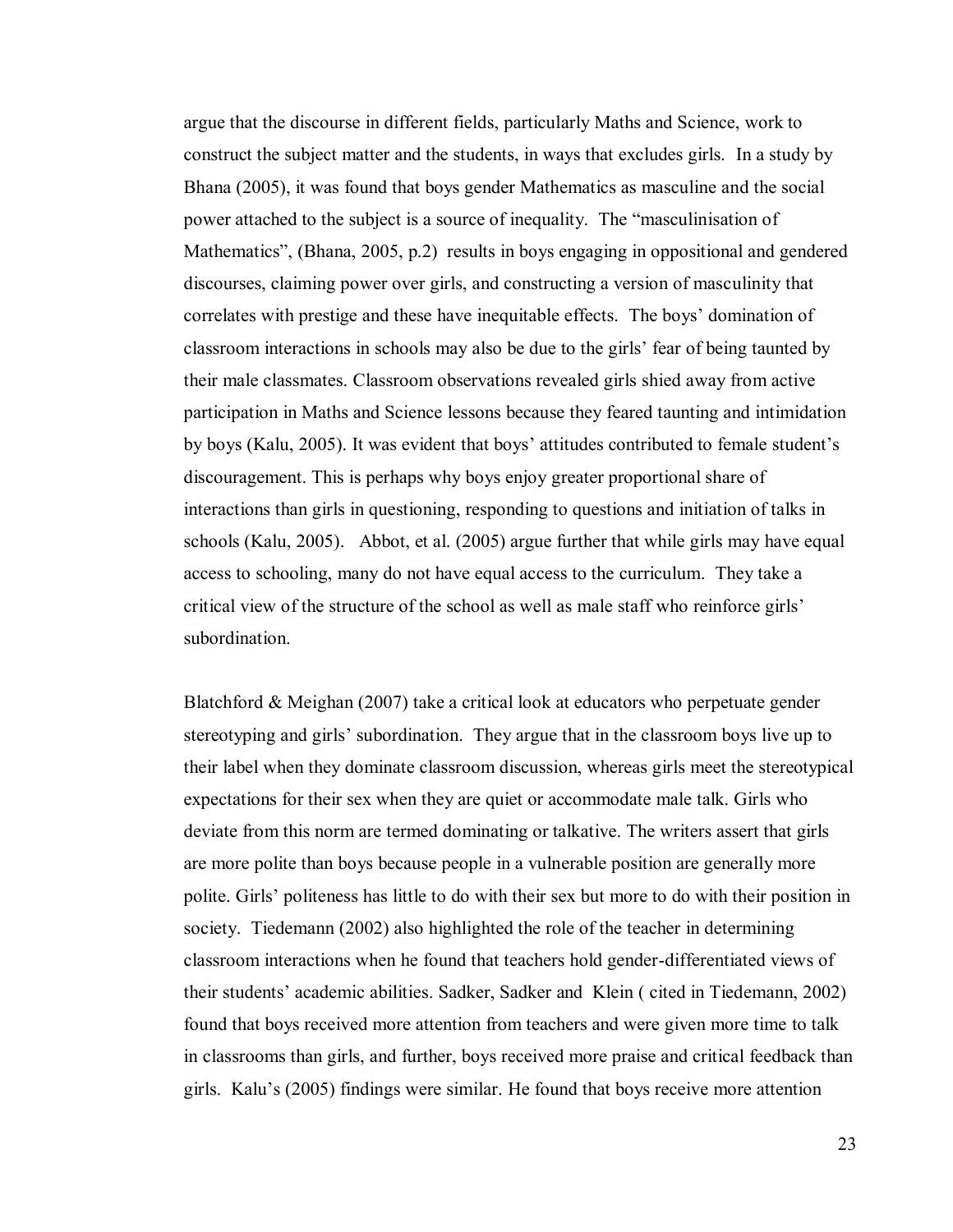argue that the discourse in different fields, particularly Maths and Science, work to construct the subject matter and the students, in ways that excludes girls. In a study by Bhana (2005), it was found that boys gender Mathematics as masculine and the social power attached to the subject is a source of inequality. The "masculinisation of Mathematics", (Bhana, 2005, p.2) results in boys engaging in oppositional and gendered discourses, claiming power over girls, and constructing a version of masculinity that correlates with prestige and these have inequitable effects. The boys' domination of classroom interactions in schools may also be due to the girls' fear of being taunted by their male classmates. Classroom observations revealed girls shied away from active participation in Maths and Science lessons because they feared taunting and intimidation by boys (Kalu, 2005). It was evident that boys' attitudes contributed to female student's discouragement. This is perhaps why boys enjoy greater proportional share of interactions than girls in questioning, responding to questions and initiation of talks in schools (Kalu, 2005). Abbot, et al. (2005) argue further that while girls may have equal access to schooling, many do not have equal access to the curriculum. They take a critical view of the structure of the school as well as male staff who reinforce girls' subordination.

Blatchford & Meighan (2007) take a critical look at educators who perpetuate gender stereotyping and girls' subordination. They argue that in the classroom boys live up to their label when they dominate classroom discussion, whereas girls meet the stereotypical expectations for their sex when they are quiet or accommodate male talk. Girls who deviate from this norm are termed dominating or talkative. The writers assert that girls are more polite than boys because people in a vulnerable position are generally more polite. Girls' politeness has little to do with their sex but more to do with their position in society. Tiedemann (2002) also highlighted the role of the teacher in determining classroom interactions when he found that teachers hold gender-differentiated views of their students' academic abilities. Sadker, Sadker and Klein ( cited in Tiedemann, 2002) found that boys received more attention from teachers and were given more time to talk in classrooms than girls, and further, boys received more praise and critical feedback than girls. Kalu's (2005) findings were similar. He found that boys receive more attention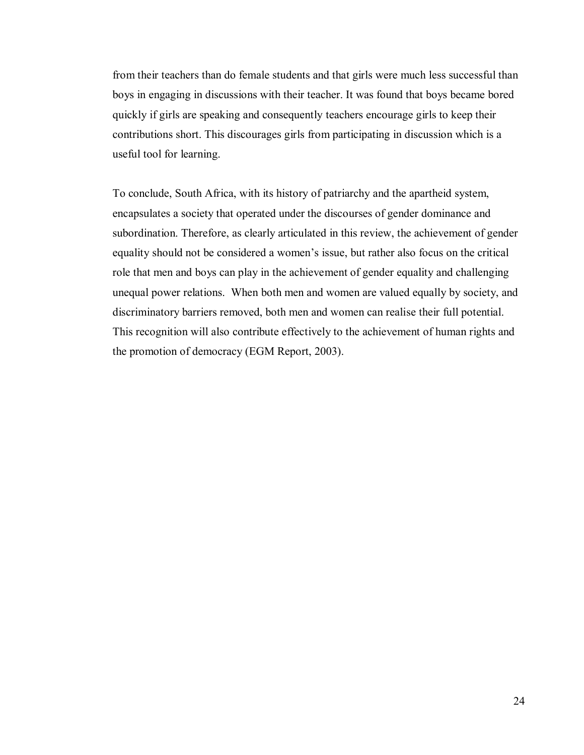from their teachers than do female students and that girls were much less successful than boys in engaging in discussions with their teacher. It was found that boys became bored quickly if girls are speaking and consequently teachers encourage girls to keep their contributions short. This discourages girls from participating in discussion which is a useful tool for learning.

To conclude, South Africa, with its history of patriarchy and the apartheid system, encapsulates a society that operated under the discourses of gender dominance and subordination. Therefore, as clearly articulated in this review, the achievement of gender equality should not be considered a women's issue, but rather also focus on the critical role that men and boys can play in the achievement of gender equality and challenging unequal power relations. When both men and women are valued equally by society, and discriminatory barriers removed, both men and women can realise their full potential. This recognition will also contribute effectively to the achievement of human rights and the promotion of democracy (EGM Report, 2003).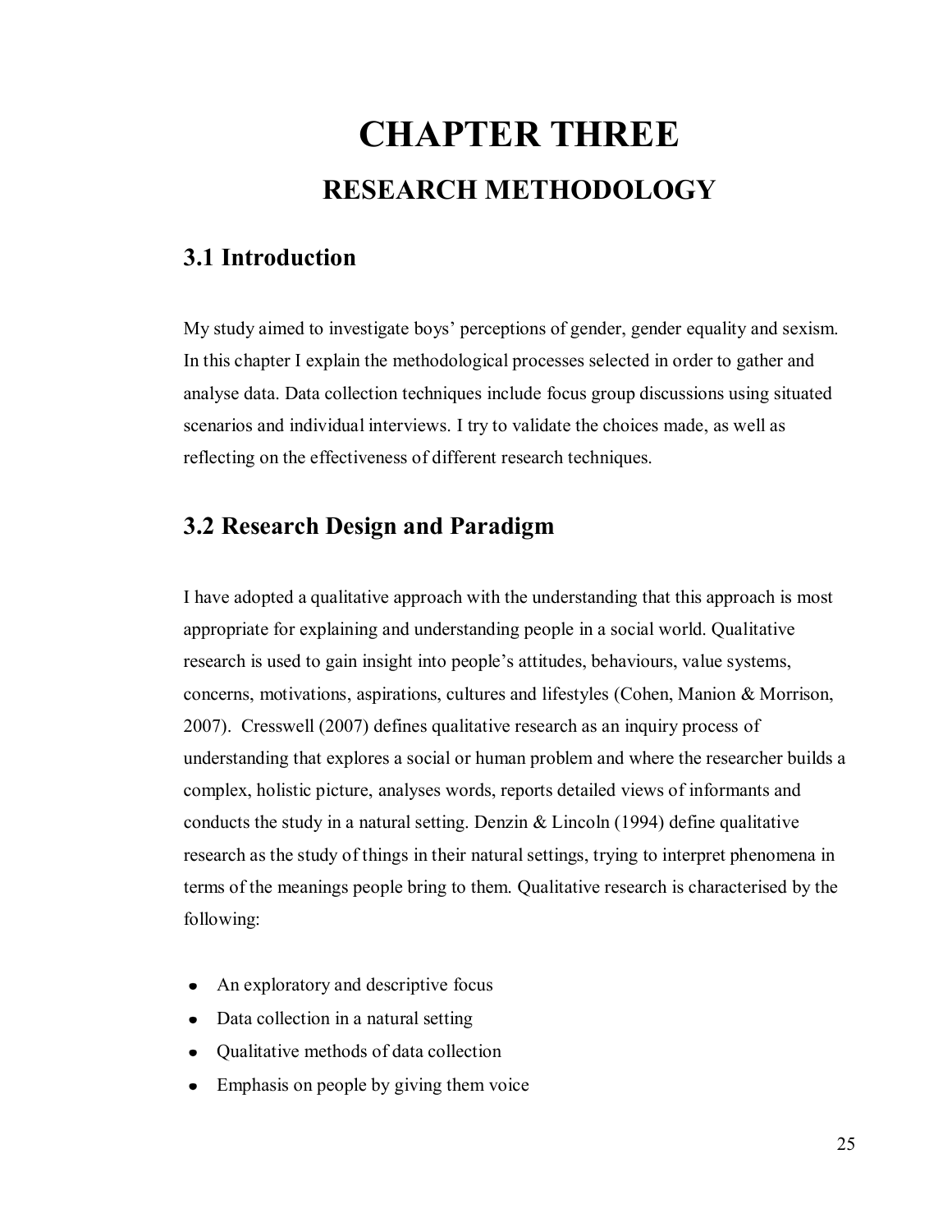# CHAPTER THREE

## RESEARCH METHODOLOGY

### 3.1 Introduction

My study aimed to investigate boys' perceptions of gender, gender equality and sexism. In this chapter I explain the methodological processes selected in order to gather and analyse data. Data collection techniques include focus group discussions using situated scenarios and individual interviews. I try to validate the choices made, as well as reflecting on the effectiveness of different research techniques.

### 3.2 Research Design and Paradigm

I have adopted a qualitative approach with the understanding that this approach is most appropriate for explaining and understanding people in a social world. Qualitative research is used to gain insight into people's attitudes, behaviours, value systems, concerns, motivations, aspirations, cultures and lifestyles (Cohen, Manion & Morrison, 2007). Cresswell (2007) defines qualitative research as an inquiry process of understanding that explores a social or human problem and where the researcher builds a complex, holistic picture, analyses words, reports detailed views of informants and conducts the study in a natural setting. Denzin & Lincoln (1994) define qualitative research as the study of things in their natural settings, trying to interpret phenomena in terms of the meanings people bring to them. Qualitative research is characterised by the following:

- An exploratory and descriptive focus
- Data collection in a natural setting
- Qualitative methods of data collection
- Emphasis on people by giving them voice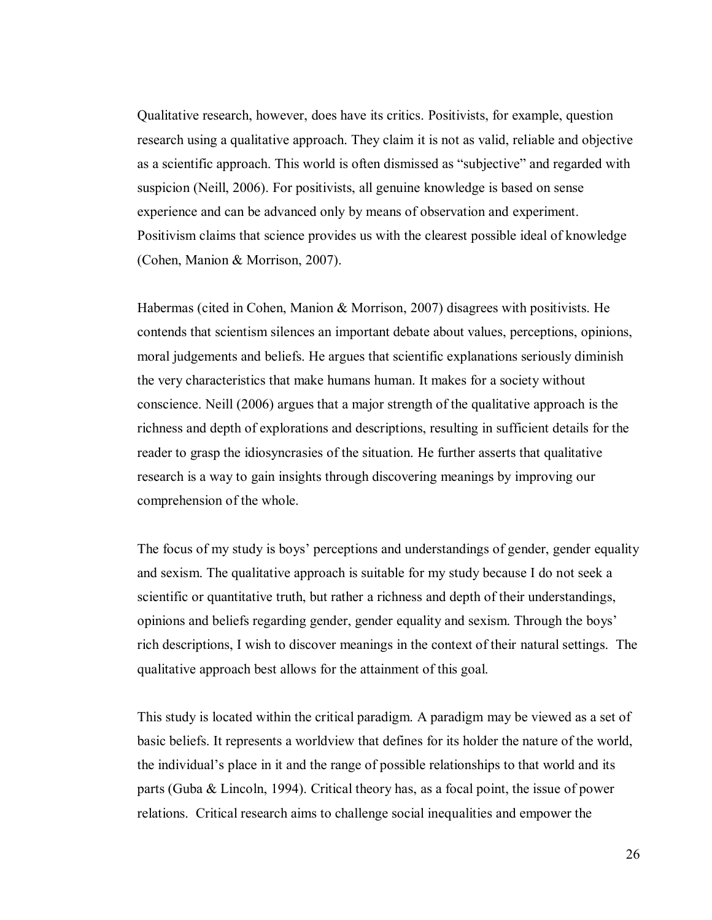Qualitative research, however, does have its critics. Positivists, for example, question research using a qualitative approach. They claim it is not as valid, reliable and objective as a scientific approach. This world is often dismissed as "subjective" and regarded with suspicion (Neill, 2006). For positivists, all genuine knowledge is based on sense experience and can be advanced only by means of observation and experiment. Positivism claims that science provides us with the clearest possible ideal of knowledge (Cohen, Manion & Morrison, 2007).

Habermas (cited in Cohen, Manion & Morrison, 2007) disagrees with positivists. He contends that scientism silences an important debate about values, perceptions, opinions, moral judgements and beliefs. He argues that scientific explanations seriously diminish the very characteristics that make humans human. It makes for a society without conscience. Neill (2006) argues that a major strength of the qualitative approach is the richness and depth of explorations and descriptions, resulting in sufficient details for the reader to grasp the idiosyncrasies of the situation. He further asserts that qualitative research is a way to gain insights through discovering meanings by improving our comprehension of the whole.

The focus of my study is boys' perceptions and understandings of gender, gender equality and sexism. The qualitative approach is suitable for my study because I do not seek a scientific or quantitative truth, but rather a richness and depth of their understandings, opinions and beliefs regarding gender, gender equality and sexism. Through the boys' rich descriptions, I wish to discover meanings in the context of their natural settings. The qualitative approach best allows for the attainment of this goal.

This study is located within the critical paradigm. A paradigm may be viewed as a set of basic beliefs. It represents a worldview that defines for its holder the nature of the world, the individual's place in it and the range of possible relationships to that world and its parts (Guba & Lincoln, 1994). Critical theory has, as a focal point, the issue of power relations. Critical research aims to challenge social inequalities and empower the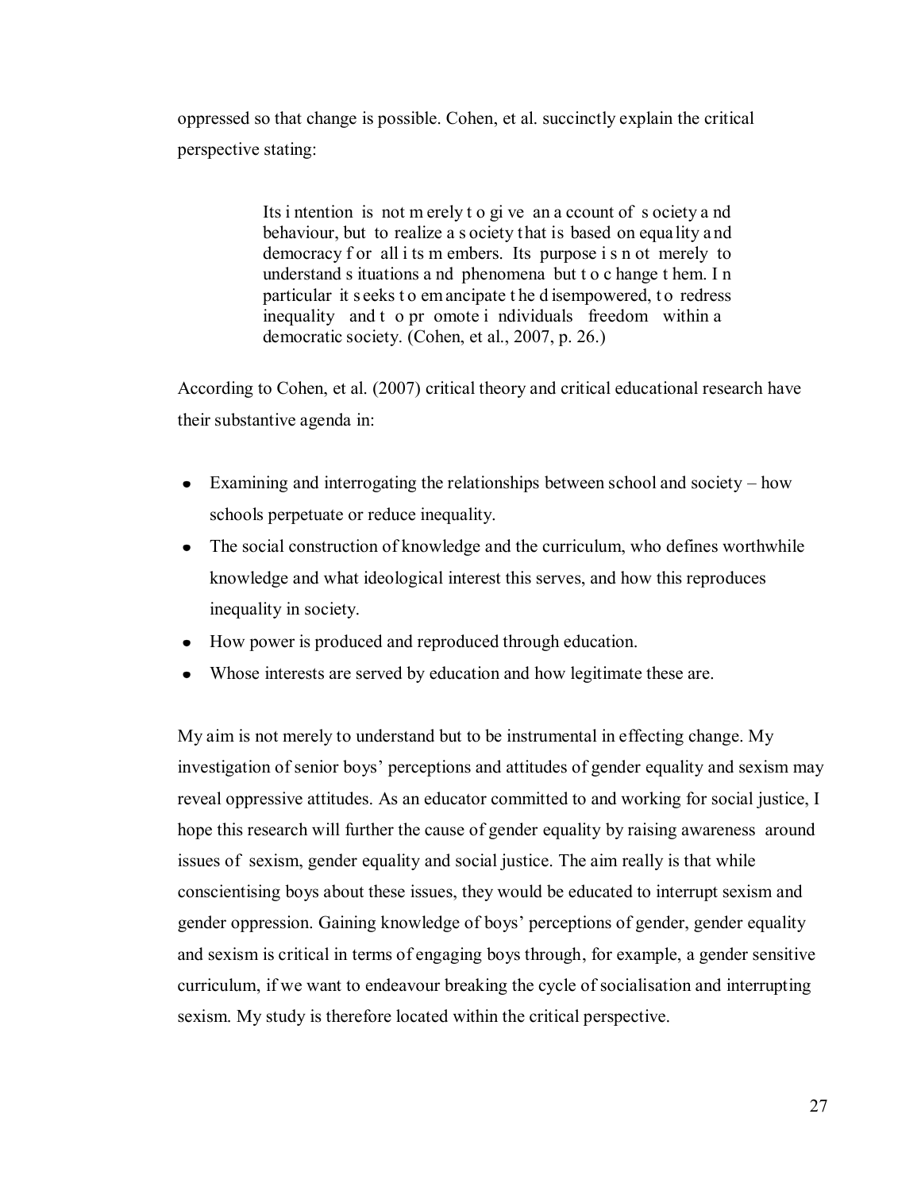oppressed so that change is possible. Cohen, et al. succinctly explain the critical perspective stating:

> Its intention is not merely to give an account of society and behaviour, but to realize a society that is based on equality and democracy for all its members. Its purpose is not merely to understand situations and phenomena but to change them. In particular it seeks to emancipate the disempowered, to redress inequality and to promote individuals freedom within a democratic society. (Cohen, et al., 2007, p. 26.)

According to Cohen, et al. (2007) critical theory and critical educational research have their substantive agenda in:

- Examining and interrogating the relationships between school and society – how schools perpetuate or reduce inequality.
- The social construction of knowledge and the curriculum, who defines worthwhile knowledge and what ideological interest this serves, and how this reproduces inequality in society.
- How power is produced and reproduced through education.
- Whose interests are served by education and how legitimate these are.

My aim is not merely to understand but to be instrumental in effecting change. My investigation of senior boys' perceptions and attitudes of gender equality and sexism may reveal oppressive attitudes. As an educator committed to and working for social justice, I hope this research will further the cause of gender equality by raising awareness around issues of sexism, gender equality and social justice. The aim really is that while conscientising boys about these issues, they would be educated to interrupt sexism and gender oppression. Gaining knowledge of boys' perceptions of gender, gender equality and sexism is critical in terms of engaging boys through, for example, a gender sensitive curriculum, if we want to endeavour breaking the cycle of socialisation and interrupting sexism. My study is therefore located within the critical perspective.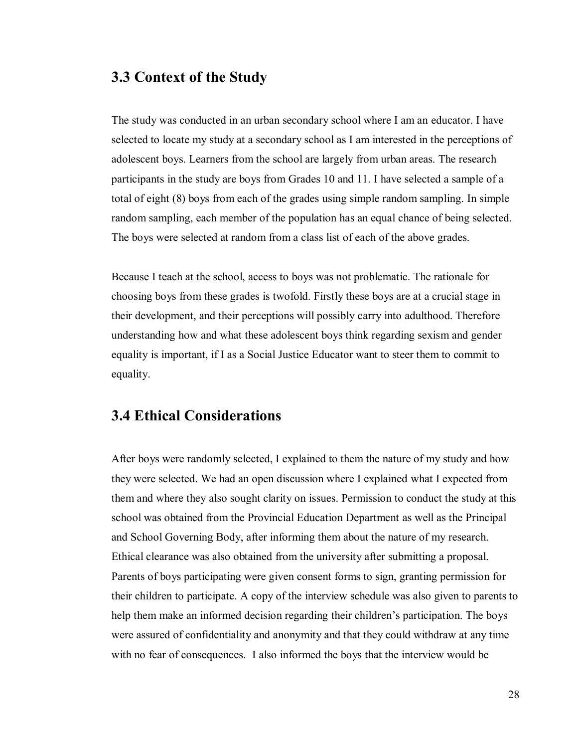## 3.3 Context of the Study

The study was conducted in an urban secondary school where I am an educator. I have selected to locate my study at a secondary school as I am interested in the perceptions of adolescent boys. Learners from the school are largely from urban areas. The research participants in the study are boys from Grades 10 and 11. I have selected a sample of a total of eight (8) boys from each of the grades using simple random sampling. In simple random sampling, each member of the population has an equal chance of being selected. The boys were selected at random from a class list of each of the above grades.

Because I teach at the school, access to boys was not problematic. The rationale for choosing boys from these grades is twofold. Firstly these boys are at a crucial stage in their development, and their perceptions will possibly carry into adulthood. Therefore understanding how and what these adolescent boys think regarding sexism and gender equality is important, if I as a Social Justice Educator want to steer them to commit to equality.

## 3.4 Ethical Considerations

After boys were randomly selected, I explained to them the nature of my study and how they were selected. We had an open discussion where I explained what I expected from them and where they also sought clarity on issues. Permission to conduct the study at this school was obtained from the Provincial Education Department as well as the Principal and School Governing Body, after informing them about the nature of my research. Ethical clearance was also obtained from the university after submitting a proposal. Parents of boys participating were given consent forms to sign, granting permission for their children to participate. A copy of the interview schedule was also given to parents to help them make an informed decision regarding their children's participation. The boys were assured of confidentiality and anonymity and that they could withdraw at any time with no fear of consequences. I also informed the boys that the interview would be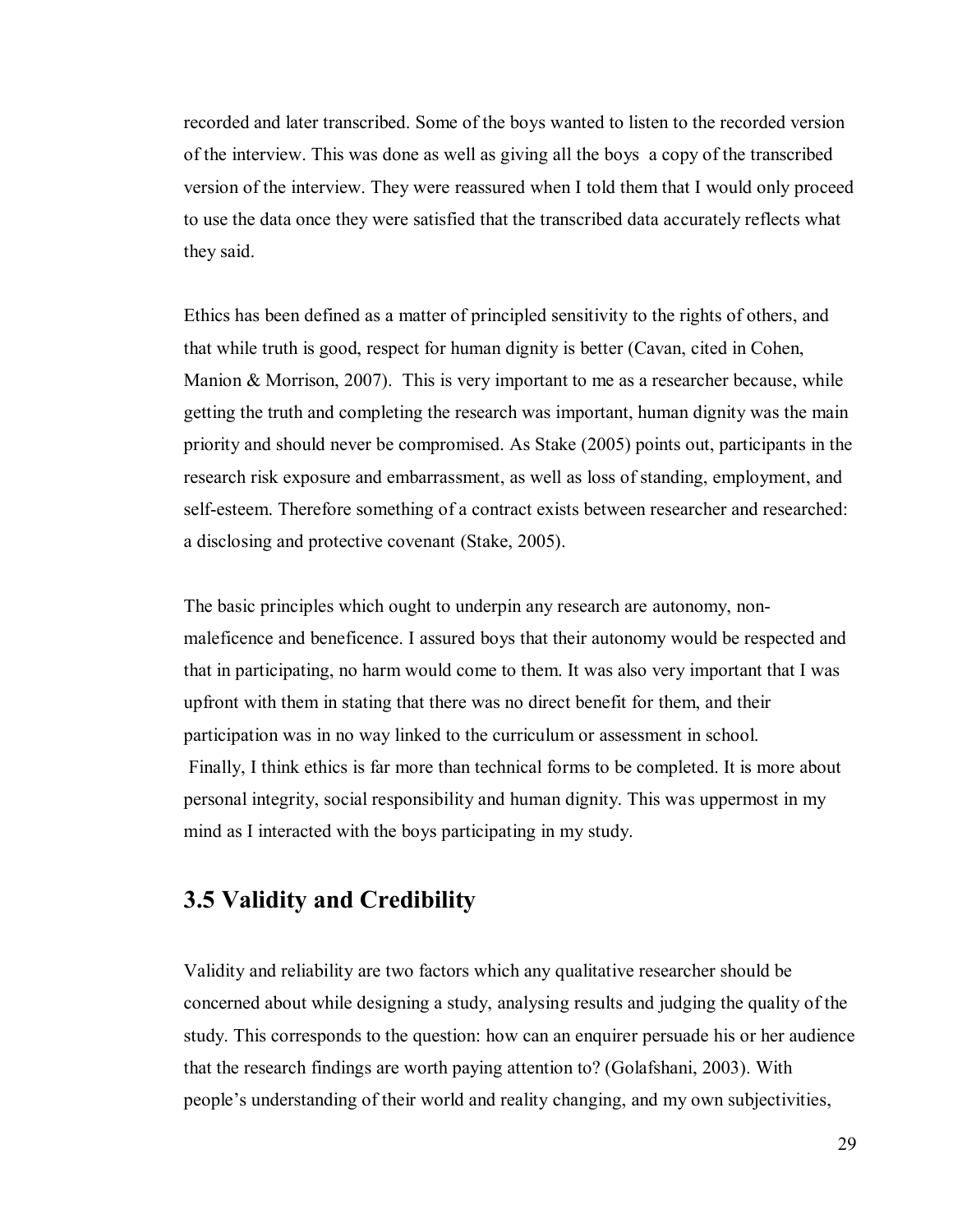recorded and later transcribed. Some of the boys wanted to listen to the recorded version of the interview. This was done as well as giving all the boys a copy of the transcribed version of the interview. They were reassured when I told them that I would only proceed to use the data once they were satisfied that the transcribed data accurately reflects what they said.

Ethics has been defined as a matter of principled sensitivity to the rights of others, and that while truth is good, respect for human dignity is better (Cavan, cited in Cohen, Manion & Morrison, 2007). This is very important to me as a researcher because, while getting the truth and completing the research was important, human dignity was the main priority and should never be compromised. As Stake (2005) points out, participants in the research risk exposure and embarrassment, as well as loss of standing, employment, and self-esteem. Therefore something of a contract exists between researcher and researched: a disclosing and protective covenant (Stake, 2005).

The basic principles which ought to underpin any research are autonomy, non-maleficence and beneficence. I assured boys that their autonomy would be respected and that in participating, no harm would come to them. It was also very important that I was upfront with them in stating that there was no direct benefit for them, and their participation was in no way linked to the curriculum or assessment in school.
Finally, I think ethics is far more than technical forms to be completed. It is more about personal integrity, social responsibility and human dignity. This was uppermost in my mind as I interacted with the boys participating in my study.

## 3.5 Validity and Credibility

Validity and reliability are two factors which any qualitative researcher should be concerned about while designing a study, analysing results and judging the quality of the study. This corresponds to the question: how can an enquirer persuade his or her audience that the research findings are worth paying attention to? (Golafshani, 2003). With people's understanding of their world and reality changing, and my own subjectivities,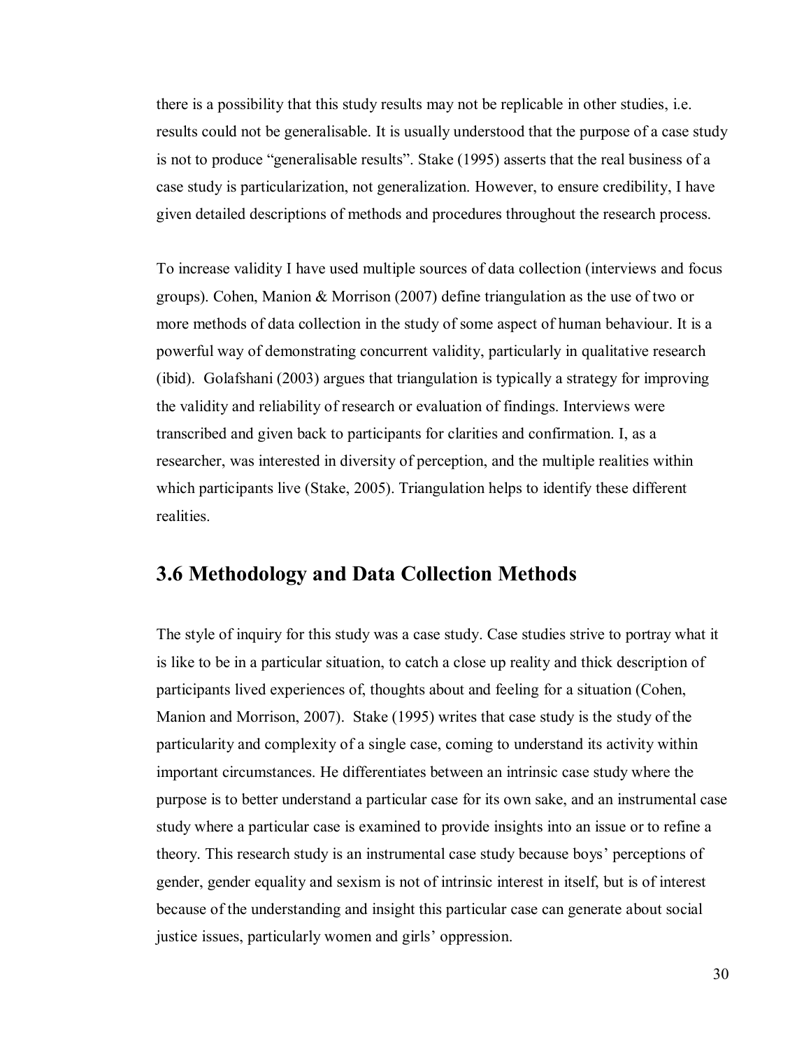there is a possibility that this study results may not be replicable in other studies, i.e. results could not be generalisable. It is usually understood that the purpose of a case study is not to produce "generalisable results". Stake (1995) asserts that the real business of a case study is particularization, not generalization. However, to ensure credibility, I have given detailed descriptions of methods and procedures throughout the research process.

To increase validity I have used multiple sources of data collection (interviews and focus groups). Cohen, Manion & Morrison (2007) define triangulation as the use of two or more methods of data collection in the study of some aspect of human behaviour. It is a powerful way of demonstrating concurrent validity, particularly in qualitative research (ibid). Golafshani (2003) argues that triangulation is typically a strategy for improving the validity and reliability of research or evaluation of findings. Interviews were transcribed and given back to participants for clarities and confirmation. I, as a researcher, was interested in diversity of perception, and the multiple realities within which participants live (Stake, 2005). Triangulation helps to identify these different realities.

## 3.6 Methodology and Data Collection Methods

The style of inquiry for this study was a case study. Case studies strive to portray what it is like to be in a particular situation, to catch a close up reality and thick description of participants lived experiences of, thoughts about and feeling for a situation (Cohen, Manion and Morrison, 2007). Stake (1995) writes that case study is the study of the particularity and complexity of a single case, coming to understand its activity within important circumstances. He differentiates between an intrinsic case study where the purpose is to better understand a particular case for its own sake, and an instrumental case study where a particular case is examined to provide insights into an issue or to refine a theory. This research study is an instrumental case study because boys' perceptions of gender, gender equality and sexism is not of intrinsic interest in itself, but is of interest because of the understanding and insight this particular case can generate about social justice issues, particularly women and girls' oppression.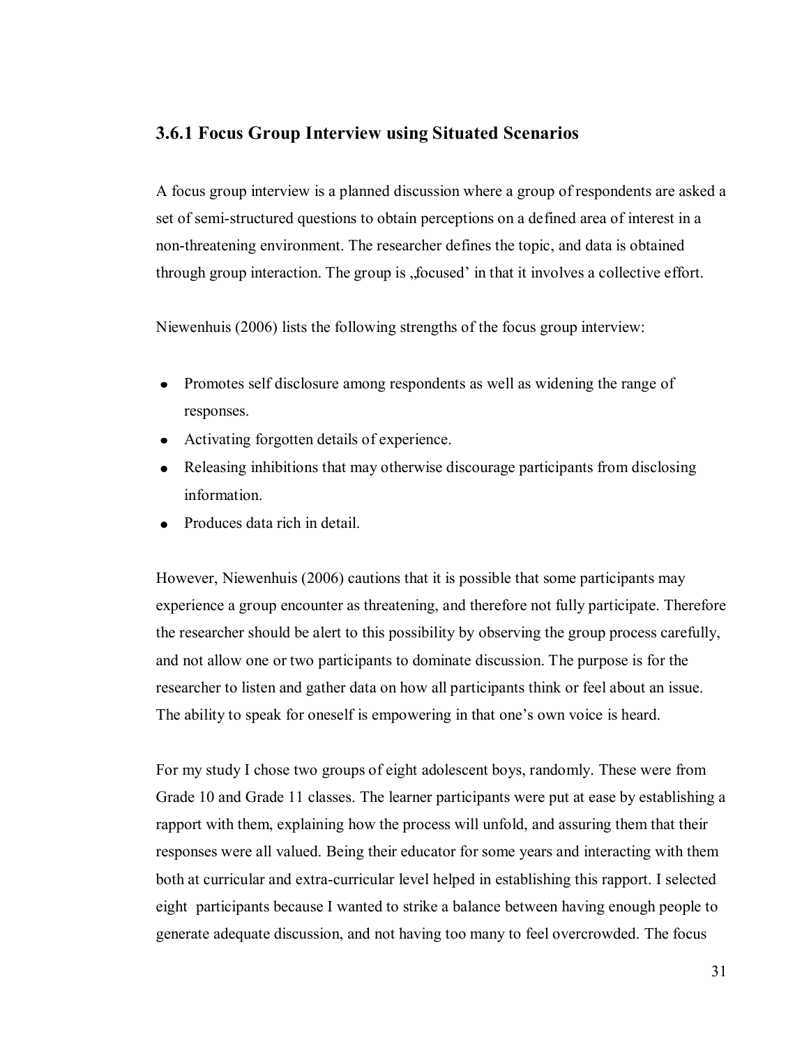### 3.6.1 Focus Group Interview using Situated Scenarios

A focus group interview is a planned discussion where a group of respondents are asked a set of semi-structured questions to obtain perceptions on a defined area of interest in a non-threatening environment. The researcher defines the topic, and data is obtained through group interaction. The group is „focused' in that it involves a collective effort.

Niewenhuis (2006) lists the following strengths of the focus group interview:

- Promotes self disclosure among respondents as well as widening the range of responses.
- Activating forgotten details of experience.
- Releasing inhibitions that may otherwise discourage participants from disclosing information.
- Produces data rich in detail.

However, Niewenhuis (2006) cautions that it is possible that some participants may experience a group encounter as threatening, and therefore not fully participate. Therefore the researcher should be alert to this possibility by observing the group process carefully, and not allow one or two participants to dominate discussion. The purpose is for the researcher to listen and gather data on how all participants think or feel about an issue. The ability to speak for oneself is empowering in that one's own voice is heard.

For my study I chose two groups of eight adolescent boys, randomly. These were from Grade 10 and Grade 11 classes. The learner participants were put at ease by establishing a rapport with them, explaining how the process will unfold, and assuring them that their responses were all valued. Being their educator for some years and interacting with them both at curricular and extra-curricular level helped in establishing this rapport. I selected eight participants because I wanted to strike a balance between having enough people to generate adequate discussion, and not having too many to feel overcrowded. The focus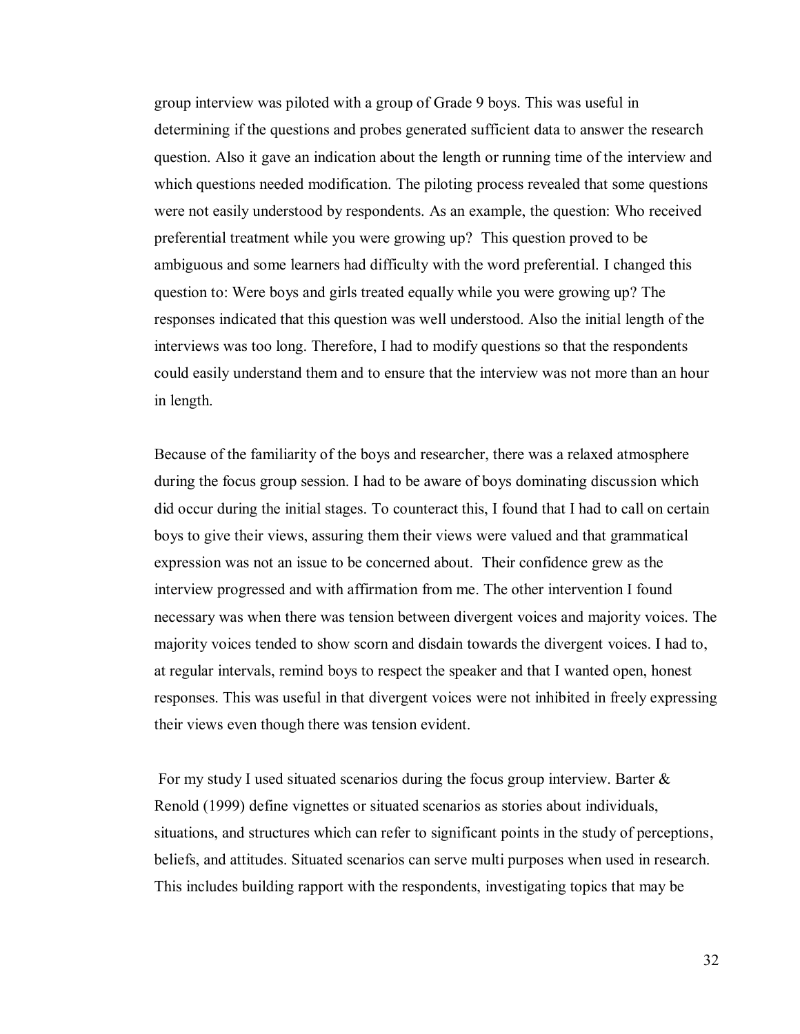group interview was piloted with a group of Grade 9 boys. This was useful in determining if the questions and probes generated sufficient data to answer the research question. Also it gave an indication about the length or running time of the interview and which questions needed modification. The piloting process revealed that some questions were not easily understood by respondents. As an example, the question: Who received preferential treatment while you were growing up? This question proved to be ambiguous and some learners had difficulty with the word preferential. I changed this question to: Were boys and girls treated equally while you were growing up? The responses indicated that this question was well understood. Also the initial length of the interviews was too long. Therefore, I had to modify questions so that the respondents could easily understand them and to ensure that the interview was not more than an hour in length.

Because of the familiarity of the boys and researcher, there was a relaxed atmosphere during the focus group session. I had to be aware of boys dominating discussion which did occur during the initial stages. To counteract this, I found that I had to call on certain boys to give their views, assuring them their views were valued and that grammatical expression was not an issue to be concerned about. Their confidence grew as the interview progressed and with affirmation from me. The other intervention I found necessary was when there was tension between divergent voices and majority voices. The majority voices tended to show scorn and disdain towards the divergent voices. I had to, at regular intervals, remind boys to respect the speaker and that I wanted open, honest responses. This was useful in that divergent voices were not inhibited in freely expressing their views even though there was tension evident.

For my study I used situated scenarios during the focus group interview. Barter & Renold (1999) define vignettes or situated scenarios as stories about individuals, situations, and structures which can refer to significant points in the study of perceptions, beliefs, and attitudes. Situated scenarios can serve multi purposes when used in research. This includes building rapport with the respondents, investigating topics that may be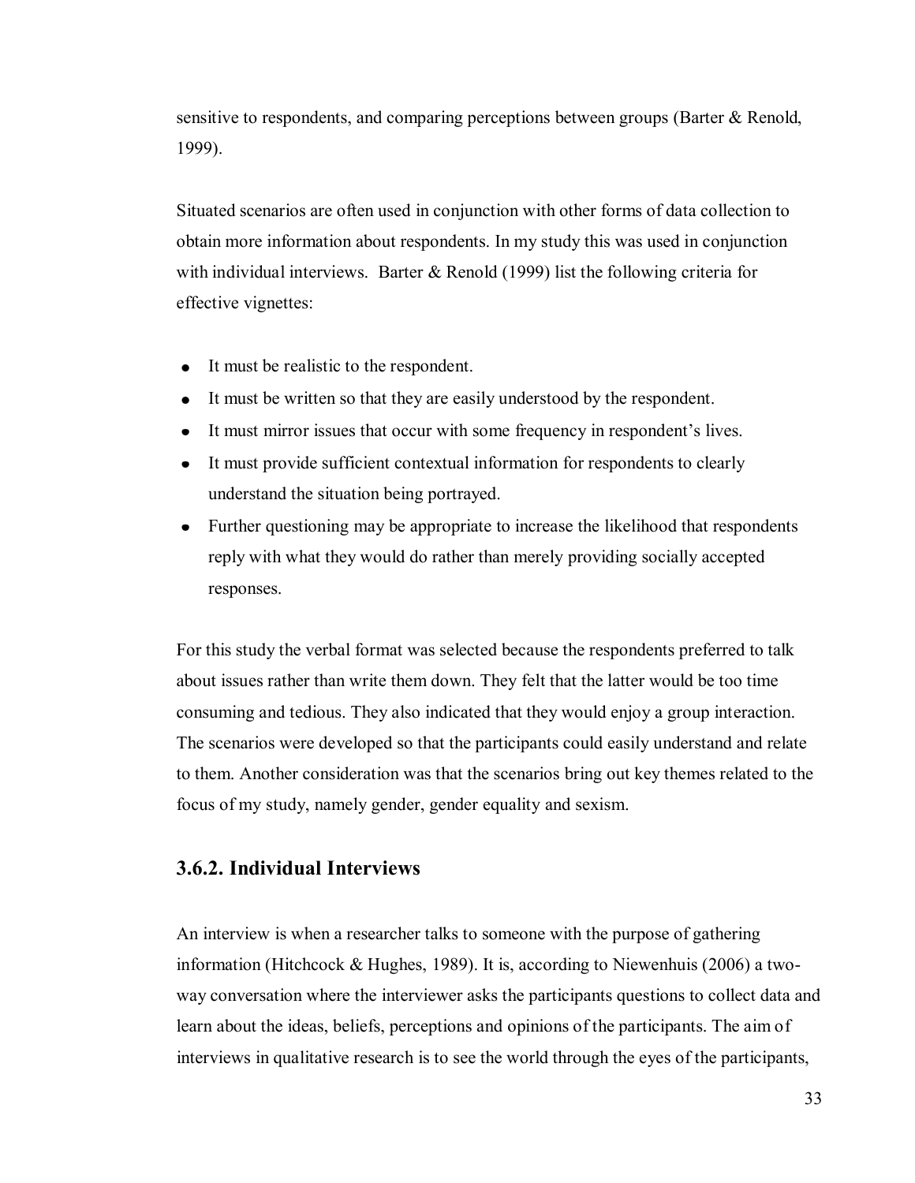sensitive to respondents, and comparing perceptions between groups (Barter & Renold, 1999).

Situated scenarios are often used in conjunction with other forms of data collection to obtain more information about respondents. In my study this was used in conjunction with individual interviews. Barter & Renold (1999) list the following criteria for effective vignettes:

- It must be realistic to the respondent.
- It must be written so that they are easily understood by the respondent.
- It must mirror issues that occur with some frequency in respondent's lives.
- It must provide sufficient contextual information for respondents to clearly understand the situation being portrayed.
- Further questioning may be appropriate to increase the likelihood that respondents reply with what they would do rather than merely providing socially accepted responses.

For this study the verbal format was selected because the respondents preferred to talk about issues rather than write them down. They felt that the latter would be too time consuming and tedious. They also indicated that they would enjoy a group interaction. The scenarios were developed so that the participants could easily understand and relate to them. Another consideration was that the scenarios bring out key themes related to the focus of my study, namely gender, gender equality and sexism.

### 3.6.2. Individual Interviews

An interview is when a researcher talks to someone with the purpose of gathering information (Hitchcock & Hughes, 1989). It is, according to Niewenhuis (2006) a two-way conversation where the interviewer asks the participants questions to collect data and learn about the ideas, beliefs, perceptions and opinions of the participants. The aim of interviews in qualitative research is to see the world through the eyes of the participants,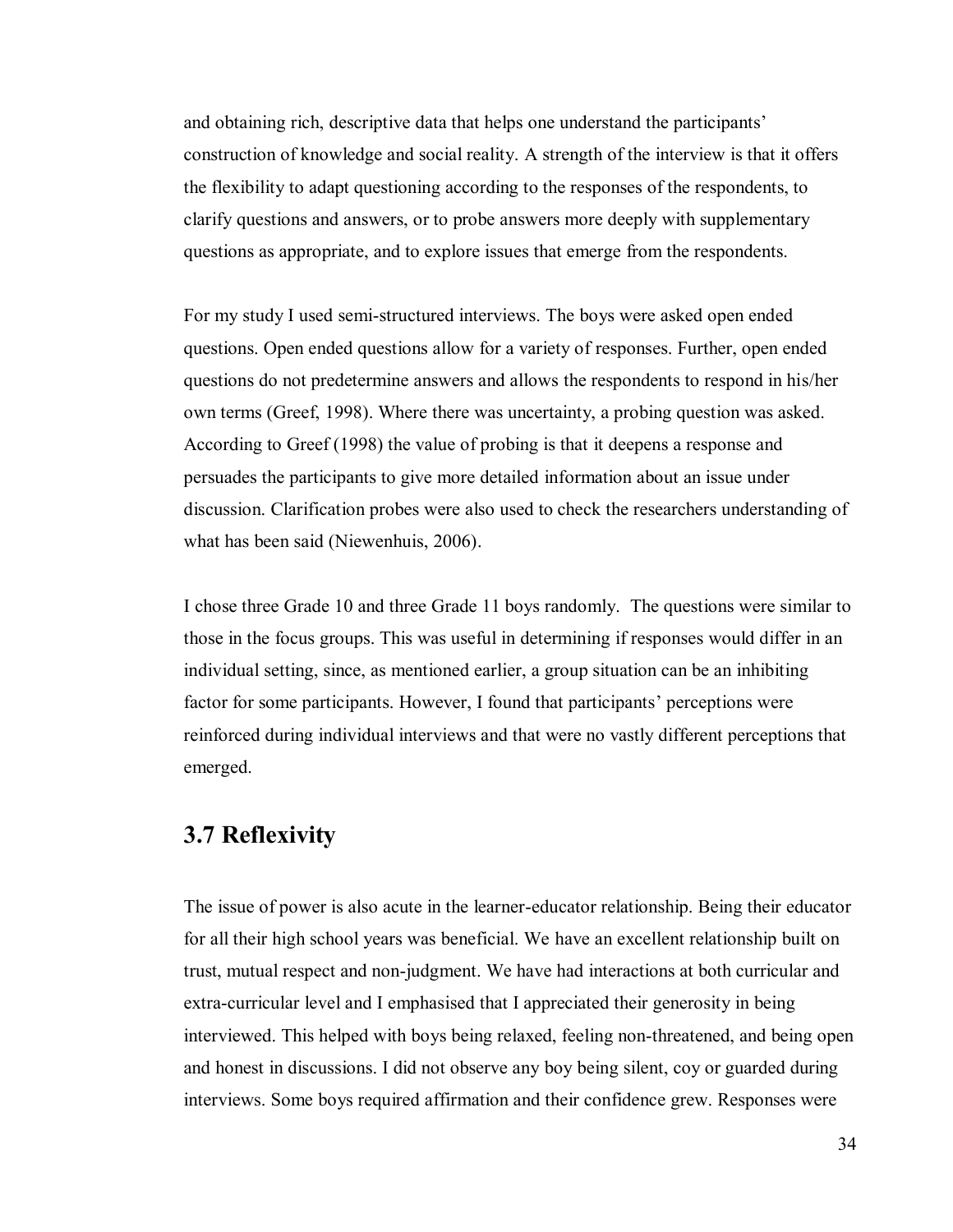and obtaining rich, descriptive data that helps one understand the participants' construction of knowledge and social reality. A strength of the interview is that it offers the flexibility to adapt questioning according to the responses of the respondents, to clarify questions and answers, or to probe answers more deeply with supplementary questions as appropriate, and to explore issues that emerge from the respondents.

For my study I used semi-structured interviews. The boys were asked open ended questions. Open ended questions allow for a variety of responses. Further, open ended questions do not predetermine answers and allows the respondents to respond in his/her own terms (Greef, 1998). Where there was uncertainty, a probing question was asked. According to Greef (1998) the value of probing is that it deepens a response and persuades the participants to give more detailed information about an issue under discussion. Clarification probes were also used to check the researchers understanding of what has been said (Niewenhuis, 2006).

I chose three Grade 10 and three Grade 11 boys randomly. The questions were similar to those in the focus groups. This was useful in determining if responses would differ in an individual setting, since, as mentioned earlier, a group situation can be an inhibiting factor for some participants. However, I found that participants' perceptions were reinforced during individual interviews and that were no vastly different perceptions that emerged.

## 3.7 Reflexivity

The issue of power is also acute in the learner-educator relationship. Being their educator for all their high school years was beneficial. We have an excellent relationship built on trust, mutual respect and non-judgment. We have had interactions at both curricular and extra-curricular level and I emphasised that I appreciated their generosity in being interviewed. This helped with boys being relaxed, feeling non-threatened, and being open and honest in discussions. I did not observe any boy being silent, coy or guarded during interviews. Some boys required affirmation and their confidence grew. Responses were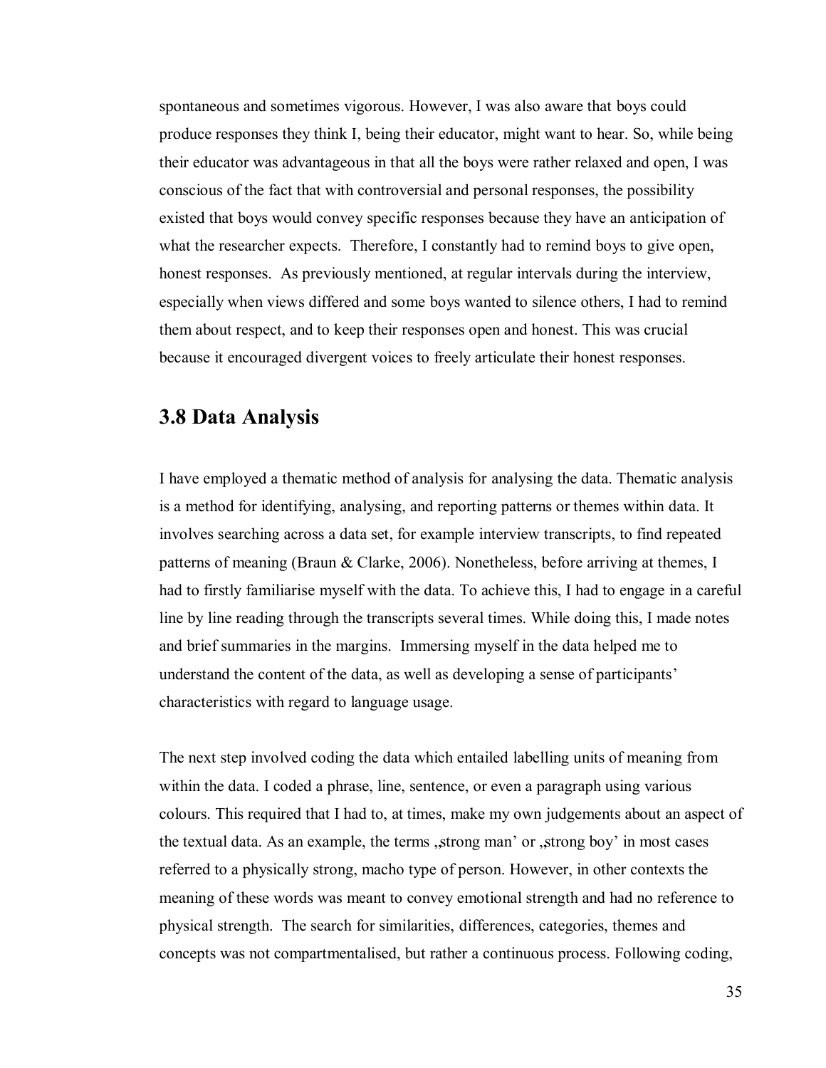spontaneous and sometimes vigorous. However, I was also aware that boys could produce responses they think I, being their educator, might want to hear. So, while being their educator was advantageous in that all the boys were rather relaxed and open, I was conscious of the fact that with controversial and personal responses, the possibility existed that boys would convey specific responses because they have an anticipation of what the researcher expects. Therefore, I constantly had to remind boys to give open, honest responses. As previously mentioned, at regular intervals during the interview, especially when views differed and some boys wanted to silence others, I had to remind them about respect, and to keep their responses open and honest. This was crucial because it encouraged divergent voices to freely articulate their honest responses.

## 3.8 Data Analysis

I have employed a thematic method of analysis for analysing the data. Thematic analysis is a method for identifying, analysing, and reporting patterns or themes within data. It involves searching across a data set, for example interview transcripts, to find repeated patterns of meaning (Braun & Clarke, 2006). Nonetheless, before arriving at themes, I had to firstly familiarise myself with the data. To achieve this, I had to engage in a careful line by line reading through the transcripts several times. While doing this, I made notes and brief summaries in the margins. Immersing myself in the data helped me to understand the content of the data, as well as developing a sense of participants' characteristics with regard to language usage.

The next step involved coding the data which entailed labelling units of meaning from within the data. I coded a phrase, line, sentence, or even a paragraph using various colours. This required that I had to, at times, make my own judgements about an aspect of the textual data. As an example, the terms „strong man' or „strong boy' in most cases referred to a physically strong, macho type of person. However, in other contexts the meaning of these words was meant to convey emotional strength and had no reference to physical strength. The search for similarities, differences, categories, themes and concepts was not compartmentalised, but rather a continuous process. Following coding,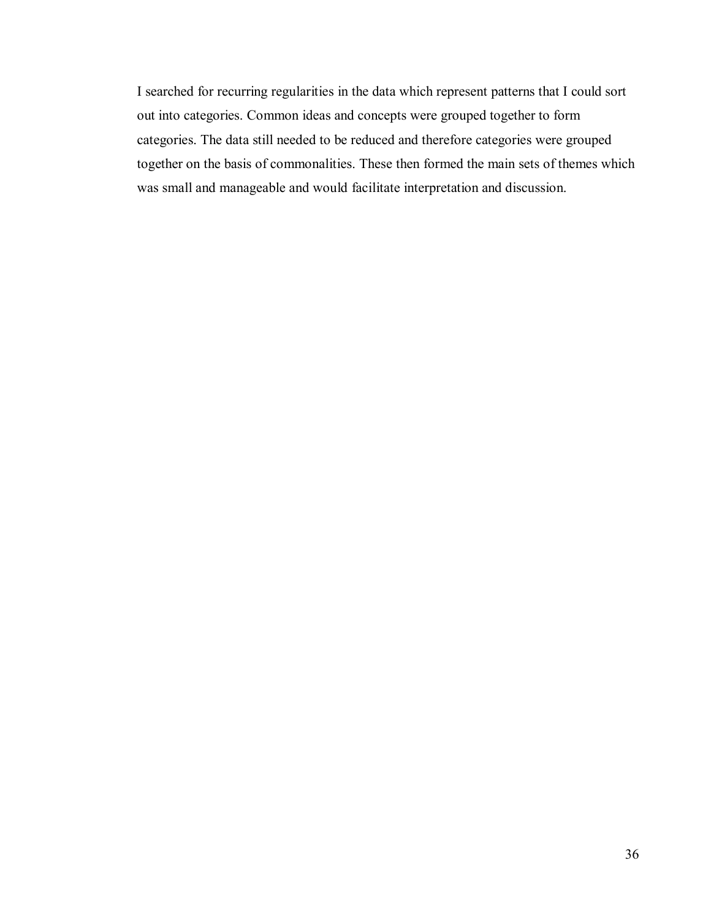I searched for recurring regularities in the data which represent patterns that I could sort out into categories. Common ideas and concepts were grouped together to form categories. The data still needed to be reduced and therefore categories were grouped together on the basis of commonalities. These then formed the main sets of themes which was small and manageable and would facilitate interpretation and discussion.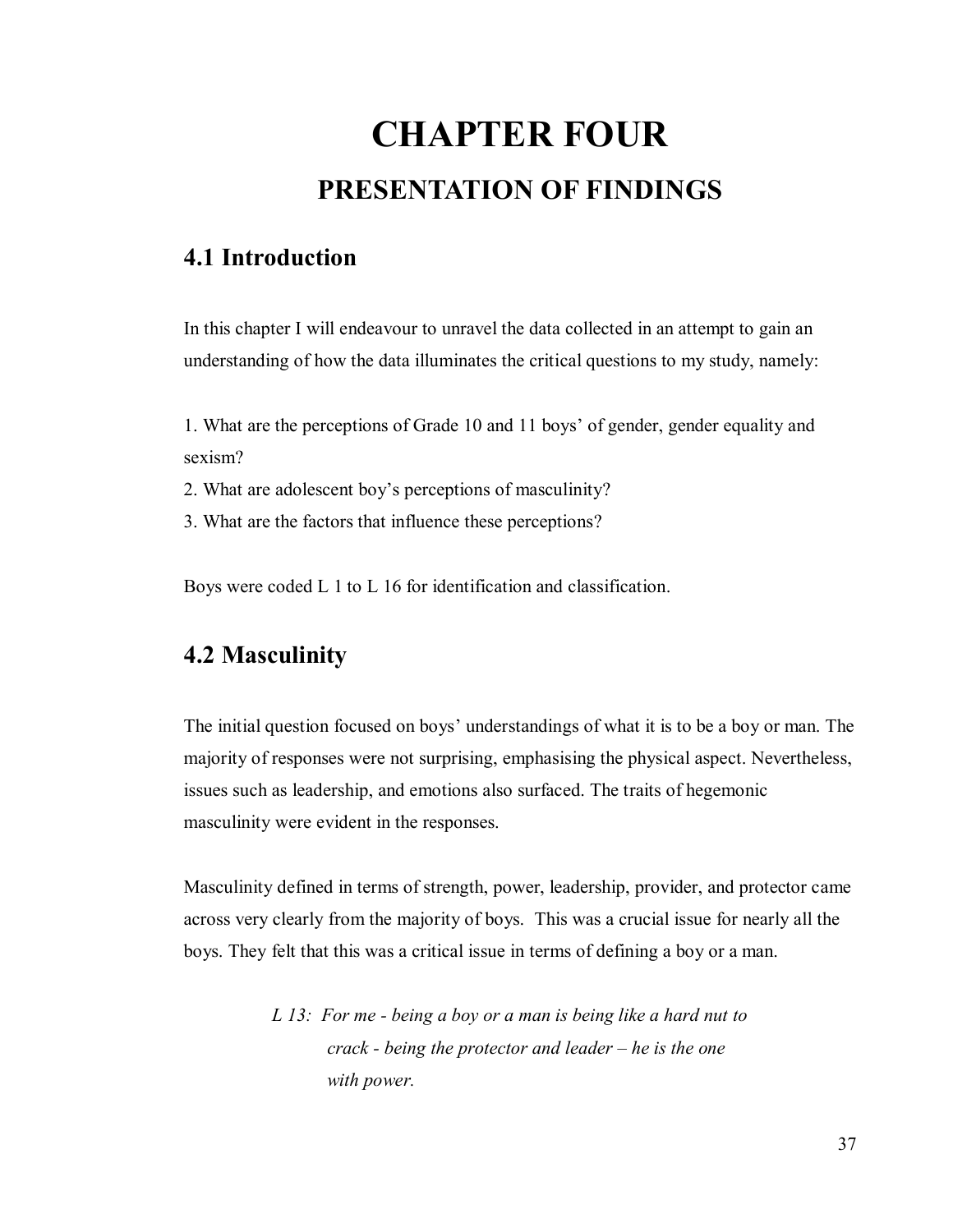# CHAPTER FOUR

## PRESENTATION OF FINDINGS

### 4.1 Introduction

In this chapter I will endeavour to unravel the data collected in an attempt to gain an understanding of how the data illuminates the critical questions to my study, namely:

1. What are the perceptions of Grade 10 and 11 boys' of gender, gender equality and sexism?
2. What are adolescent boy's perceptions of masculinity?
3. What are the factors that influence these perceptions?

Boys were coded L 1 to L 16 for identification and classification.

### 4.2 Masculinity

The initial question focused on boys' understandings of what it is to be a boy or man. The majority of responses were not surprising, emphasising the physical aspect. Nevertheless, issues such as leadership, and emotions also surfaced. The traits of hegemonic masculinity were evident in the responses.

Masculinity defined in terms of strength, power, leadership, provider, and protector came across very clearly from the majority of boys. This was a crucial issue for nearly all the boys. They felt that this was a critical issue in terms of defining a boy or a man.

> *L 13: For me - being a boy or a man is being like a hard nut to crack - being the protector and leader – he is the one with power.*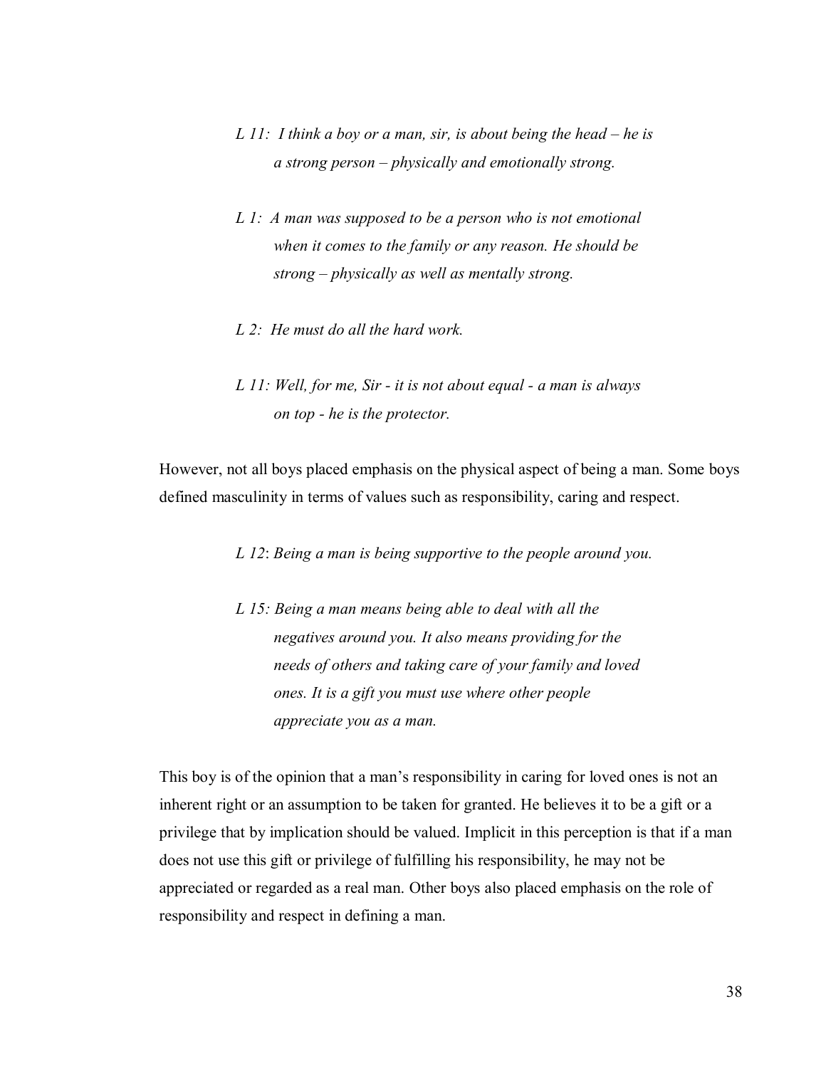> *L 11: I think a boy or a man, sir, is about being the head – he is a strong person – physically and emotionally strong.*

> *L 1: A man was supposed to be a person who is not emotional when it comes to the family or any reason. He should be strong – physically as well as mentally strong.*

> *L 2: He must do all the hard work.*

> *L 11: Well, for me, Sir - it is not about equal - a man is always on top - he is the protector.*

However, not all boys placed emphasis on the physical aspect of being a man. Some boys defined masculinity in terms of values such as responsibility, caring and respect.

> *L 12*: *Being a man is being supportive to the people around you.*

> *L 15: Being a man means being able to deal with all the negatives around you. It also means providing for the needs of others and taking care of your family and loved ones. It is a gift you must use where other people appreciate you as a man.*

This boy is of the opinion that a man's responsibility in caring for loved ones is not an inherent right or an assumption to be taken for granted. He believes it to be a gift or a privilege that by implication should be valued. Implicit in this perception is that if a man does not use this gift or privilege of fulfilling his responsibility, he may not be appreciated or regarded as a real man. Other boys also placed emphasis on the role of responsibility and respect in defining a man.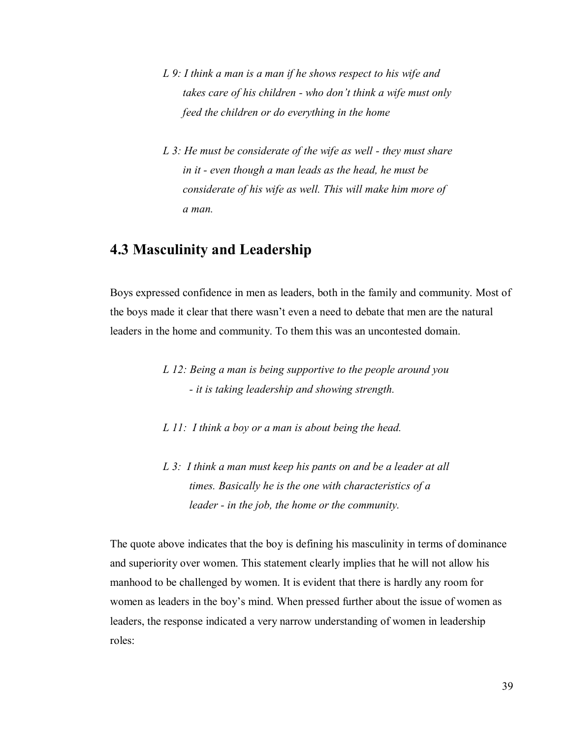*L 9: I think a man is a man if he shows respect to his wife and takes care of his children - who don't think a wife must only feed the children or do everything in the home*

*L 3: He must be considerate of the wife as well - they must share in it - even though a man leads as the head, he must be considerate of his wife as well. This will make him more of a man.*

## 4.3 Masculinity and Leadership

Boys expressed confidence in men as leaders, both in the family and community. Most of the boys made it clear that there wasn't even a need to debate that men are the natural leaders in the home and community. To them this was an uncontested domain.

*L 12: Being a man is being supportive to the people around you - it is taking leadership and showing strength.*

*L 11: I think a boy or a man is about being the head.*

*L 3: I think a man must keep his pants on and be a leader at all times. Basically he is the one with characteristics of a leader - in the job, the home or the community.*

The quote above indicates that the boy is defining his masculinity in terms of dominance and superiority over women. This statement clearly implies that he will not allow his manhood to be challenged by women. It is evident that there is hardly any room for women as leaders in the boy's mind. When pressed further about the issue of women as leaders, the response indicated a very narrow understanding of women in leadership roles: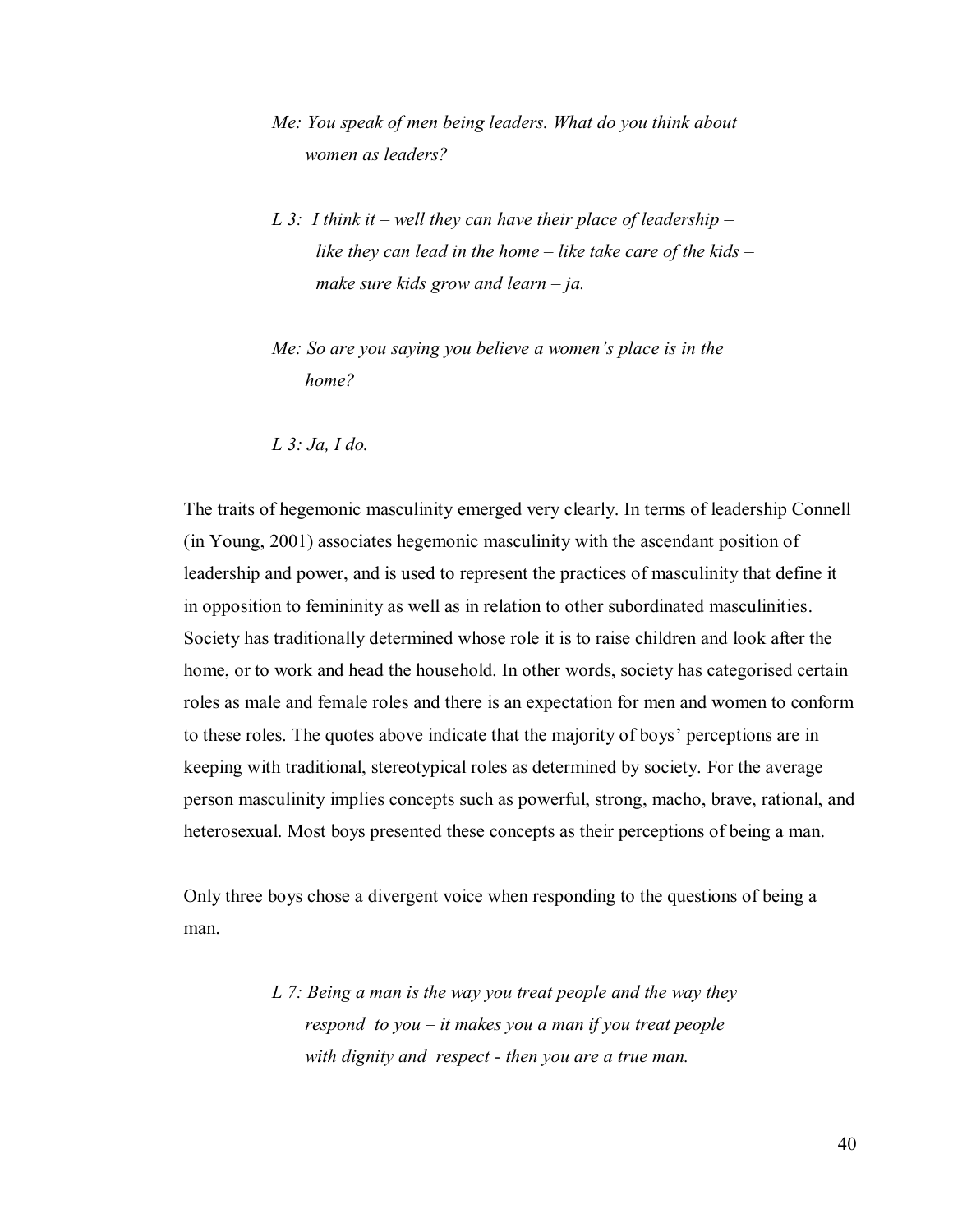*Me: You speak of men being leaders. What do you think about women as leaders?*

*L 3: I think it – well they can have their place of leadership – like they can lead in the home – like take care of the kids – make sure kids grow and learn – ja.*

*Me: So are you saying you believe a women's place is in the home?*

*L 3: Ja, I do.*

The traits of hegemonic masculinity emerged very clearly. In terms of leadership Connell (in Young, 2001) associates hegemonic masculinity with the ascendant position of leadership and power, and is used to represent the practices of masculinity that define it in opposition to femininity as well as in relation to other subordinated masculinities. Society has traditionally determined whose role it is to raise children and look after the home, or to work and head the household. In other words, society has categorised certain roles as male and female roles and there is an expectation for men and women to conform to these roles. The quotes above indicate that the majority of boys' perceptions are in keeping with traditional, stereotypical roles as determined by society. For the average person masculinity implies concepts such as powerful, strong, macho, brave, rational, and heterosexual. Most boys presented these concepts as their perceptions of being a man.

Only three boys chose a divergent voice when responding to the questions of being a man.

*L 7: Being a man is the way you treat people and the way they respond to you – it makes you a man if you treat people with dignity and respect - then you are a true man.*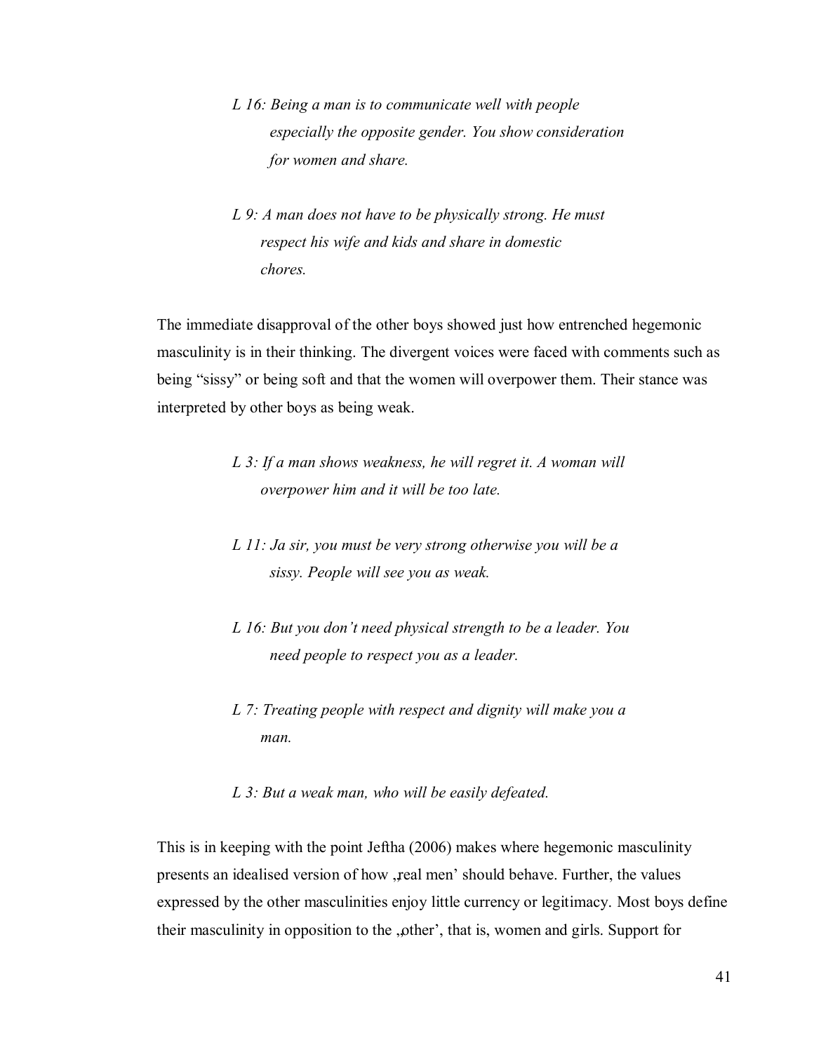*L 16: Being a man is to communicate well with people especially the opposite gender. You show consideration for women and share.*

*L 9: A man does not have to be physically strong. He must respect his wife and kids and share in domestic chores.*

The immediate disapproval of the other boys showed just how entrenched hegemonic masculinity is in their thinking. The divergent voices were faced with comments such as being "sissy" or being soft and that the women will overpower them. Their stance was interpreted by other boys as being weak.

*L 3: If a man shows weakness, he will regret it. A woman will overpower him and it will be too late.*

*L 11: Ja sir, you must be very strong otherwise you will be a sissy. People will see you as weak.*

*L 16: But you don't need physical strength to be a leader. You need people to respect you as a leader.*

*L 7: Treating people with respect and dignity will make you a man.*

*L 3: But a weak man, who will be easily defeated.*

This is in keeping with the point Jeftha (2006) makes where hegemonic masculinity presents an idealised version of how „real men' should behave. Further, the values expressed by the other masculinities enjoy little currency or legitimacy. Most boys define their masculinity in opposition to the „other', that is, women and girls. Support for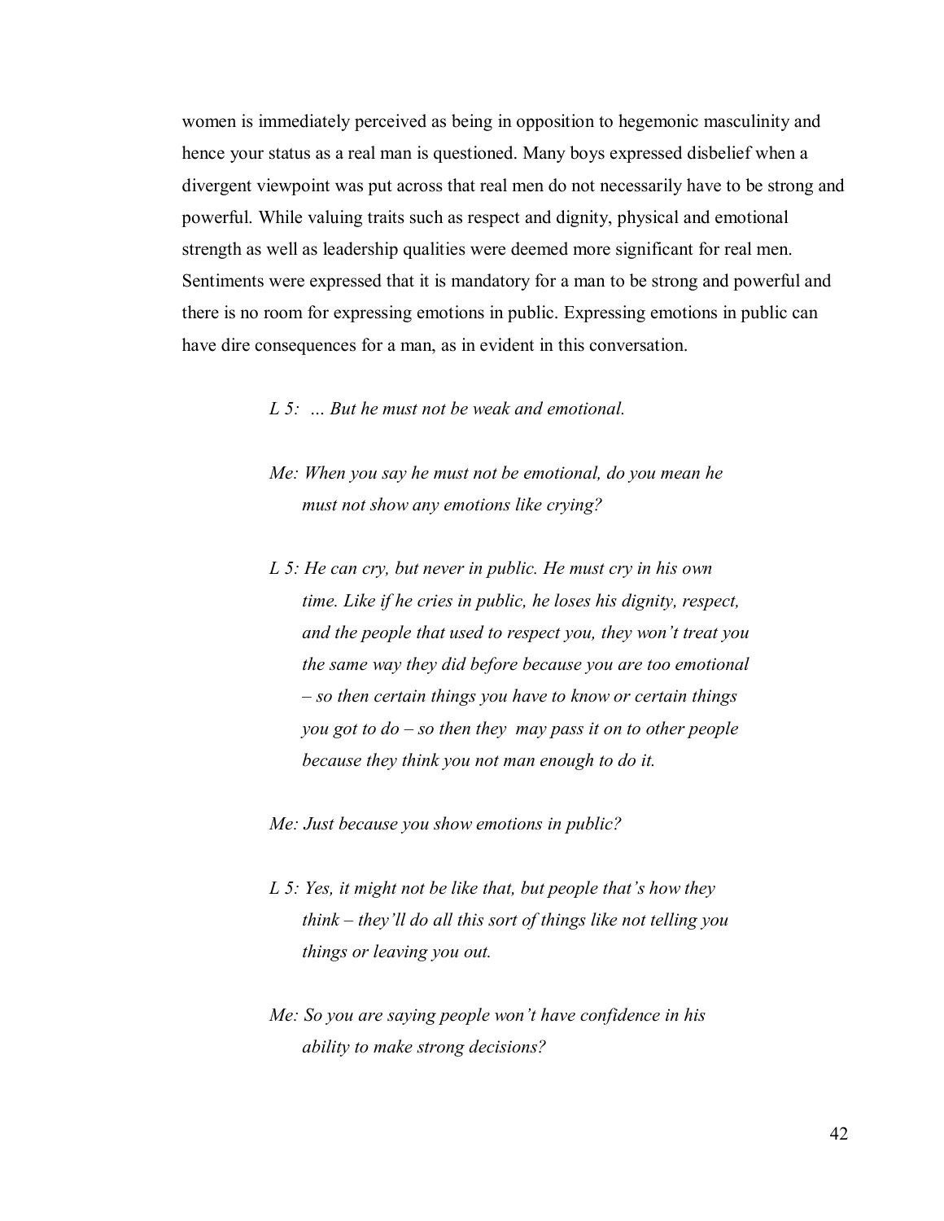women is immediately perceived as being in opposition to hegemonic masculinity and hence your status as a real man is questioned. Many boys expressed disbelief when a divergent viewpoint was put across that real men do not necessarily have to be strong and powerful. While valuing traits such as respect and dignity, physical and emotional strength as well as leadership qualities were deemed more significant for real men. Sentiments were expressed that it is mandatory for a man to be strong and powerful and there is no room for expressing emotions in public. Expressing emotions in public can have dire consequences for a man, as in evident in this conversation.

> *L 5: … But he must not be weak and emotional.*
>
> *Me: When you say he must not be emotional, do you mean he must not show any emotions like crying?*
>
> *L 5: He can cry, but never in public. He must cry in his own time. Like if he cries in public, he loses his dignity, respect, and the people that used to respect you, they won't treat you the same way they did before because you are too emotional – so then certain things you have to know or certain things you got to do – so then they may pass it on to other people because they think you not man enough to do it.*
>
> *Me: Just because you show emotions in public?*
>
> *L 5: Yes, it might not be like that, but people that's how they think – they'll do all this sort of things like not telling you things or leaving you out.*
>
> *Me: So you are saying people won't have confidence in his ability to make strong decisions?*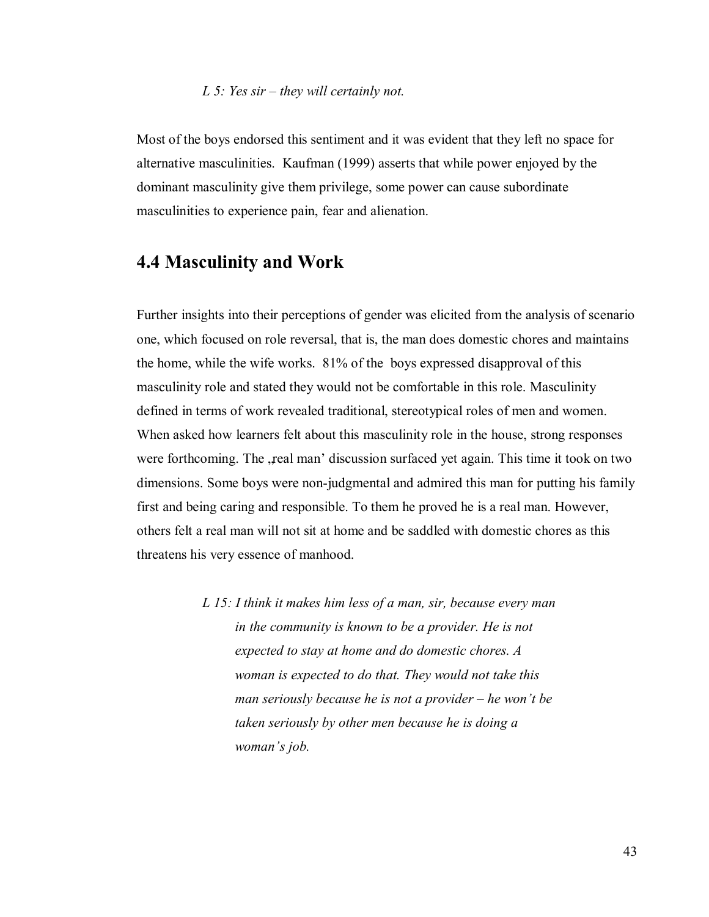*L 5: Yes sir – they will certainly not.*

Most of the boys endorsed this sentiment and it was evident that they left no space for alternative masculinities. Kaufman (1999) asserts that while power enjoyed by the dominant masculinity give them privilege, some power can cause subordinate masculinities to experience pain, fear and alienation.

## 4.4 Masculinity and Work

Further insights into their perceptions of gender was elicited from the analysis of scenario one, which focused on role reversal, that is, the man does domestic chores and maintains the home, while the wife works. 81% of the boys expressed disapproval of this masculinity role and stated they would not be comfortable in this role. Masculinity defined in terms of work revealed traditional, stereotypical roles of men and women. When asked how learners felt about this masculinity role in the house, strong responses were forthcoming. The „real man' discussion surfaced yet again. This time it took on two dimensions. Some boys were non-judgmental and admired this man for putting his family first and being caring and responsible. To them he proved he is a real man. However, others felt a real man will not sit at home and be saddled with domestic chores as this threatens his very essence of manhood.

> *L 15: I think it makes him less of a man, sir, because every man in the community is known to be a provider. He is not expected to stay at home and do domestic chores. A woman is expected to do that. They would not take this man seriously because he is not a provider – he won't be taken seriously by other men because he is doing a woman's job.*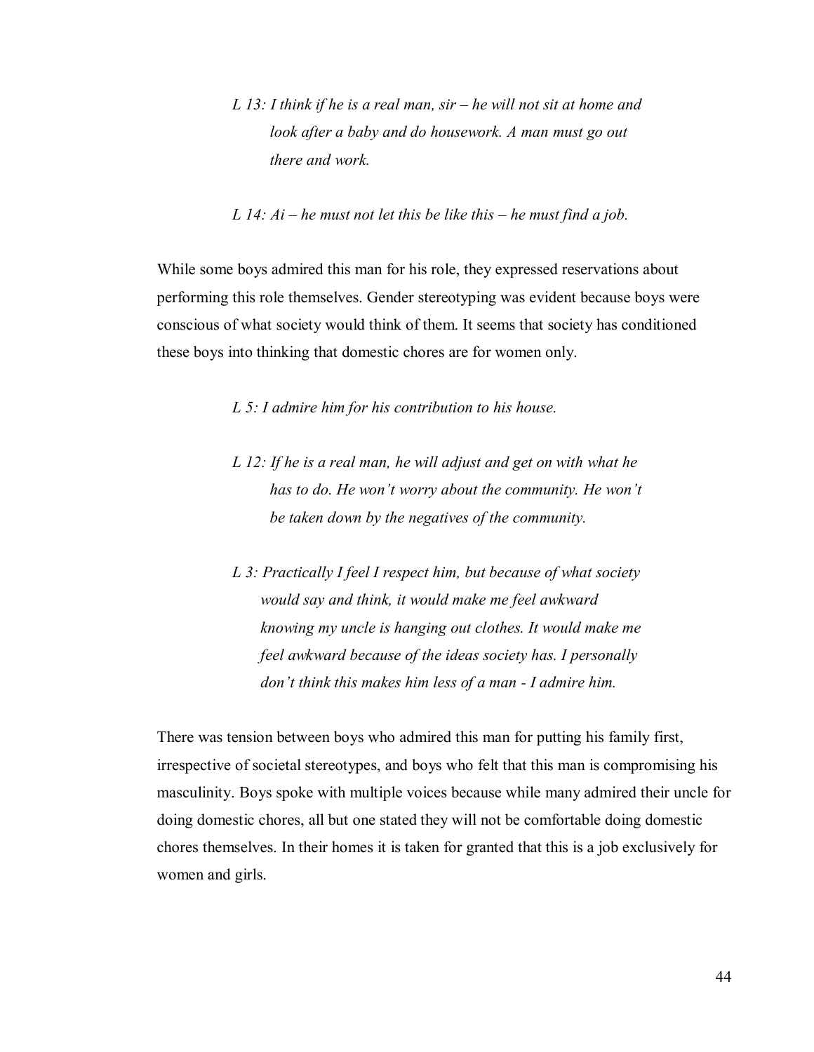*L 13: I think if he is a real man, sir – he will not sit at home and look after a baby and do housework. A man must go out there and work.*

*L 14: Ai – he must not let this be like this – he must find a job.*

While some boys admired this man for his role, they expressed reservations about performing this role themselves. Gender stereotyping was evident because boys were conscious of what society would think of them. It seems that society has conditioned these boys into thinking that domestic chores are for women only.

*L 5: I admire him for his contribution to his house.*

*L 12: If he is a real man, he will adjust and get on with what he has to do. He won't worry about the community. He won't be taken down by the negatives of the community.*

*L 3: Practically I feel I respect him, but because of what society would say and think, it would make me feel awkward knowing my uncle is hanging out clothes. It would make me feel awkward because of the ideas society has. I personally don't think this makes him less of a man - I admire him.*

There was tension between boys who admired this man for putting his family first, irrespective of societal stereotypes, and boys who felt that this man is compromising his masculinity. Boys spoke with multiple voices because while many admired their uncle for doing domestic chores, all but one stated they will not be comfortable doing domestic chores themselves. In their homes it is taken for granted that this is a job exclusively for women and girls.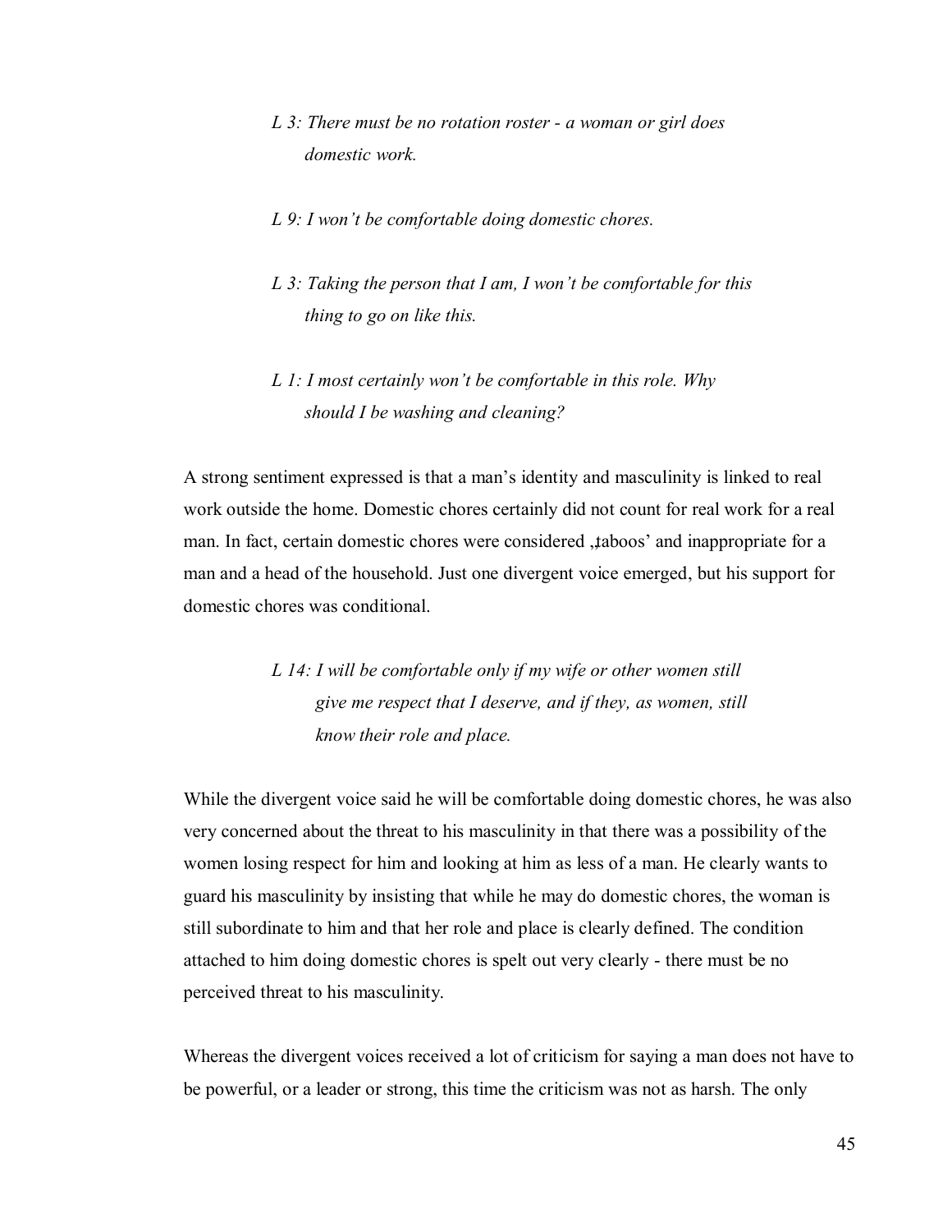> *L 3: There must be no rotation roster - a woman or girl does domestic work.*

> *L 9: I won't be comfortable doing domestic chores.*

> *L 3: Taking the person that I am, I won't be comfortable for this thing to go on like this.*

> *L 1: I most certainly won't be comfortable in this role. Why should I be washing and cleaning?*

A strong sentiment expressed is that a man's identity and masculinity is linked to real work outside the home. Domestic chores certainly did not count for real work for a real man. In fact, certain domestic chores were considered ‚taboos' and inappropriate for a man and a head of the household. Just one divergent voice emerged, but his support for domestic chores was conditional.

> *L 14: I will be comfortable only if my wife or other women still give me respect that I deserve, and if they, as women, still know their role and place.*

While the divergent voice said he will be comfortable doing domestic chores, he was also very concerned about the threat to his masculinity in that there was a possibility of the women losing respect for him and looking at him as less of a man. He clearly wants to guard his masculinity by insisting that while he may do domestic chores, the woman is still subordinate to him and that her role and place is clearly defined. The condition attached to him doing domestic chores is spelt out very clearly - there must be no perceived threat to his masculinity.

Whereas the divergent voices received a lot of criticism for saying a man does not have to be powerful, or a leader or strong, this time the criticism was not as harsh. The only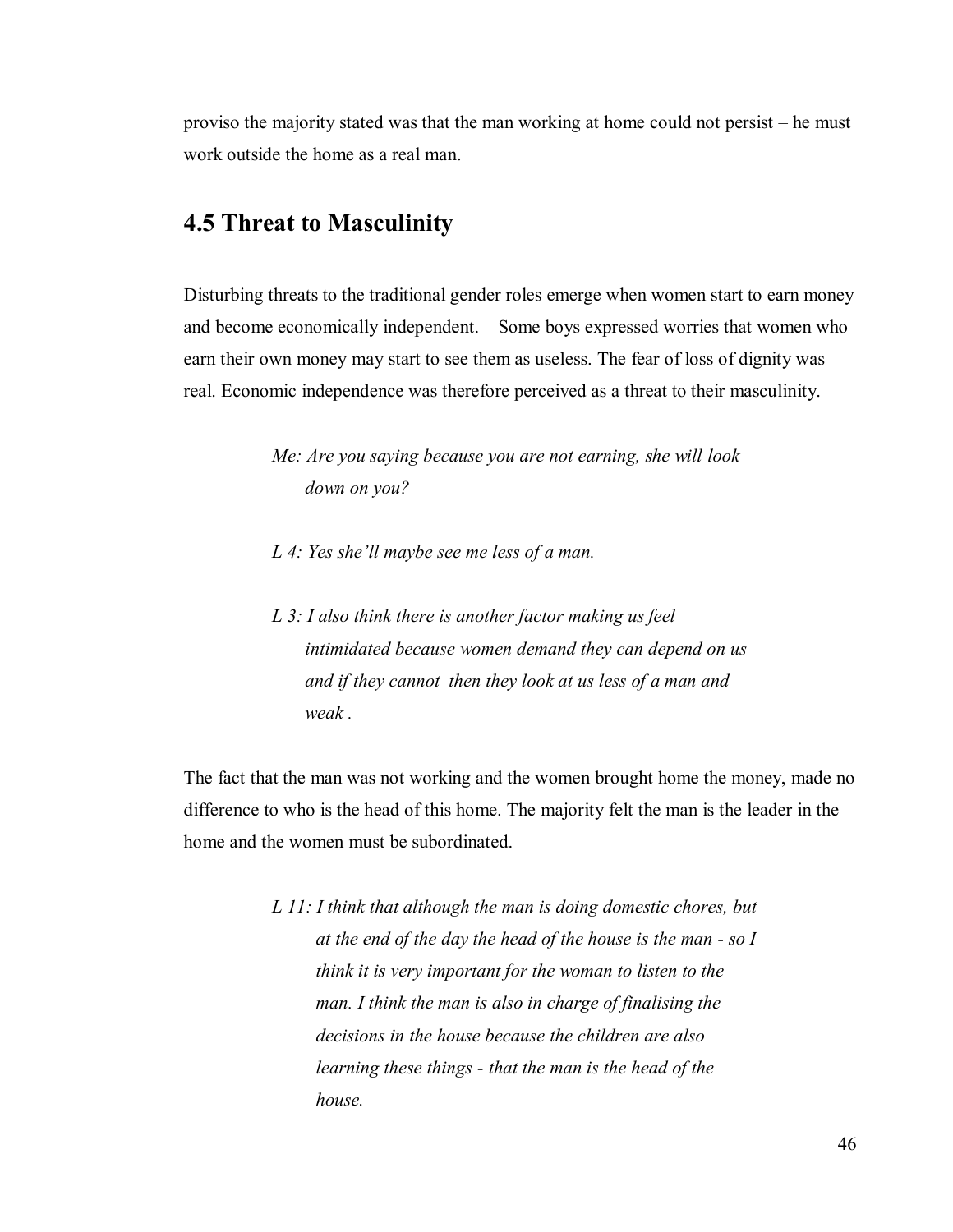proviso the majority stated was that the man working at home could not persist – he must work outside the home as a real man.

## 4.5 Threat to Masculinity

Disturbing threats to the traditional gender roles emerge when women start to earn money and become economically independent. Some boys expressed worries that women who earn their own money may start to see them as useless. The fear of loss of dignity was real. Economic independence was therefore perceived as a threat to their masculinity.

> *Me: Are you saying because you are not earning, she will look down on you?*
>
> *L 4: Yes she'll maybe see me less of a man.*
>
> *L 3: I also think there is another factor making us feel intimidated because women demand they can depend on us and if they cannot then they look at us less of a man and weak .*

The fact that the man was not working and the women brought home the money, made no difference to who is the head of this home. The majority felt the man is the leader in the home and the women must be subordinated.

> *L 11: I think that although the man is doing domestic chores, but at the end of the day the head of the house is the man - so I think it is very important for the woman to listen to the man. I think the man is also in charge of finalising the decisions in the house because the children are also learning these things - that the man is the head of the house.*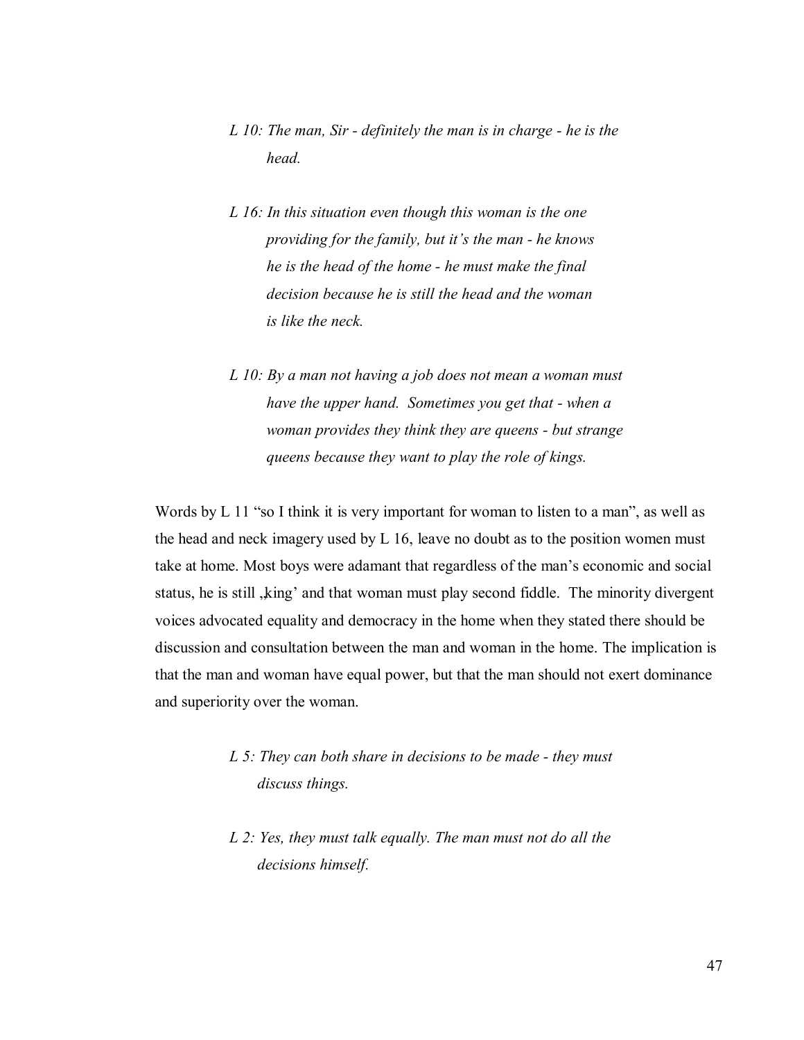*L 10: The man, Sir - definitely the man is in charge - he is the head.*

*L 16: In this situation even though this woman is the one providing for the family, but it's the man - he knows he is the head of the home - he must make the final decision because he is still the head and the woman is like the neck.*

*L 10: By a man not having a job does not mean a woman must have the upper hand. Sometimes you get that - when a woman provides they think they are queens - but strange queens because they want to play the role of kings.*

Words by L 11 "so I think it is very important for woman to listen to a man", as well as the head and neck imagery used by L 16, leave no doubt as to the position women must take at home. Most boys were adamant that regardless of the man's economic and social status, he is still „king' and that woman must play second fiddle. The minority divergent voices advocated equality and democracy in the home when they stated there should be discussion and consultation between the man and woman in the home. The implication is that the man and woman have equal power, but that the man should not exert dominance and superiority over the woman.

*L 5: They can both share in decisions to be made - they must discuss things.*

*L 2: Yes, they must talk equally. The man must not do all the decisions himself.*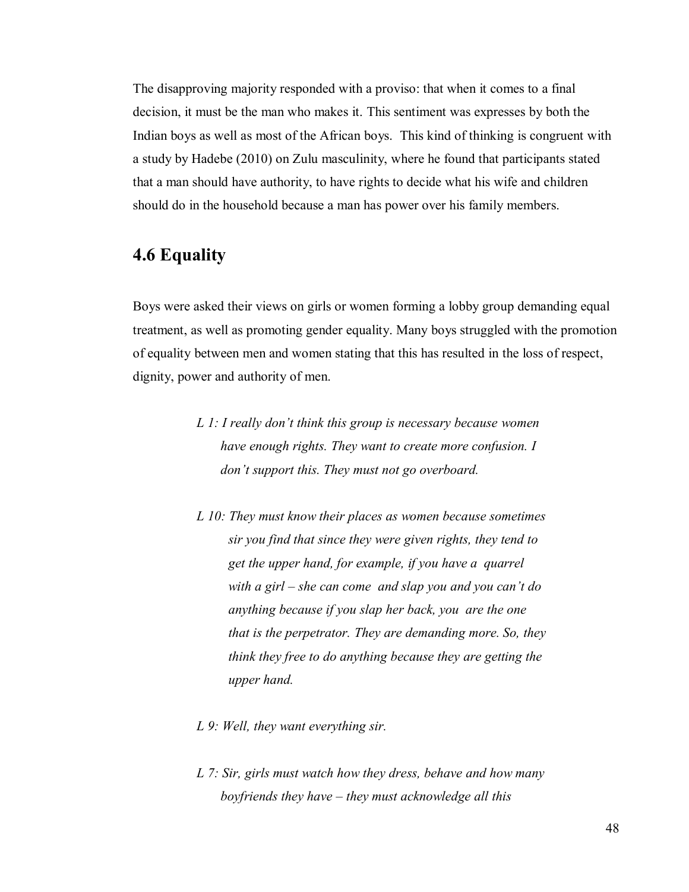The disapproving majority responded with a proviso: that when it comes to a final decision, it must be the man who makes it. This sentiment was expresses by both the Indian boys as well as most of the African boys. This kind of thinking is congruent with a study by Hadebe (2010) on Zulu masculinity, where he found that participants stated that a man should have authority, to have rights to decide what his wife and children should do in the household because a man has power over his family members.

## 4.6 Equality

Boys were asked their views on girls or women forming a lobby group demanding equal treatment, as well as promoting gender equality. Many boys struggled with the promotion of equality between men and women stating that this has resulted in the loss of respect, dignity, power and authority of men.

> *L 1: I really don't think this group is necessary because women have enough rights. They want to create more confusion. I don't support this. They must not go overboard.*
>
> *L 10: They must know their places as women because sometimes sir you find that since they were given rights, they tend to get the upper hand, for example, if you have a quarrel with a girl – she can come and slap you and you can't do anything because if you slap her back, you are the one that is the perpetrator. They are demanding more. So, they think they free to do anything because they are getting the upper hand.*
>
> *L 9: Well, they want everything sir.*
>
> *L 7: Sir, girls must watch how they dress, behave and how many boyfriends they have – they must acknowledge all this*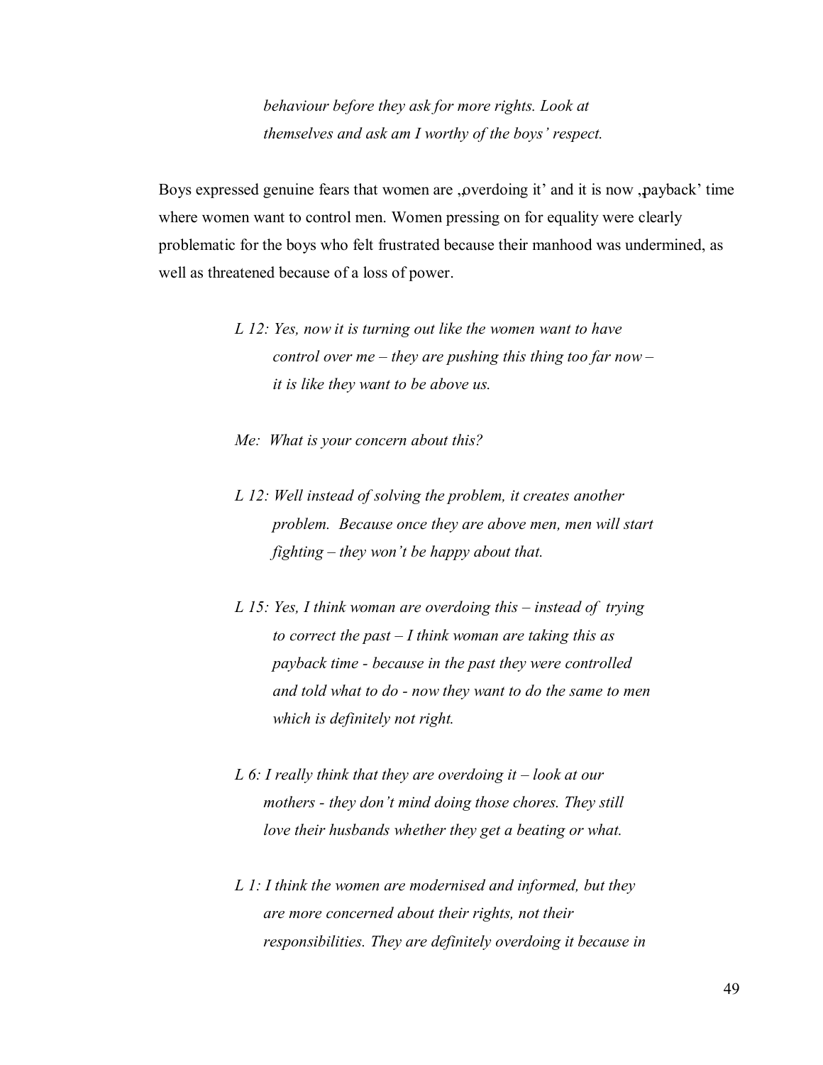*behaviour before they ask for more rights. Look at themselves and ask am I worthy of the boys' respect.*

Boys expressed genuine fears that women are „overdoing it' and it is now „payback' time where women want to control men. Women pressing on for equality were clearly problematic for the boys who felt frustrated because their manhood was undermined, as well as threatened because of a loss of power.

*L 12: Yes, now it is turning out like the women want to have control over me – they are pushing this thing too far now – it is like they want to be above us.*

*Me: What is your concern about this?*

*L 12: Well instead of solving the problem, it creates another problem. Because once they are above men, men will start fighting – they won't be happy about that.*

*L 15: Yes, I think woman are overdoing this – instead of trying to correct the past – I think woman are taking this as payback time - because in the past they were controlled and told what to do - now they want to do the same to men which is definitely not right.*

*L 6: I really think that they are overdoing it – look at our mothers - they don't mind doing those chores. They still love their husbands whether they get a beating or what.*

*L 1: I think the women are modernised and informed, but they are more concerned about their rights, not their responsibilities. They are definitely overdoing it because in*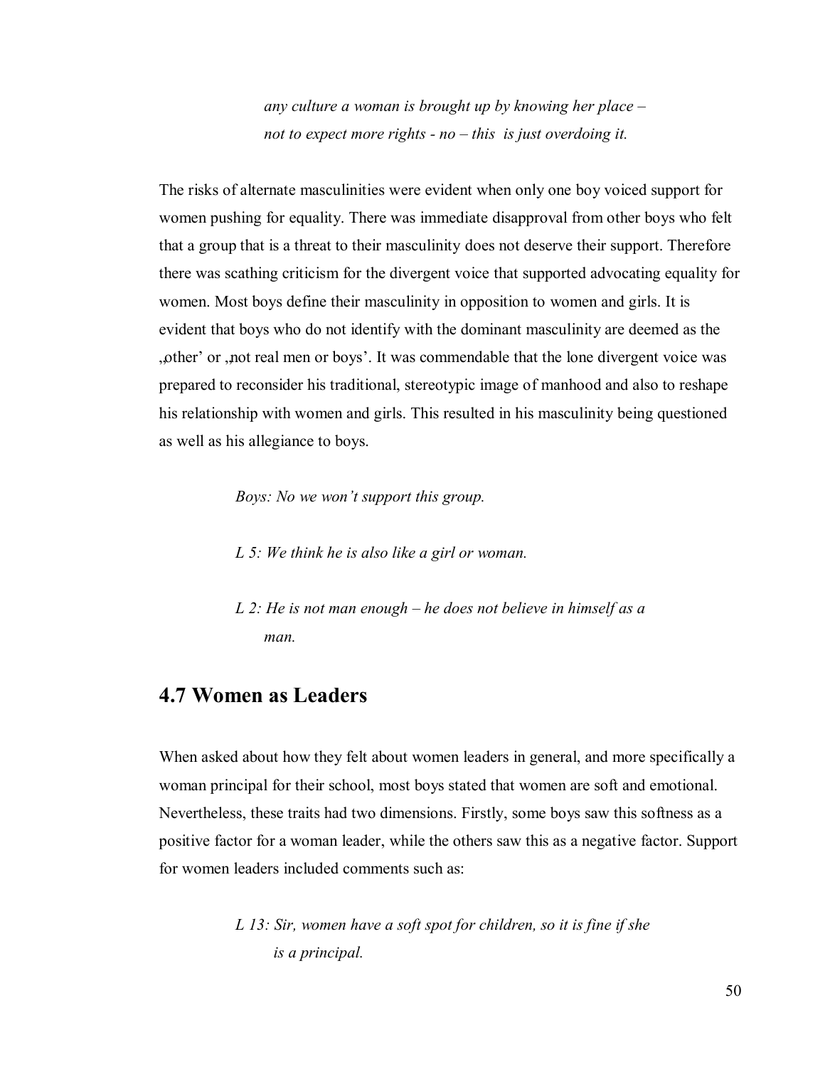*any culture a woman is brought up by knowing her place – not to expect more rights - no – this is just overdoing it.*

The risks of alternate masculinities were evident when only one boy voiced support for women pushing for equality. There was immediate disapproval from other boys who felt that a group that is a threat to their masculinity does not deserve their support. Therefore there was scathing criticism for the divergent voice that supported advocating equality for women. Most boys define their masculinity in opposition to women and girls. It is evident that boys who do not identify with the dominant masculinity are deemed as the „other' or „not real men or boys'. It was commendable that the lone divergent voice was prepared to reconsider his traditional, stereotypic image of manhood and also to reshape his relationship with women and girls. This resulted in his masculinity being questioned as well as his allegiance to boys.

*Boys: No we won't support this group.*

*L 5: We think he is also like a girl or woman.*

*L 2: He is not man enough – he does not believe in himself as a man.*

## 4.7 Women as Leaders

When asked about how they felt about women leaders in general, and more specifically a woman principal for their school, most boys stated that women are soft and emotional. Nevertheless, these traits had two dimensions. Firstly, some boys saw this softness as a positive factor for a woman leader, while the others saw this as a negative factor. Support for women leaders included comments such as:

*L 13: Sir, women have a soft spot for children, so it is fine if she is a principal.*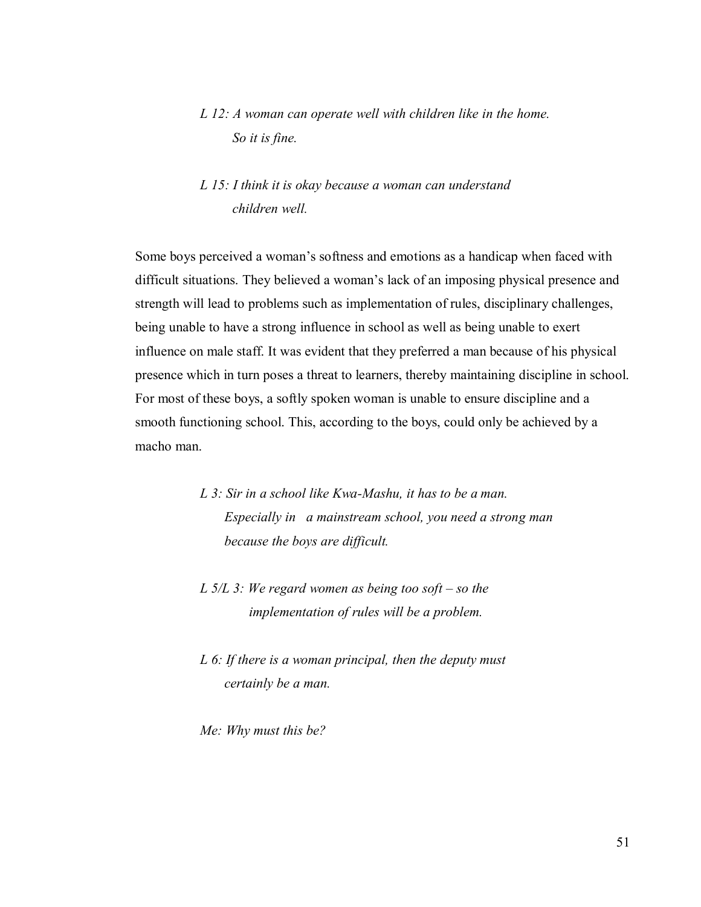*L 12: A woman can operate well with children like in the home. So it is fine.*

*L 15: I think it is okay because a woman can understand children well.*

Some boys perceived a woman's softness and emotions as a handicap when faced with difficult situations. They believed a woman's lack of an imposing physical presence and strength will lead to problems such as implementation of rules, disciplinary challenges, being unable to have a strong influence in school as well as being unable to exert influence on male staff. It was evident that they preferred a man because of his physical presence which in turn poses a threat to learners, thereby maintaining discipline in school. For most of these boys, a softly spoken woman is unable to ensure discipline and a smooth functioning school. This, according to the boys, could only be achieved by a macho man.

*L 3: Sir in a school like Kwa-Mashu, it has to be a man. Especially in a mainstream school, you need a strong man because the boys are difficult.*

*L 5/L 3: We regard women as being too soft – so the implementation of rules will be a problem.*

*L 6: If there is a woman principal, then the deputy must certainly be a man.*

*Me: Why must this be?*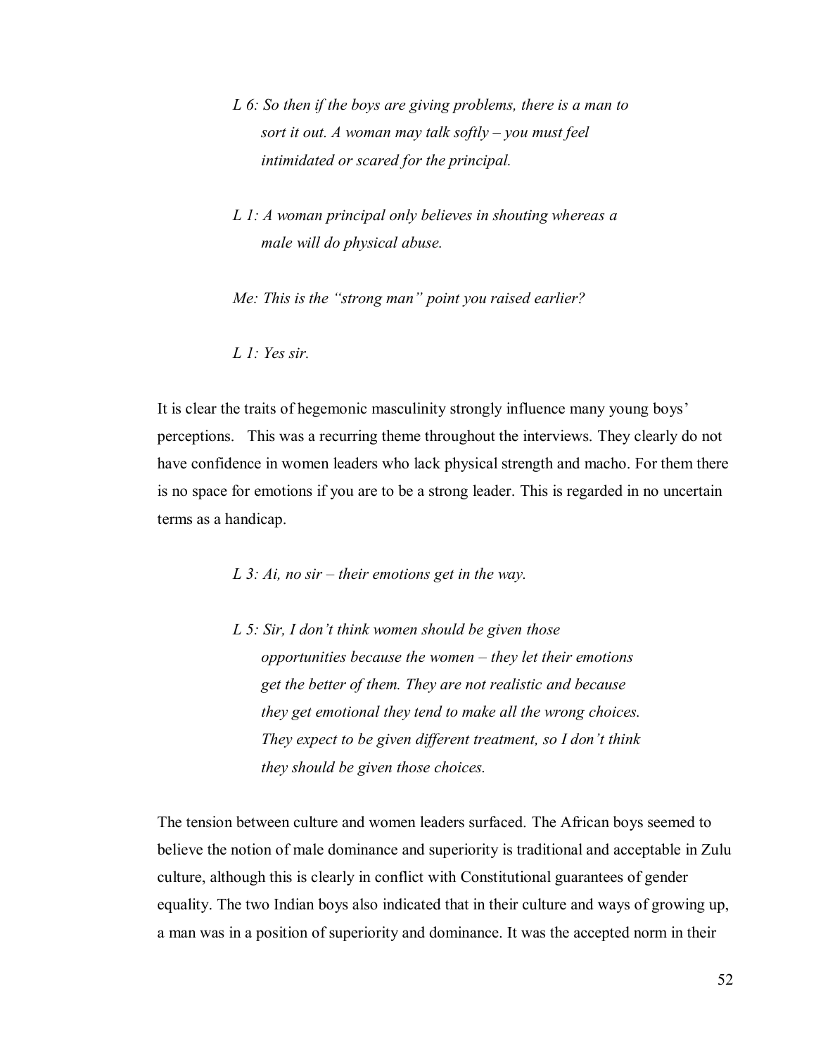*L 6: So then if the boys are giving problems, there is a man to sort it out. A woman may talk softly – you must feel intimidated or scared for the principal.*

*L 1: A woman principal only believes in shouting whereas a male will do physical abuse.*

*Me: This is the "strong man" point you raised earlier?*

*L 1: Yes sir.*

It is clear the traits of hegemonic masculinity strongly influence many young boys' perceptions. This was a recurring theme throughout the interviews. They clearly do not have confidence in women leaders who lack physical strength and macho. For them there is no space for emotions if you are to be a strong leader. This is regarded in no uncertain terms as a handicap.

*L 3: Ai, no sir – their emotions get in the way.*

*L 5: Sir, I don't think women should be given those opportunities because the women – they let their emotions get the better of them. They are not realistic and because they get emotional they tend to make all the wrong choices. They expect to be given different treatment, so I don't think they should be given those choices.*

The tension between culture and women leaders surfaced. The African boys seemed to believe the notion of male dominance and superiority is traditional and acceptable in Zulu culture, although this is clearly in conflict with Constitutional guarantees of gender equality. The two Indian boys also indicated that in their culture and ways of growing up, a man was in a position of superiority and dominance. It was the accepted norm in their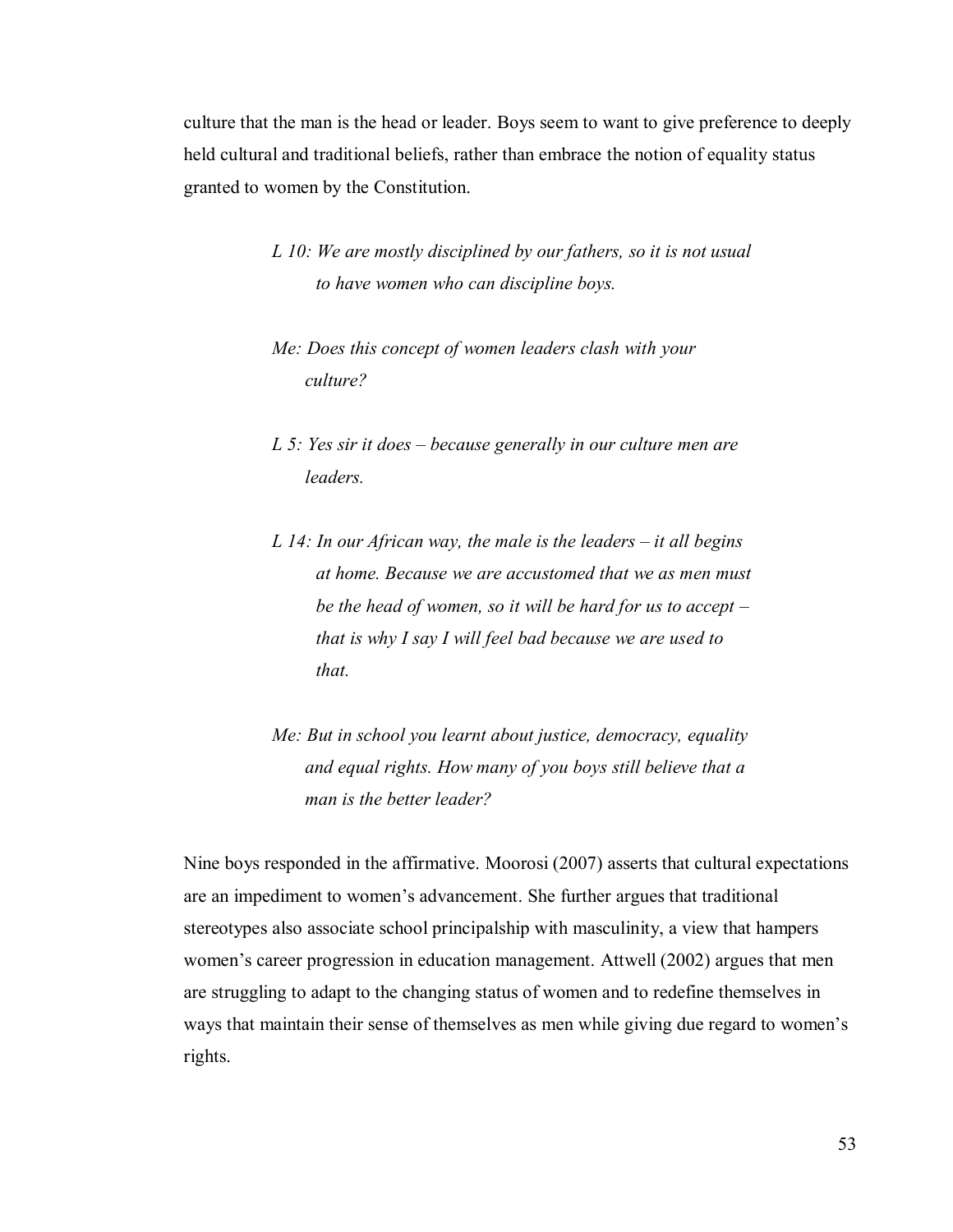culture that the man is the head or leader. Boys seem to want to give preference to deeply held cultural and traditional beliefs, rather than embrace the notion of equality status granted to women by the Constitution.

> *L 10: We are mostly disciplined by our fathers, so it is not usual to have women who can discipline boys.*
>
> *Me: Does this concept of women leaders clash with your culture?*
>
> *L 5: Yes sir it does – because generally in our culture men are leaders.*
>
> *L 14: In our African way, the male is the leaders – it all begins at home. Because we are accustomed that we as men must be the head of women, so it will be hard for us to accept – that is why I say I will feel bad because we are used to that.*
>
> *Me: But in school you learnt about justice, democracy, equality and equal rights. How many of you boys still believe that a man is the better leader?*

Nine boys responded in the affirmative. Moorosi (2007) asserts that cultural expectations are an impediment to women's advancement. She further argues that traditional stereotypes also associate school principalship with masculinity, a view that hampers women's career progression in education management. Attwell (2002) argues that men are struggling to adapt to the changing status of women and to redefine themselves in ways that maintain their sense of themselves as men while giving due regard to women's rights.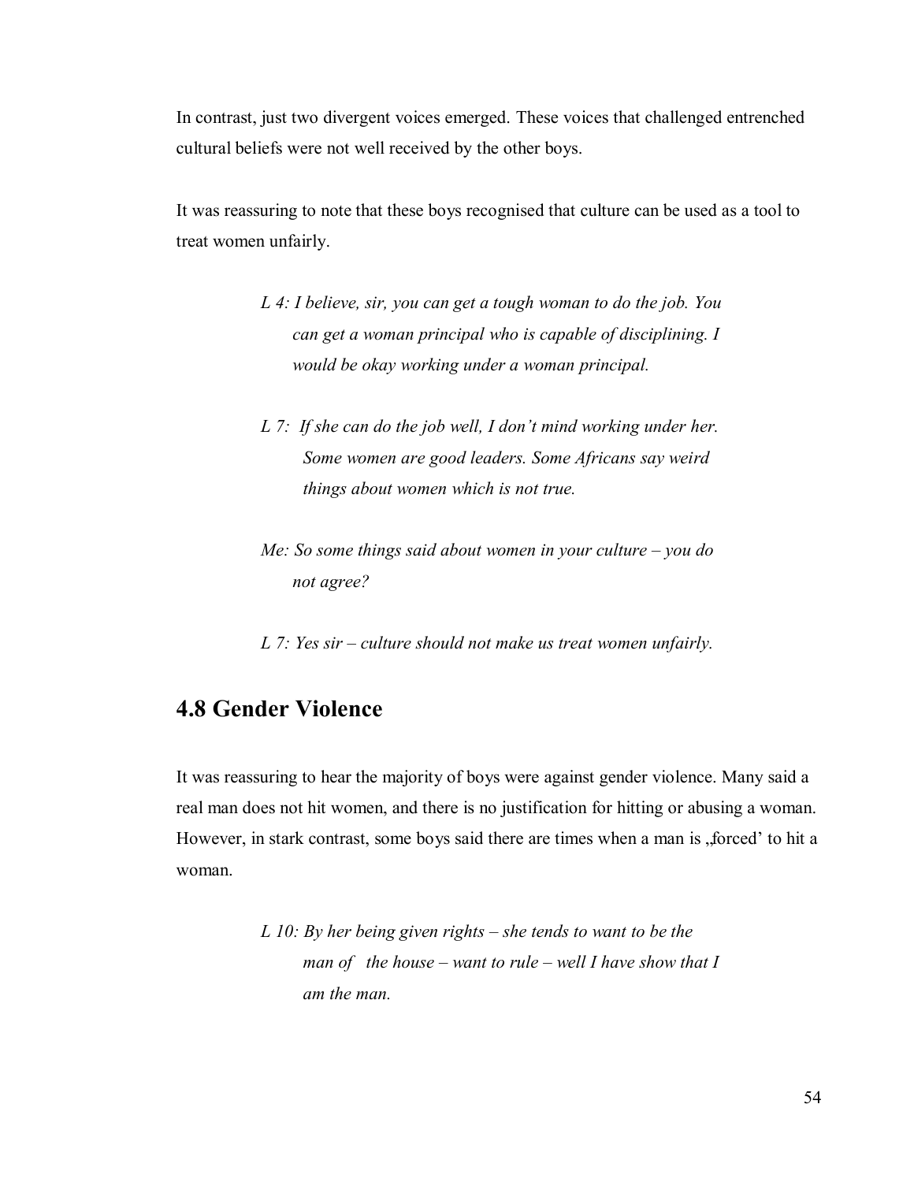In contrast, just two divergent voices emerged. These voices that challenged entrenched cultural beliefs were not well received by the other boys.

It was reassuring to note that these boys recognised that culture can be used as a tool to treat women unfairly.

> *L 4: I believe, sir, you can get a tough woman to do the job. You can get a woman principal who is capable of disciplining. I would be okay working under a woman principal.*
>
> *L 7: If she can do the job well, I don't mind working under her. Some women are good leaders. Some Africans say weird things about women which is not true.*
>
> *Me: So some things said about women in your culture – you do not agree?*
>
> *L 7: Yes sir – culture should not make us treat women unfairly.*

## 4.8 Gender Violence

It was reassuring to hear the majority of boys were against gender violence. Many said a real man does not hit women, and there is no justification for hitting or abusing a woman. However, in stark contrast, some boys said there are times when a man is „forced' to hit a woman.

> *L 10: By her being given rights – she tends to want to be the man of the house – want to rule – well I have show that I am the man.*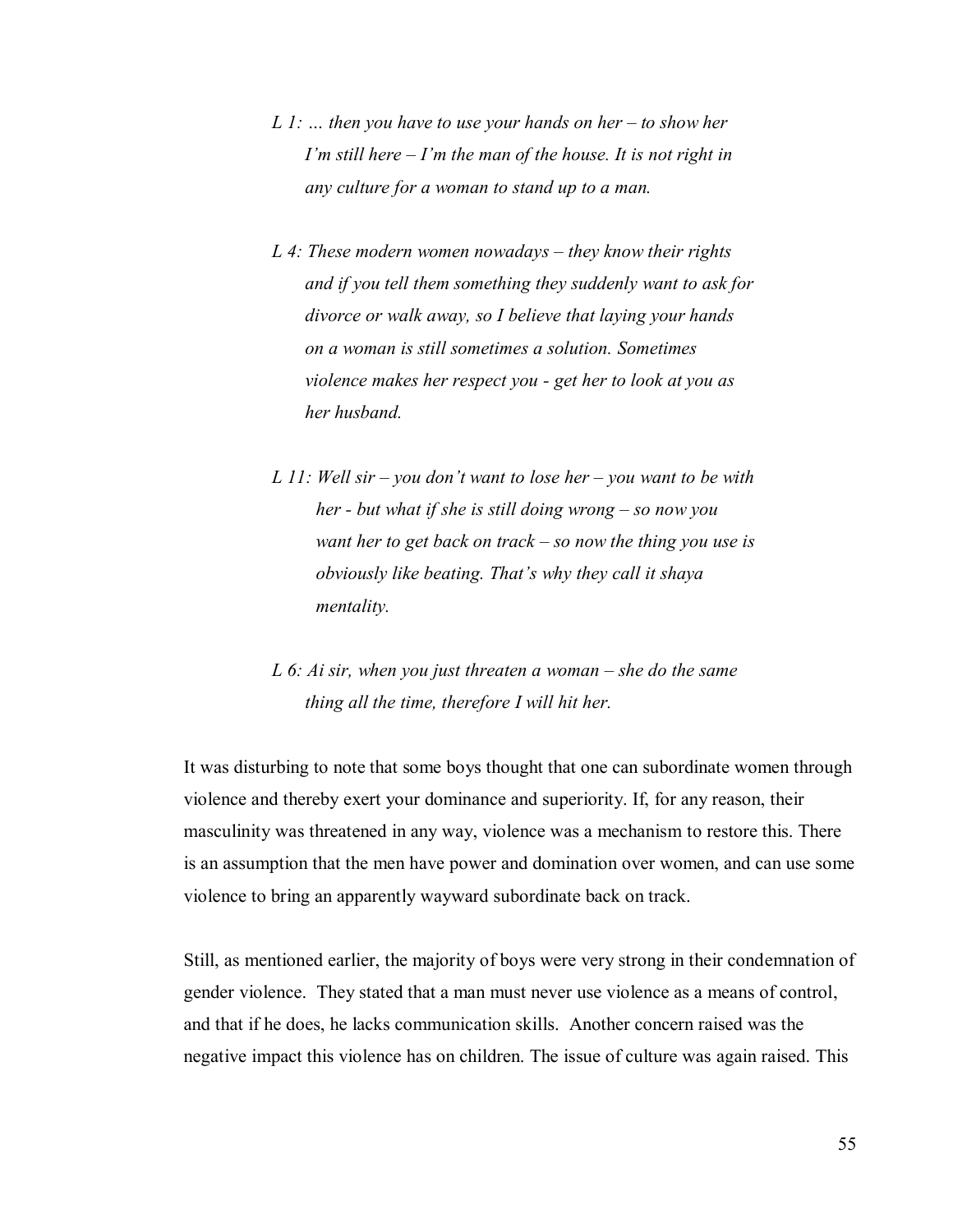> *L 1: … then you have to use your hands on her – to show her I'm still here – I'm the man of the house. It is not right in any culture for a woman to stand up to a man.*
>
> *L 4: These modern women nowadays – they know their rights and if you tell them something they suddenly want to ask for divorce or walk away, so I believe that laying your hands on a woman is still sometimes a solution. Sometimes violence makes her respect you - get her to look at you as her husband.*
>
> *L 11: Well sir – you don't want to lose her – you want to be with her - but what if she is still doing wrong – so now you want her to get back on track – so now the thing you use is obviously like beating. That's why they call it shaya mentality.*
>
> *L 6: Ai sir, when you just threaten a woman – she do the same thing all the time, therefore I will hit her.*

It was disturbing to note that some boys thought that one can subordinate women through violence and thereby exert your dominance and superiority. If, for any reason, their masculinity was threatened in any way, violence was a mechanism to restore this. There is an assumption that the men have power and domination over women, and can use some violence to bring an apparently wayward subordinate back on track.

Still, as mentioned earlier, the majority of boys were very strong in their condemnation of gender violence. They stated that a man must never use violence as a means of control, and that if he does, he lacks communication skills. Another concern raised was the negative impact this violence has on children. The issue of culture was again raised. This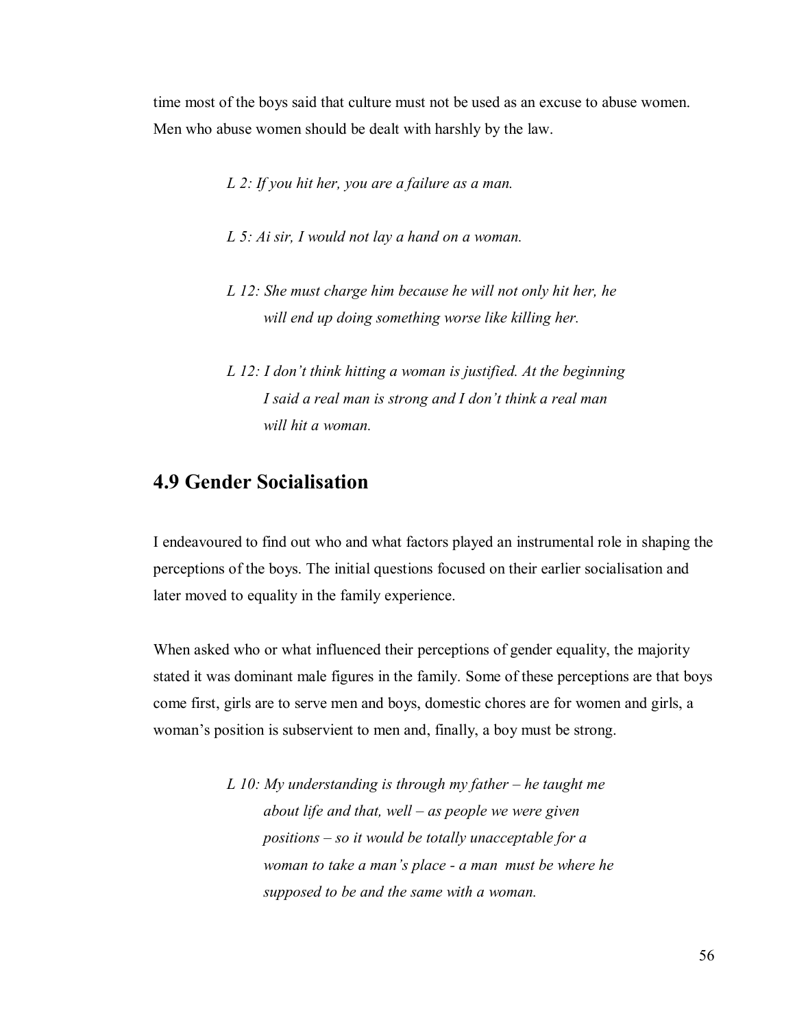time most of the boys said that culture must not be used as an excuse to abuse women. Men who abuse women should be dealt with harshly by the law.

> *L 2: If you hit her, you are a failure as a man.*
>
> *L 5: Ai sir, I would not lay a hand on a woman.*
>
> *L 12: She must charge him because he will not only hit her, he will end up doing something worse like killing her.*
>
> *L 12: I don't think hitting a woman is justified. At the beginning I said a real man is strong and I don't think a real man will hit a woman.*

## 4.9 Gender Socialisation

I endeavoured to find out who and what factors played an instrumental role in shaping the perceptions of the boys. The initial questions focused on their earlier socialisation and later moved to equality in the family experience.

When asked who or what influenced their perceptions of gender equality, the majority stated it was dominant male figures in the family. Some of these perceptions are that boys come first, girls are to serve men and boys, domestic chores are for women and girls, a woman's position is subservient to men and, finally, a boy must be strong.

> *L 10: My understanding is through my father – he taught me about life and that, well – as people we were given positions – so it would be totally unacceptable for a woman to take a man's place - a man must be where he supposed to be and the same with a woman.*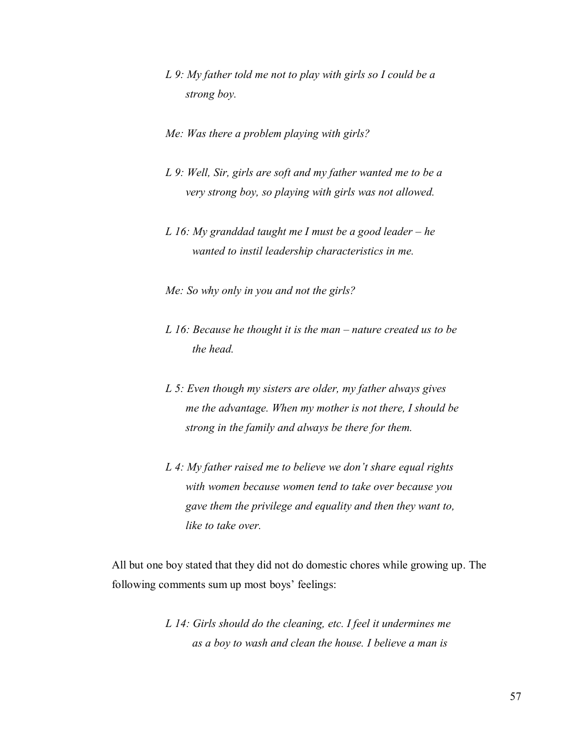> *L 9: My father told me not to play with girls so I could be a strong boy.*
>
> *Me: Was there a problem playing with girls?*
>
> *L 9: Well, Sir, girls are soft and my father wanted me to be a very strong boy, so playing with girls was not allowed.*
>
> *L 16: My granddad taught me I must be a good leader – he wanted to instil leadership characteristics in me.*
>
> *Me: So why only in you and not the girls?*
>
> *L 16: Because he thought it is the man – nature created us to be the head.*
>
> *L 5: Even though my sisters are older, my father always gives me the advantage. When my mother is not there, I should be strong in the family and always be there for them.*
>
> *L 4: My father raised me to believe we don't share equal rights with women because women tend to take over because you gave them the privilege and equality and then they want to, like to take over.*

All but one boy stated that they did not do domestic chores while growing up. The following comments sum up most boys' feelings:

> *L 14: Girls should do the cleaning, etc. I feel it undermines me as a boy to wash and clean the house. I believe a man is*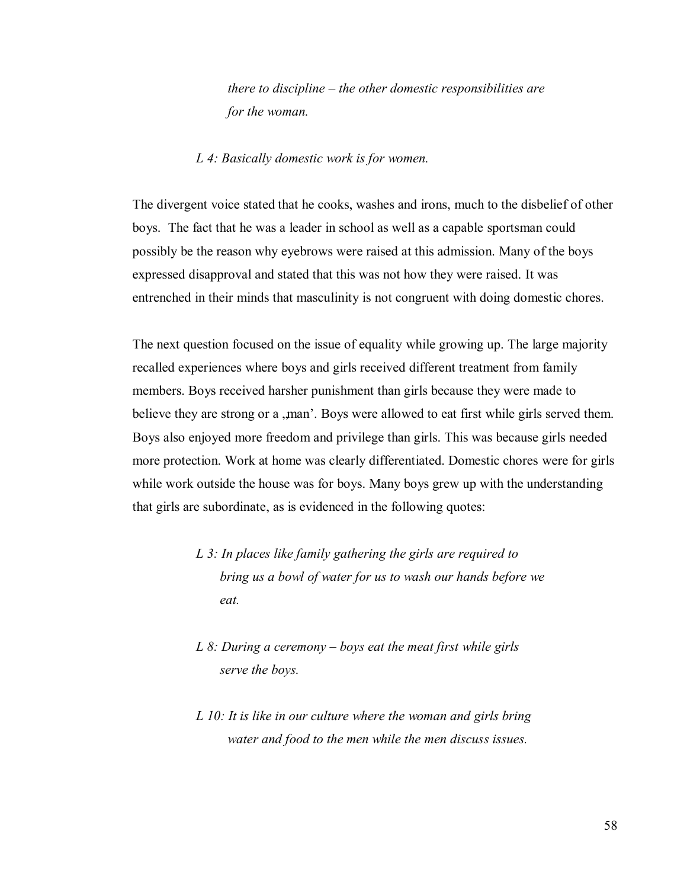*there to discipline – the other domestic responsibilities are for the woman.*

*L 4: Basically domestic work is for women.*

The divergent voice stated that he cooks, washes and irons, much to the disbelief of other boys. The fact that he was a leader in school as well as a capable sportsman could possibly be the reason why eyebrows were raised at this admission. Many of the boys expressed disapproval and stated that this was not how they were raised. It was entrenched in their minds that masculinity is not congruent with doing domestic chores.

The next question focused on the issue of equality while growing up. The large majority recalled experiences where boys and girls received different treatment from family members. Boys received harsher punishment than girls because they were made to believe they are strong or a „man'. Boys were allowed to eat first while girls served them. Boys also enjoyed more freedom and privilege than girls. This was because girls needed more protection. Work at home was clearly differentiated. Domestic chores were for girls while work outside the house was for boys. Many boys grew up with the understanding that girls are subordinate, as is evidenced in the following quotes:

*L 3: In places like family gathering the girls are required to bring us a bowl of water for us to wash our hands before we eat.*

*L 8: During a ceremony – boys eat the meat first while girls serve the boys.*

*L 10: It is like in our culture where the woman and girls bring water and food to the men while the men discuss issues.*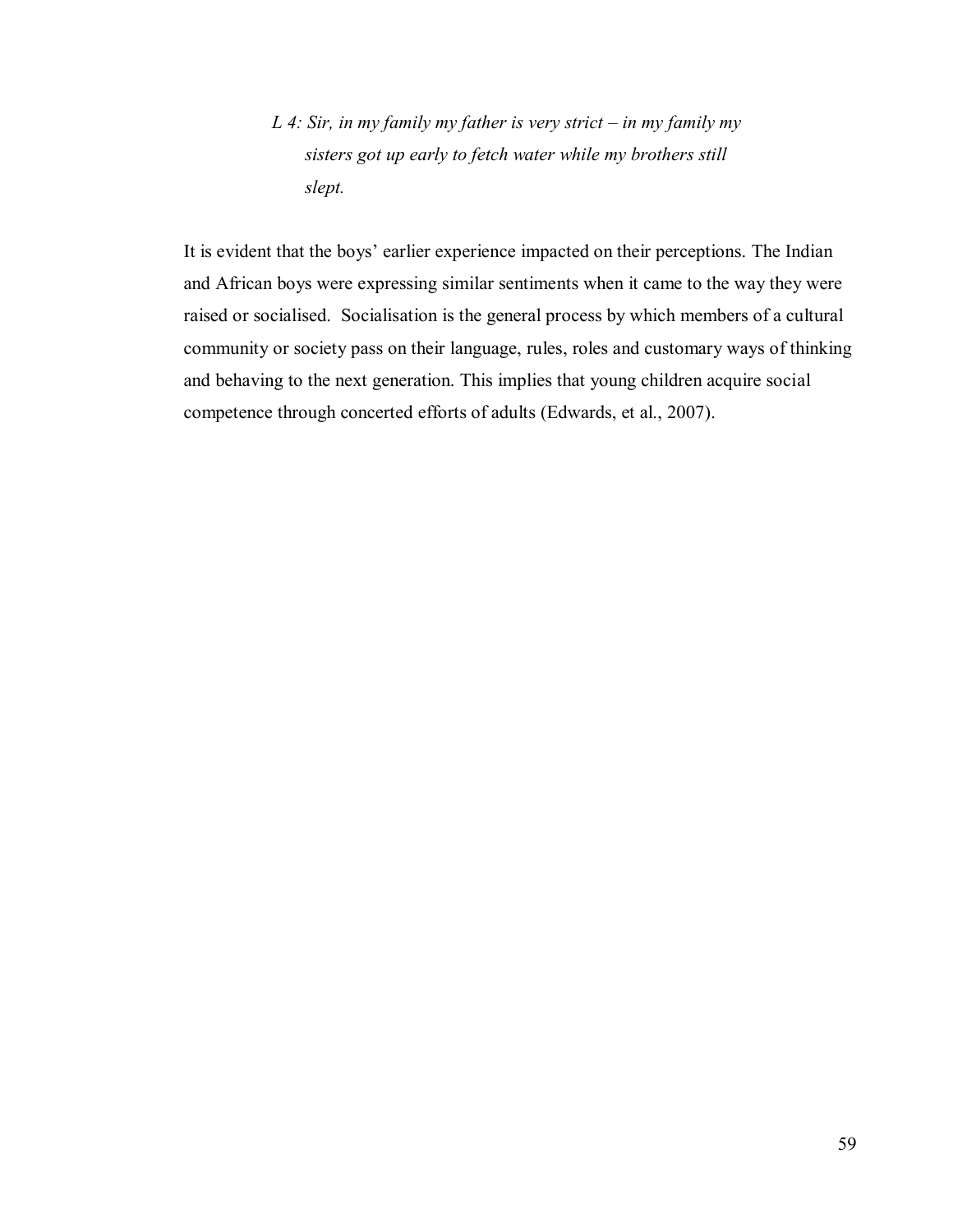> *L 4: Sir, in my family my father is very strict – in my family my sisters got up early to fetch water while my brothers still slept.*

It is evident that the boys' earlier experience impacted on their perceptions. The Indian and African boys were expressing similar sentiments when it came to the way they were raised or socialised. Socialisation is the general process by which members of a cultural community or society pass on their language, rules, roles and customary ways of thinking and behaving to the next generation. This implies that young children acquire social competence through concerted efforts of adults (Edwards, et al., 2007).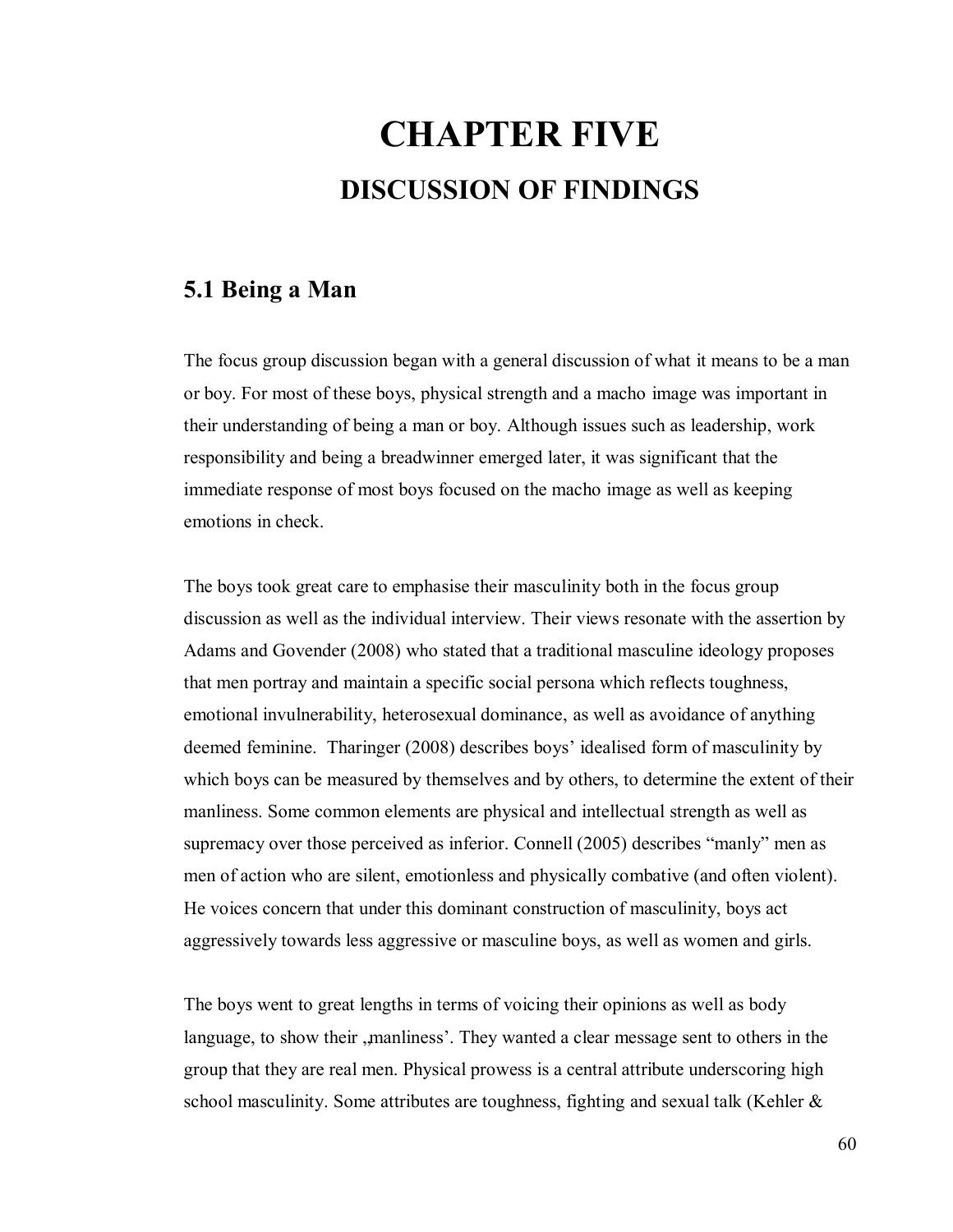# CHAPTER FIVE

## DISCUSSION OF FINDINGS

### 5.1 Being a Man

The focus group discussion began with a general discussion of what it means to be a man or boy. For most of these boys, physical strength and a macho image was important in their understanding of being a man or boy. Although issues such as leadership, work responsibility and being a breadwinner emerged later, it was significant that the immediate response of most boys focused on the macho image as well as keeping emotions in check.

The boys took great care to emphasise their masculinity both in the focus group discussion as well as the individual interview. Their views resonate with the assertion by Adams and Govender (2008) who stated that a traditional masculine ideology proposes that men portray and maintain a specific social persona which reflects toughness, emotional invulnerability, heterosexual dominance, as well as avoidance of anything deemed feminine. Tharinger (2008) describes boys' idealised form of masculinity by which boys can be measured by themselves and by others, to determine the extent of their manliness. Some common elements are physical and intellectual strength as well as supremacy over those perceived as inferior. Connell (2005) describes "manly" men as men of action who are silent, emotionless and physically combative (and often violent). He voices concern that under this dominant construction of masculinity, boys act aggressively towards less aggressive or masculine boys, as well as women and girls.

The boys went to great lengths in terms of voicing their opinions as well as body language, to show their ‚manliness'. They wanted a clear message sent to others in the group that they are real men. Physical prowess is a central attribute underscoring high school masculinity. Some attributes are toughness, fighting and sexual talk (Kehler &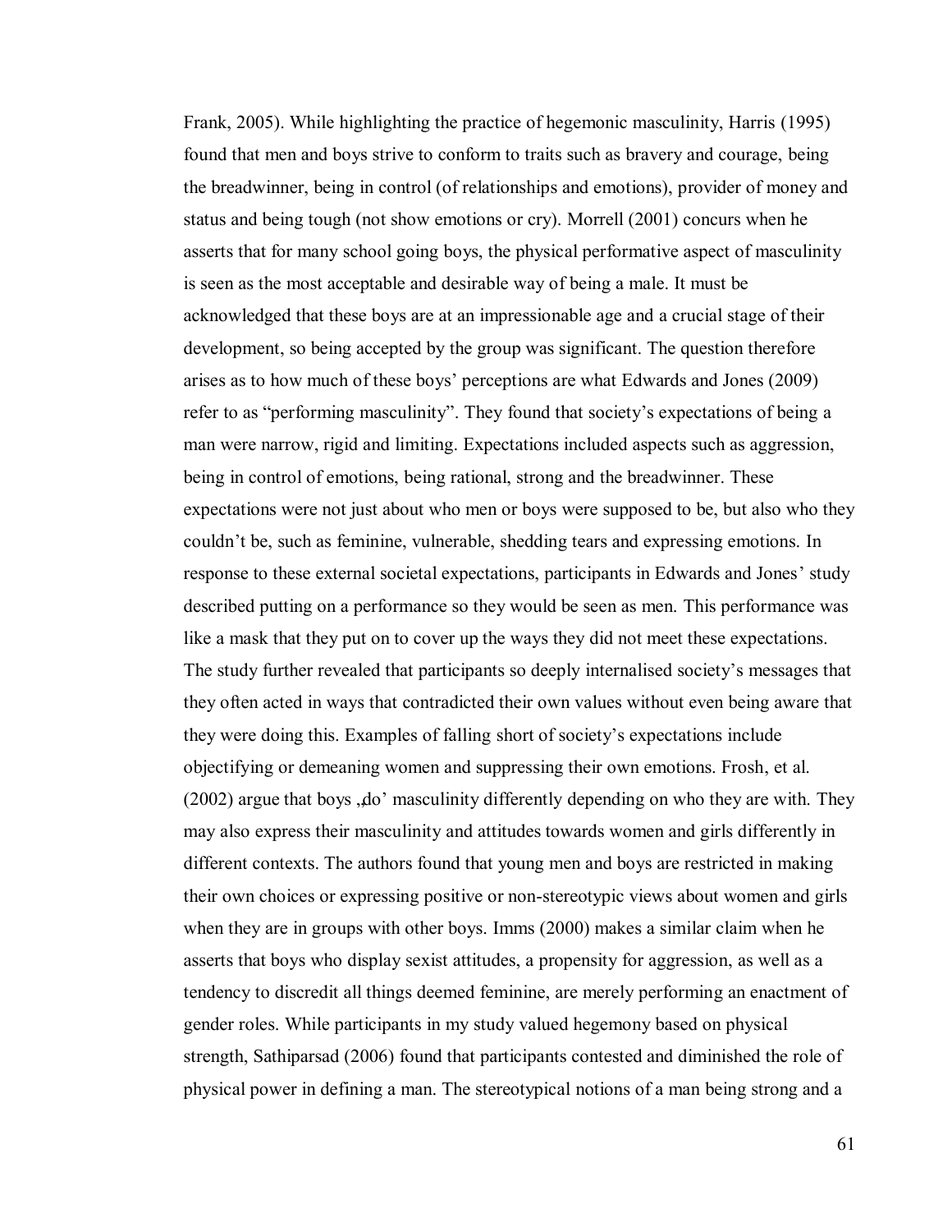Frank, 2005). While highlighting the practice of hegemonic masculinity, Harris (1995) found that men and boys strive to conform to traits such as bravery and courage, being the breadwinner, being in control (of relationships and emotions), provider of money and status and being tough (not show emotions or cry). Morrell (2001) concurs when he asserts that for many school going boys, the physical performative aspect of masculinity is seen as the most acceptable and desirable way of being a male. It must be acknowledged that these boys are at an impressionable age and a crucial stage of their development, so being accepted by the group was significant. The question therefore arises as to how much of these boys' perceptions are what Edwards and Jones (2009) refer to as "performing masculinity". They found that society's expectations of being a man were narrow, rigid and limiting. Expectations included aspects such as aggression, being in control of emotions, being rational, strong and the breadwinner. These expectations were not just about who men or boys were supposed to be, but also who they couldn't be, such as feminine, vulnerable, shedding tears and expressing emotions. In response to these external societal expectations, participants in Edwards and Jones' study described putting on a performance so they would be seen as men. This performance was like a mask that they put on to cover up the ways they did not meet these expectations. The study further revealed that participants so deeply internalised society's messages that they often acted in ways that contradicted their own values without even being aware that they were doing this. Examples of falling short of society's expectations include objectifying or demeaning women and suppressing their own emotions. Frosh, et al. (2002) argue that boys „do' masculinity differently depending on who they are with. They may also express their masculinity and attitudes towards women and girls differently in different contexts. The authors found that young men and boys are restricted in making their own choices or expressing positive or non-stereotypic views about women and girls when they are in groups with other boys. Imms (2000) makes a similar claim when he asserts that boys who display sexist attitudes, a propensity for aggression, as well as a tendency to discredit all things deemed feminine, are merely performing an enactment of gender roles. While participants in my study valued hegemony based on physical strength, Sathiparsad (2006) found that participants contested and diminished the role of physical power in defining a man. The stereotypical notions of a man being strong and a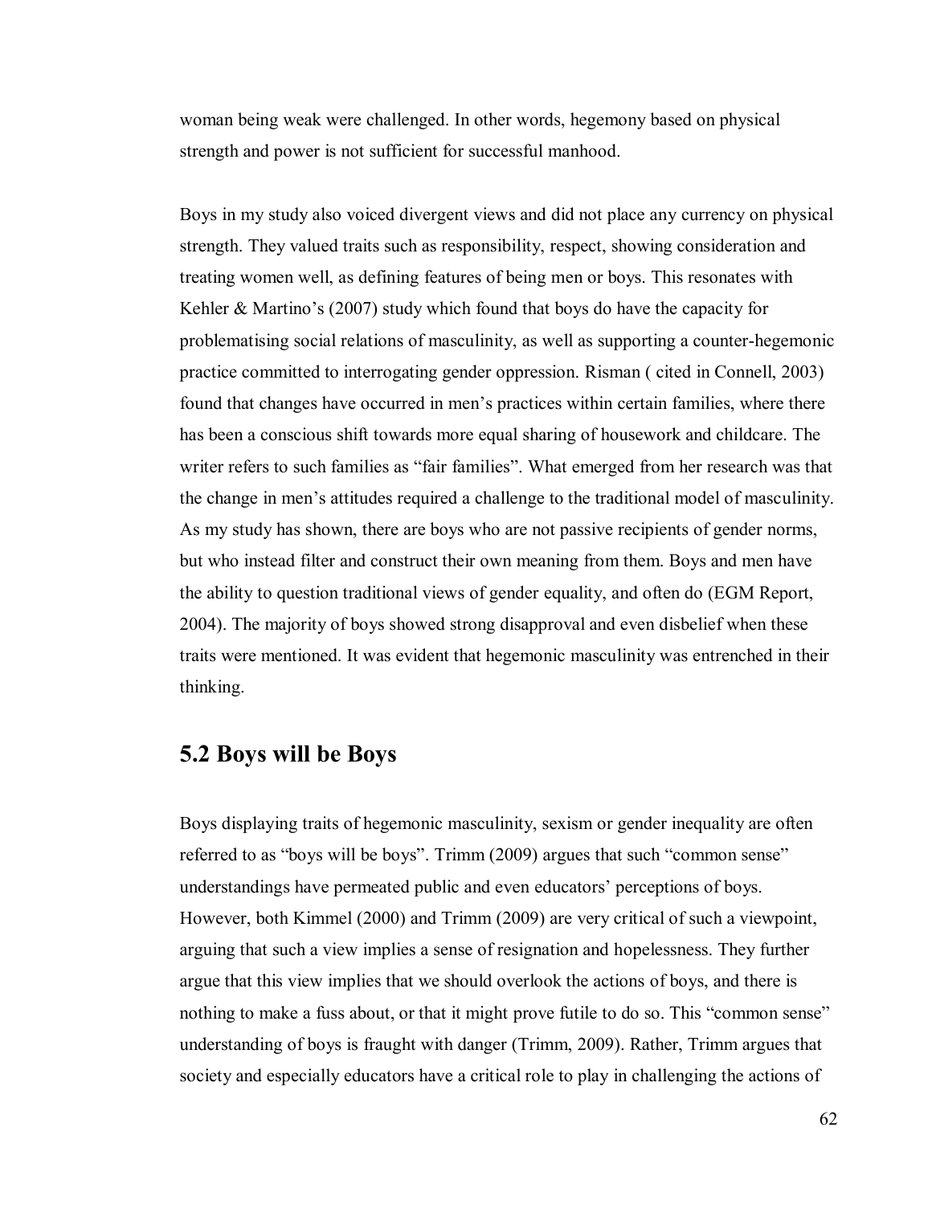woman being weak were challenged. In other words, hegemony based on physical strength and power is not sufficient for successful manhood.

Boys in my study also voiced divergent views and did not place any currency on physical strength. They valued traits such as responsibility, respect, showing consideration and treating women well, as defining features of being men or boys. This resonates with Kehler & Martino's (2007) study which found that boys do have the capacity for problematising social relations of masculinity, as well as supporting a counter-hegemonic practice committed to interrogating gender oppression. Risman ( cited in Connell, 2003) found that changes have occurred in men's practices within certain families, where there has been a conscious shift towards more equal sharing of housework and childcare. The writer refers to such families as "fair families". What emerged from her research was that the change in men's attitudes required a challenge to the traditional model of masculinity. As my study has shown, there are boys who are not passive recipients of gender norms, but who instead filter and construct their own meaning from them. Boys and men have the ability to question traditional views of gender equality, and often do (EGM Report, 2004). The majority of boys showed strong disapproval and even disbelief when these traits were mentioned. It was evident that hegemonic masculinity was entrenched in their thinking.

## 5.2 Boys will be Boys

Boys displaying traits of hegemonic masculinity, sexism or gender inequality are often referred to as "boys will be boys". Trimm (2009) argues that such "common sense" understandings have permeated public and even educators' perceptions of boys. However, both Kimmel (2000) and Trimm (2009) are very critical of such a viewpoint, arguing that such a view implies a sense of resignation and hopelessness. They further argue that this view implies that we should overlook the actions of boys, and there is nothing to make a fuss about, or that it might prove futile to do so. This "common sense" understanding of boys is fraught with danger (Trimm, 2009). Rather, Trimm argues that society and especially educators have a critical role to play in challenging the actions of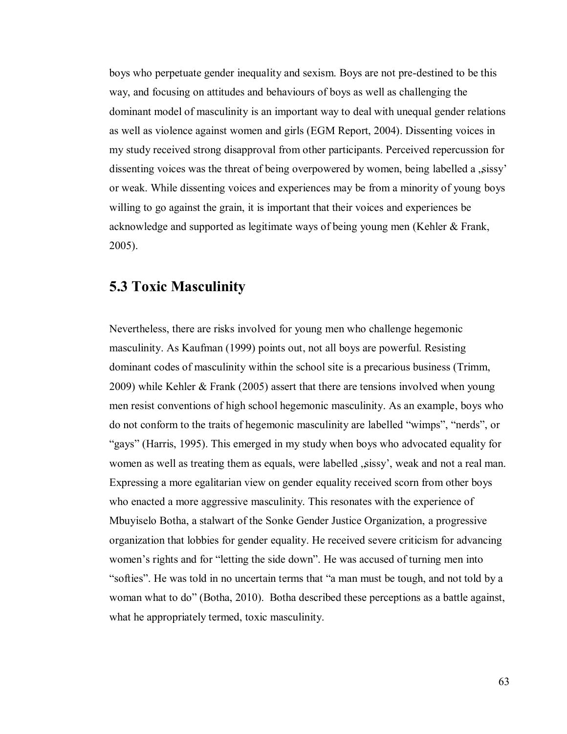boys who perpetuate gender inequality and sexism. Boys are not pre-destined to be this way, and focusing on attitudes and behaviours of boys as well as challenging the dominant model of masculinity is an important way to deal with unequal gender relations as well as violence against women and girls (EGM Report, 2004). Dissenting voices in my study received strong disapproval from other participants. Perceived repercussion for dissenting voices was the threat of being overpowered by women, being labelled a „sissy' or weak. While dissenting voices and experiences may be from a minority of young boys willing to go against the grain, it is important that their voices and experiences be acknowledge and supported as legitimate ways of being young men (Kehler & Frank, 2005).

## 5.3 Toxic Masculinity

Nevertheless, there are risks involved for young men who challenge hegemonic masculinity. As Kaufman (1999) points out, not all boys are powerful. Resisting dominant codes of masculinity within the school site is a precarious business (Trimm, 2009) while Kehler & Frank (2005) assert that there are tensions involved when young men resist conventions of high school hegemonic masculinity. As an example, boys who do not conform to the traits of hegemonic masculinity are labelled "wimps", "nerds", or "gays" (Harris, 1995). This emerged in my study when boys who advocated equality for women as well as treating them as equals, were labelled „sissy', weak and not a real man. Expressing a more egalitarian view on gender equality received scorn from other boys who enacted a more aggressive masculinity. This resonates with the experience of Mbuyiselo Botha, a stalwart of the Sonke Gender Justice Organization, a progressive organization that lobbies for gender equality. He received severe criticism for advancing women's rights and for "letting the side down". He was accused of turning men into "softies". He was told in no uncertain terms that "a man must be tough, and not told by a woman what to do" (Botha, 2010). Botha described these perceptions as a battle against, what he appropriately termed, toxic masculinity.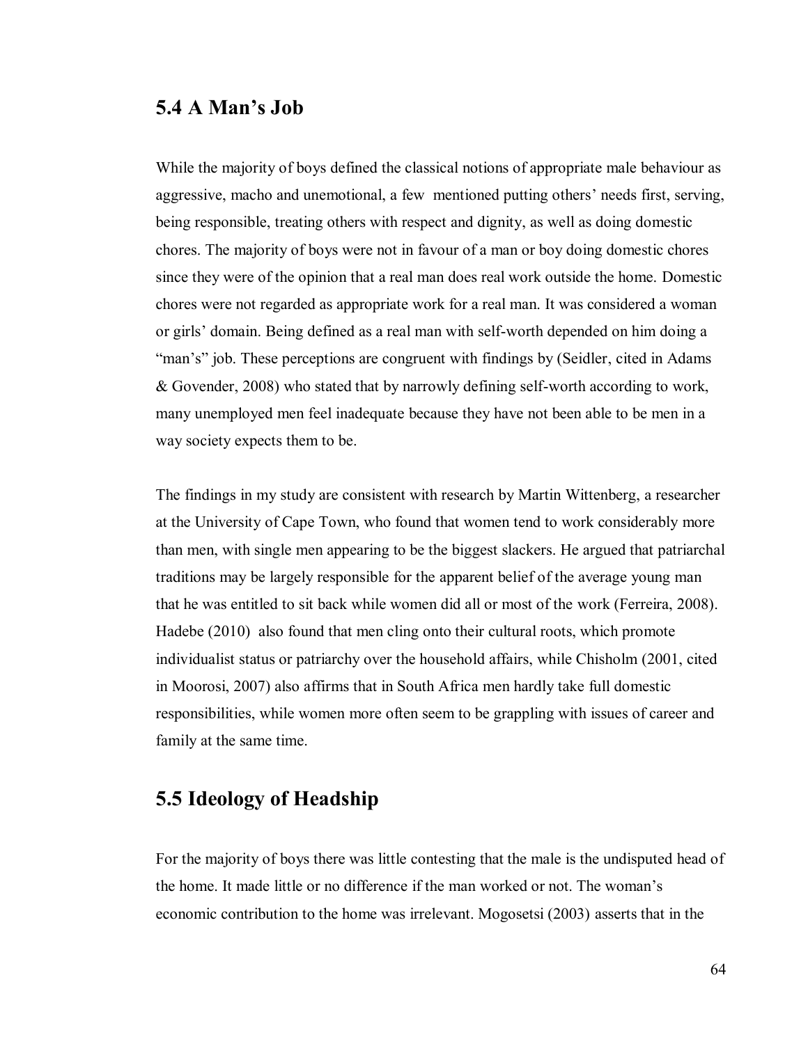## 5.4 A Man's Job

While the majority of boys defined the classical notions of appropriate male behaviour as aggressive, macho and unemotional, a few mentioned putting others' needs first, serving, being responsible, treating others with respect and dignity, as well as doing domestic chores. The majority of boys were not in favour of a man or boy doing domestic chores since they were of the opinion that a real man does real work outside the home. Domestic chores were not regarded as appropriate work for a real man. It was considered a woman or girls' domain. Being defined as a real man with self-worth depended on him doing a "man's" job. These perceptions are congruent with findings by (Seidler, cited in Adams & Govender, 2008) who stated that by narrowly defining self-worth according to work, many unemployed men feel inadequate because they have not been able to be men in a way society expects them to be.

The findings in my study are consistent with research by Martin Wittenberg, a researcher at the University of Cape Town, who found that women tend to work considerably more than men, with single men appearing to be the biggest slackers. He argued that patriarchal traditions may be largely responsible for the apparent belief of the average young man that he was entitled to sit back while women did all or most of the work (Ferreira, 2008). Hadebe (2010) also found that men cling onto their cultural roots, which promote individualist status or patriarchy over the household affairs, while Chisholm (2001, cited in Moorosi, 2007) also affirms that in South Africa men hardly take full domestic responsibilities, while women more often seem to be grappling with issues of career and family at the same time.

## 5.5 Ideology of Headship

For the majority of boys there was little contesting that the male is the undisputed head of the home. It made little or no difference if the man worked or not. The woman's economic contribution to the home was irrelevant. Mogosetsi (2003) asserts that in the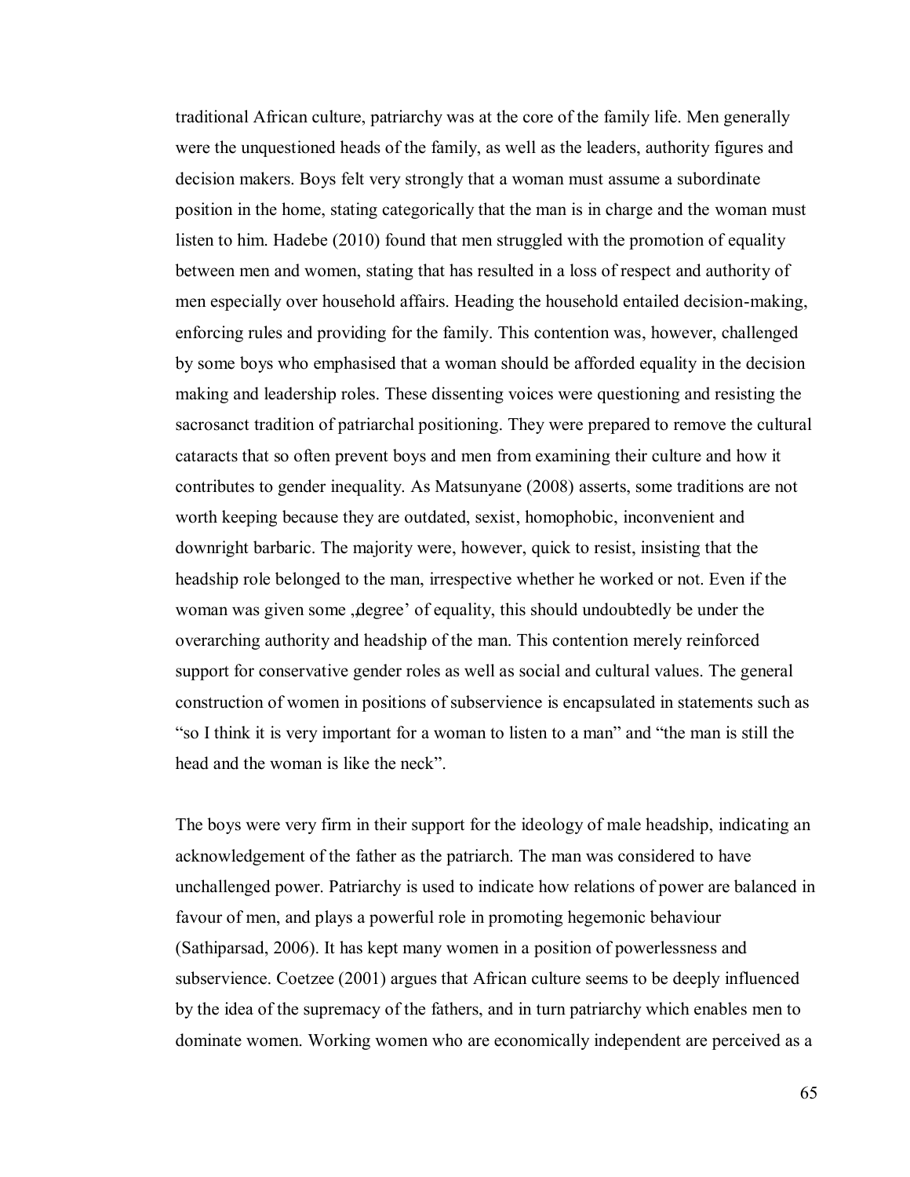traditional African culture, patriarchy was at the core of the family life. Men generally were the unquestioned heads of the family, as well as the leaders, authority figures and decision makers. Boys felt very strongly that a woman must assume a subordinate position in the home, stating categorically that the man is in charge and the woman must listen to him. Hadebe (2010) found that men struggled with the promotion of equality between men and women, stating that has resulted in a loss of respect and authority of men especially over household affairs. Heading the household entailed decision-making, enforcing rules and providing for the family. This contention was, however, challenged by some boys who emphasised that a woman should be afforded equality in the decision making and leadership roles. These dissenting voices were questioning and resisting the sacrosanct tradition of patriarchal positioning. They were prepared to remove the cultural cataracts that so often prevent boys and men from examining their culture and how it contributes to gender inequality. As Matsunyane (2008) asserts, some traditions are not worth keeping because they are outdated, sexist, homophobic, inconvenient and downright barbaric. The majority were, however, quick to resist, insisting that the headship role belonged to the man, irrespective whether he worked or not. Even if the woman was given some „degree' of equality, this should undoubtedly be under the overarching authority and headship of the man. This contention merely reinforced support for conservative gender roles as well as social and cultural values. The general construction of women in positions of subservience is encapsulated in statements such as "so I think it is very important for a woman to listen to a man" and "the man is still the head and the woman is like the neck".

The boys were very firm in their support for the ideology of male headship, indicating an acknowledgement of the father as the patriarch. The man was considered to have unchallenged power. Patriarchy is used to indicate how relations of power are balanced in favour of men, and plays a powerful role in promoting hegemonic behaviour (Sathiparsad, 2006). It has kept many women in a position of powerlessness and subservience. Coetzee (2001) argues that African culture seems to be deeply influenced by the idea of the supremacy of the fathers, and in turn patriarchy which enables men to dominate women. Working women who are economically independent are perceived as a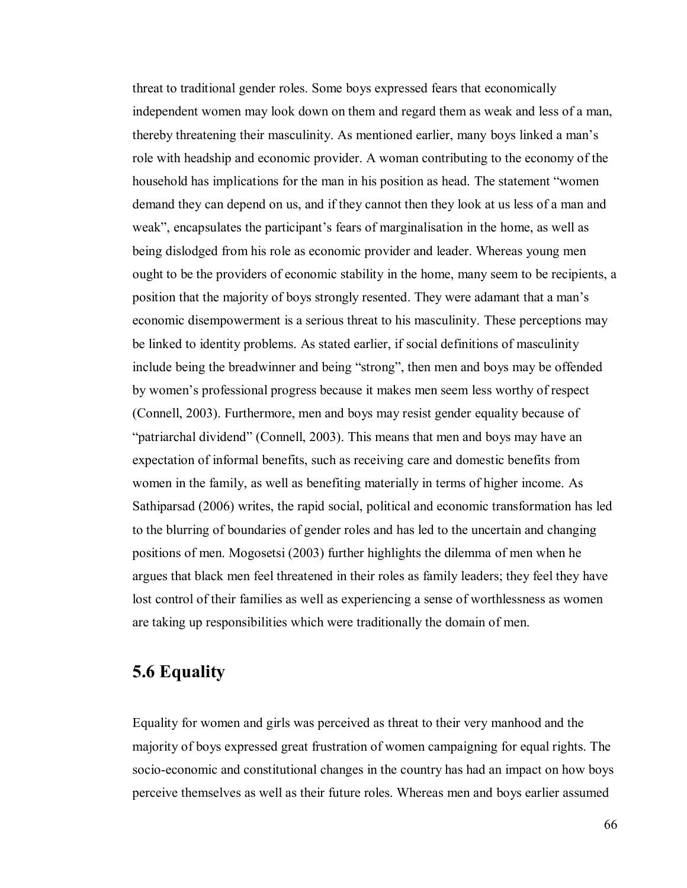threat to traditional gender roles. Some boys expressed fears that economically independent women may look down on them and regard them as weak and less of a man, thereby threatening their masculinity. As mentioned earlier, many boys linked a man's role with headship and economic provider. A woman contributing to the economy of the household has implications for the man in his position as head. The statement "women demand they can depend on us, and if they cannot then they look at us less of a man and weak", encapsulates the participant's fears of marginalisation in the home, as well as being dislodged from his role as economic provider and leader. Whereas young men ought to be the providers of economic stability in the home, many seem to be recipients, a position that the majority of boys strongly resented. They were adamant that a man's economic disempowerment is a serious threat to his masculinity. These perceptions may be linked to identity problems. As stated earlier, if social definitions of masculinity include being the breadwinner and being "strong", then men and boys may be offended by women's professional progress because it makes men seem less worthy of respect (Connell, 2003). Furthermore, men and boys may resist gender equality because of "patriarchal dividend" (Connell, 2003). This means that men and boys may have an expectation of informal benefits, such as receiving care and domestic benefits from women in the family, as well as benefiting materially in terms of higher income. As Sathiparsad (2006) writes, the rapid social, political and economic transformation has led to the blurring of boundaries of gender roles and has led to the uncertain and changing positions of men. Mogosetsi (2003) further highlights the dilemma of men when he argues that black men feel threatened in their roles as family leaders; they feel they have lost control of their families as well as experiencing a sense of worthlessness as women are taking up responsibilities which were traditionally the domain of men.

## 5.6 Equality

Equality for women and girls was perceived as threat to their very manhood and the majority of boys expressed great frustration of women campaigning for equal rights. The socio-economic and constitutional changes in the country has had an impact on how boys perceive themselves as well as their future roles. Whereas men and boys earlier assumed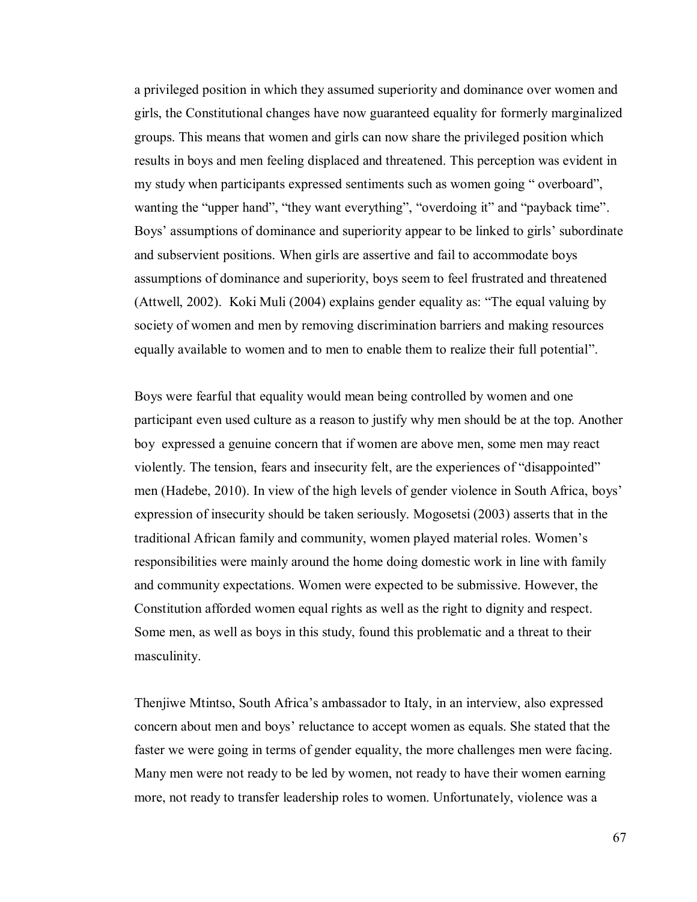a privileged position in which they assumed superiority and dominance over women and girls, the Constitutional changes have now guaranteed equality for formerly marginalized groups. This means that women and girls can now share the privileged position which results in boys and men feeling displaced and threatened. This perception was evident in my study when participants expressed sentiments such as women going " overboard", wanting the "upper hand", "they want everything", "overdoing it" and "payback time". Boys' assumptions of dominance and superiority appear to be linked to girls' subordinate and subservient positions. When girls are assertive and fail to accommodate boys assumptions of dominance and superiority, boys seem to feel frustrated and threatened (Attwell, 2002). Koki Muli (2004) explains gender equality as: "The equal valuing by society of women and men by removing discrimination barriers and making resources equally available to women and to men to enable them to realize their full potential".

Boys were fearful that equality would mean being controlled by women and one participant even used culture as a reason to justify why men should be at the top. Another boy expressed a genuine concern that if women are above men, some men may react violently. The tension, fears and insecurity felt, are the experiences of "disappointed" men (Hadebe, 2010). In view of the high levels of gender violence in South Africa, boys' expression of insecurity should be taken seriously. Mogosetsi (2003) asserts that in the traditional African family and community, women played material roles. Women's responsibilities were mainly around the home doing domestic work in line with family and community expectations. Women were expected to be submissive. However, the Constitution afforded women equal rights as well as the right to dignity and respect. Some men, as well as boys in this study, found this problematic and a threat to their masculinity.

Thenjiwe Mtintso, South Africa's ambassador to Italy, in an interview, also expressed concern about men and boys' reluctance to accept women as equals. She stated that the faster we were going in terms of gender equality, the more challenges men were facing. Many men were not ready to be led by women, not ready to have their women earning more, not ready to transfer leadership roles to women. Unfortunately, violence was a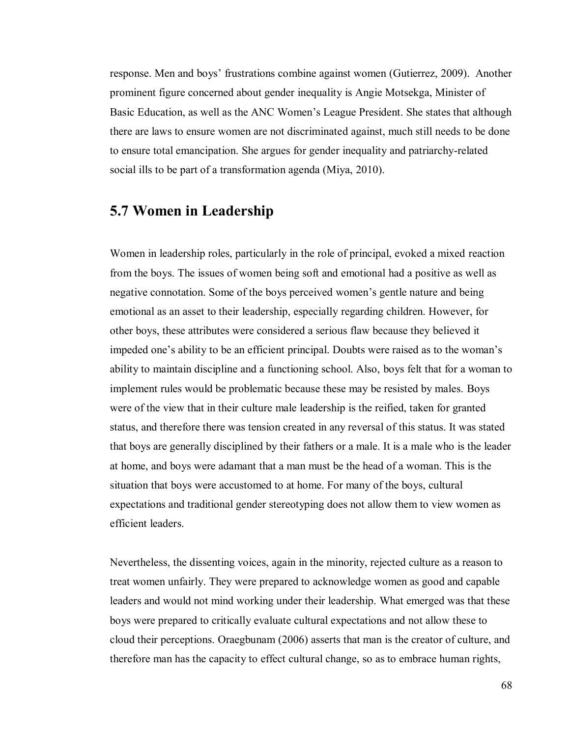response. Men and boys' frustrations combine against women (Gutierrez, 2009). Another prominent figure concerned about gender inequality is Angie Motsekga, Minister of Basic Education, as well as the ANC Women's League President. She states that although there are laws to ensure women are not discriminated against, much still needs to be done to ensure total emancipation. She argues for gender inequality and patriarchy-related social ills to be part of a transformation agenda (Miya, 2010).

## 5.7 Women in Leadership

Women in leadership roles, particularly in the role of principal, evoked a mixed reaction from the boys. The issues of women being soft and emotional had a positive as well as negative connotation. Some of the boys perceived women's gentle nature and being emotional as an asset to their leadership, especially regarding children. However, for other boys, these attributes were considered a serious flaw because they believed it impeded one's ability to be an efficient principal. Doubts were raised as to the woman's ability to maintain discipline and a functioning school. Also, boys felt that for a woman to implement rules would be problematic because these may be resisted by males. Boys were of the view that in their culture male leadership is the reified, taken for granted status, and therefore there was tension created in any reversal of this status. It was stated that boys are generally disciplined by their fathers or a male. It is a male who is the leader at home, and boys were adamant that a man must be the head of a woman. This is the situation that boys were accustomed to at home. For many of the boys, cultural expectations and traditional gender stereotyping does not allow them to view women as efficient leaders.

Nevertheless, the dissenting voices, again in the minority, rejected culture as a reason to treat women unfairly. They were prepared to acknowledge women as good and capable leaders and would not mind working under their leadership. What emerged was that these boys were prepared to critically evaluate cultural expectations and not allow these to cloud their perceptions. Oraegbunam (2006) asserts that man is the creator of culture, and therefore man has the capacity to effect cultural change, so as to embrace human rights,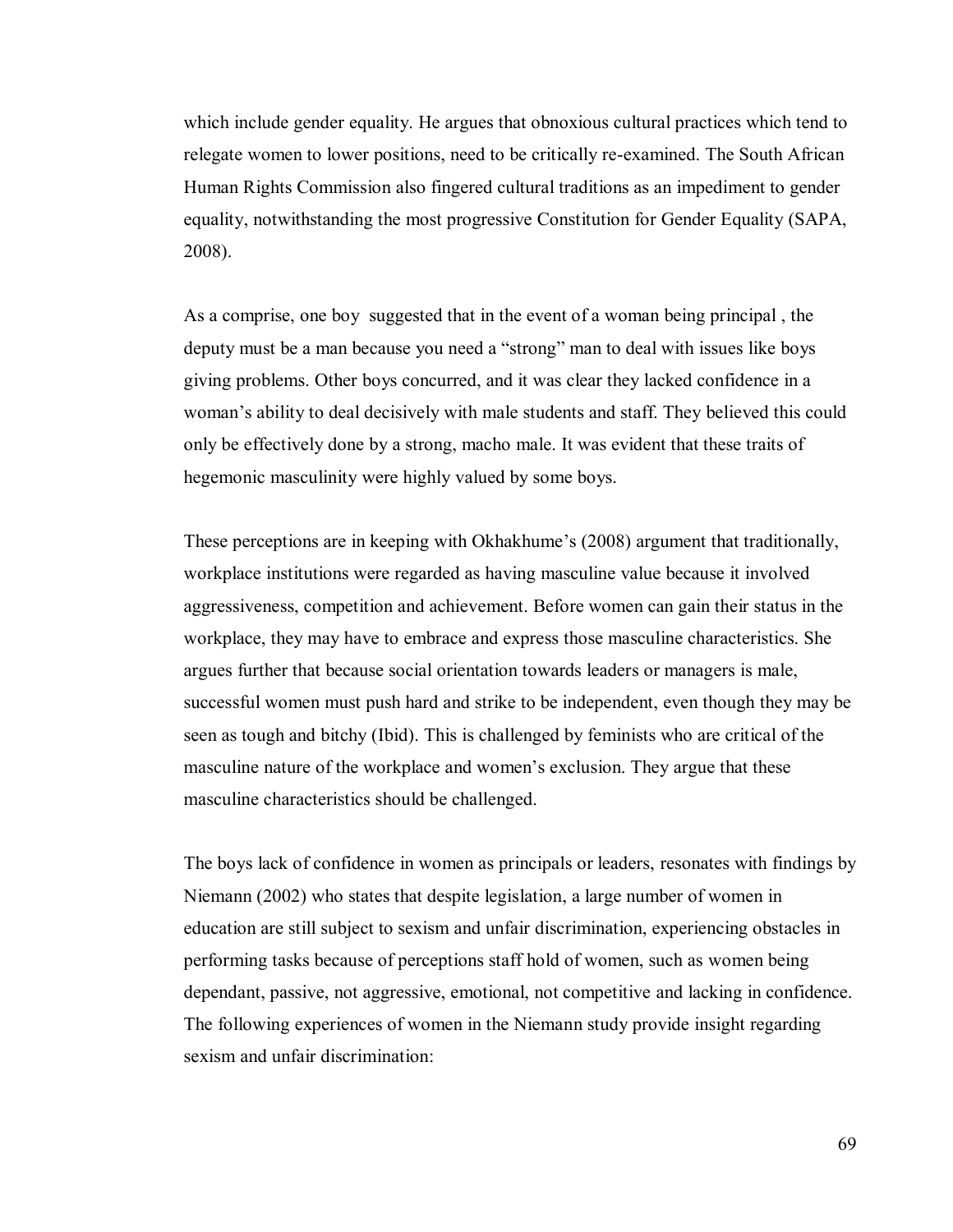which include gender equality. He argues that obnoxious cultural practices which tend to relegate women to lower positions, need to be critically re-examined. The South African Human Rights Commission also fingered cultural traditions as an impediment to gender equality, notwithstanding the most progressive Constitution for Gender Equality (SAPA, 2008).

As a comprise, one boy suggested that in the event of a woman being principal , the deputy must be a man because you need a "strong" man to deal with issues like boys giving problems. Other boys concurred, and it was clear they lacked confidence in a woman's ability to deal decisively with male students and staff. They believed this could only be effectively done by a strong, macho male. It was evident that these traits of hegemonic masculinity were highly valued by some boys.

These perceptions are in keeping with Okhakhume's (2008) argument that traditionally, workplace institutions were regarded as having masculine value because it involved aggressiveness, competition and achievement. Before women can gain their status in the workplace, they may have to embrace and express those masculine characteristics. She argues further that because social orientation towards leaders or managers is male, successful women must push hard and strike to be independent, even though they may be seen as tough and bitchy (Ibid). This is challenged by feminists who are critical of the masculine nature of the workplace and women's exclusion. They argue that these masculine characteristics should be challenged.

The boys lack of confidence in women as principals or leaders, resonates with findings by Niemann (2002) who states that despite legislation, a large number of women in education are still subject to sexism and unfair discrimination, experiencing obstacles in performing tasks because of perceptions staff hold of women, such as women being dependant, passive, not aggressive, emotional, not competitive and lacking in confidence. The following experiences of women in the Niemann study provide insight regarding sexism and unfair discrimination: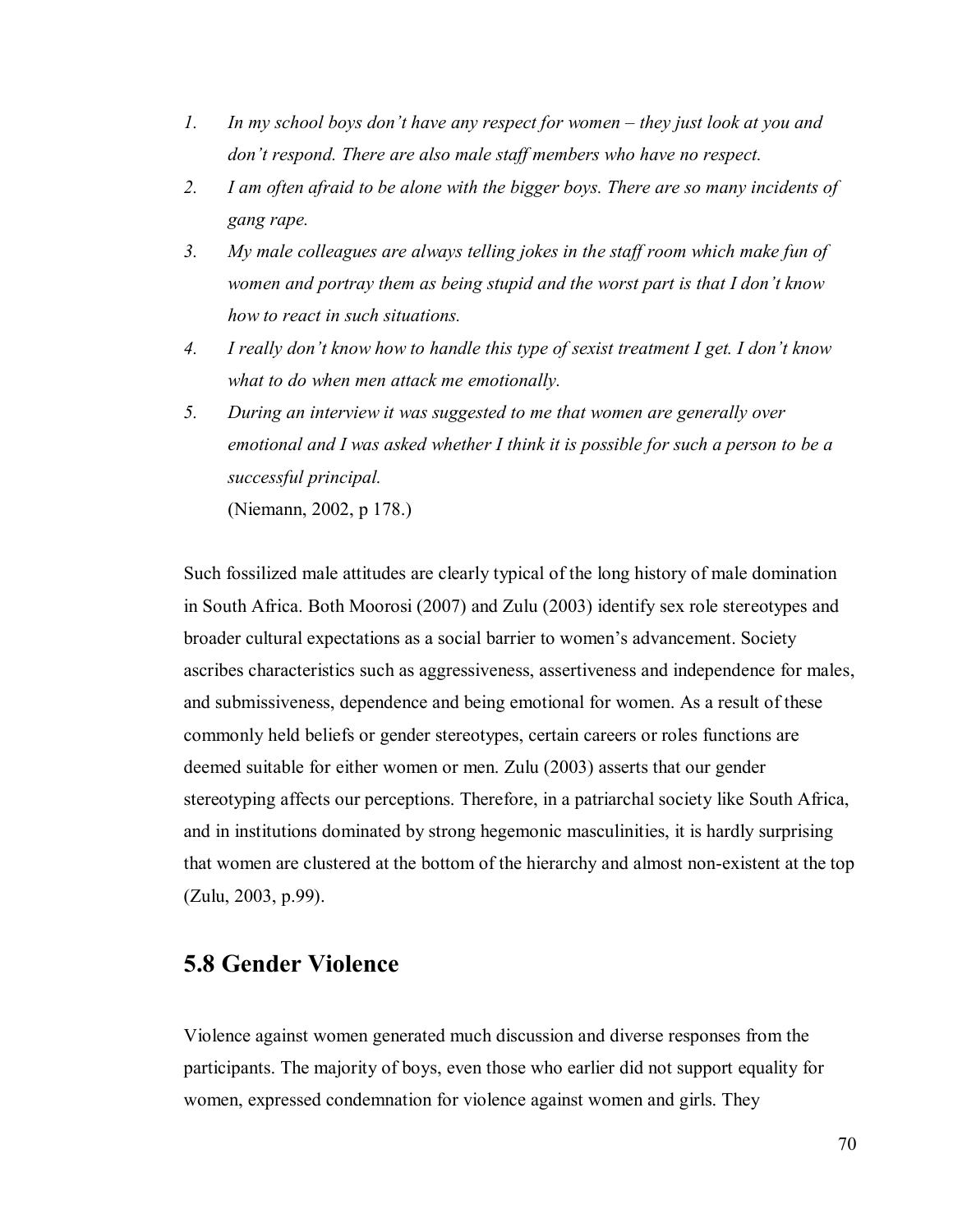1. *In my school boys don't have any respect for women – they just look at you and don't respond. There are also male staff members who have no respect.*
2. *I am often afraid to be alone with the bigger boys. There are so many incidents of gang rape.*
3. *My male colleagues are always telling jokes in the staff room which make fun of women and portray them as being stupid and the worst part is that I don't know how to react in such situations.*
4. *I really don't know how to handle this type of sexist treatment I get. I don't know what to do when men attack me emotionally.*
5. *During an interview it was suggested to me that women are generally over emotional and I was asked whether I think it is possible for such a person to be a successful principal.*

   (Niemann, 2002, p 178.)

Such fossilized male attitudes are clearly typical of the long history of male domination in South Africa. Both Moorosi (2007) and Zulu (2003) identify sex role stereotypes and broader cultural expectations as a social barrier to women's advancement. Society ascribes characteristics such as aggressiveness, assertiveness and independence for males, and submissiveness, dependence and being emotional for women. As a result of these commonly held beliefs or gender stereotypes, certain careers or roles functions are deemed suitable for either women or men. Zulu (2003) asserts that our gender stereotyping affects our perceptions. Therefore, in a patriarchal society like South Africa, and in institutions dominated by strong hegemonic masculinities, it is hardly surprising that women are clustered at the bottom of the hierarchy and almost non-existent at the top (Zulu, 2003, p.99).

## 5.8 Gender Violence

Violence against women generated much discussion and diverse responses from the participants. The majority of boys, even those who earlier did not support equality for women, expressed condemnation for violence against women and girls. They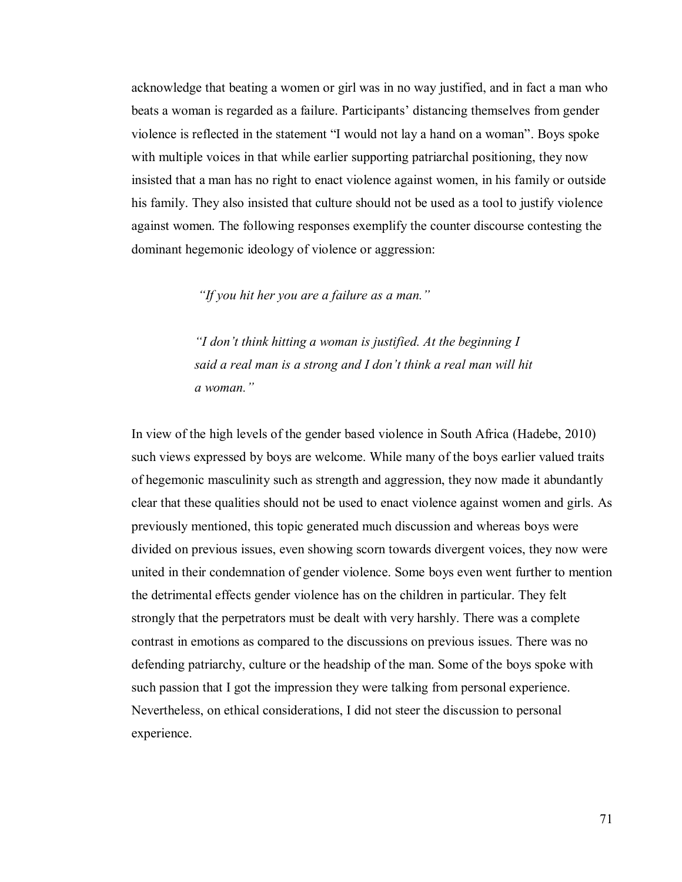acknowledge that beating a women or girl was in no way justified, and in fact a man who beats a woman is regarded as a failure. Participants' distancing themselves from gender violence is reflected in the statement "I would not lay a hand on a woman". Boys spoke with multiple voices in that while earlier supporting patriarchal positioning, they now insisted that a man has no right to enact violence against women, in his family or outside his family. They also insisted that culture should not be used as a tool to justify violence against women. The following responses exemplify the counter discourse contesting the dominant hegemonic ideology of violence or aggression:

> *"If you hit her you are a failure as a man."*

> *"I don't think hitting a woman is justified. At the beginning I said a real man is a strong and I don't think a real man will hit a woman."*

In view of the high levels of the gender based violence in South Africa (Hadebe, 2010) such views expressed by boys are welcome. While many of the boys earlier valued traits of hegemonic masculinity such as strength and aggression, they now made it abundantly clear that these qualities should not be used to enact violence against women and girls. As previously mentioned, this topic generated much discussion and whereas boys were divided on previous issues, even showing scorn towards divergent voices, they now were united in their condemnation of gender violence. Some boys even went further to mention the detrimental effects gender violence has on the children in particular. They felt strongly that the perpetrators must be dealt with very harshly. There was a complete contrast in emotions as compared to the discussions on previous issues. There was no defending patriarchy, culture or the headship of the man. Some of the boys spoke with such passion that I got the impression they were talking from personal experience. Nevertheless, on ethical considerations, I did not steer the discussion to personal experience.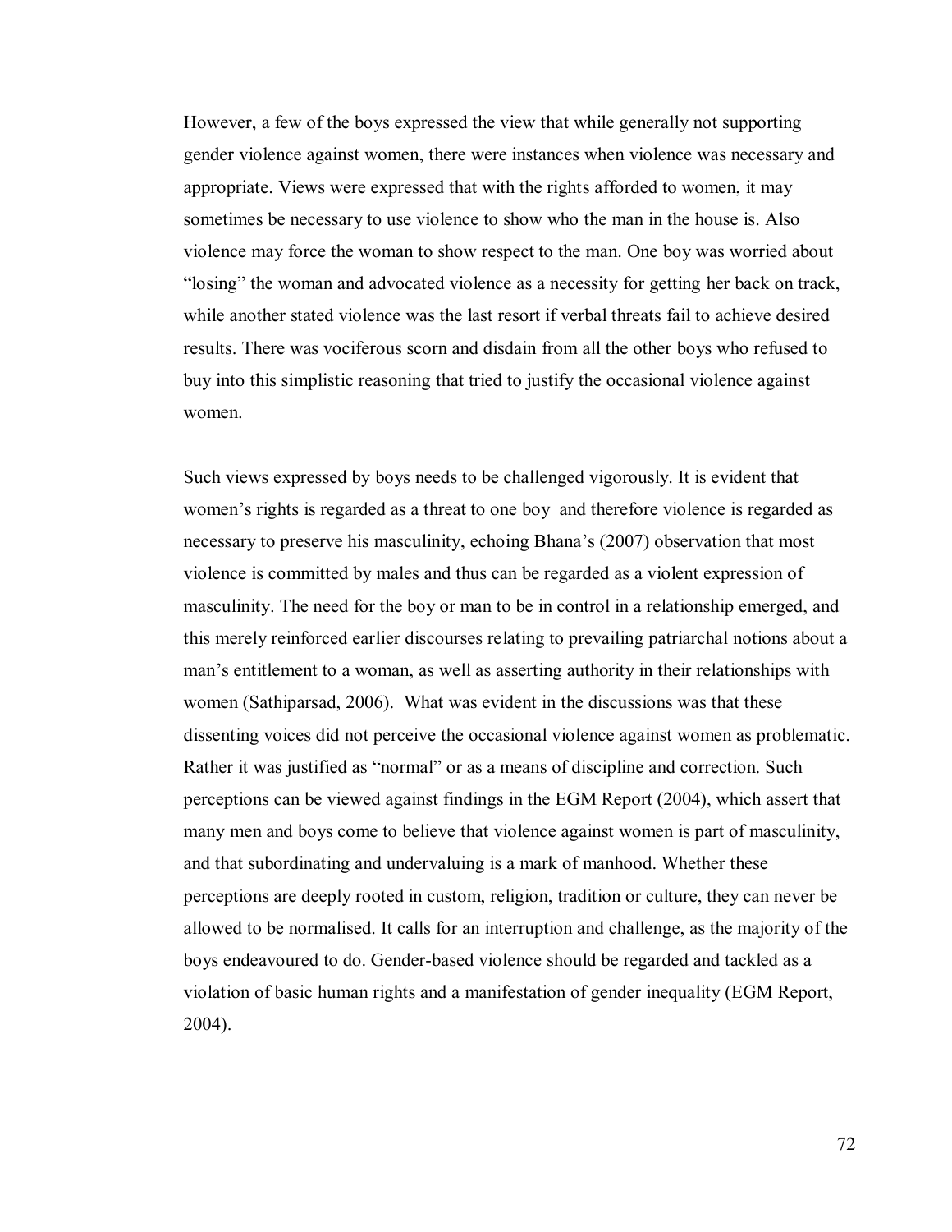However, a few of the boys expressed the view that while generally not supporting gender violence against women, there were instances when violence was necessary and appropriate. Views were expressed that with the rights afforded to women, it may sometimes be necessary to use violence to show who the man in the house is. Also violence may force the woman to show respect to the man. One boy was worried about "losing" the woman and advocated violence as a necessity for getting her back on track, while another stated violence was the last resort if verbal threats fail to achieve desired results. There was vociferous scorn and disdain from all the other boys who refused to buy into this simplistic reasoning that tried to justify the occasional violence against women.

Such views expressed by boys needs to be challenged vigorously. It is evident that women's rights is regarded as a threat to one boy and therefore violence is regarded as necessary to preserve his masculinity, echoing Bhana's (2007) observation that most violence is committed by males and thus can be regarded as a violent expression of masculinity. The need for the boy or man to be in control in a relationship emerged, and this merely reinforced earlier discourses relating to prevailing patriarchal notions about a man's entitlement to a woman, as well as asserting authority in their relationships with women (Sathiparsad, 2006). What was evident in the discussions was that these dissenting voices did not perceive the occasional violence against women as problematic. Rather it was justified as "normal" or as a means of discipline and correction. Such perceptions can be viewed against findings in the EGM Report (2004), which assert that many men and boys come to believe that violence against women is part of masculinity, and that subordinating and undervaluing is a mark of manhood. Whether these perceptions are deeply rooted in custom, religion, tradition or culture, they can never be allowed to be normalised. It calls for an interruption and challenge, as the majority of the boys endeavoured to do. Gender-based violence should be regarded and tackled as a violation of basic human rights and a manifestation of gender inequality (EGM Report, 2004).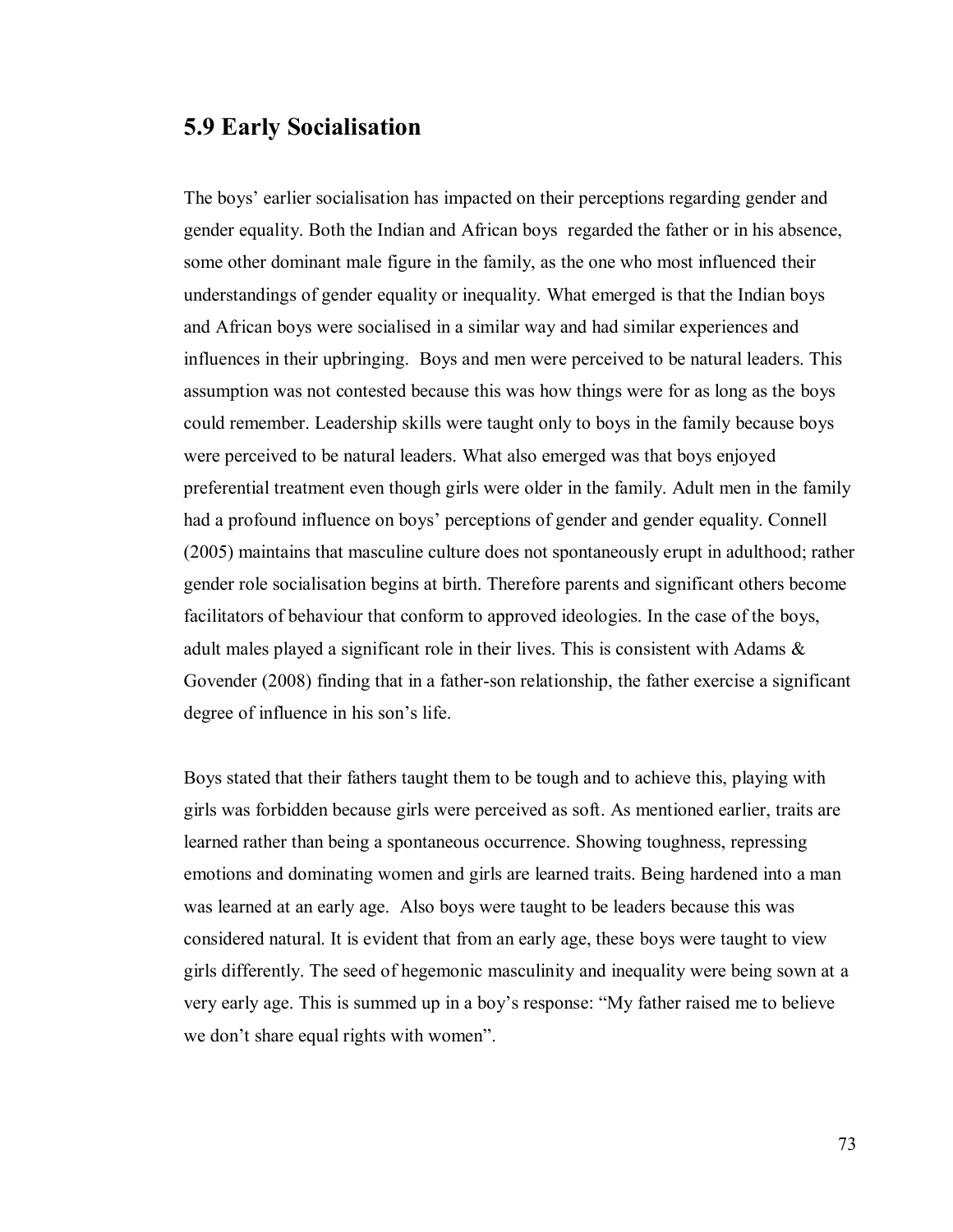## 5.9 Early Socialisation

The boys' earlier socialisation has impacted on their perceptions regarding gender and gender equality. Both the Indian and African boys regarded the father or in his absence, some other dominant male figure in the family, as the one who most influenced their understandings of gender equality or inequality. What emerged is that the Indian boys and African boys were socialised in a similar way and had similar experiences and influences in their upbringing. Boys and men were perceived to be natural leaders. This assumption was not contested because this was how things were for as long as the boys could remember. Leadership skills were taught only to boys in the family because boys were perceived to be natural leaders. What also emerged was that boys enjoyed preferential treatment even though girls were older in the family. Adult men in the family had a profound influence on boys' perceptions of gender and gender equality. Connell (2005) maintains that masculine culture does not spontaneously erupt in adulthood; rather gender role socialisation begins at birth. Therefore parents and significant others become facilitators of behaviour that conform to approved ideologies. In the case of the boys, adult males played a significant role in their lives. This is consistent with Adams & Govender (2008) finding that in a father-son relationship, the father exercise a significant degree of influence in his son's life.

Boys stated that their fathers taught them to be tough and to achieve this, playing with girls was forbidden because girls were perceived as soft. As mentioned earlier, traits are learned rather than being a spontaneous occurrence. Showing toughness, repressing emotions and dominating women and girls are learned traits. Being hardened into a man was learned at an early age. Also boys were taught to be leaders because this was considered natural. It is evident that from an early age, these boys were taught to view girls differently. The seed of hegemonic masculinity and inequality were being sown at a very early age. This is summed up in a boy's response: "My father raised me to believe we don't share equal rights with women".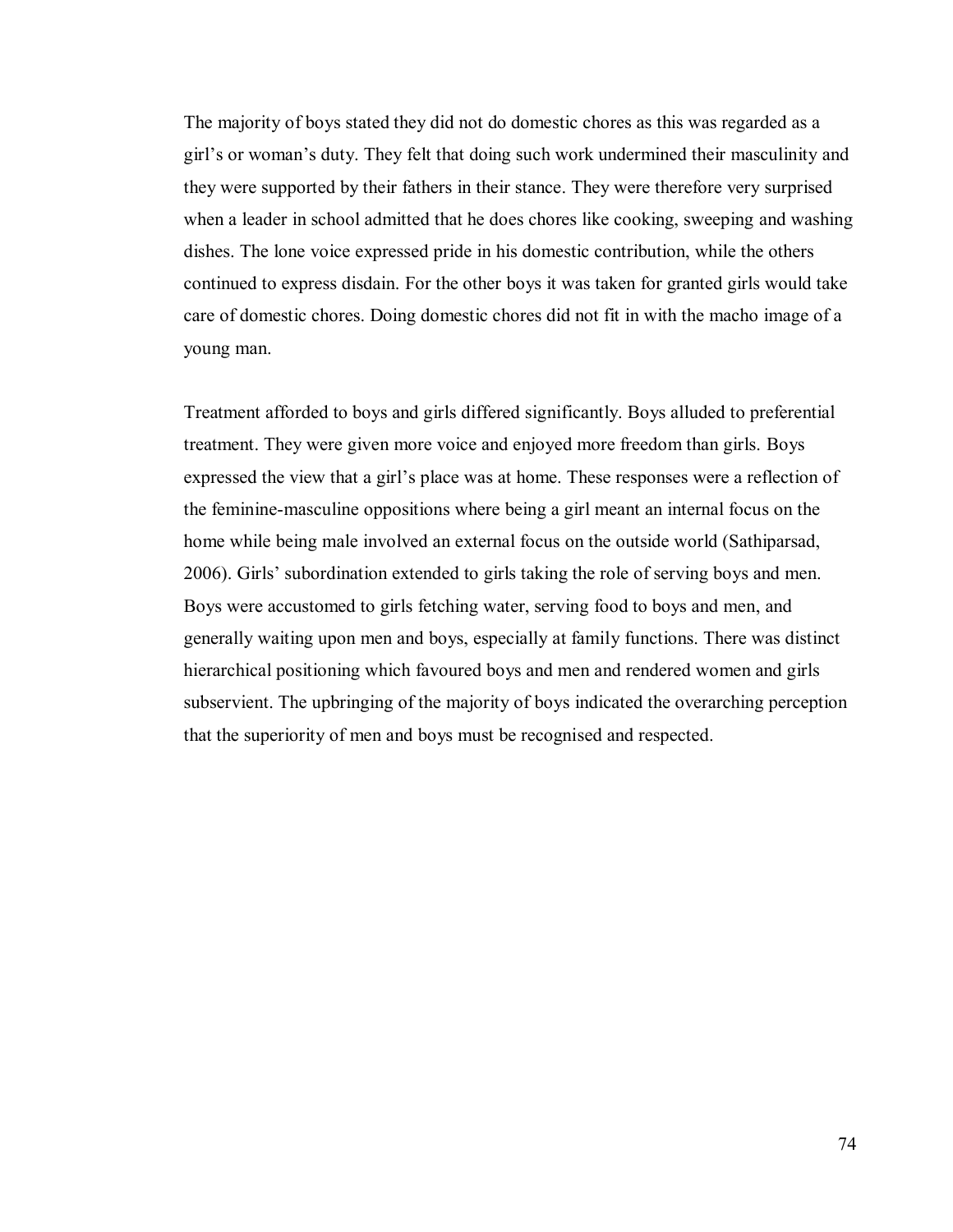The majority of boys stated they did not do domestic chores as this was regarded as a girl's or woman's duty. They felt that doing such work undermined their masculinity and they were supported by their fathers in their stance. They were therefore very surprised when a leader in school admitted that he does chores like cooking, sweeping and washing dishes. The lone voice expressed pride in his domestic contribution, while the others continued to express disdain. For the other boys it was taken for granted girls would take care of domestic chores. Doing domestic chores did not fit in with the macho image of a young man.

Treatment afforded to boys and girls differed significantly. Boys alluded to preferential treatment. They were given more voice and enjoyed more freedom than girls. Boys expressed the view that a girl's place was at home. These responses were a reflection of the feminine-masculine oppositions where being a girl meant an internal focus on the home while being male involved an external focus on the outside world (Sathiparsad, 2006). Girls' subordination extended to girls taking the role of serving boys and men. Boys were accustomed to girls fetching water, serving food to boys and men, and generally waiting upon men and boys, especially at family functions. There was distinct hierarchical positioning which favoured boys and men and rendered women and girls subservient. The upbringing of the majority of boys indicated the overarching perception that the superiority of men and boys must be recognised and respected.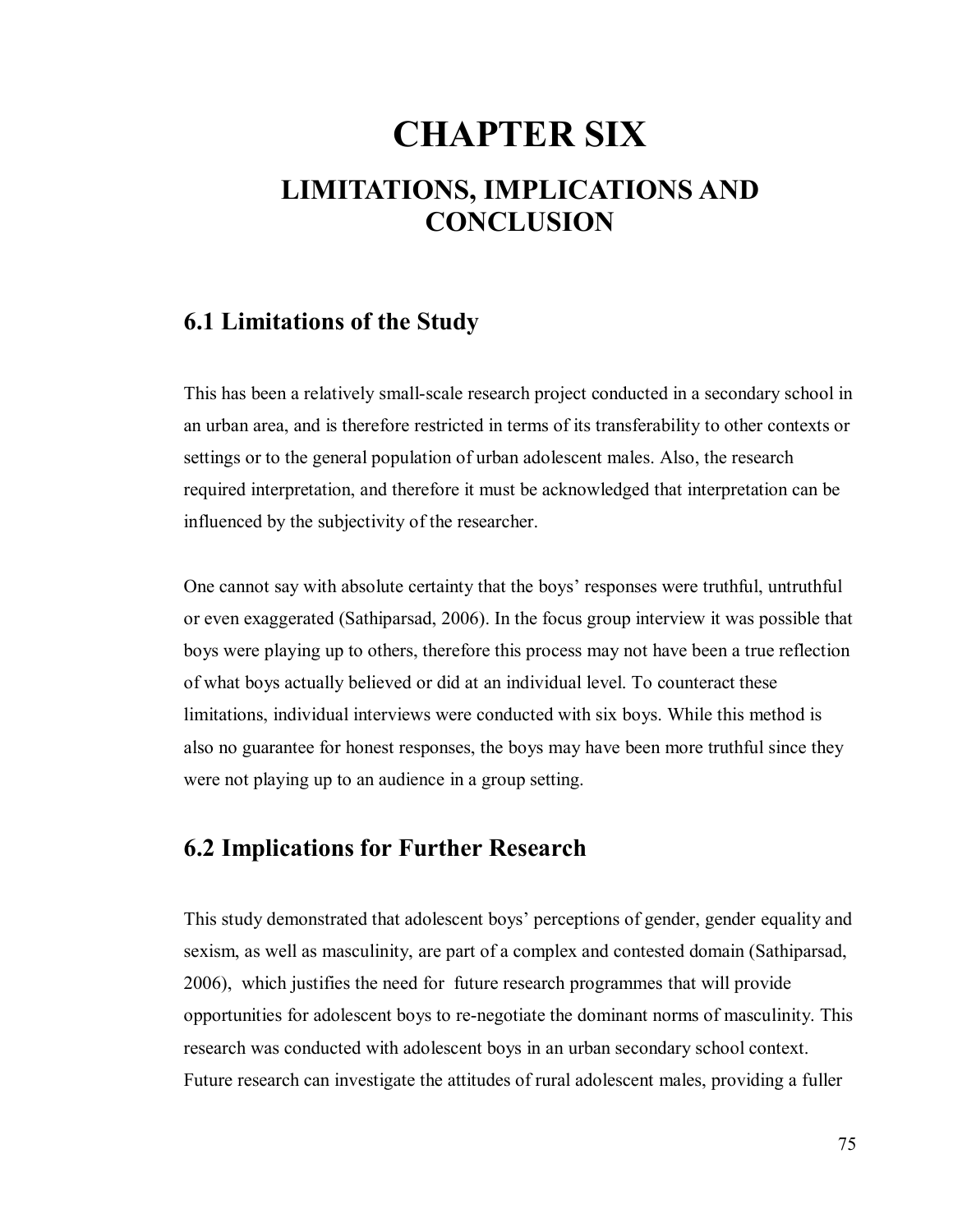# CHAPTER SIX

## LIMITATIONS, IMPLICATIONS AND CONCLUSION

### 6.1 Limitations of the Study

This has been a relatively small-scale research project conducted in a secondary school in an urban area, and is therefore restricted in terms of its transferability to other contexts or settings or to the general population of urban adolescent males. Also, the research required interpretation, and therefore it must be acknowledged that interpretation can be influenced by the subjectivity of the researcher.

One cannot say with absolute certainty that the boys' responses were truthful, untruthful or even exaggerated (Sathiparsad, 2006). In the focus group interview it was possible that boys were playing up to others, therefore this process may not have been a true reflection of what boys actually believed or did at an individual level. To counteract these limitations, individual interviews were conducted with six boys. While this method is also no guarantee for honest responses, the boys may have been more truthful since they were not playing up to an audience in a group setting.

### 6.2 Implications for Further Research

This study demonstrated that adolescent boys' perceptions of gender, gender equality and sexism, as well as masculinity, are part of a complex and contested domain (Sathiparsad, 2006), which justifies the need for future research programmes that will provide opportunities for adolescent boys to re-negotiate the dominant norms of masculinity. This research was conducted with adolescent boys in an urban secondary school context. Future research can investigate the attitudes of rural adolescent males, providing a fuller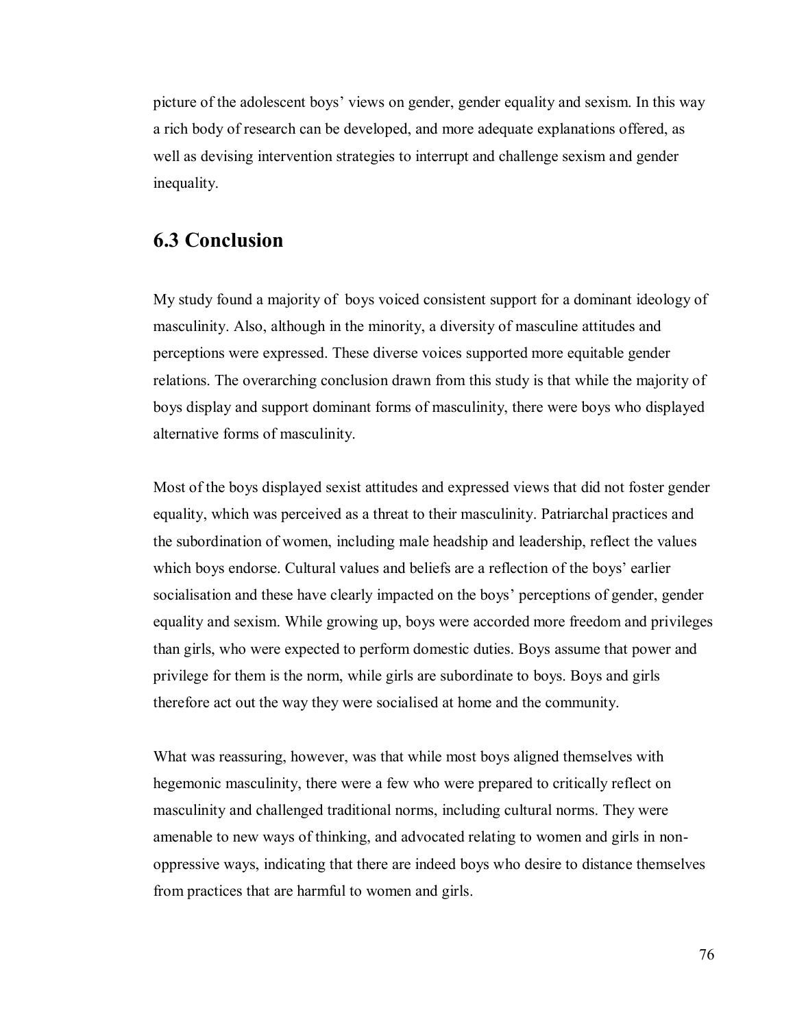picture of the adolescent boys' views on gender, gender equality and sexism. In this way a rich body of research can be developed, and more adequate explanations offered, as well as devising intervention strategies to interrupt and challenge sexism and gender inequality.

## 6.3 Conclusion

My study found a majority of boys voiced consistent support for a dominant ideology of masculinity. Also, although in the minority, a diversity of masculine attitudes and perceptions were expressed. These diverse voices supported more equitable gender relations. The overarching conclusion drawn from this study is that while the majority of boys display and support dominant forms of masculinity, there were boys who displayed alternative forms of masculinity.

Most of the boys displayed sexist attitudes and expressed views that did not foster gender equality, which was perceived as a threat to their masculinity. Patriarchal practices and the subordination of women, including male headship and leadership, reflect the values which boys endorse. Cultural values and beliefs are a reflection of the boys' earlier socialisation and these have clearly impacted on the boys' perceptions of gender, gender equality and sexism. While growing up, boys were accorded more freedom and privileges than girls, who were expected to perform domestic duties. Boys assume that power and privilege for them is the norm, while girls are subordinate to boys. Boys and girls therefore act out the way they were socialised at home and the community.

What was reassuring, however, was that while most boys aligned themselves with hegemonic masculinity, there were a few who were prepared to critically reflect on masculinity and challenged traditional norms, including cultural norms. They were amenable to new ways of thinking, and advocated relating to women and girls in non-oppressive ways, indicating that there are indeed boys who desire to distance themselves from practices that are harmful to women and girls.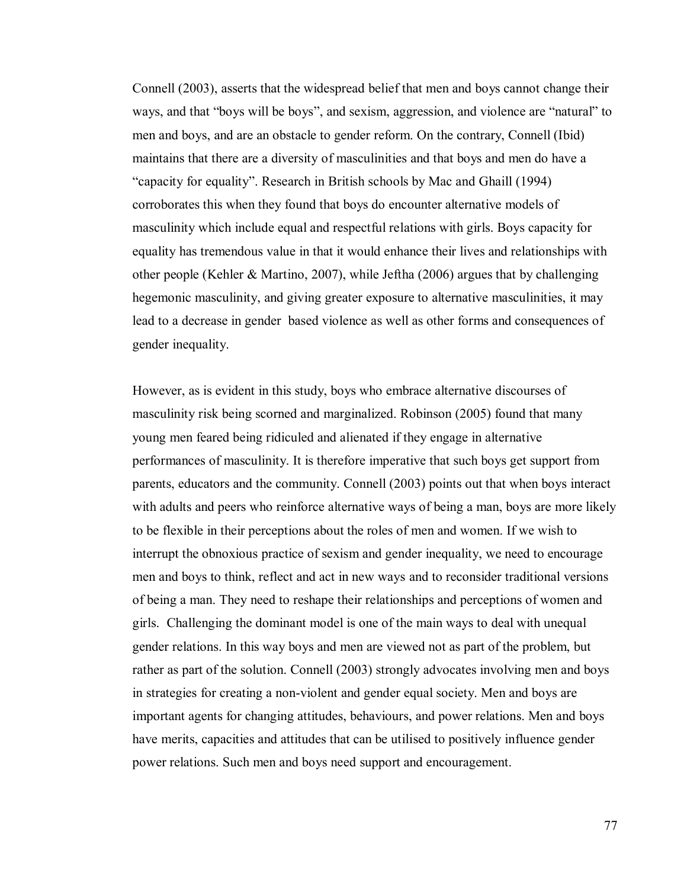Connell (2003), asserts that the widespread belief that men and boys cannot change their ways, and that "boys will be boys", and sexism, aggression, and violence are "natural" to men and boys, and are an obstacle to gender reform. On the contrary, Connell (Ibid) maintains that there are a diversity of masculinities and that boys and men do have a "capacity for equality". Research in British schools by Mac and Ghaill (1994) corroborates this when they found that boys do encounter alternative models of masculinity which include equal and respectful relations with girls. Boys capacity for equality has tremendous value in that it would enhance their lives and relationships with other people (Kehler & Martino, 2007), while Jeftha (2006) argues that by challenging hegemonic masculinity, and giving greater exposure to alternative masculinities, it may lead to a decrease in gender based violence as well as other forms and consequences of gender inequality.

However, as is evident in this study, boys who embrace alternative discourses of masculinity risk being scorned and marginalized. Robinson (2005) found that many young men feared being ridiculed and alienated if they engage in alternative performances of masculinity. It is therefore imperative that such boys get support from parents, educators and the community. Connell (2003) points out that when boys interact with adults and peers who reinforce alternative ways of being a man, boys are more likely to be flexible in their perceptions about the roles of men and women. If we wish to interrupt the obnoxious practice of sexism and gender inequality, we need to encourage men and boys to think, reflect and act in new ways and to reconsider traditional versions of being a man. They need to reshape their relationships and perceptions of women and girls. Challenging the dominant model is one of the main ways to deal with unequal gender relations. In this way boys and men are viewed not as part of the problem, but rather as part of the solution. Connell (2003) strongly advocates involving men and boys in strategies for creating a non-violent and gender equal society. Men and boys are important agents for changing attitudes, behaviours, and power relations. Men and boys have merits, capacities and attitudes that can be utilised to positively influence gender power relations. Such men and boys need support and encouragement.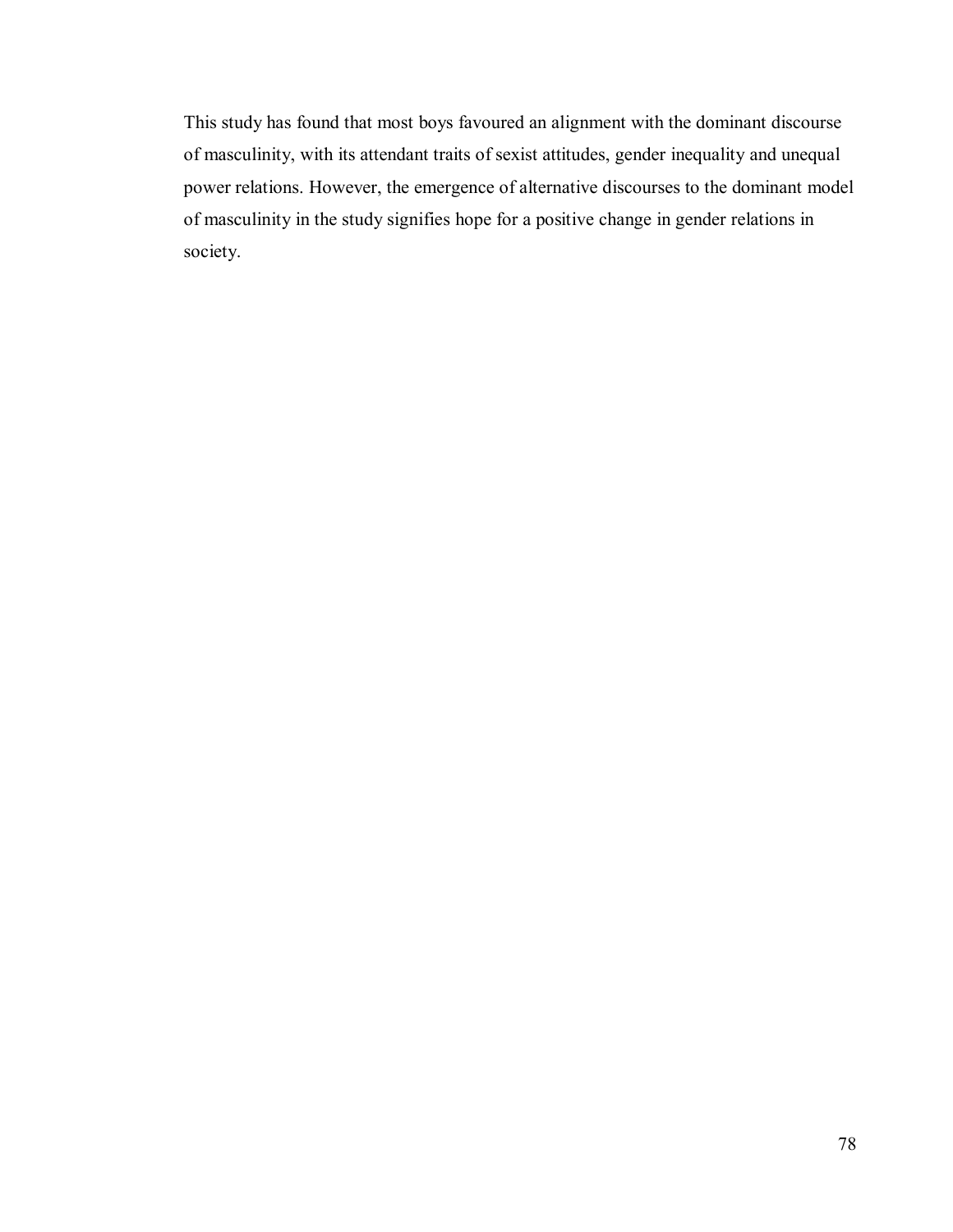This study has found that most boys favoured an alignment with the dominant discourse of masculinity, with its attendant traits of sexist attitudes, gender inequality and unequal power relations. However, the emergence of alternative discourses to the dominant model of masculinity in the study signifies hope for a positive change in gender relations in society.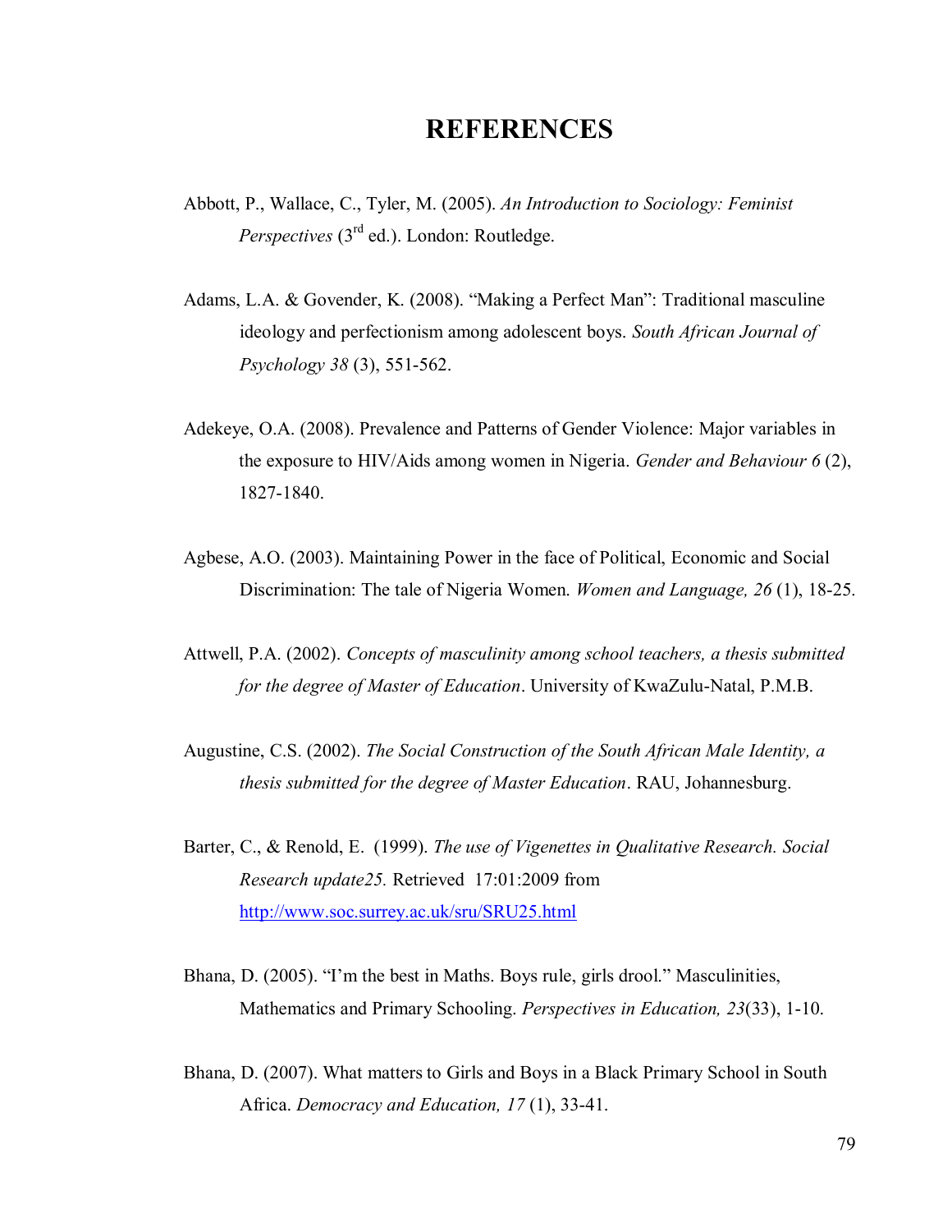# REFERENCES

Abbott, P., Wallace, C., Tyler, M. (2005). *An Introduction to Sociology: Feminist Perspectives* (3rd ed.). London: Routledge.

Adams, L.A. & Govender, K. (2008). "Making a Perfect Man": Traditional masculine ideology and perfectionism among adolescent boys. *South African Journal of Psychology 38* (3), 551-562.

Adekeye, O.A. (2008). Prevalence and Patterns of Gender Violence: Major variables in the exposure to HIV/Aids among women in Nigeria. *Gender and Behaviour 6* (2), 1827-1840.

Agbese, A.O. (2003). Maintaining Power in the face of Political, Economic and Social Discrimination: The tale of Nigeria Women. *Women and Language, 26* (1), 18-25.

Attwell, P.A. (2002). *Concepts of masculinity among school teachers, a thesis submitted for the degree of Master of Education*. University of KwaZulu-Natal, P.M.B.

Augustine, C.S. (2002). *The Social Construction of the South African Male Identity, a thesis submitted for the degree of Master Education*. RAU, Johannesburg.

Barter, C., & Renold, E. (1999). *The use of Vigenettes in Qualitative Research. Social Research update25.* Retrieved 17:01:2009 from http://www.soc.surrey.ac.uk/sru/SRU25.html

Bhana, D. (2005). "I'm the best in Maths. Boys rule, girls drool." Masculinities, Mathematics and Primary Schooling. *Perspectives in Education, 23*(33), 1-10.

Bhana, D. (2007). What matters to Girls and Boys in a Black Primary School in South Africa. *Democracy and Education, 17* (1), 33-41.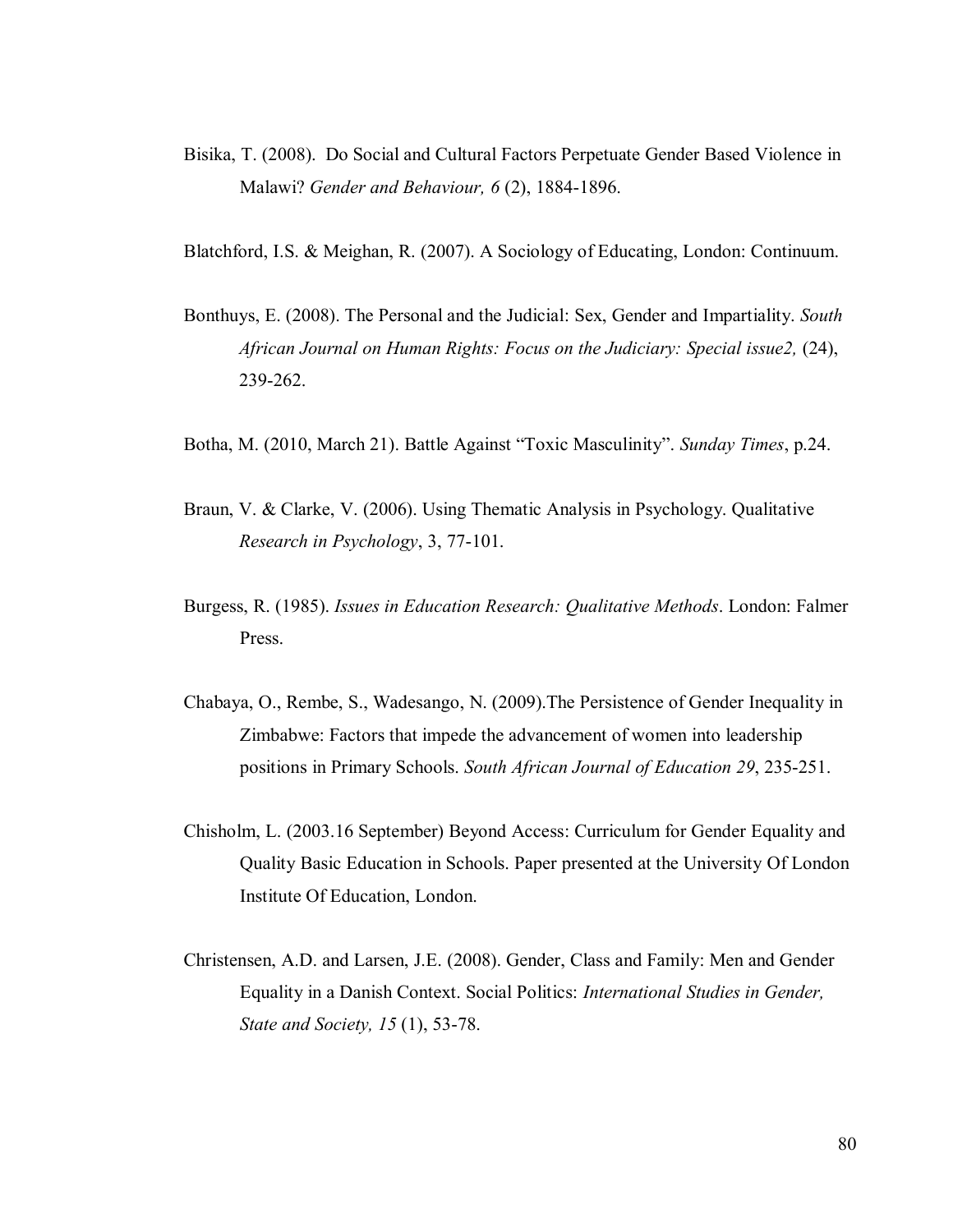Bisika, T. (2008). Do Social and Cultural Factors Perpetuate Gender Based Violence in Malawi? *Gender and Behaviour, 6* (2), 1884-1896.

Blatchford, I.S. & Meighan, R. (2007). A Sociology of Educating, London: Continuum.

Bonthuys, E. (2008). The Personal and the Judicial: Sex, Gender and Impartiality. *South African Journal on Human Rights: Focus on the Judiciary: Special issue2,* (24), 239-262.

Botha, M. (2010, March 21). Battle Against "Toxic Masculinity". *Sunday Times*, p.24.

Braun, V. & Clarke, V. (2006). Using Thematic Analysis in Psychology. Qualitative *Research in Psychology*, 3, 77-101.

Burgess, R. (1985). *Issues in Education Research: Qualitative Methods*. London: Falmer Press.

Chabaya, O., Rembe, S., Wadesango, N. (2009).The Persistence of Gender Inequality in Zimbabwe: Factors that impede the advancement of women into leadership positions in Primary Schools. *South African Journal of Education 29*, 235-251.

Chisholm, L. (2003.16 September) Beyond Access: Curriculum for Gender Equality and Quality Basic Education in Schools. Paper presented at the University Of London Institute Of Education, London.

Christensen, A.D. and Larsen, J.E. (2008). Gender, Class and Family: Men and Gender Equality in a Danish Context. Social Politics: *International Studies in Gender, State and Society, 15* (1), 53-78.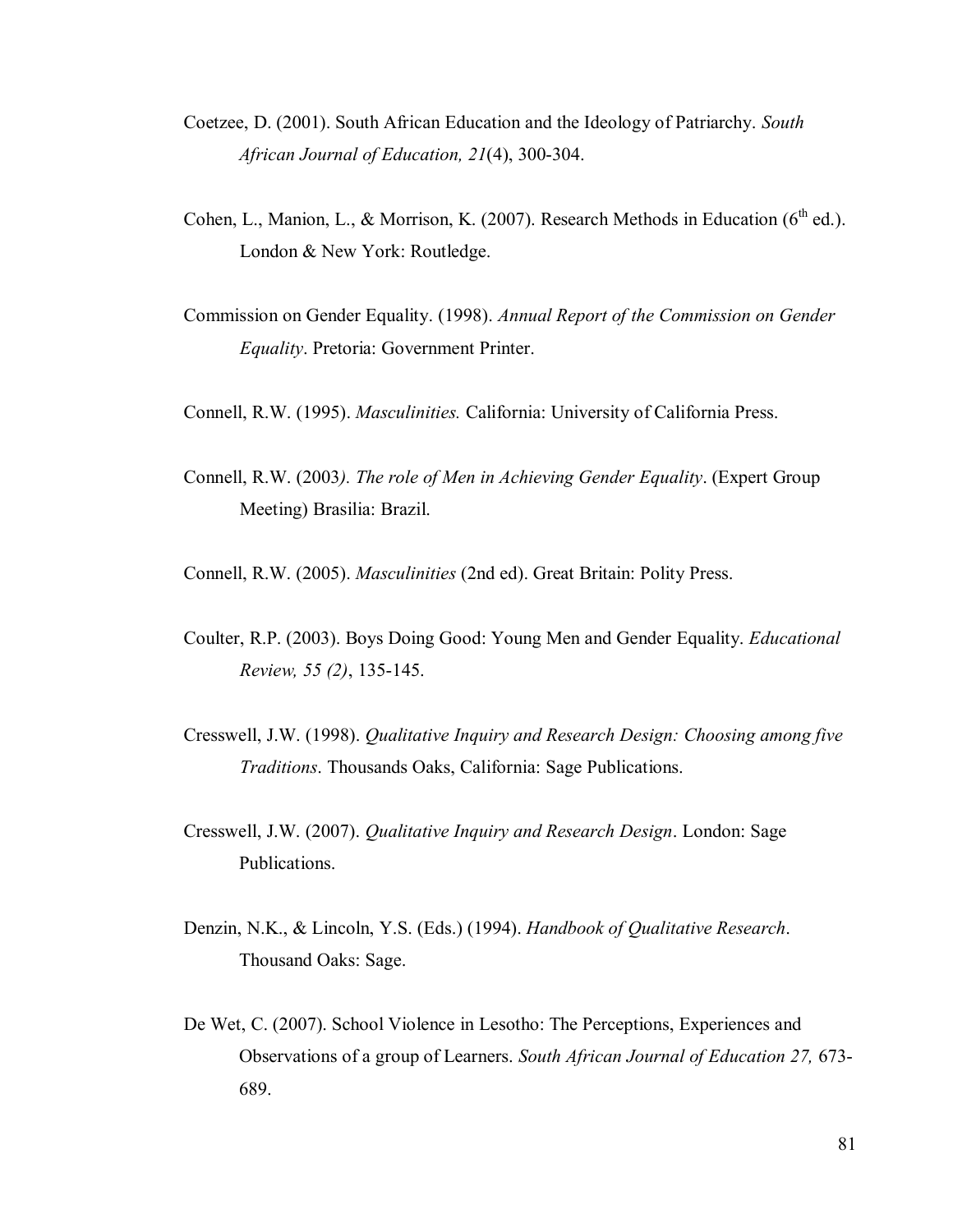Coetzee, D. (2001). South African Education and the Ideology of Patriarchy. *South African Journal of Education, 21*(4), 300-304.

Cohen, L., Manion, L., & Morrison, K. (2007). Research Methods in Education (6th ed.). London & New York: Routledge.

Commission on Gender Equality. (1998). *Annual Report of the Commission on Gender Equality*. Pretoria: Government Printer.

Connell, R.W. (1995). *Masculinities.* California: University of California Press.

Connell, R.W. (2003*). The role of Men in Achieving Gender Equality*. (Expert Group Meeting) Brasilia: Brazil.

Connell, R.W. (2005). *Masculinities* (2nd ed). Great Britain: Polity Press.

Coulter, R.P. (2003). Boys Doing Good: Young Men and Gender Equality. *Educational Review, 55 (2)*, 135-145.

Cresswell, J.W. (1998). *Qualitative Inquiry and Research Design: Choosing among five Traditions*. Thousands Oaks, California: Sage Publications.

Cresswell, J.W. (2007). *Qualitative Inquiry and Research Design*. London: Sage Publications.

Denzin, N.K., & Lincoln, Y.S. (Eds.) (1994). *Handbook of Qualitative Research*. Thousand Oaks: Sage.

De Wet, C. (2007). School Violence in Lesotho: The Perceptions, Experiences and Observations of a group of Learners. *South African Journal of Education 27,* 673-689.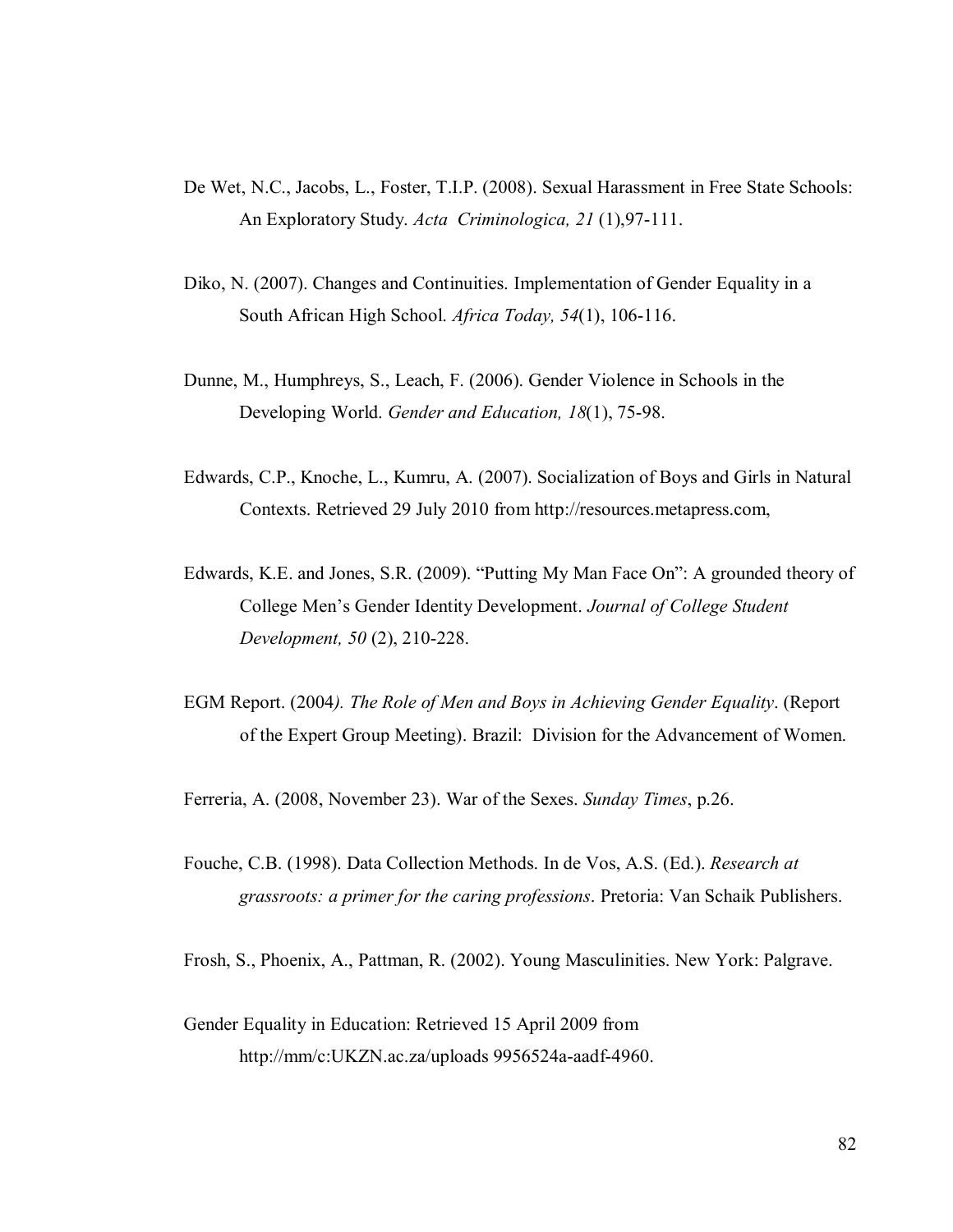De Wet, N.C., Jacobs, L., Foster, T.I.P. (2008). Sexual Harassment in Free State Schools: An Exploratory Study. *Acta Criminologica, 21* (1),97-111.

Diko, N. (2007). Changes and Continuities. Implementation of Gender Equality in a South African High School. *Africa Today, 54*(1), 106-116.

Dunne, M., Humphreys, S., Leach, F. (2006). Gender Violence in Schools in the Developing World. *Gender and Education, 18*(1), 75-98.

Edwards, C.P., Knoche, L., Kumru, A. (2007). Socialization of Boys and Girls in Natural Contexts. Retrieved 29 July 2010 from http://resources.metapress.com,

Edwards, K.E. and Jones, S.R. (2009). "Putting My Man Face On": A grounded theory of College Men's Gender Identity Development. *Journal of College Student Development, 50* (2), 210-228.

EGM Report. (2004*). The Role of Men and Boys in Achieving Gender Equality*. (Report of the Expert Group Meeting). Brazil: Division for the Advancement of Women.

Ferreria, A. (2008, November 23). War of the Sexes. *Sunday Times*, p.26.

Fouche, C.B. (1998). Data Collection Methods. In de Vos, A.S. (Ed.). *Research at grassroots: a primer for the caring professions*. Pretoria: Van Schaik Publishers.

Frosh, S., Phoenix, A., Pattman, R. (2002). Young Masculinities. New York: Palgrave.

Gender Equality in Education: Retrieved 15 April 2009 from http://mm/c:UKZN.ac.za/uploads 9956524a-aadf-4960.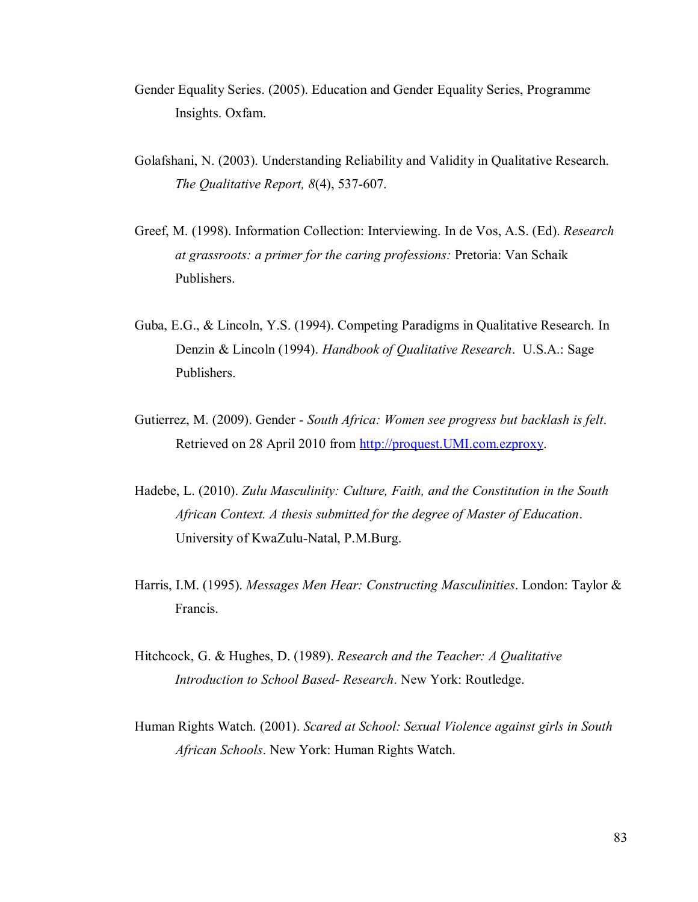Gender Equality Series. (2005). Education and Gender Equality Series, Programme Insights. Oxfam.

Golafshani, N. (2003). Understanding Reliability and Validity in Qualitative Research. *The Qualitative Report, 8*(4), 537-607.

Greef, M. (1998). Information Collection: Interviewing. In de Vos, A.S. (Ed). *Research at grassroots: a primer for the caring professions:* Pretoria: Van Schaik Publishers.

Guba, E.G., & Lincoln, Y.S. (1994). Competing Paradigms in Qualitative Research. In Denzin & Lincoln (1994). *Handbook of Qualitative Research*. U.S.A.: Sage Publishers.

Gutierrez, M. (2009). Gender - *South Africa: Women see progress but backlash is felt*. Retrieved on 28 April 2010 from [http://proquest.UMI.com.ezproxy](http://proquest.UMI.com.ezproxy).

Hadebe, L. (2010). *Zulu Masculinity: Culture, Faith, and the Constitution in the South African Context. A thesis submitted for the degree of Master of Education*. University of KwaZulu-Natal, P.M.Burg.

Harris, I.M. (1995). *Messages Men Hear: Constructing Masculinities*. London: Taylor & Francis.

Hitchcock, G. & Hughes, D. (1989). *Research and the Teacher: A Qualitative Introduction to School Based- Research*. New York: Routledge.

Human Rights Watch. (2001). *Scared at School: Sexual Violence against girls in South African Schools*. New York: Human Rights Watch.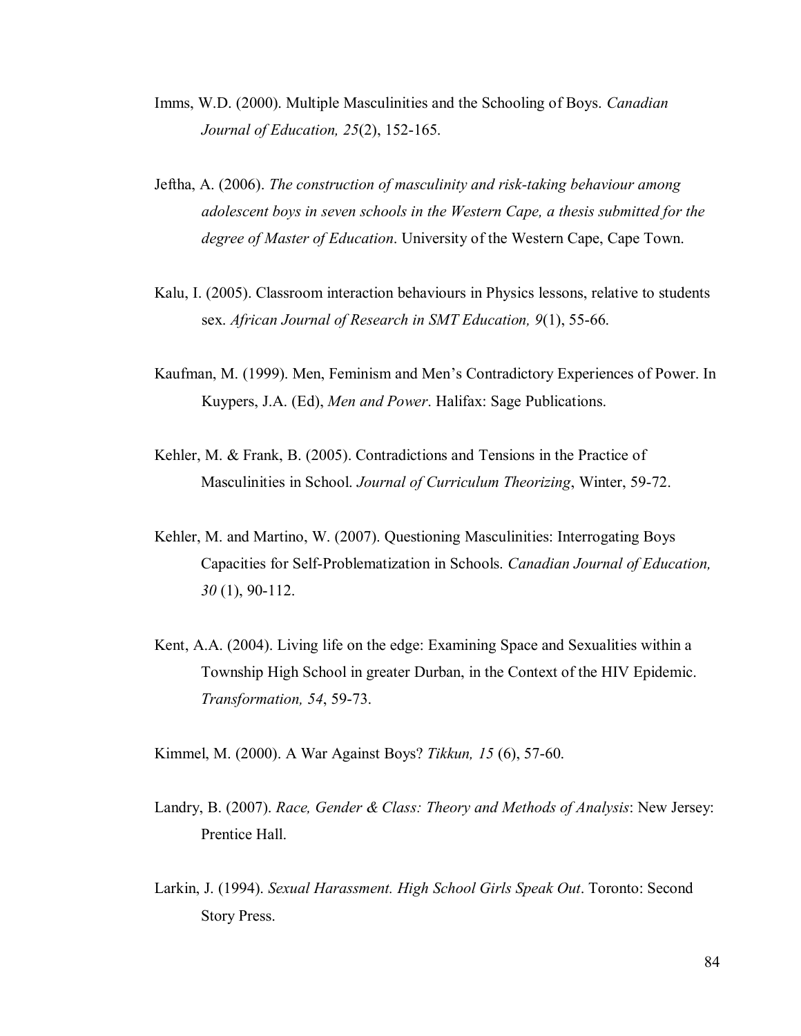Imms, W.D. (2000). Multiple Masculinities and the Schooling of Boys. *Canadian Journal of Education, 25*(2), 152-165.

Jeftha, A. (2006). *The construction of masculinity and risk-taking behaviour among adolescent boys in seven schools in the Western Cape, a thesis submitted for the degree of Master of Education*. University of the Western Cape, Cape Town.

Kalu, I. (2005). Classroom interaction behaviours in Physics lessons, relative to students sex. *African Journal of Research in SMT Education, 9*(1), 55-66.

Kaufman, M. (1999). Men, Feminism and Men's Contradictory Experiences of Power. In Kuypers, J.A. (Ed), *Men and Power*. Halifax: Sage Publications.

Kehler, M. & Frank, B. (2005). Contradictions and Tensions in the Practice of Masculinities in School. *Journal of Curriculum Theorizing*, Winter, 59-72.

Kehler, M. and Martino, W. (2007). Questioning Masculinities: Interrogating Boys Capacities for Self-Problematization in Schools. *Canadian Journal of Education, 30* (1), 90-112.

Kent, A.A. (2004). Living life on the edge: Examining Space and Sexualities within a Township High School in greater Durban, in the Context of the HIV Epidemic. *Transformation, 54*, 59-73.

Kimmel, M. (2000). A War Against Boys? *Tikkun, 15* (6), 57-60.

Landry, B. (2007). *Race, Gender & Class: Theory and Methods of Analysis*: New Jersey: Prentice Hall.

Larkin, J. (1994). *Sexual Harassment. High School Girls Speak Out*. Toronto: Second Story Press.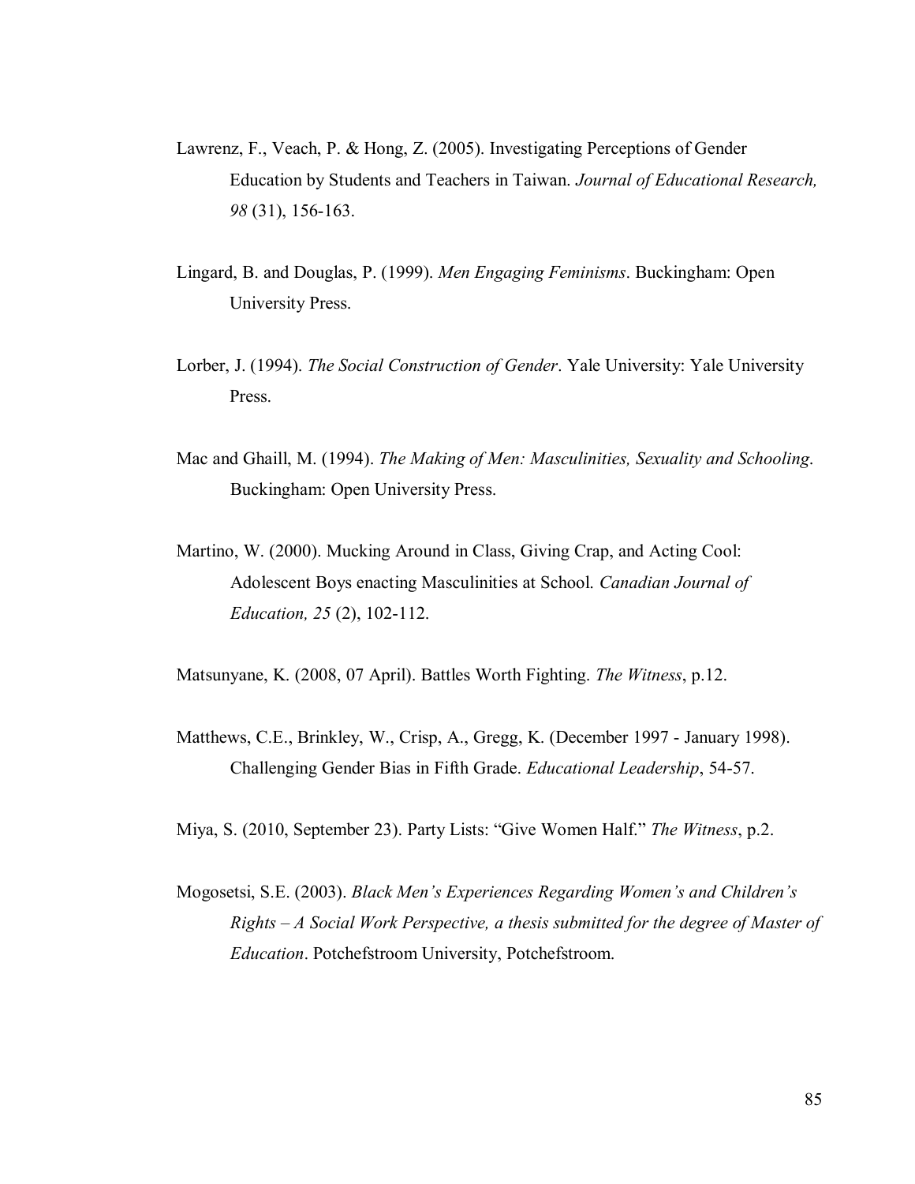Lawrenz, F., Veach, P. & Hong, Z. (2005). Investigating Perceptions of Gender Education by Students and Teachers in Taiwan. *Journal of Educational Research, 98* (31), 156-163.

Lingard, B. and Douglas, P. (1999). *Men Engaging Feminisms*. Buckingham: Open University Press.

Lorber, J. (1994). *The Social Construction of Gender*. Yale University: Yale University Press.

Mac and Ghaill, M. (1994). *The Making of Men: Masculinities, Sexuality and Schooling*. Buckingham: Open University Press.

Martino, W. (2000). Mucking Around in Class, Giving Crap, and Acting Cool: Adolescent Boys enacting Masculinities at School. *Canadian Journal of Education, 25* (2), 102-112.

Matsunyane, K. (2008, 07 April). Battles Worth Fighting. *The Witness*, p.12.

Matthews, C.E., Brinkley, W., Crisp, A., Gregg, K. (December 1997 - January 1998). Challenging Gender Bias in Fifth Grade. *Educational Leadership*, 54-57.

Miya, S. (2010, September 23). Party Lists: "Give Women Half." *The Witness*, p.2.

Mogosetsi, S.E. (2003). *Black Men's Experiences Regarding Women's and Children's Rights – A Social Work Perspective, a thesis submitted for the degree of Master of Education*. Potchefstroom University, Potchefstroom.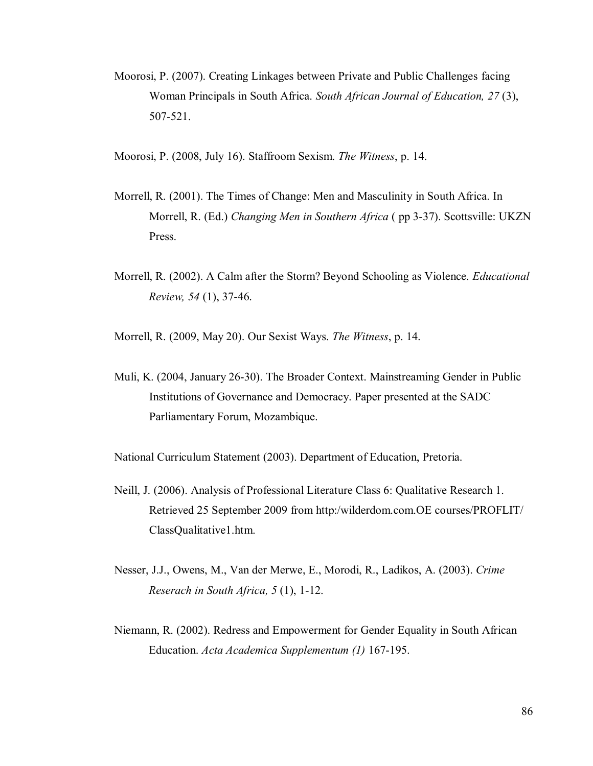Moorosi, P. (2007). Creating Linkages between Private and Public Challenges facing Woman Principals in South Africa. *South African Journal of Education, 27* (3), 507-521.

Moorosi, P. (2008, July 16). Staffroom Sexism. *The Witness*, p. 14.

Morrell, R. (2001). The Times of Change: Men and Masculinity in South Africa. In Morrell, R. (Ed.) *Changing Men in Southern Africa* ( pp 3-37). Scottsville: UKZN Press.

Morrell, R. (2002). A Calm after the Storm? Beyond Schooling as Violence. *Educational Review, 54* (1), 37-46.

Morrell, R. (2009, May 20). Our Sexist Ways. *The Witness*, p. 14.

Muli, K. (2004, January 26-30). The Broader Context. Mainstreaming Gender in Public Institutions of Governance and Democracy. Paper presented at the SADC Parliamentary Forum, Mozambique.

National Curriculum Statement (2003). Department of Education, Pretoria.

Neill, J. (2006). Analysis of Professional Literature Class 6: Qualitative Research 1. Retrieved 25 September 2009 from http:/wilderdom.com.OE courses/PROFLIT/ ClassQualitative1.htm.

Nesser, J.J., Owens, M., Van der Merwe, E., Morodi, R., Ladikos, A. (2003). *Crime Reserach in South Africa, 5* (1), 1-12.

Niemann, R. (2002). Redress and Empowerment for Gender Equality in South African Education. *Acta Academica Supplementum (1)* 167-195.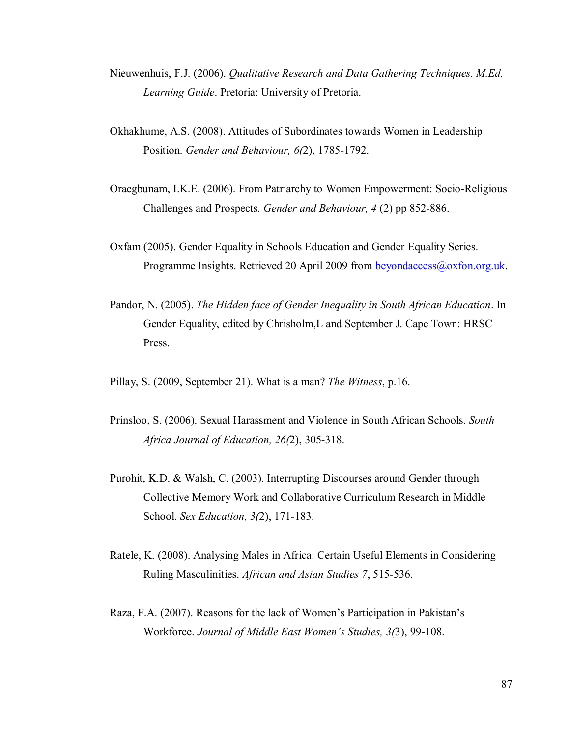Nieuwenhuis, F.J. (2006). *Qualitative Research and Data Gathering Techniques. M.Ed. Learning Guide*. Pretoria: University of Pretoria.

Okhakhume, A.S. (2008). Attitudes of Subordinates towards Women in Leadership Position. *Gender and Behaviour, 6(*2), 1785-1792.

Oraegbunam, I.K.E. (2006). From Patriarchy to Women Empowerment: Socio-Religious Challenges and Prospects. *Gender and Behaviour, 4* (2) pp 852-886.

Oxfam (2005). Gender Equality in Schools Education and Gender Equality Series. Programme Insights. Retrieved 20 April 2009 from beyondaccess@oxfon.org.uk.

Pandor, N. (2005). *The Hidden face of Gender Inequality in South African Education*. In Gender Equality, edited by Chrisholm,L and September J. Cape Town: HRSC Press.

Pillay, S. (2009, September 21). What is a man? *The Witness*, p.16.

Prinsloo, S. (2006). Sexual Harassment and Violence in South African Schools. *South Africa Journal of Education, 26(*2), 305-318.

Purohit, K.D. & Walsh, C. (2003). Interrupting Discourses around Gender through Collective Memory Work and Collaborative Curriculum Research in Middle School. *Sex Education, 3(*2), 171-183.

Ratele, K. (2008). Analysing Males in Africa: Certain Useful Elements in Considering Ruling Masculinities. *African and Asian Studies 7*, 515-536.

Raza, F.A. (2007). Reasons for the lack of Women's Participation in Pakistan's Workforce. *Journal of Middle East Women's Studies, 3(*3), 99-108.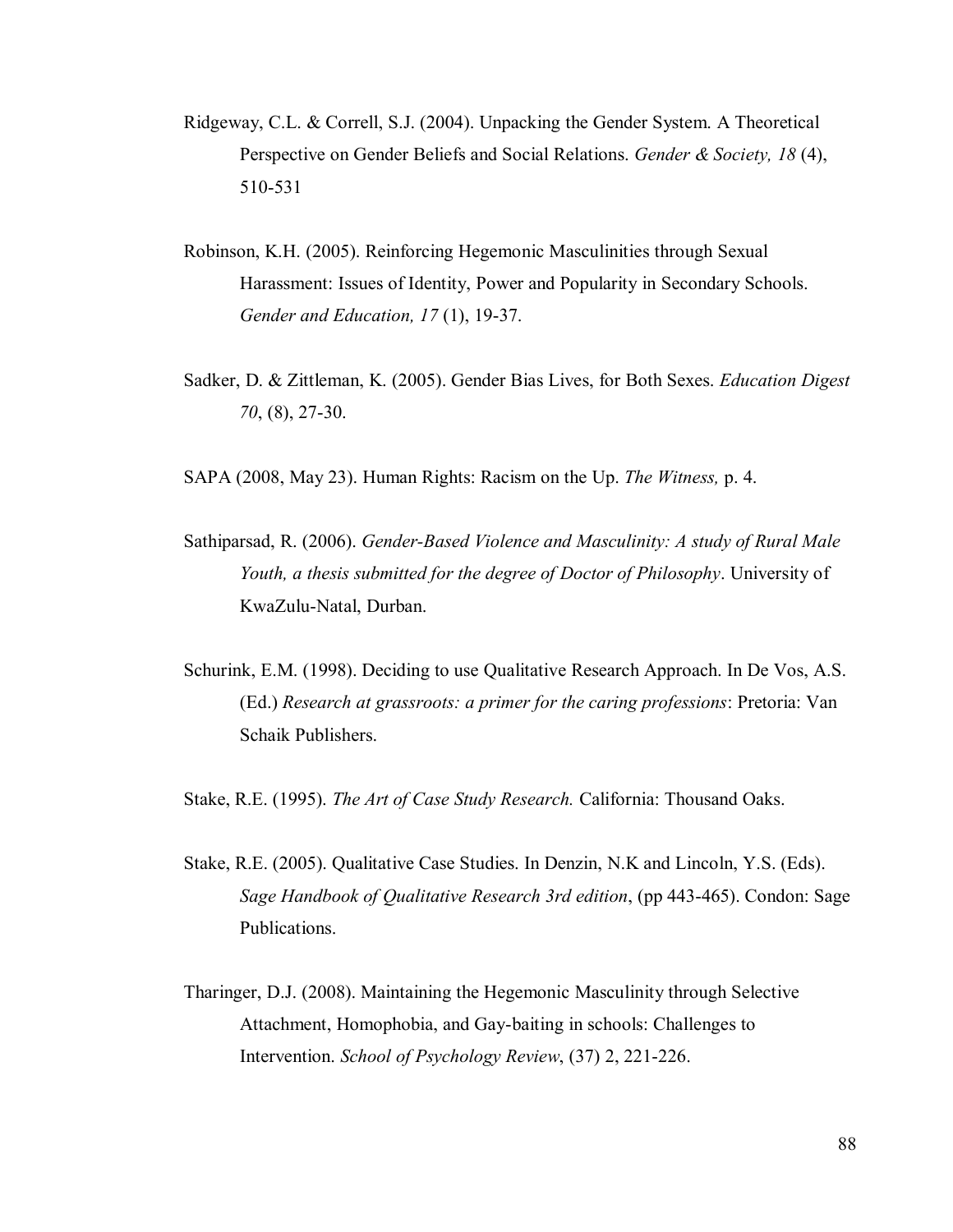Ridgeway, C.L. & Correll, S.J. (2004). Unpacking the Gender System. A Theoretical Perspective on Gender Beliefs and Social Relations. *Gender & Society, 18* (4), 510-531

Robinson, K.H. (2005). Reinforcing Hegemonic Masculinities through Sexual Harassment: Issues of Identity, Power and Popularity in Secondary Schools. *Gender and Education, 17* (1), 19-37.

Sadker, D. & Zittleman, K. (2005). Gender Bias Lives, for Both Sexes. *Education Digest 70*, (8), 27-30.

SAPA (2008, May 23). Human Rights: Racism on the Up. *The Witness,* p. 4.

Sathiparsad, R. (2006). *Gender-Based Violence and Masculinity: A study of Rural Male Youth, a thesis submitted for the degree of Doctor of Philosophy*. University of KwaZulu-Natal, Durban.

Schurink, E.M. (1998). Deciding to use Qualitative Research Approach. In De Vos, A.S. (Ed.) *Research at grassroots: a primer for the caring professions*: Pretoria: Van Schaik Publishers.

Stake, R.E. (1995). *The Art of Case Study Research.* California: Thousand Oaks.

Stake, R.E. (2005). Qualitative Case Studies. In Denzin, N.K and Lincoln, Y.S. (Eds). *Sage Handbook of Qualitative Research 3rd edition*, (pp 443-465). Condon: Sage Publications.

Tharinger, D.J. (2008). Maintaining the Hegemonic Masculinity through Selective Attachment, Homophobia, and Gay-baiting in schools: Challenges to Intervention. *School of Psychology Review*, (37) 2, 221-226.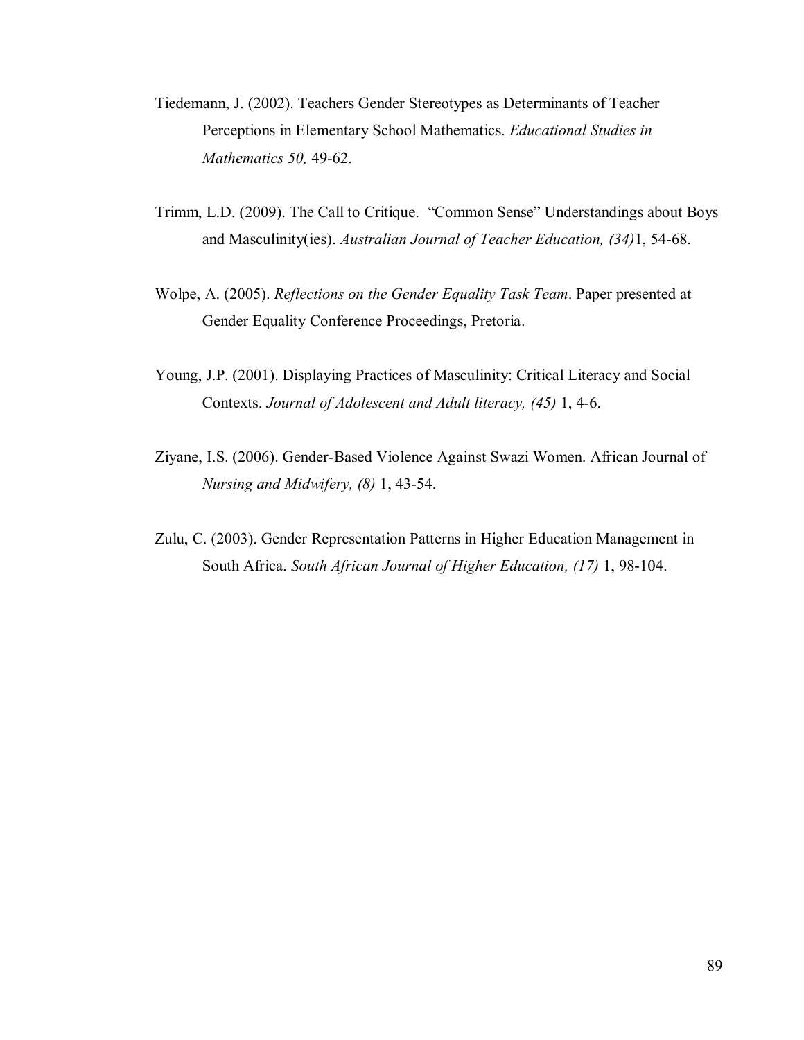Tiedemann, J. (2002). Teachers Gender Stereotypes as Determinants of Teacher Perceptions in Elementary School Mathematics. *Educational Studies in Mathematics 50,* 49-62.

Trimm, L.D. (2009). The Call to Critique. "Common Sense" Understandings about Boys and Masculinity(ies). *Australian Journal of Teacher Education, (34)*1, 54-68.

Wolpe, A. (2005). *Reflections on the Gender Equality Task Team*. Paper presented at Gender Equality Conference Proceedings, Pretoria.

Young, J.P. (2001). Displaying Practices of Masculinity: Critical Literacy and Social Contexts. *Journal of Adolescent and Adult literacy, (45)* 1, 4-6.

Ziyane, I.S. (2006). Gender-Based Violence Against Swazi Women. African Journal of *Nursing and Midwifery, (8)* 1, 43-54.

Zulu, C. (2003). Gender Representation Patterns in Higher Education Management in South Africa. *South African Journal of Higher Education, (17)* 1, 98-104.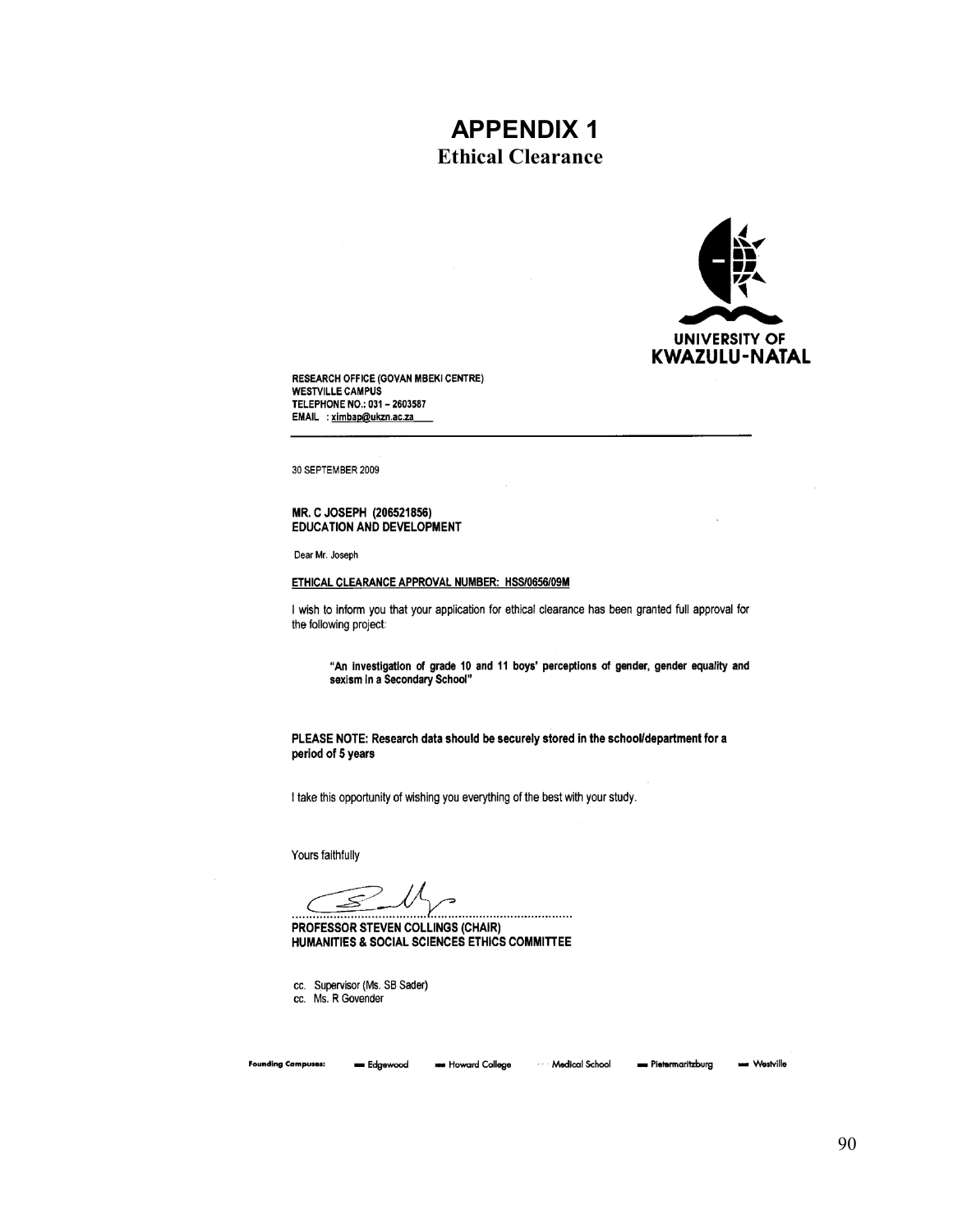# APPENDIX 1
## Ethical Clearance

UNIVERSITY OF
KWAZULU-NATAL

RESEARCH OFFICE (GOVAN MBEKI CENTRE)
WESTVILLE CAMPUS
TELEPHONE NO.: 031 – 2603587
EMAIL : ximbap@ukzn.ac.za

30 SEPTEMBER 2009

**MR. C JOSEPH (206521856)**
**EDUCATION AND DEVELOPMENT**

Dear Mr. Joseph

**ETHICAL CLEARANCE APPROVAL NUMBER: HSS/0656/09M**

I wish to inform you that your application for ethical clearance has been granted full approval for the following project:

> **"An investigation of grade 10 and 11 boys' perceptions of gender, gender equality and sexism in a Secondary School"**

**PLEASE NOTE: Research data should be securely stored in the school/department for a period of 5 years**

I take this opportunity of wishing you everything of the best with your study.

Yours faithfully

..........................................................

**PROFESSOR STEVEN COLLINGS (CHAIR)**
**HUMANITIES & SOCIAL SCIENCES ETHICS COMMITTEE**

cc. Supervisor (Ms. SB Sader)
cc. Ms. R Govender

Founding Campuses: Edgewood · Howard College · Medical School · Pietermaritzburg · Westville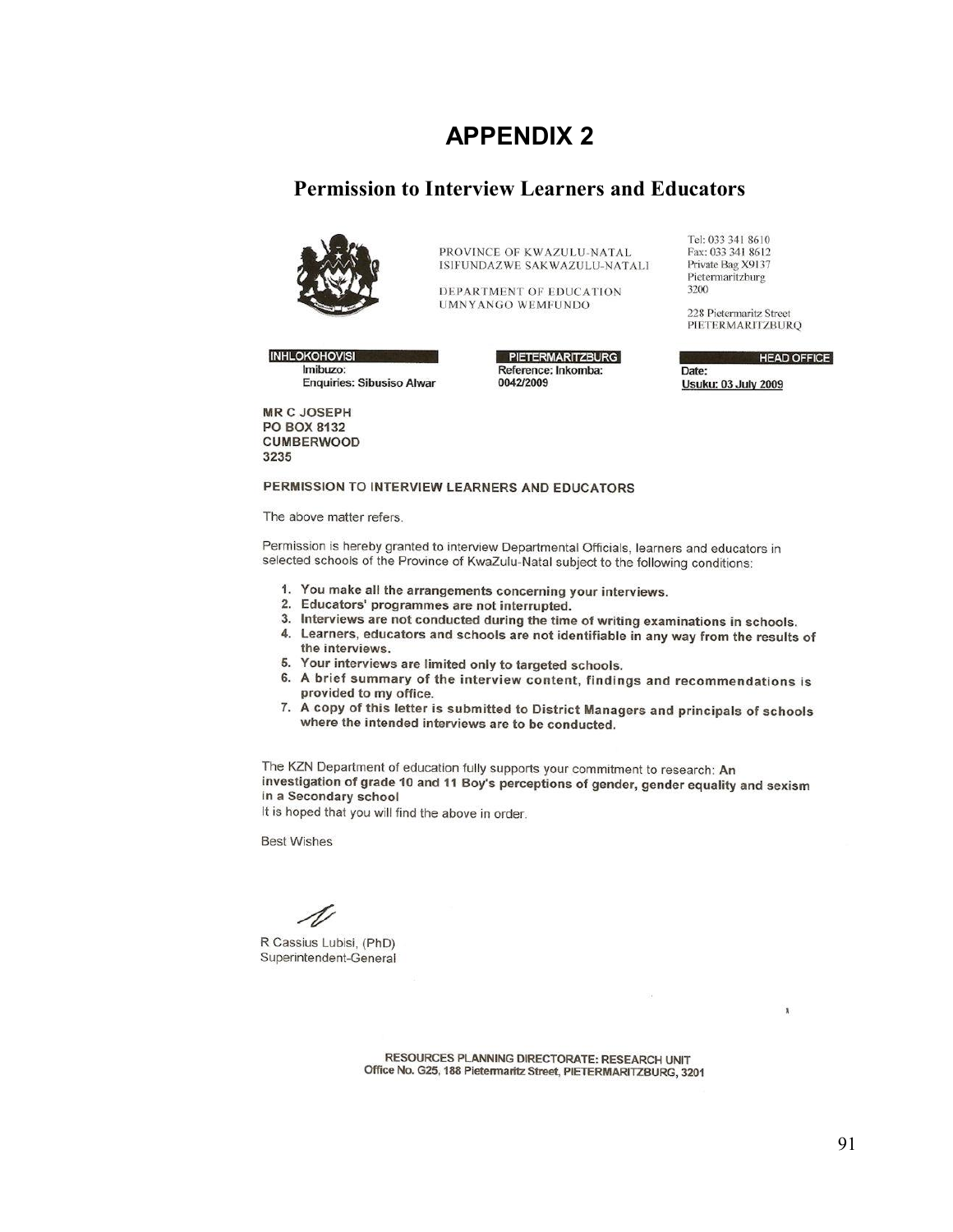# APPENDIX 2

## Permission to Interview Learners and Educators

PROVINCE OF KWAZULU-NATAL
ISIFUNDAZWE SAKWAZULU-NATALI

DEPARTMENT OF EDUCATION
UMNYANGO WEMFUNDO

Tel: 033 341 8610
Fax: 033 341 8612
Private Bag X9137
Pietermaritzburg
3200

228 Pietermaritz Street
PIETERMARITZBURQ

| INHLOKOHOVISI | PIETERMARITZBURG | HEAD OFFICE |
|---|---|---|
| Imibuzo: Enquiries: Sibusiso Alwar | Reference: Inkomba: 0042/2009 | Date: Usuku: 03 July 2009 |

**MR C JOSEPH**
**PO BOX 8132**
**CUMBERWOOD**
**3235**

**PERMISSION TO INTERVIEW LEARNERS AND EDUCATORS**

The above matter refers.

Permission is hereby granted to interview Departmental Officials, learners and educators in selected schools of the Province of KwaZulu-Natal subject to the following conditions:

1. **You make all the arrangements concerning your interviews.**
2. **Educators' programmes are not interrupted.**
3. **Interviews are not conducted during the time of writing examinations in schools.**
4. **Learners, educators and schools are not identifiable in any way from the results of the interviews.**
5. **Your interviews are limited only to targeted schools.**
6. **A brief summary of the interview content, findings and recommendations is provided to my office.**
7. **A copy of this letter is submitted to District Managers and principals of schools where the intended interviews are to be conducted.**

The KZN Department of education fully supports your commitment to research: **An investigation of grade 10 and 11 Boy's perceptions of gender, gender equality and sexism in a Secondary school**

It is hoped that you will find the above in order.

Best Wishes

R Cassius Lubisi, (PhD)
Superintendent-General

**RESOURCES PLANNING DIRECTORATE: RESEARCH UNIT**
**Office No. G25, 188 Pietermaritz Street, PIETERMARITZBURG, 3201**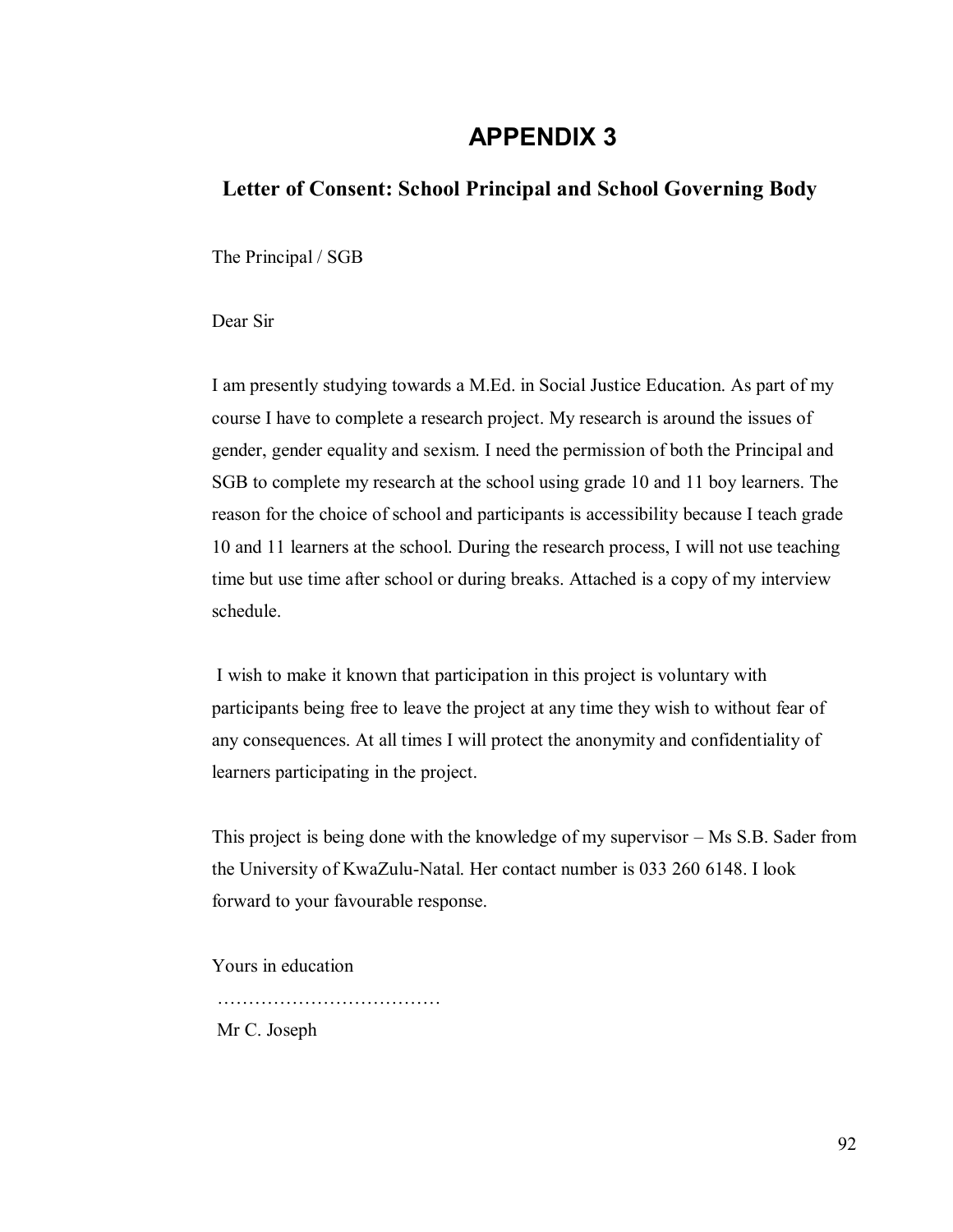# APPENDIX 3

## Letter of Consent: School Principal and School Governing Body

The Principal / SGB

Dear Sir

I am presently studying towards a M.Ed. in Social Justice Education. As part of my course I have to complete a research project. My research is around the issues of gender, gender equality and sexism. I need the permission of both the Principal and SGB to complete my research at the school using grade 10 and 11 boy learners. The reason for the choice of school and participants is accessibility because I teach grade 10 and 11 learners at the school. During the research process, I will not use teaching time but use time after school or during breaks. Attached is a copy of my interview schedule.

I wish to make it known that participation in this project is voluntary with participants being free to leave the project at any time they wish to without fear of any consequences. At all times I will protect the anonymity and confidentiality of learners participating in the project.

This project is being done with the knowledge of my supervisor – Ms S.B. Sader from the University of KwaZulu-Natal. Her contact number is 033 260 6148. I look forward to your favourable response.

Yours in education

………………………………

Mr C. Joseph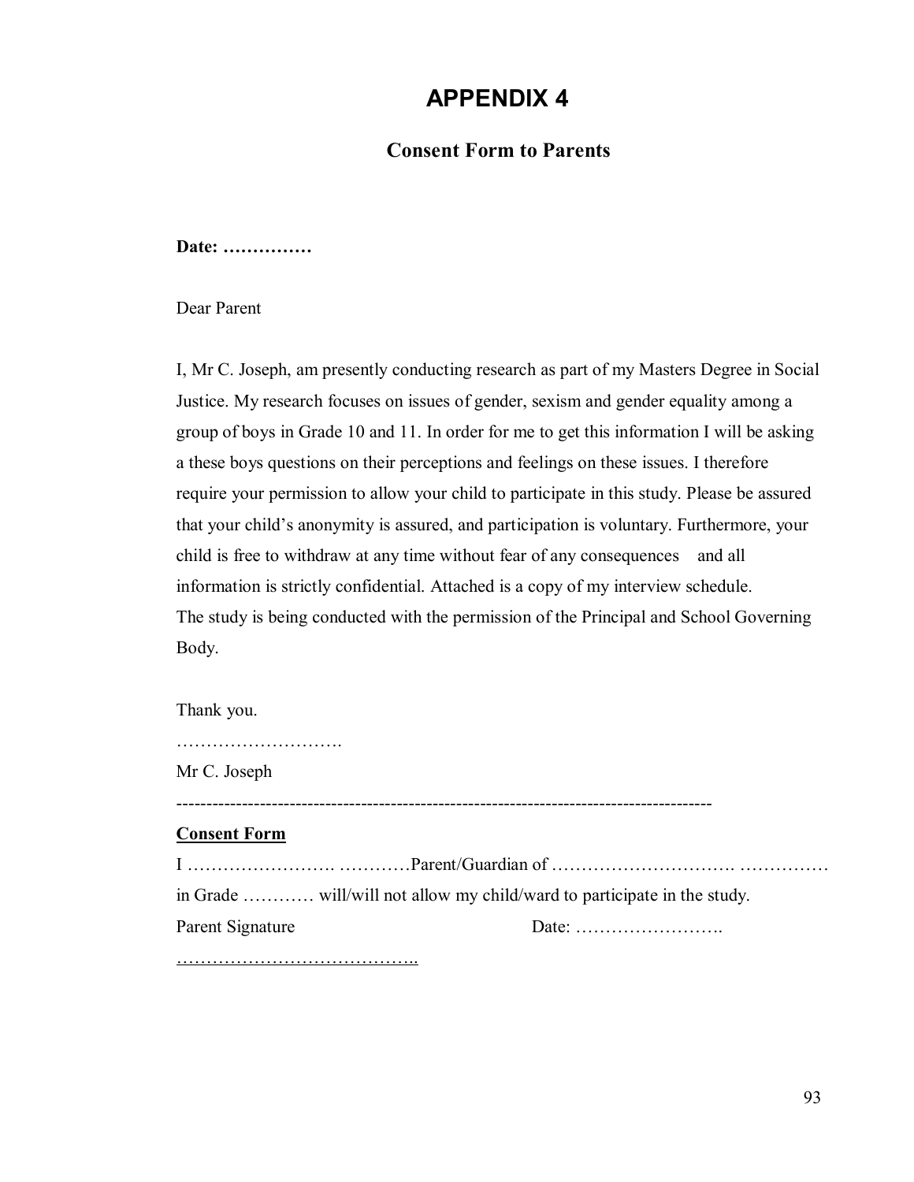# APPENDIX 4

## Consent Form to Parents

**Date: ……………**

Dear Parent

I, Mr C. Joseph, am presently conducting research as part of my Masters Degree in Social Justice. My research focuses on issues of gender, sexism and gender equality among a group of boys in Grade 10 and 11. In order for me to get this information I will be asking a these boys questions on their perceptions and feelings on these issues. I therefore require your permission to allow your child to participate in this study. Please be assured that your child's anonymity is assured, and participation is voluntary. Furthermore, your child is free to withdraw at any time without fear of any consequences and all information is strictly confidential. Attached is a copy of my interview schedule.
The study is being conducted with the permission of the Principal and School Governing Body.

Thank you.

……………………….

Mr C. Joseph

------------------------------------------------------------------------------------------

**<u>Consent Form</u>**

I ……………………. …………Parent/Guardian of …………………………. ……………
in Grade ………… will/will not allow my child/ward to participate in the study.

Parent Signature                                                        Date: …………………….

…………………………………..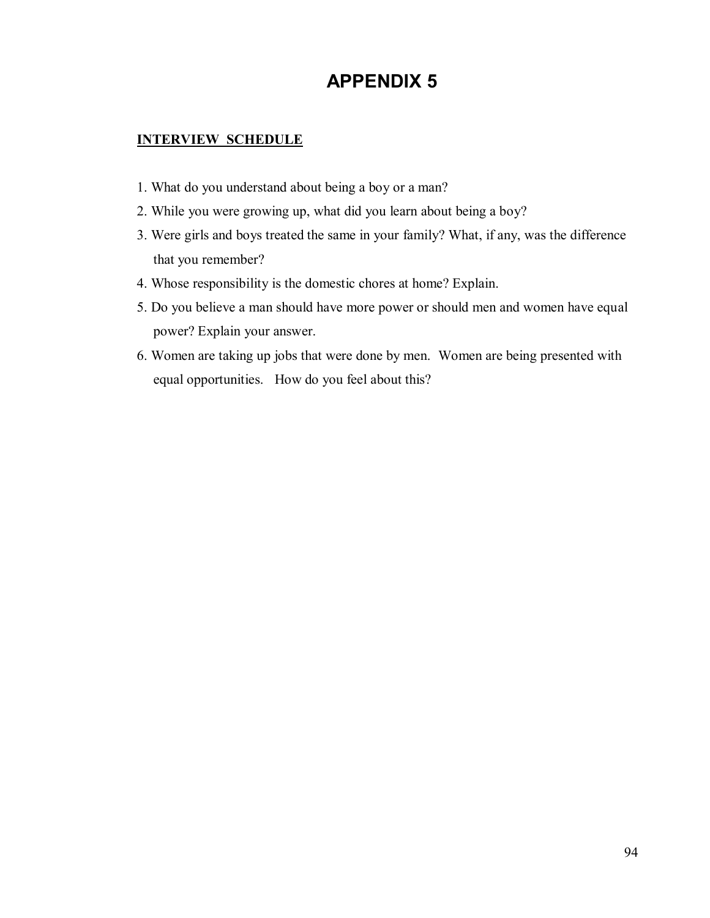# APPENDIX 5

**INTERVIEW SCHEDULE**

1. What do you understand about being a boy or a man?
2. While you were growing up, what did you learn about being a boy?
3. Were girls and boys treated the same in your family? What, if any, was the difference that you remember?
4. Whose responsibility is the domestic chores at home? Explain.
5. Do you believe a man should have more power or should men and women have equal power? Explain your answer.
6. Women are taking up jobs that were done by men. Women are being presented with equal opportunities. How do you feel about this?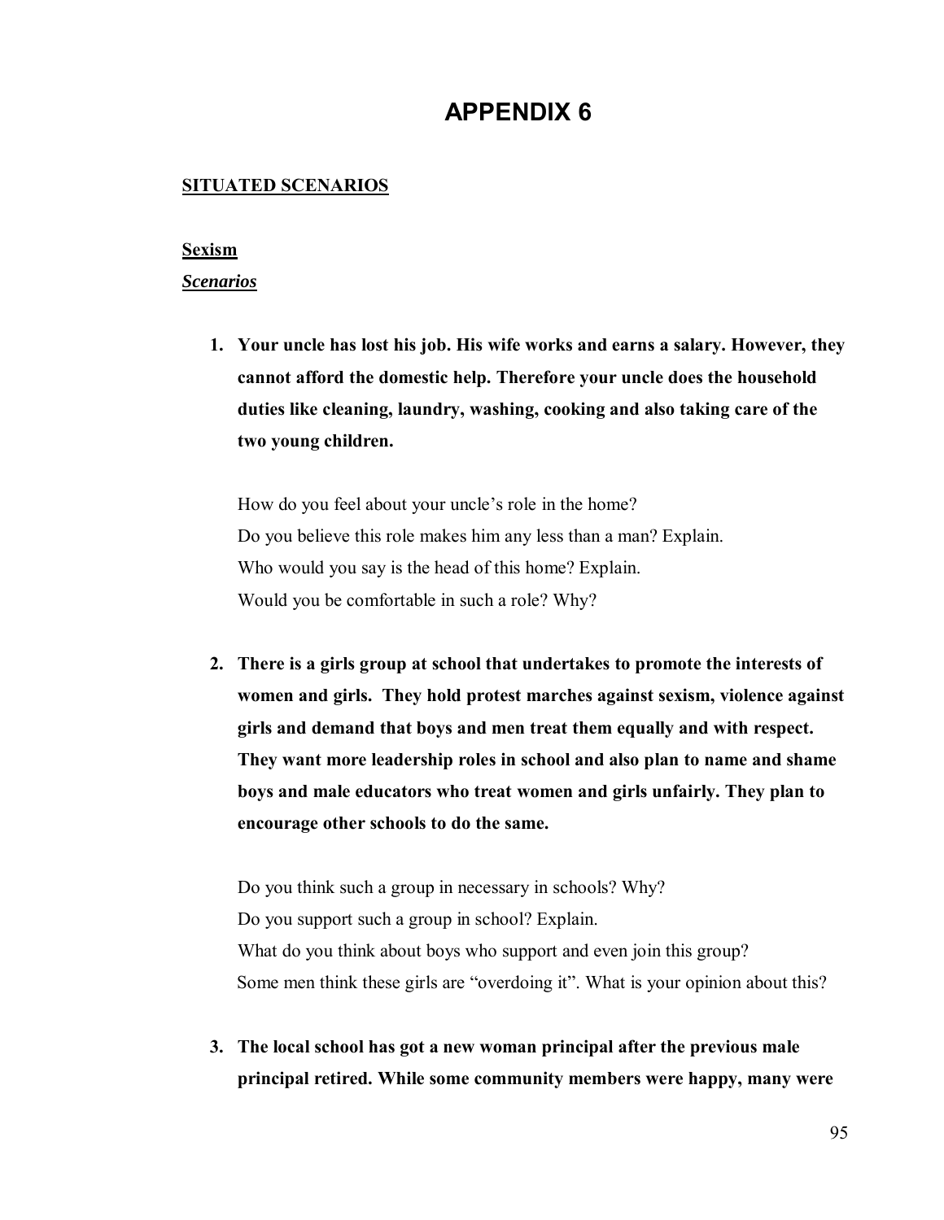# APPENDIX 6

## SITUATED SCENARIOS

### Sexism

***Scenarios***

1. **Your uncle has lost his job. His wife works and earns a salary. However, they cannot afford the domestic help. Therefore your uncle does the household duties like cleaning, laundry, washing, cooking and also taking care of the two young children.**

   How do you feel about your uncle's role in the home?
   Do you believe this role makes him any less than a man? Explain.
   Who would you say is the head of this home? Explain.
   Would you be comfortable in such a role? Why?

2. **There is a girls group at school that undertakes to promote the interests of women and girls. They hold protest marches against sexism, violence against girls and demand that boys and men treat them equally and with respect. They want more leadership roles in school and also plan to name and shame boys and male educators who treat women and girls unfairly. They plan to encourage other schools to do the same.**

   Do you think such a group in necessary in schools? Why?
   Do you support such a group in school? Explain.
   What do you think about boys who support and even join this group?
   Some men think these girls are "overdoing it". What is your opinion about this?

3. **The local school has got a new woman principal after the previous male principal retired. While some community members were happy, many were**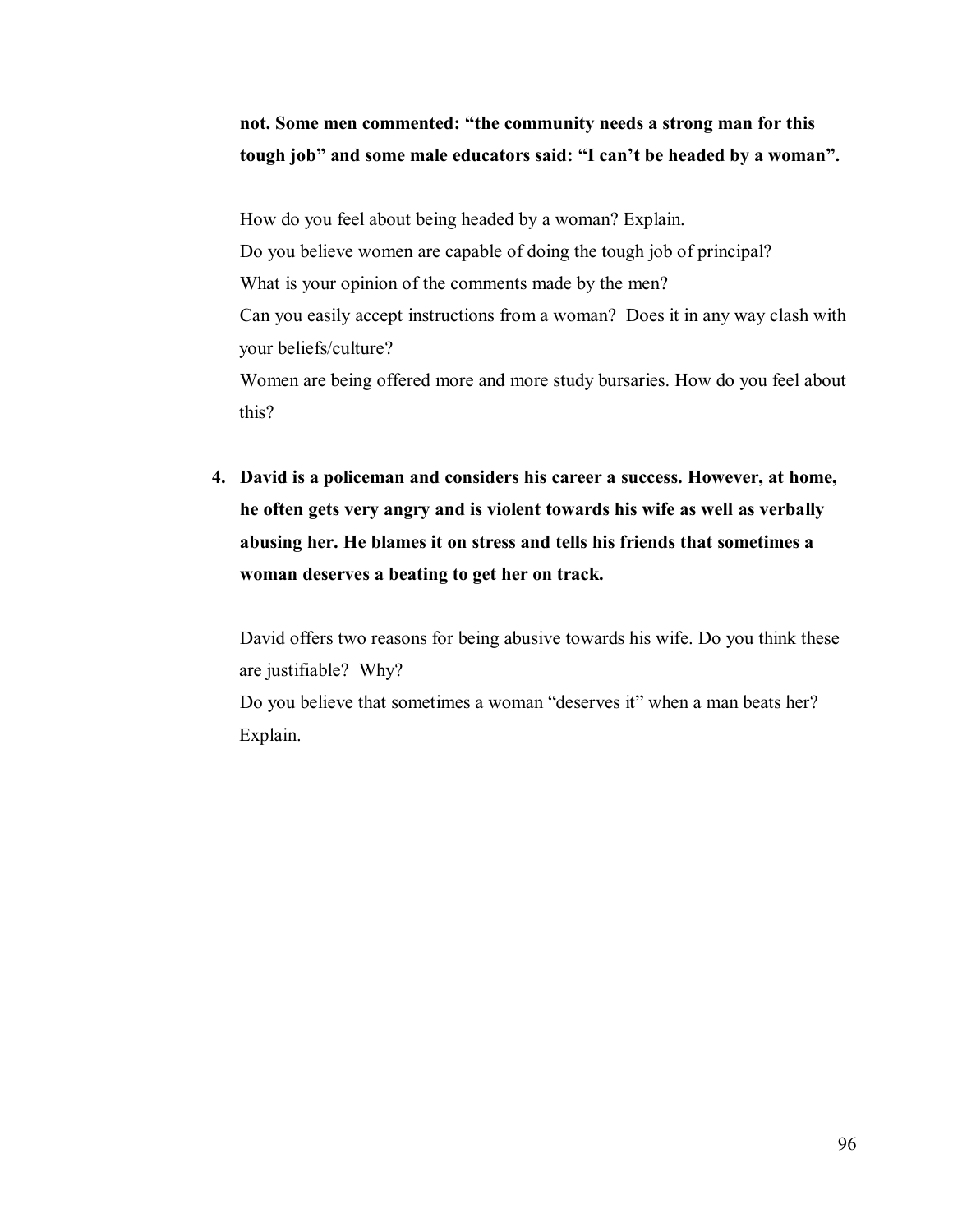**not. Some men commented: "the community needs a strong man for this tough job" and some male educators said: "I can't be headed by a woman".**

How do you feel about being headed by a woman? Explain.
Do you believe women are capable of doing the tough job of principal?
What is your opinion of the comments made by the men?
Can you easily accept instructions from a woman? Does it in any way clash with your beliefs/culture?
Women are being offered more and more study bursaries. How do you feel about this?

4. **David is a policeman and considers his career a success. However, at home, he often gets very angry and is violent towards his wife as well as verbally abusing her. He blames it on stress and tells his friends that sometimes a woman deserves a beating to get her on track.**

   David offers two reasons for being abusive towards his wife. Do you think these are justifiable? Why?
   Do you believe that sometimes a woman "deserves it" when a man beats her? Explain.